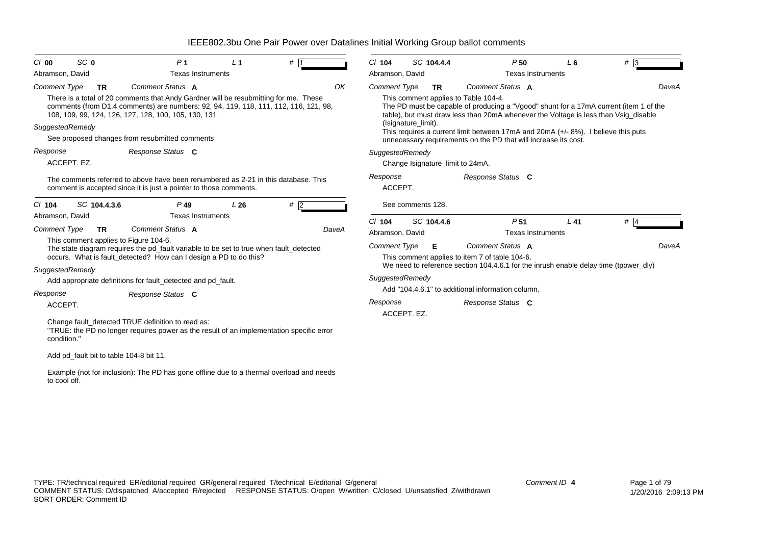# IEEE802.3bu One Pair Power over Datalines Initial Working Group ballot comments

**Cl** 00 **SC** 0 **P** 1 **L** 1 **#** 1

Abramson, David — Texas Instruments

*Comment Type* **TR** *Comment Status* **A** OK

There is a total of 20 comments that Andy Gardner will be resubmitting for me. These comments (from D1.4 comments) are numbers: 92, 94, 119, 118, 111, 112, 116, 121, 98, 108, 109, 99, 124, 126, 127, 128, 100, 105, 130, 131

*SuggestedRemedy*

See proposed changes from resubmitted comments

*Response* *Response Status* **C**

ACCEPT. EZ.

The comments referred to above have been renumbered as 2-21 in this database. This comment is accepted since it is just a pointer to those comments.

---

**Cl** 104 **SC** 104.4.3.6 **P** 49 **L** 26 **#** 2

Abramson, David — Texas Instruments

*Comment Type* **TR** *Comment Status* **A** DaveA

This comment applies to Figure 104-6.
The state diagram requires the pd_fault variable to be set to true when fault_detected occurs. What is fault_detected? How can I design a PD to do this?

*SuggestedRemedy*

Add appropriate definitions for fault_detected and pd_fault.

*Response* *Response Status* **C**

ACCEPT.

Change fault_detected TRUE definition to read as:
"TRUE: the PD no longer requires power as the result of an implementation specific error condition."

Add pd_fault bit to table 104-8 bit 11.

Example (not for inclusion): The PD has gone offline due to a thermal overload and needs to cool off.

---

**Cl** 104 **SC** 104.4.4 **P** 50 **L** 6 **#** 3

Abramson, David — Texas Instruments

*Comment Type* **TR** *Comment Status* **A** DaveA

This comment applies to Table 104-4.
The PD must be capable of producing a "Vgood" shunt for a 17mA current (item 1 of the table), but must draw less than 20mA whenever the Voltage is less than Vsig_disable (Isignature_limit).
This requires a current limit between 17mA and 20mA (+/- 8%). I believe this puts unnecessary requirements on the PD that will increase its cost.

*SuggestedRemedy*

Change Isignature_limit to 24mA.

*Response* *Response Status* **C**

ACCEPT.

See comments 128.

---

**Cl** 104 **SC** 104.4.6 **P** 51 **L** 41 **#** 4

Abramson, David — Texas Instruments

*Comment Type* **E** *Comment Status* **A** DaveA

This comment applies to item 7 of table 104-6.
We need to reference section 104.4.6.1 for the inrush enable delay time (tpower_dly)

*SuggestedRemedy*

Add "104.4.6.1" to additional information column.

*Response* *Response Status* **C**

ACCEPT. EZ.

---

TYPE: TR/technical required ER/editorial required GR/general required T/technical E/editorial G/general
COMMENT STATUS: D/dispatched A/accepted R/rejected RESPONSE STATUS: O/open W/written C/closed U/unsatisfied Z/withdrawn
SORT ORDER: Comment ID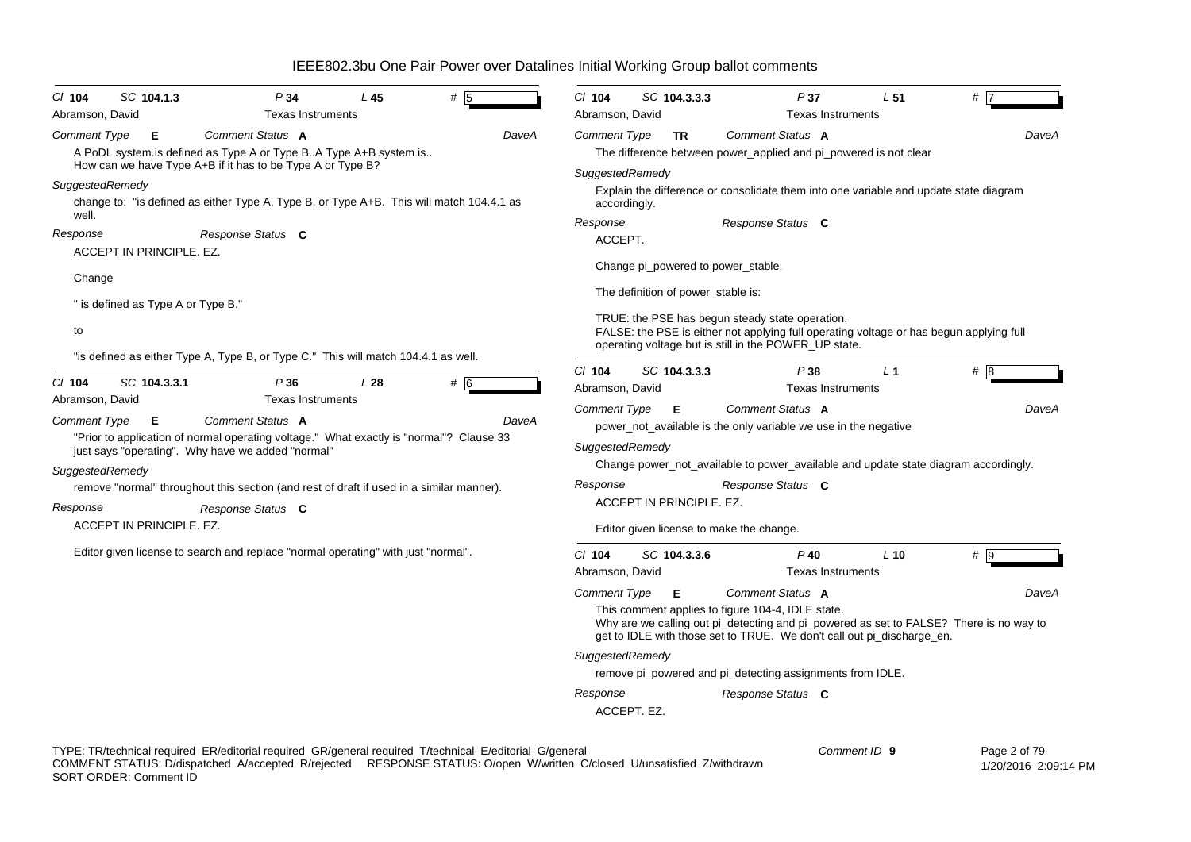IEEE802.3bu One Pair Power over Datalines Initial Working Group ballot comments

---

*Cl* **104** *SC* **104.1.3** *P* **34** *L* **45** *#* 5

Abramson, David — Texas Instruments

*Comment Type* **E** *Comment Status* **A** DaveA

A PoDL system.is defined as Type A or Type B..A Type A+B system is..
How can we have Type A+B if it has to be Type A or Type B?

*SuggestedRemedy*

change to: "is defined as either Type A, Type B, or Type A+B. This will match 104.4.1 as well.

*Response* *Response Status* **C**

ACCEPT IN PRINCIPLE. EZ.

Change

" is defined as Type A or Type B."

to

"is defined as either Type A, Type B, or Type C." This will match 104.4.1 as well.

---

*Cl* **104** *SC* **104.3.3.1** *P* **36** *L* **28** *#* 6

Abramson, David — Texas Instruments

*Comment Type* **E** *Comment Status* **A** DaveA

"Prior to application of normal operating voltage." What exactly is "normal"? Clause 33 just says "operating". Why have we added "normal"

*SuggestedRemedy*

remove "normal" throughout this section (and rest of draft if used in a similar manner).

*Response* *Response Status* **C**

ACCEPT IN PRINCIPLE. EZ.

Editor given license to search and replace "normal operating" with just "normal".

---

*Cl* **104** *SC* **104.3.3.3** *P* **37** *L* **51** *#* 7

Abramson, David — Texas Instruments

*Comment Type* **TR** *Comment Status* **A** DaveA

The difference between power_applied and pi_powered is not clear

*SuggestedRemedy*

Explain the difference or consolidate them into one variable and update state diagram accordingly.

*Response* *Response Status* **C**

ACCEPT.

Change pi_powered to power_stable.

The definition of power_stable is:

TRUE: the PSE has begun steady state operation.
FALSE: the PSE is either not applying full operating voltage or has begun applying full operating voltage but is still in the POWER_UP state.

---

*Cl* **104** *SC* **104.3.3.3** *P* **38** *L* **1** *#* 8

Abramson, David — Texas Instruments

*Comment Type* **E** *Comment Status* **A** DaveA

power_not_available is the only variable we use in the negative

*SuggestedRemedy*

Change power_not_available to power_available and update state diagram accordingly.

*Response* *Response Status* **C**

ACCEPT IN PRINCIPLE. EZ.

Editor given license to make the change.

---

*Cl* **104** *SC* **104.3.3.6** *P* **40** *L* **10** *#* 9

Abramson, David — Texas Instruments

*Comment Type* **E** *Comment Status* **A** DaveA

This comment applies to figure 104-4, IDLE state.
Why are we calling out pi_detecting and pi_powered as set to FALSE? There is no way to get to IDLE with those set to TRUE. We don't call out pi_discharge_en.

*SuggestedRemedy*

remove pi_powered and pi_detecting assignments from IDLE.

*Response* *Response Status* **C**

ACCEPT. EZ.

---

TYPE: TR/technical required ER/editorial required GR/general required T/technical E/editorial G/general
COMMENT STATUS: D/dispatched A/accepted R/rejected RESPONSE STATUS: O/open W/written C/closed U/unsatisfied Z/withdrawn
SORT ORDER: Comment ID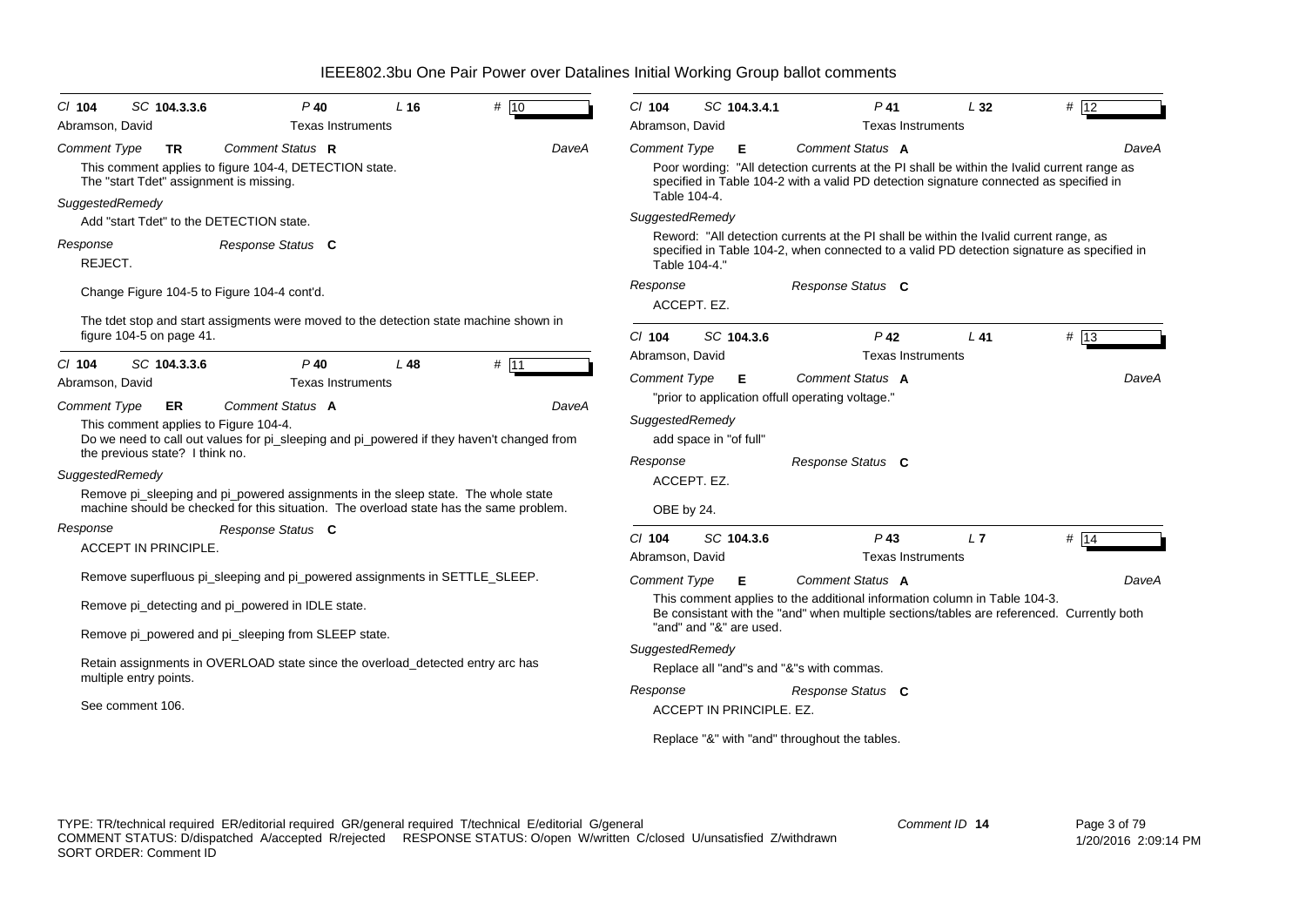# IEEE802.3bu One Pair Power over Datalines Initial Working Group ballot comments

**Cl** 104 **SC** 104.3.3.6 **P** 40 **L** 16 **#** 10

Abramson, David — Texas Instruments

**Comment Type** TR **Comment Status** R DaveA

This comment applies to figure 104-4, DETECTION state.
The "start Tdet" assignment is missing.

**SuggestedRemedy**

Add "start Tdet" to the DETECTION state.

**Response** **Response Status** C

REJECT.

Change Figure 104-5 to Figure 104-4 cont'd.

The tdet stop and start assigments were moved to the detection state machine shown in figure 104-5 on page 41.

---

**Cl** 104 **SC** 104.3.3.6 **P** 40 **L** 48 **#** 11

Abramson, David — Texas Instruments

**Comment Type** ER **Comment Status** A DaveA

This comment applies to Figure 104-4.
Do we need to call out values for pi_sleeping and pi_powered if they haven't changed from the previous state? I think no.

**SuggestedRemedy**

Remove pi_sleeping and pi_powered assignments in the sleep state. The whole state machine should be checked for this situation. The overload state has the same problem.

**Response** **Response Status** C

ACCEPT IN PRINCIPLE.

Remove superfluous pi_sleeping and pi_powered assignments in SETTLE_SLEEP.

Remove pi_detecting and pi_powered in IDLE state.

Remove pi_powered and pi_sleeping from SLEEP state.

Retain assignments in OVERLOAD state since the overload_detected entry arc has multiple entry points.

See comment 106.

---

**Cl** 104 **SC** 104.3.4.1 **P** 41 **L** 32 **#** 12

Abramson, David — Texas Instruments

**Comment Type** E **Comment Status** A DaveA

Poor wording: "All detection currents at the PI shall be within the Ivalid current range as specified in Table 104-2 with a valid PD detection signature connected as specified in Table 104-4.

**SuggestedRemedy**

Reword: "All detection currents at the PI shall be within the Ivalid current range, as specified in Table 104-2, when connected to a valid PD detection signature as specified in Table 104-4."

**Response** **Response Status** C

ACCEPT. EZ.

---

**Cl** 104 **SC** 104.3.6 **P** 42 **L** 41 **#** 13

Abramson, David — Texas Instruments

**Comment Type** E **Comment Status** A DaveA

"prior to application offull operating voltage."

**SuggestedRemedy**

add space in "of full"

**Response** **Response Status** C

ACCEPT. EZ.

OBE by 24.

---

**Cl** 104 **SC** 104.3.6 **P** 43 **L** 7 **#** 14

Abramson, David — Texas Instruments

**Comment Type** E **Comment Status** A DaveA

This comment applies to the additional information column in Table 104-3.
Be consistant with the "and" when multiple sections/tables are referenced. Currently both "and" and "&" are used.

**SuggestedRemedy**

Replace all "and"s and "&"s with commas.

**Response** **Response Status** C

ACCEPT IN PRINCIPLE. EZ.

Replace "&" with "and" throughout the tables.

---

TYPE: TR/technical required ER/editorial required GR/general required T/technical E/editorial G/general
COMMENT STATUS: D/dispatched A/accepted R/rejected RESPONSE STATUS: O/open W/written C/closed U/unsatisfied Z/withdrawn
SORT ORDER: Comment ID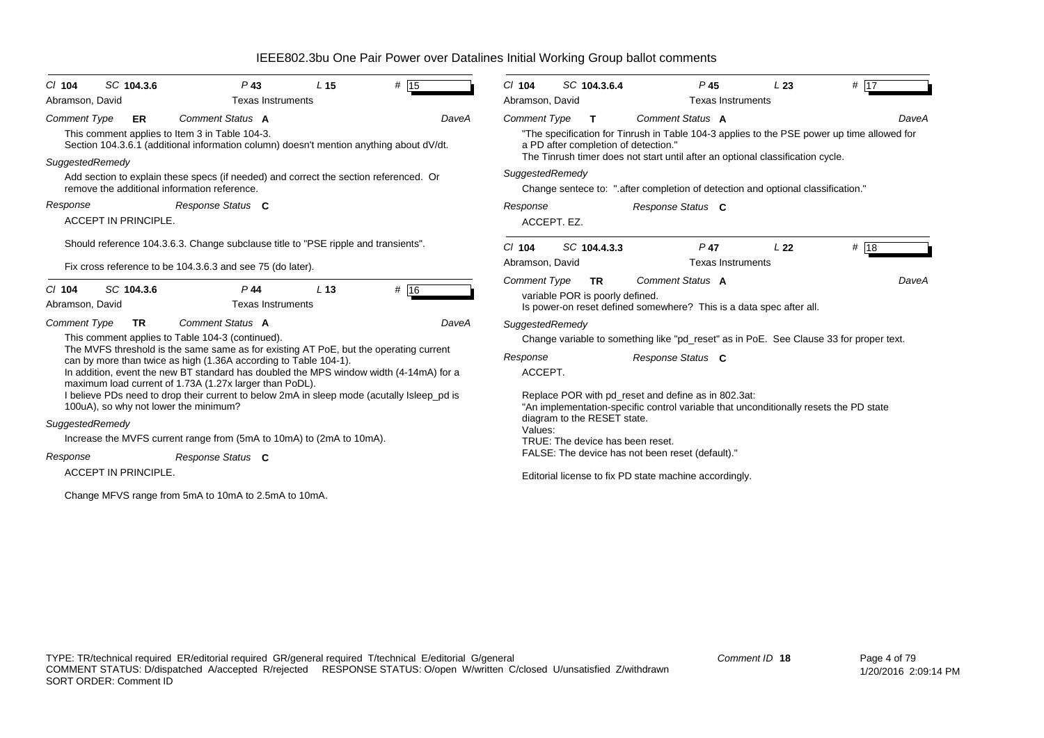# IEEE802.3bu One Pair Power over Datalines Initial Working Group ballot comments

---

*Cl* **104** *SC* **104.3.6** *P* **43** *L* **15** *#* **15**

Abramson, David — Texas Instruments

*Comment Type* **ER** *Comment Status* **A** DaveA

This comment applies to Item 3 in Table 104-3.
Section 104.3.6.1 (additional information column) doesn't mention anything about dV/dt.

*SuggestedRemedy*

Add section to explain these specs (if needed) and correct the section referenced. Or remove the additional information reference.

*Response* *Response Status* **C**

ACCEPT IN PRINCIPLE.

Should reference 104.3.6.3. Change subclause title to "PSE ripple and transients".

Fix cross reference to be 104.3.6.3 and see 75 (do later).

---

*Cl* **104** *SC* **104.3.6** *P* **44** *L* **13** *#* **16**

Abramson, David — Texas Instruments

*Comment Type* **TR** *Comment Status* **A** DaveA

This comment applies to Table 104-3 (continued).
The MVFS threshold is the same same as for existing AT PoE, but the operating current can by more than twice as high (1.36A according to Table 104-1).
In addition, event the new BT standard has doubled the MPS window width (4-14mA) for a maximum load current of 1.73A (1.27x larger than PoDL).
I believe PDs need to drop their current to below 2mA in sleep mode (acutally Isleep_pd is 100uA), so why not lower the minimum?

*SuggestedRemedy*

Increase the MVFS current range from (5mA to 10mA) to (2mA to 10mA).

*Response* *Response Status* **C**

ACCEPT IN PRINCIPLE.

Change MFVS range from 5mA to 10mA to 2.5mA to 10mA.

---

*Cl* **104** *SC* **104.3.6.4** *P* **45** *L* **23** *#* **17**

Abramson, David — Texas Instruments

*Comment Type* **T** *Comment Status* **A** DaveA

"The specification for Tinrush in Table 104-3 applies to the PSE power up time allowed for a PD after completion of detection."
The Tinrush timer does not start until after an optional classification cycle.

*SuggestedRemedy*

Change sentece to: ".after completion of detection and optional classification."

*Response* *Response Status* **C**

ACCEPT. EZ.

---

*Cl* **104** *SC* **104.4.3.3** *P* **47** *L* **22** *#* **18**

Abramson, David — Texas Instruments

*Comment Type* **TR** *Comment Status* **A** DaveA

variable POR is poorly defined.
Is power-on reset defined somewhere? This is a data spec after all.

*SuggestedRemedy*

Change variable to something like "pd_reset" as in PoE. See Clause 33 for proper text.

*Response* *Response Status* **C**

ACCEPT.

Replace POR with pd_reset and define as in 802.3at:
"An implementation-specific control variable that unconditionally resets the PD state diagram to the RESET state.
Values:
TRUE: The device has been reset.
FALSE: The device has not been reset (default)."

Editorial license to fix PD state machine accordingly.

---

TYPE: TR/technical required ER/editorial required GR/general required T/technical E/editorial G/general
COMMENT STATUS: D/dispatched A/accepted R/rejected RESPONSE STATUS: O/open W/written C/closed U/unsatisfied Z/withdrawn
SORT ORDER: Comment ID

Comment ID **18**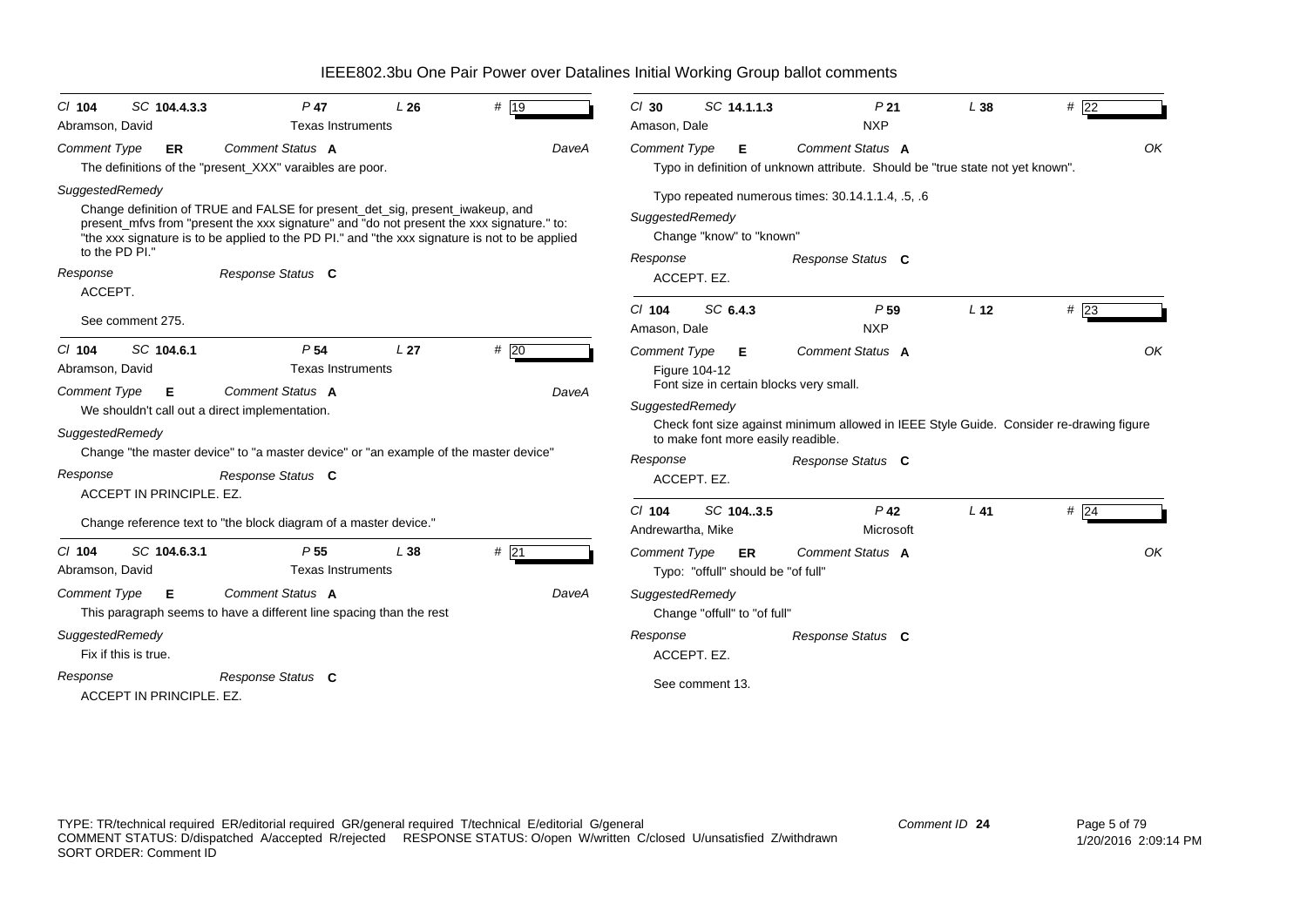# IEEE802.3bu One Pair Power over Datalines Initial Working Group ballot comments

**Cl** 104 **SC** 104.4.3.3 **P** 47 **L** 26 **#** 19
Abramson, David — Texas Instruments

*Comment Type* **ER** *Comment Status* **A** DaveA

The definitions of the "present_XXX" varaibles are poor.

*SuggestedRemedy*

Change definition of TRUE and FALSE for present_det_sig, present_iwakeup, and present_mfvs from "present the xxx signature" and "do not present the xxx signature." to: "the xxx signature is to be applied to the PD PI." and "the xxx signature is not to be applied to the PD PI."

*Response* *Response Status* **C**

ACCEPT.

See comment 275.

---

**Cl** 104 **SC** 104.6.1 **P** 54 **L** 27 **#** 20
Abramson, David — Texas Instruments

*Comment Type* **E** *Comment Status* **A** DaveA

We shouldn't call out a direct implementation.

*SuggestedRemedy*

Change "the master device" to "a master device" or "an example of the master device"

*Response* *Response Status* **C**

ACCEPT IN PRINCIPLE. EZ.

Change reference text to "the block diagram of a master device."

---

**Cl** 104 **SC** 104.6.3.1 **P** 55 **L** 38 **#** 21
Abramson, David — Texas Instruments

*Comment Type* **E** *Comment Status* **A** DaveA

This paragraph seems to have a different line spacing than the rest

*SuggestedRemedy*

Fix if this is true.

*Response* *Response Status* **C**

ACCEPT IN PRINCIPLE. EZ.

---

**Cl** 30 **SC** 14.1.1.3 **P** 21 **L** 38 **#** 22
Amason, Dale — NXP

*Comment Type* **E** *Comment Status* **A** OK

Typo in definition of unknown attribute. Should be "true state not yet known".

Typo repeated numerous times: 30.14.1.1.4, .5, .6

*SuggestedRemedy*

Change "know" to "known"

*Response* *Response Status* **C**

ACCEPT. EZ.

---

**Cl** 104 **SC** 6.4.3 **P** 59 **L** 12 **#** 23
Amason, Dale — NXP

*Comment Type* **E** *Comment Status* **A** OK

Figure 104-12
Font size in certain blocks very small.

*SuggestedRemedy*

Check font size against minimum allowed in IEEE Style Guide. Consider re-drawing figure to make font more easily readible.

*Response* *Response Status* **C**

ACCEPT. EZ.

---

**Cl** 104 **SC** 104..3.5 **P** 42 **L** 41 **#** 24
Andrewartha, Mike — Microsoft

*Comment Type* **ER** *Comment Status* **A** OK

Typo: "offull" should be "of full"

*SuggestedRemedy*

Change "offull" to "of full"

*Response* *Response Status* **C**

ACCEPT. EZ.

See comment 13.

---

TYPE: TR/technical required ER/editorial required GR/general required T/technical E/editorial G/general
COMMENT STATUS: D/dispatched A/accepted R/rejected RESPONSE STATUS: O/open W/written C/closed U/unsatisfied Z/withdrawn
SORT ORDER: Comment ID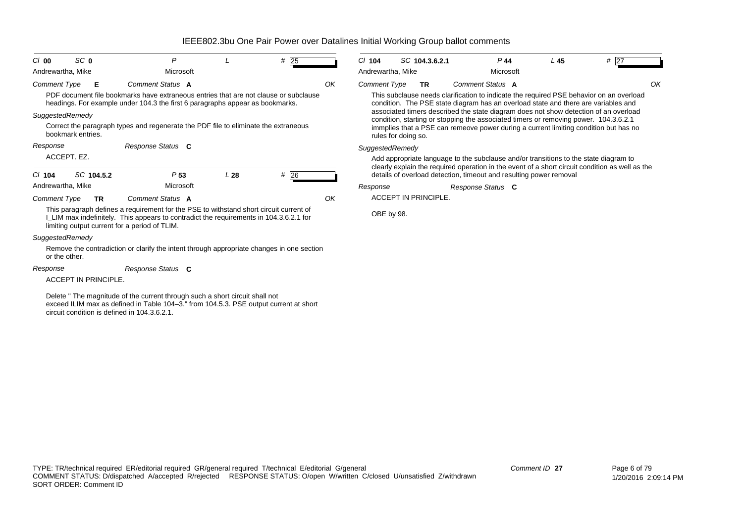# IEEE802.3bu One Pair Power over Datalines Initial Working Group ballot comments

| Cl 00 | SC 0 | P | L | # 25 |
|---|---|---|---|---|
| Andrewartha, Mike | | Microsoft | | |

*Comment Type* **E** *Comment Status* **A** OK

PDF document file bookmarks have extraneous entries that are not clause or subclause headings. For example under 104.3 the first 6 paragraphs appear as bookmarks.

*SuggestedRemedy*

Correct the paragraph types and regenerate the PDF file to eliminate the extraneous bookmark entries.

*Response* *Response Status* **C**

ACCEPT. EZ.

---

| Cl 104 | SC 104.5.2 | P 53 | L 28 | # 26 |
|---|---|---|---|---|
| Andrewartha, Mike | | Microsoft | | |

*Comment Type* **TR** *Comment Status* **A** OK

This paragraph defines a requirement for the PSE to withstand short circuit current of I_LIM max indefinitely. This appears to contradict the requirements in 104.3.6.2.1 for limiting output current for a period of TLIM.

*SuggestedRemedy*

Remove the contradiction or clarify the intent through appropriate changes in one section or the other.

*Response* *Response Status* **C**

ACCEPT IN PRINCIPLE.

Delete " The magnitude of the current through such a short circuit shall not exceed ILIM max as defined in Table 104–3." from 104.5.3. PSE output current at short circuit condition is defined in 104.3.6.2.1.

---

| Cl 104 | SC 104.3.6.2.1 | P 44 | L 45 | # 27 |
|---|---|---|---|---|
| Andrewartha, Mike | | Microsoft | | |

*Comment Type* **TR** *Comment Status* **A** OK

This subclause needs clarification to indicate the required PSE behavior on an overload condition. The PSE state diagram has an overload state and there are variables and associated timers described the state diagram does not show detection of an overload condition, starting or stopping the associated timers or removing power. 104.3.6.2.1 immplies that a PSE can remeove power during a current limiting condition but has no rules for doing so.

*SuggestedRemedy*

Add appropriate language to the subclause and/or transitions to the state diagram to clearly explain the required operation in the event of a short circuit condition as well as the details of overload detection, timeout and resulting power removal

*Response* *Response Status* **C**

ACCEPT IN PRINCIPLE.

OBE by 98.

---

TYPE: TR/technical required ER/editorial required GR/general required T/technical E/editorial G/general
COMMENT STATUS: D/dispatched A/accepted R/rejected RESPONSE STATUS: O/open W/written C/closed U/unsatisfied Z/withdrawn
SORT ORDER: Comment ID

Comment ID **27**

1/20/2016 2:09:14 PM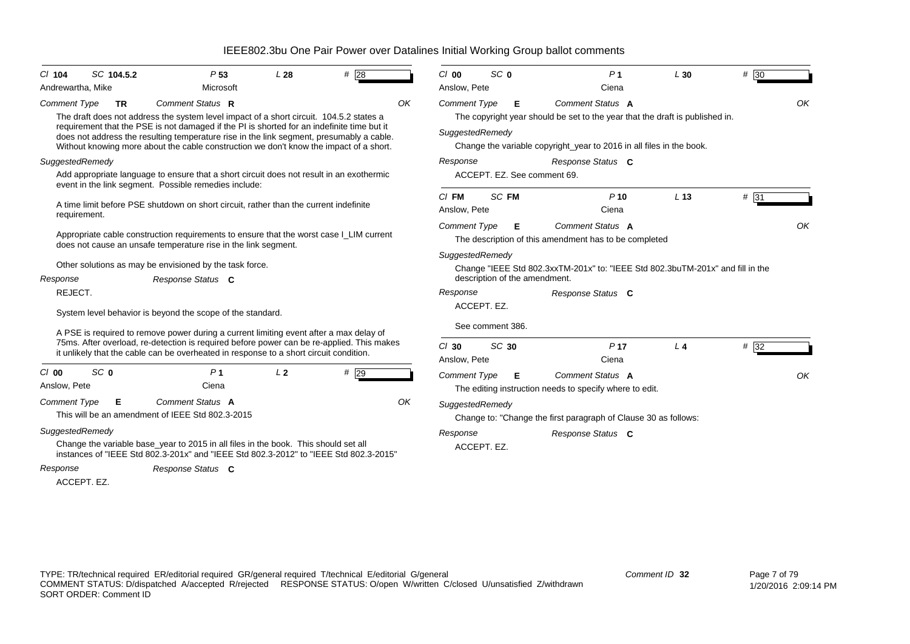# IEEE802.3bu One Pair Power over Datalines Initial Working Group ballot comments

---

**Cl** 104 **SC** 104.5.2 **P** 53 **L** 28 **#** 28

Andrewartha, Mike — Microsoft

**Comment Type** TR **Comment Status** R — OK

The draft does not address the system level impact of a short circuit. 104.5.2 states a requirement that the PSE is not damaged if the PI is shorted for an indefinite time but it does not address the resulting temperature rise in the link segment, presumably a cable. Without knowing more about the cable construction we don't know the impact of a short.

*SuggestedRemedy*

Add appropriate language to ensure that a short circuit does not result in an exothermic event in the link segment. Possible remedies include:

A time limit before PSE shutdown on short circuit, rather than the current indefinite requirement.

Appropriate cable construction requirements to ensure that the worst case I_LIM current does not cause an unsafe temperature rise in the link segment.

Other solutions as may be envisioned by the task force.

*Response* — *Response Status* C

REJECT.

System level behavior is beyond the scope of the standard.

A PSE is required to remove power during a current limiting event after a max delay of 75ms. After overload, re-detection is required before power can be re-applied. This makes it unlikely that the cable can be overheated in response to a short circuit condition.

---

**Cl** 00 **SC** 0 **P** 1 **L** 2 **#** 29

Anslow, Pete — Ciena

**Comment Type** E **Comment Status** A — OK

This will be an amendment of IEEE Std 802.3-2015

*SuggestedRemedy*

Change the variable base_year to 2015 in all files in the book. This should set all instances of "IEEE Std 802.3-201x" and "IEEE Std 802.3-2012" to "IEEE Std 802.3-2015"

*Response* — *Response Status* C

ACCEPT. EZ.

---

**Cl** 00 **SC** 0 **P** 1 **L** 30 **#** 30

Anslow, Pete — Ciena

**Comment Type** E **Comment Status** A — OK

The copyright year should be set to the year that the draft is published in.

*SuggestedRemedy*

Change the variable copyright_year to 2016 in all files in the book.

*Response* — *Response Status* C

ACCEPT. EZ. See comment 69.

---

**Cl** FM **SC** FM **P** 10 **L** 13 **#** 31

Anslow, Pete — Ciena

**Comment Type** E **Comment Status** A — OK

The description of this amendment has to be completed

*SuggestedRemedy*

Change "IEEE Std 802.3xxTM-201x" to: "IEEE Std 802.3buTM-201x" and fill in the description of the amendment.

*Response* — *Response Status* C

ACCEPT. EZ.

See comment 386.

---

**Cl** 30 **SC** 30 **P** 17 **L** 4 **#** 32

Anslow, Pete — Ciena

**Comment Type** E **Comment Status** A — OK

The editing instruction needs to specify where to edit.

*SuggestedRemedy*

Change to: "Change the first paragraph of Clause 30 as follows:

*Response* — *Response Status* C

ACCEPT. EZ.

---

TYPE: TR/technical required ER/editorial required GR/general required T/technical E/editorial G/general
COMMENT STATUS: D/dispatched A/accepted R/rejected RESPONSE STATUS: O/open W/written C/closed U/unsatisfied Z/withdrawn
SORT ORDER: Comment ID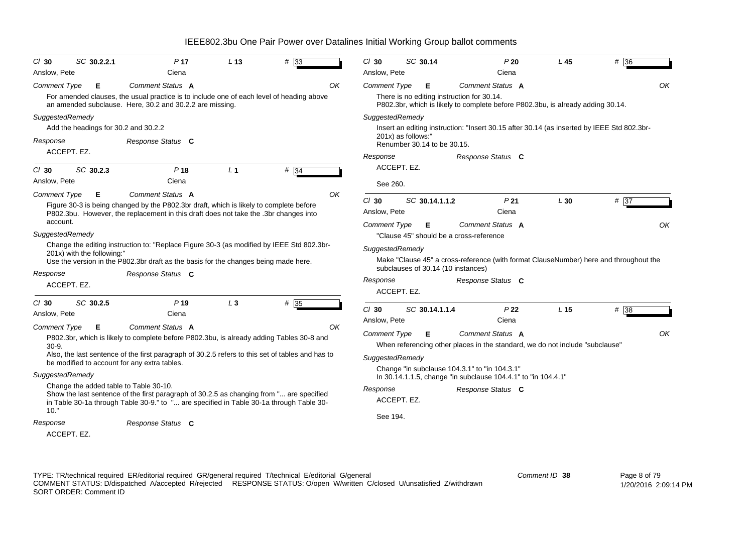# IEEE802.3bu One Pair Power over Datalines Initial Working Group ballot comments

**Cl** 30 **SC** 30.2.2.1 **P** 17 **L** 13 **#** 33

Anslow, Pete — Ciena

*Comment Type* **E** *Comment Status* **A** OK

For amended clauses, the usual practice is to include one of each level of heading above an amended subclause. Here, 30.2 and 30.2.2 are missing.

*SuggestedRemedy*

Add the headings for 30.2 and 30.2.2

*Response* *Response Status* **C**

ACCEPT. EZ.

---

**Cl** 30 **SC** 30.2.3 **P** 18 **L** 1 **#** 34

Anslow, Pete — Ciena

*Comment Type* **E** *Comment Status* **A** OK

Figure 30-3 is being changed by the P802.3br draft, which is likely to complete before P802.3bu. However, the replacement in this draft does not take the .3br changes into account.

*SuggestedRemedy*

Change the editing instruction to: "Replace Figure 30-3 (as modified by IEEE Std 802.3br-201x) with the following:"
Use the version in the P802.3br draft as the basis for the changes being made here.

*Response* *Response Status* **C**

ACCEPT. EZ.

---

**Cl** 30 **SC** 30.2.5 **P** 19 **L** 3 **#** 35

Anslow, Pete — Ciena

*Comment Type* **E** *Comment Status* **A** OK

P802.3br, which is likely to complete before P802.3bu, is already adding Tables 30-8 and 30-9.
Also, the last sentence of the first paragraph of 30.2.5 refers to this set of tables and has to be modified to account for any extra tables.

*SuggestedRemedy*

Change the added table to Table 30-10.
Show the last sentence of the first paragraph of 30.2.5 as changing from "... are specified in Table 30-1a through Table 30-9." to "... are specified in Table 30-1a through Table 30-10."

*Response* *Response Status* **C**

ACCEPT. EZ.

---

**Cl** 30 **SC** 30.14 **P** 20 **L** 45 **#** 36

Anslow, Pete — Ciena

*Comment Type* **E** *Comment Status* **A** OK

There is no editing instruction for 30.14.
P802.3br, which is likely to complete before P802.3bu, is already adding 30.14.

*SuggestedRemedy*

Insert an editing instruction: "Insert 30.15 after 30.14 (as inserted by IEEE Std 802.3br-201x) as follows:"
Renumber 30.14 to be 30.15.

*Response* *Response Status* **C**

ACCEPT. EZ.

See 260.

---

**Cl** 30 **SC** 30.14.1.1.2 **P** 21 **L** 30 **#** 37

Anslow, Pete — Ciena

*Comment Type* **E** *Comment Status* **A** OK

"Clause 45" should be a cross-reference

*SuggestedRemedy*

Make "Clause 45" a cross-reference (with format ClauseNumber) here and throughout the subclauses of 30.14 (10 instances)

*Response* *Response Status* **C**

ACCEPT. EZ.

---

**Cl** 30 **SC** 30.14.1.1.4 **P** 22 **L** 15 **#** 38

Anslow, Pete — Ciena

*Comment Type* **E** *Comment Status* **A** OK

When referencing other places in the standard, we do not include "subclause"

*SuggestedRemedy*

Change "in subclause 104.3.1" to "in 104.3.1"
In 30.14.1.1.5, change "in subclause 104.4.1" to "in 104.4.1"

*Response* *Response Status* **C**

ACCEPT. EZ.

See 194.

---

TYPE: TR/technical required ER/editorial required GR/general required T/technical E/editorial G/general
COMMENT STATUS: D/dispatched A/accepted R/rejected RESPONSE STATUS: O/open W/written C/closed U/unsatisfied Z/withdrawn
SORT ORDER: Comment ID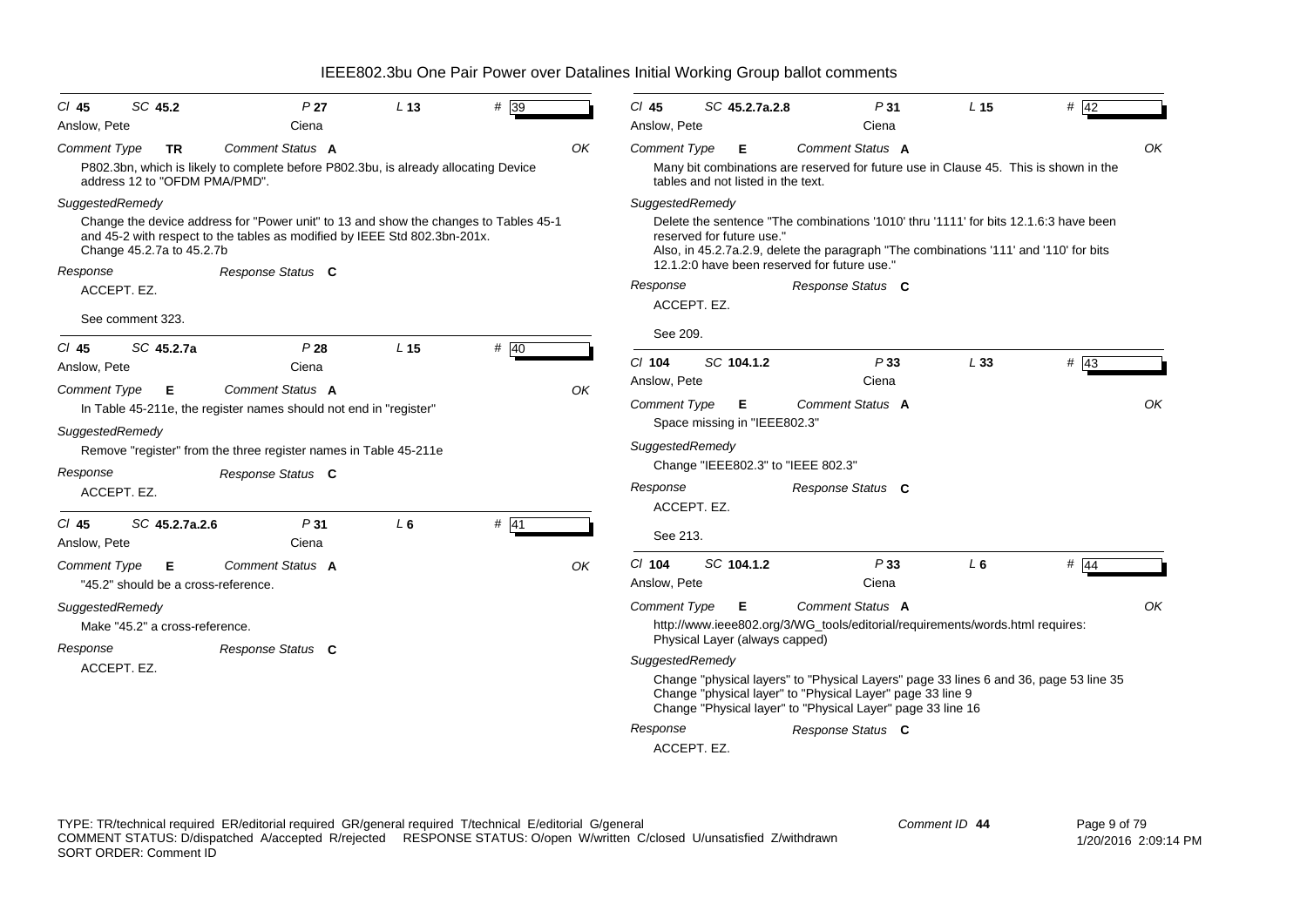# IEEE802.3bu One Pair Power over Datalines Initial Working Group ballot comments

---

**Cl** 45 **SC** 45.2 **P** 27 **L** 13 **#** 39

Anslow, Pete — Ciena

*Comment Type* **TR** *Comment Status* **A** — OK

P802.3bn, which is likely to complete before P802.3bu, is already allocating Device address 12 to "OFDM PMA/PMD".

*SuggestedRemedy*

Change the device address for "Power unit" to 13 and show the changes to Tables 45-1 and 45-2 with respect to the tables as modified by IEEE Std 802.3bn-201x.
Change 45.2.7a to 45.2.7b

*Response* — *Response Status* **C**

ACCEPT. EZ.

See comment 323.

---

**Cl** 45 **SC** 45.2.7a **P** 28 **L** 15 **#** 40

Anslow, Pete — Ciena

*Comment Type* **E** *Comment Status* **A** — OK

In Table 45-211e, the register names should not end in "register"

*SuggestedRemedy*

Remove "register" from the three register names in Table 45-211e

*Response* — *Response Status* **C**

ACCEPT. EZ.

---

**Cl** 45 **SC** 45.2.7a.2.6 **P** 31 **L** 6 **#** 41

Anslow, Pete — Ciena

*Comment Type* **E** *Comment Status* **A** — OK

"45.2" should be a cross-reference.

*SuggestedRemedy*

Make "45.2" a cross-reference.

*Response* — *Response Status* **C**

ACCEPT. EZ.

---

**Cl** 45 **SC** 45.2.7a.2.8 **P** 31 **L** 15 **#** 42

Anslow, Pete — Ciena

*Comment Type* **E** *Comment Status* **A** — OK

Many bit combinations are reserved for future use in Clause 45. This is shown in the tables and not listed in the text.

*SuggestedRemedy*

Delete the sentence "The combinations '1010' thru '1111' for bits 12.1.6:3 have been reserved for future use."
Also, in 45.2.7a.2.9, delete the paragraph "The combinations '111' and '110' for bits 12.1.2:0 have been reserved for future use."

*Response* — *Response Status* **C**

ACCEPT. EZ.

See 209.

---

**Cl** 104 **SC** 104.1.2 **P** 33 **L** 33 **#** 43

Anslow, Pete — Ciena

*Comment Type* **E** *Comment Status* **A** — OK

Space missing in "IEEE802.3"

*SuggestedRemedy*

Change "IEEE802.3" to "IEEE 802.3"

*Response* — *Response Status* **C**

ACCEPT. EZ.

See 213.

---

**Cl** 104 **SC** 104.1.2 **P** 33 **L** 6 **#** 44

Anslow, Pete — Ciena

*Comment Type* **E** *Comment Status* **A** — OK

http://www.ieee802.org/3/WG_tools/editorial/requirements/words.html requires:
Physical Layer (always capped)

*SuggestedRemedy*

Change "physical layers" to "Physical Layers" page 33 lines 6 and 36, page 53 line 35
Change "physical layer" to "Physical Layer" page 33 line 9
Change "Physical layer" to "Physical Layer" page 33 line 16

*Response* — *Response Status* **C**

ACCEPT. EZ.

---

TYPE: TR/technical required ER/editorial required GR/general required T/technical E/editorial G/general
COMMENT STATUS: D/dispatched A/accepted R/rejected RESPONSE STATUS: O/open W/written C/closed U/unsatisfied Z/withdrawn
SORT ORDER: Comment ID

Comment ID **44**

1/20/2016 2:09:14 PM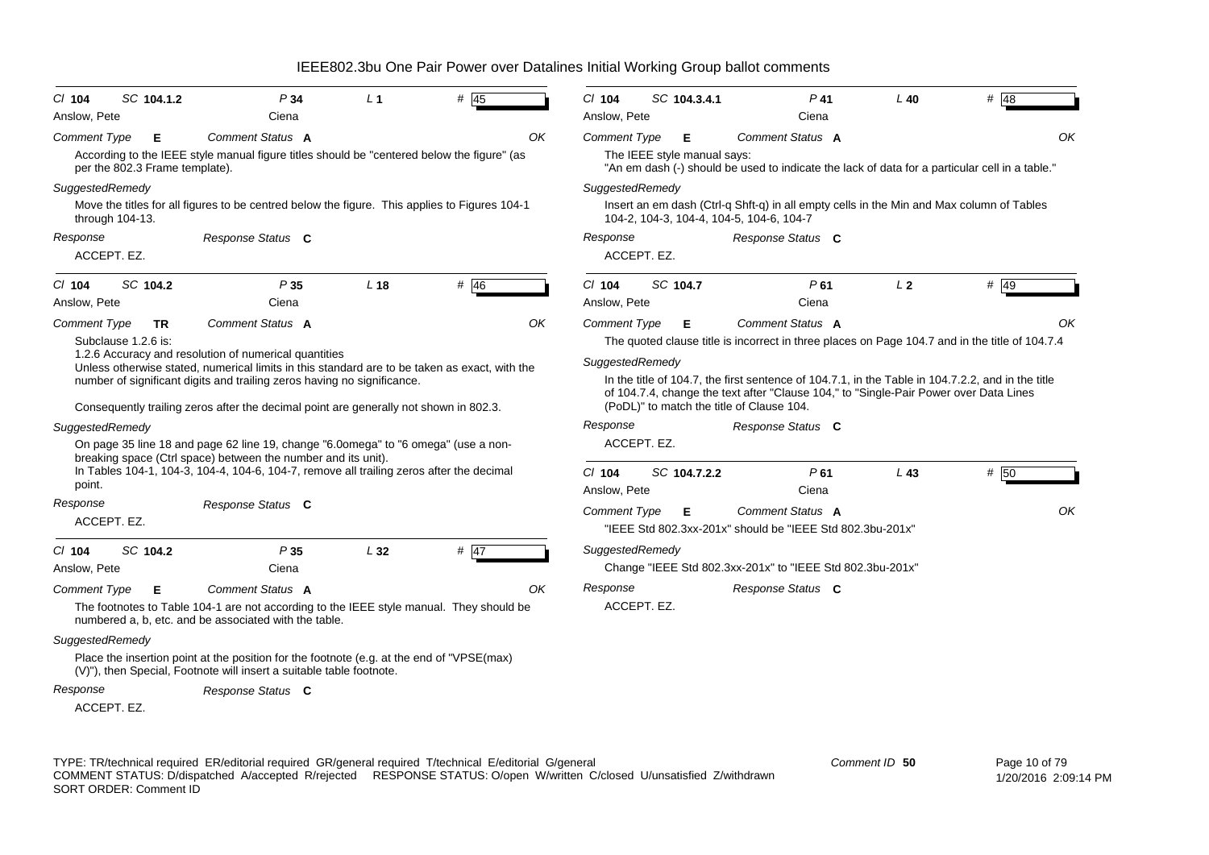# IEEE802.3bu One Pair Power over Datalines Initial Working Group ballot comments

**Cl 104 SC 104.1.2 P 34 L 1 # 45**

Anslow, Pete — Ciena

*Comment Type* **E** *Comment Status* **A** OK

According to the IEEE style manual figure titles should be "centered below the figure" (as per the 802.3 Frame template).

*SuggestedRemedy*

Move the titles for all figures to be centred below the figure. This applies to Figures 104-1 through 104-13.

*Response* *Response Status* **C**

ACCEPT. EZ.

---

**Cl 104 SC 104.2 P 35 L 18 # 46**

Anslow, Pete — Ciena

*Comment Type* **TR** *Comment Status* **A** OK

Subclause 1.2.6 is:
1.2.6 Accuracy and resolution of numerical quantities
Unless otherwise stated, numerical limits in this standard are to be taken as exact, with the number of significant digits and trailing zeros having no significance.

Consequently trailing zeros after the decimal point are generally not shown in 802.3.

*SuggestedRemedy*

On page 35 line 18 and page 62 line 19, change "6.0omega" to "6 omega" (use a non-breaking space (Ctrl space) between the number and its unit).
In Tables 104-1, 104-3, 104-4, 104-6, 104-7, remove all trailing zeros after the decimal point.

*Response* *Response Status* **C**

ACCEPT. EZ.

---

**Cl 104 SC 104.2 P 35 L 32 # 47**

Anslow, Pete — Ciena

*Comment Type* **E** *Comment Status* **A** OK

The footnotes to Table 104-1 are not according to the IEEE style manual. They should be numbered a, b, etc. and be associated with the table.

*SuggestedRemedy*

Place the insertion point at the position for the footnote (e.g. at the end of "VPSE(max) (V)"), then Special, Footnote will insert a suitable table footnote.

*Response* *Response Status* **C**

ACCEPT. EZ.

---

**Cl 104 SC 104.3.4.1 P 41 L 40 # 48**

Anslow, Pete — Ciena

*Comment Type* **E** *Comment Status* **A** OK

The IEEE style manual says:
"An em dash (-) should be used to indicate the lack of data for a particular cell in a table."

*SuggestedRemedy*

Insert an em dash (Ctrl-q Shft-q) in all empty cells in the Min and Max column of Tables 104-2, 104-3, 104-4, 104-5, 104-6, 104-7

*Response* *Response Status* **C**

ACCEPT. EZ.

---

**Cl 104 SC 104.7 P 61 L 2 # 49**

Anslow, Pete — Ciena

*Comment Type* **E** *Comment Status* **A** OK

The quoted clause title is incorrect in three places on Page 104.7 and in the title of 104.7.4

*SuggestedRemedy*

In the title of 104.7, the first sentence of 104.7.1, in the Table in 104.7.2.2, and in the title of 104.7.4, change the text after "Clause 104," to "Single-Pair Power over Data Lines (PoDL)" to match the title of Clause 104.

*Response* *Response Status* **C**

ACCEPT. EZ.

---

**Cl 104 SC 104.7.2.2 P 61 L 43 # 50**

Anslow, Pete — Ciena

*Comment Type* **E** *Comment Status* **A** OK

"IEEE Std 802.3xx-201x" should be "IEEE Std 802.3bu-201x"

*SuggestedRemedy*

Change "IEEE Std 802.3xx-201x" to "IEEE Std 802.3bu-201x"

*Response* *Response Status* **C**

ACCEPT. EZ.

---

TYPE: TR/technical required ER/editorial required GR/general required T/technical E/editorial G/general
COMMENT STATUS: D/dispatched A/accepted R/rejected RESPONSE STATUS: O/open W/written C/closed U/unsatisfied Z/withdrawn
SORT ORDER: Comment ID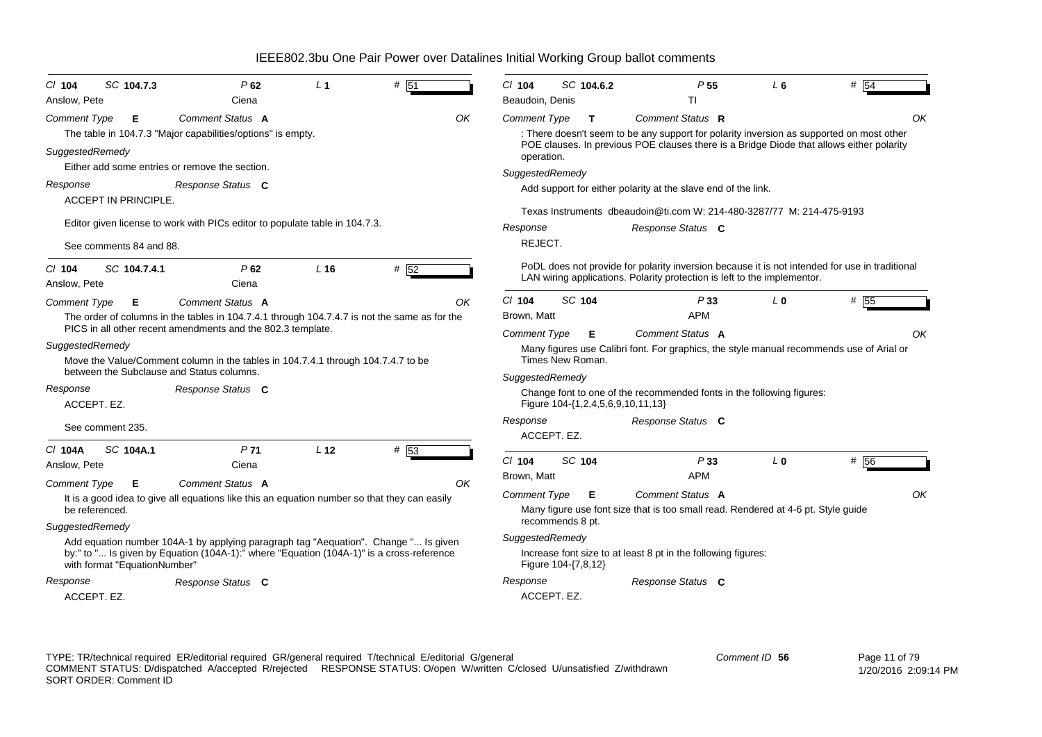# IEEE802.3bu One Pair Power over Datalines Initial Working Group ballot comments

**Cl** 104 **SC** 104.7.3 **P** 62 **L** 1 **#** 51

Anslow, Pete — Ciena

*Comment Type* **E** *Comment Status* **A** OK

The table in 104.7.3 "Major capabilities/options" is empty.

*SuggestedRemedy*

Either add some entries or remove the section.

*Response* *Response Status* **C**

ACCEPT IN PRINCIPLE.

Editor given license to work with PICs editor to populate table in 104.7.3.

See comments 84 and 88.

---

**Cl** 104 **SC** 104.7.4.1 **P** 62 **L** 16 **#** 52

Anslow, Pete — Ciena

*Comment Type* **E** *Comment Status* **A** OK

The order of columns in the tables in 104.7.4.1 through 104.7.4.7 is not the same as for the PICS in all other recent amendments and the 802.3 template.

*SuggestedRemedy*

Move the Value/Comment column in the tables in 104.7.4.1 through 104.7.4.7 to be between the Subclause and Status columns.

*Response* *Response Status* **C**

ACCEPT. EZ.

See comment 235.

---

**Cl** 104A **SC** 104A.1 **P** 71 **L** 12 **#** 53

Anslow, Pete — Ciena

*Comment Type* **E** *Comment Status* **A** OK

It is a good idea to give all equations like this an equation number so that they can easily be referenced.

*SuggestedRemedy*

Add equation number 104A-1 by applying paragraph tag "Aequation". Change "... Is given by:" to "... Is given by Equation (104A-1):" where "Equation (104A-1)" is a cross-reference with format "EquationNumber"

*Response* *Response Status* **C**

ACCEPT. EZ.

---

**Cl** 104 **SC** 104.6.2 **P** 55 **L** 6 **#** 54

Beaudoin, Denis — TI

*Comment Type* **T** *Comment Status* **R** OK

: There doesn't seem to be any support for polarity inversion as supported on most other POE clauses. In previous POE clauses there is a Bridge Diode that allows either polarity operation.

*SuggestedRemedy*

Add support for either polarity at the slave end of the link.

Texas Instruments dbeaudoin@ti.com W: 214-480-3287/77 M: 214-475-9193

*Response* *Response Status* **C**

REJECT.

PoDL does not provide for polarity inversion because it is not intended for use in traditional LAN wiring applications. Polarity protection is left to the implementor.

---

**Cl** 104 **SC** 104 **P** 33 **L** 0 **#** 55

Brown, Matt — APM

*Comment Type* **E** *Comment Status* **A** OK

Many figures use Calibri font. For graphics, the style manual recommends use of Arial or Times New Roman.

*SuggestedRemedy*

Change font to one of the recommended fonts in the following figures: Figure 104-{1,2,4,5,6,9,10,11,13}

*Response* *Response Status* **C**

ACCEPT. EZ.

---

**Cl** 104 **SC** 104 **P** 33 **L** 0 **#** 56

Brown, Matt — APM

*Comment Type* **E** *Comment Status* **A** OK

Many figure use font size that is too small read. Rendered at 4-6 pt. Style guide recommends 8 pt.

*SuggestedRemedy*

Increase font size to at least 8 pt in the following figures: Figure 104-{7,8,12}

*Response* *Response Status* **C**

ACCEPT. EZ.

---

TYPE: TR/technical required ER/editorial required GR/general required T/technical E/editorial G/general
COMMENT STATUS: D/dispatched A/accepted R/rejected RESPONSE STATUS: O/open W/written C/closed U/unsatisfied Z/withdrawn
SORT ORDER: Comment ID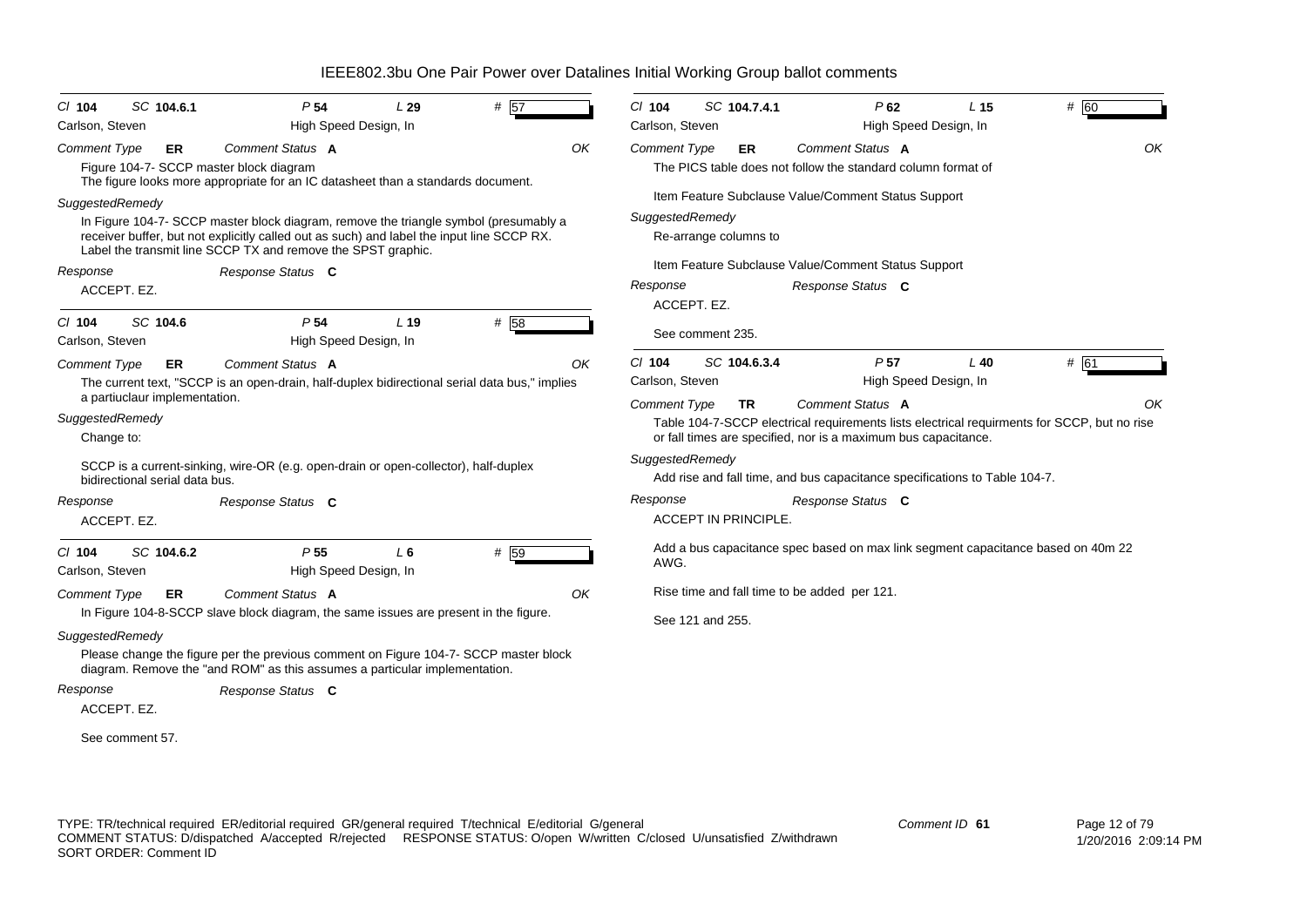# IEEE802.3bu One Pair Power over Datalines Initial Working Group ballot comments

Cl **104** SC **104.6.1** P **54** L **29** # **57**
Carlson, Steven — High Speed Design, In

*Comment Type* **ER** *Comment Status* **A** *OK*

Figure 104-7- SCCP master block diagram
The figure looks more appropriate for an IC datasheet than a standards document.

*SuggestedRemedy*

In Figure 104-7- SCCP master block diagram, remove the triangle symbol (presumably a receiver buffer, but not explicitly called out as such) and label the input line SCCP RX. Label the transmit line SCCP TX and remove the SPST graphic.

*Response* *Response Status* **C**

ACCEPT. EZ.

---

Cl **104** SC **104.6** P **54** L **19** # **58**
Carlson, Steven — High Speed Design, In

*Comment Type* **ER** *Comment Status* **A** *OK*

The current text, "SCCP is an open-drain, half-duplex bidirectional serial data bus," implies a partiuclaur implementation.

*SuggestedRemedy*

Change to:

SCCP is a current-sinking, wire-OR (e.g. open-drain or open-collector), half-duplex bidirectional serial data bus.

*Response* *Response Status* **C**

ACCEPT. EZ.

---

Cl **104** SC **104.6.2** P **55** L **6** # **59**
Carlson, Steven — High Speed Design, In

*Comment Type* **ER** *Comment Status* **A** *OK*

In Figure 104-8-SCCP slave block diagram, the same issues are present in the figure.

*SuggestedRemedy*

Please change the figure per the previous comment on Figure 104-7- SCCP master block diagram. Remove the "and ROM" as this assumes a particular implementation.

*Response* *Response Status* **C**

ACCEPT. EZ.

See comment 57.

---

Cl **104** SC **104.7.4.1** P **62** L **15** # **60**
Carlson, Steven — High Speed Design, In

*Comment Type* **ER** *Comment Status* **A** *OK*

The PICS table does not follow the standard column format of

Item Feature Subclause Value/Comment Status Support

*SuggestedRemedy*

Re-arrange columns to

Item Feature Subclause Value/Comment Status Support

*Response* *Response Status* **C**

ACCEPT. EZ.

See comment 235.

---

Cl **104** SC **104.6.3.4** P **57** L **40** # **61**
Carlson, Steven — High Speed Design, In

*Comment Type* **TR** *Comment Status* **A** *OK*

Table 104-7-SCCP electrical requirements lists electrical requirments for SCCP, but no rise or fall times are specified, nor is a maximum bus capacitance.

*SuggestedRemedy*

Add rise and fall time, and bus capacitance specifications to Table 104-7.

*Response* *Response Status* **C**

ACCEPT IN PRINCIPLE.

Add a bus capacitance spec based on max link segment capacitance based on 40m 22 AWG.

Rise time and fall time to be added per 121.

See 121 and 255.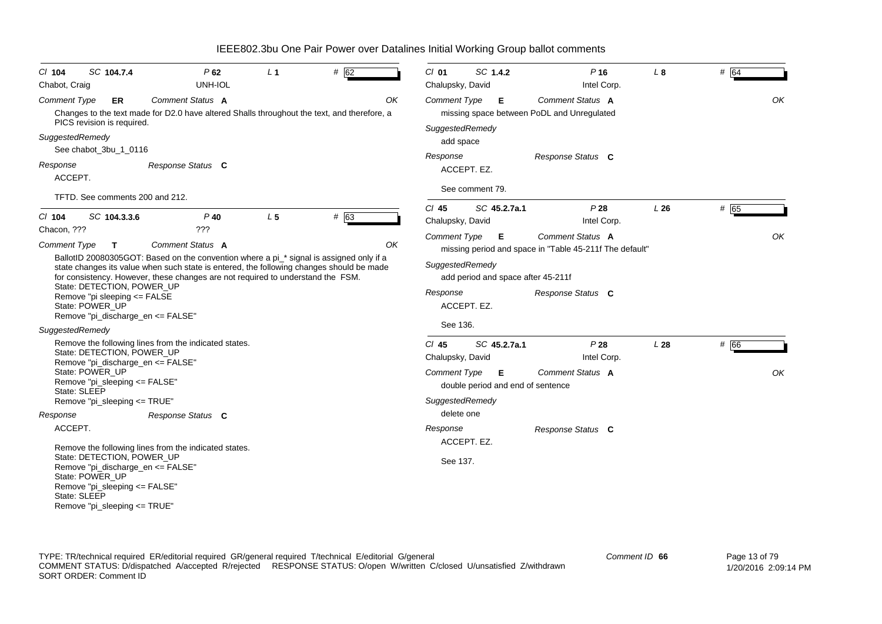# IEEE802.3bu One Pair Power over Datalines Initial Working Group ballot comments

**Cl 104 SC 104.7.4 P 62 L 1 # 62**
Chabot, Craig — UNH-IOL

*Comment Type* **ER** *Comment Status* **A** OK

Changes to the text made for D2.0 have altered Shalls throughout the text, and therefore, a PICS revision is required.

*SuggestedRemedy*

See chabot_3bu_1_0116

*Response* *Response Status* **C**

ACCEPT.

TFTD. See comments 200 and 212.

---

**Cl 104 SC 104.3.3.6 P 40 L 5 # 63**
Chacon, ??? — ???

*Comment Type* **T** *Comment Status* **A** OK

BallotID 20080305GOT: Based on the convention where a pi_* signal is assigned only if a state changes its value when such state is entered, the following changes should be made for consistency. However, these changes are not required to understand the FSM.
State: DETECTION, POWER_UP
Remove "pi sleeping <= FALSE
State: POWER_UP
Remove "pi_discharge_en <= FALSE"

*SuggestedRemedy*

Remove the following lines from the indicated states.
State: DETECTION, POWER_UP
Remove "pi_discharge_en <= FALSE"
State: POWER_UP
Remove "pi_sleeping <= FALSE"
State: SLEEP
Remove "pi_sleeping <= TRUE"

*Response* *Response Status* **C**

ACCEPT.

Remove the following lines from the indicated states.
State: DETECTION, POWER_UP
Remove "pi_discharge_en <= FALSE"
State: POWER_UP
Remove "pi_sleeping <= FALSE"
State: SLEEP
Remove "pi_sleeping <= TRUE"

---

**Cl 01 SC 1.4.2 P 16 L 8 # 64**
Chalupsky, David — Intel Corp.

*Comment Type* **E** *Comment Status* **A** OK

missing space between PoDL and Unregulated

*SuggestedRemedy*

add space

*Response* *Response Status* **C**

ACCEPT. EZ.

See comment 79.

---

**Cl 45 SC 45.2.7a.1 P 28 L 26 # 65**
Chalupsky, David — Intel Corp.

*Comment Type* **E** *Comment Status* **A** OK

missing period and space in "Table 45-211f The default"

*SuggestedRemedy*

add period and space after 45-211f

*Response* *Response Status* **C**

ACCEPT. EZ.

See 136.

---

**Cl 45 SC 45.2.7a.1 P 28 L 28 # 66**
Chalupsky, David — Intel Corp.

*Comment Type* **E** *Comment Status* **A** OK

double period and end of sentence

*SuggestedRemedy*

delete one

*Response* *Response Status* **C**

ACCEPT. EZ.

See 137.

---

TYPE: TR/technical required ER/editorial required GR/general required T/technical E/editorial G/general
COMMENT STATUS: D/dispatched A/accepted R/rejected RESPONSE STATUS: O/open W/written C/closed U/unsatisfied Z/withdrawn
SORT ORDER: Comment ID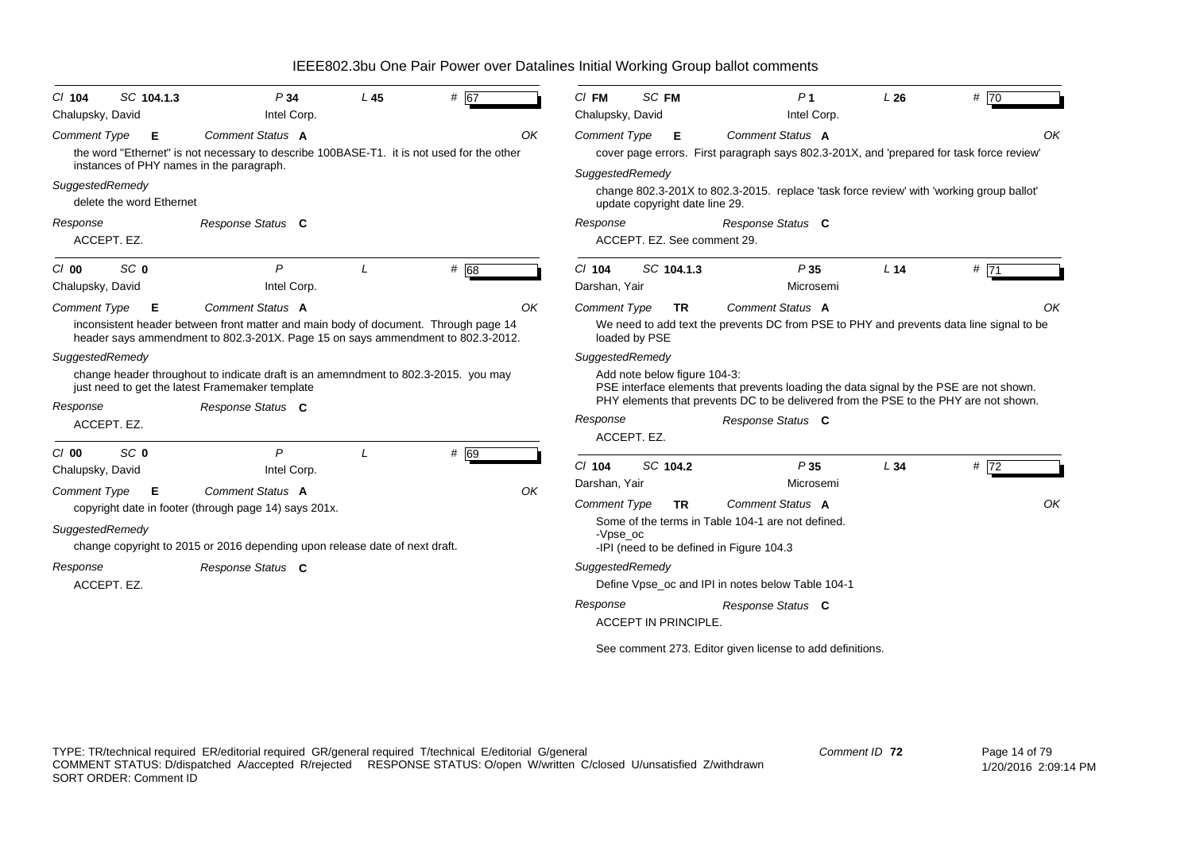# IEEE802.3bu One Pair Power over Datalines Initial Working Group ballot comments

---

**Cl** 104 **SC** 104.1.3 **P** 34 **L** 45 **#** 67

Chalupsky, David — Intel Corp.

**Comment Type** E **Comment Status** A OK

the word "Ethernet" is not necessary to describe 100BASE-T1. it is not used for the other instances of PHY names in the paragraph.

**SuggestedRemedy**

delete the word Ethernet

**Response** **Response Status** C

ACCEPT. EZ.

---

**Cl** 00 **SC** 0 **P** **L** **#** 68

Chalupsky, David — Intel Corp.

**Comment Type** E **Comment Status** A OK

inconsistent header between front matter and main body of document. Through page 14 header says ammendment to 802.3-201X. Page 15 on says ammendment to 802.3-2012.

**SuggestedRemedy**

change header throughout to indicate draft is an amemndment to 802.3-2015. you may just need to get the latest Framemaker template

**Response** **Response Status** C

ACCEPT. EZ.

---

**Cl** 00 **SC** 0 **P** **L** **#** 69

Chalupsky, David — Intel Corp.

**Comment Type** E **Comment Status** A OK

copyright date in footer (through page 14) says 201x.

**SuggestedRemedy**

change copyright to 2015 or 2016 depending upon release date of next draft.

**Response** **Response Status** C

ACCEPT. EZ.

---

**Cl** FM **SC** FM **P** 1 **L** 26 **#** 70

Chalupsky, David — Intel Corp.

**Comment Type** E **Comment Status** A OK

cover page errors. First paragraph says 802.3-201X, and 'prepared for task force review'

**SuggestedRemedy**

change 802.3-201X to 802.3-2015. replace 'task force review' with 'working group ballot' update copyright date line 29.

**Response** **Response Status** C

ACCEPT. EZ. See comment 29.

---

**Cl** 104 **SC** 104.1.3 **P** 35 **L** 14 **#** 71

Darshan, Yair — Microsemi

**Comment Type** TR **Comment Status** A OK

We need to add text the prevents DC from PSE to PHY and prevents data line signal to be loaded by PSE

**SuggestedRemedy**

Add note below figure 104-3:
PSE interface elements that prevents loading the data signal by the PSE are not shown.
PHY elements that prevents DC to be delivered from the PSE to the PHY are not shown.

**Response** **Response Status** C

ACCEPT. EZ.

---

**Cl** 104 **SC** 104.2 **P** 35 **L** 34 **#** 72

Darshan, Yair — Microsemi

**Comment Type** TR **Comment Status** A OK

Some of the terms in Table 104-1 are not defined.
-Vpse_oc
-IPI (need to be defined in Figure 104.3

**SuggestedRemedy**

Define Vpse_oc and IPI in notes below Table 104-1

**Response** **Response Status** C

ACCEPT IN PRINCIPLE.

See comment 273. Editor given license to add definitions.

---

TYPE: TR/technical required ER/editorial required GR/general required T/technical E/editorial G/general
COMMENT STATUS: D/dispatched A/accepted R/rejected RESPONSE STATUS: O/open W/written C/closed U/unsatisfied Z/withdrawn
SORT ORDER: Comment ID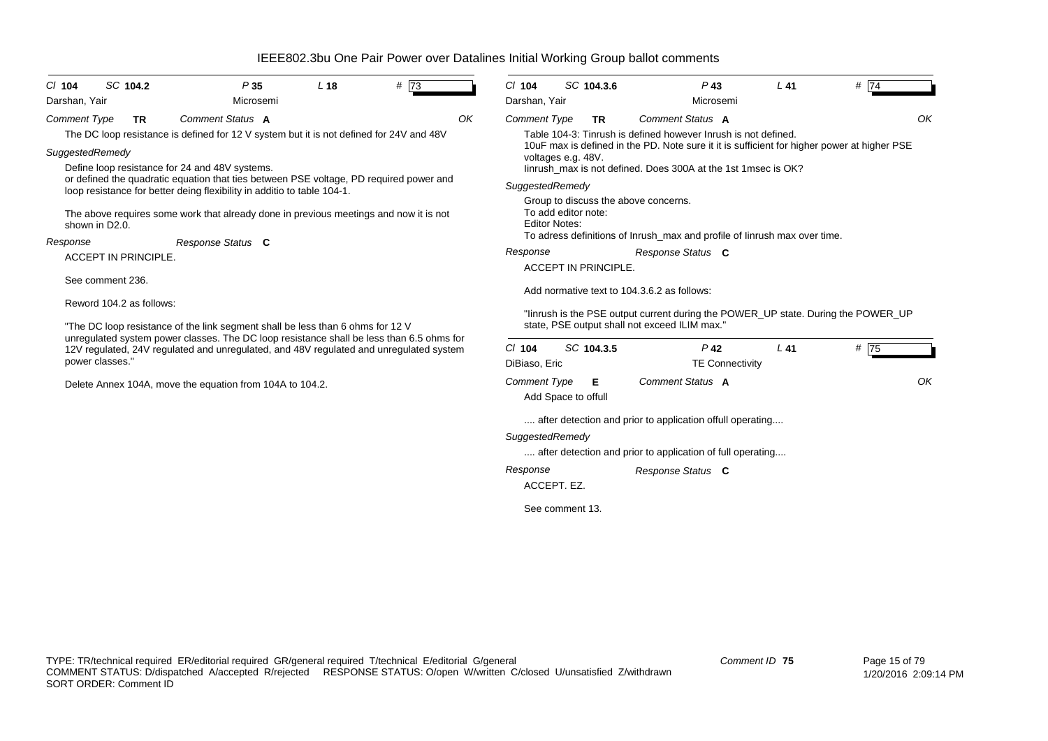# IEEE802.3bu One Pair Power over Datalines Initial Working Group ballot comments

**Cl** 104 **SC** 104.2 **P** 35 **L** 18 **#** 73

Darshan, Yair — Microsemi

*Comment Type* **TR** *Comment Status* **A** OK

The DC loop resistance is defined for 12 V system but it is not defined for 24V and 48V

*SuggestedRemedy*

Define loop resistance for 24 and 48V systems.
or defined the quadratic equation that ties between PSE voltage, PD required power and loop resistance for better deing flexibility in additio to table 104-1.

The above requires some work that already done in previous meetings and now it is not shown in D2.0.

*Response* *Response Status* **C**

ACCEPT IN PRINCIPLE.

See comment 236.

Reword 104.2 as follows:

"The DC loop resistance of the link segment shall be less than 6 ohms for 12 V unregulated system power classes. The DC loop resistance shall be less than 6.5 ohms for 12V regulated, 24V regulated and unregulated, and 48V regulated and unregulated system power classes."

Delete Annex 104A, move the equation from 104A to 104.2.

---

**Cl** 104 **SC** 104.3.6 **P** 43 **L** 41 **#** 74

Darshan, Yair — Microsemi

*Comment Type* **TR** *Comment Status* **A** OK

Table 104-3: Tinrush is defined however Inrush is not defined.
10uF max is defined in the PD. Note sure it it is sufficient for higher power at higher PSE voltages e.g. 48V.
Iinrush_max is not defined. Does 300A at the 1st 1msec is OK?

*SuggestedRemedy*

Group to discuss the above concerns.
To add editor note:
Editor Notes:
To adress definitions of Inrush_max and profile of Iinrush max over time.

*Response* *Response Status* **C**

ACCEPT IN PRINCIPLE.

Add normative text to 104.3.6.2 as follows:

"Iinrush is the PSE output current during the POWER_UP state. During the POWER_UP state, PSE output shall not exceed ILIM max."

---

**Cl** 104 **SC** 104.3.5 **P** 42 **L** 41 **#** 75

DiBiaso, Eric — TE Connectivity

*Comment Type* **E** *Comment Status* **A** OK

Add Space to offull

.... after detection and prior to application offull operating....

*SuggestedRemedy*

.... after detection and prior to application of full operating....

*Response* *Response Status* **C**

ACCEPT. EZ.

See comment 13.

---

TYPE: TR/technical required ER/editorial required GR/general required T/technical E/editorial G/general
COMMENT STATUS: D/dispatched A/accepted R/rejected RESPONSE STATUS: O/open W/written C/closed U/unsatisfied Z/withdrawn
SORT ORDER: Comment ID

Comment ID 75 — 1/20/2016 2:09:14 PM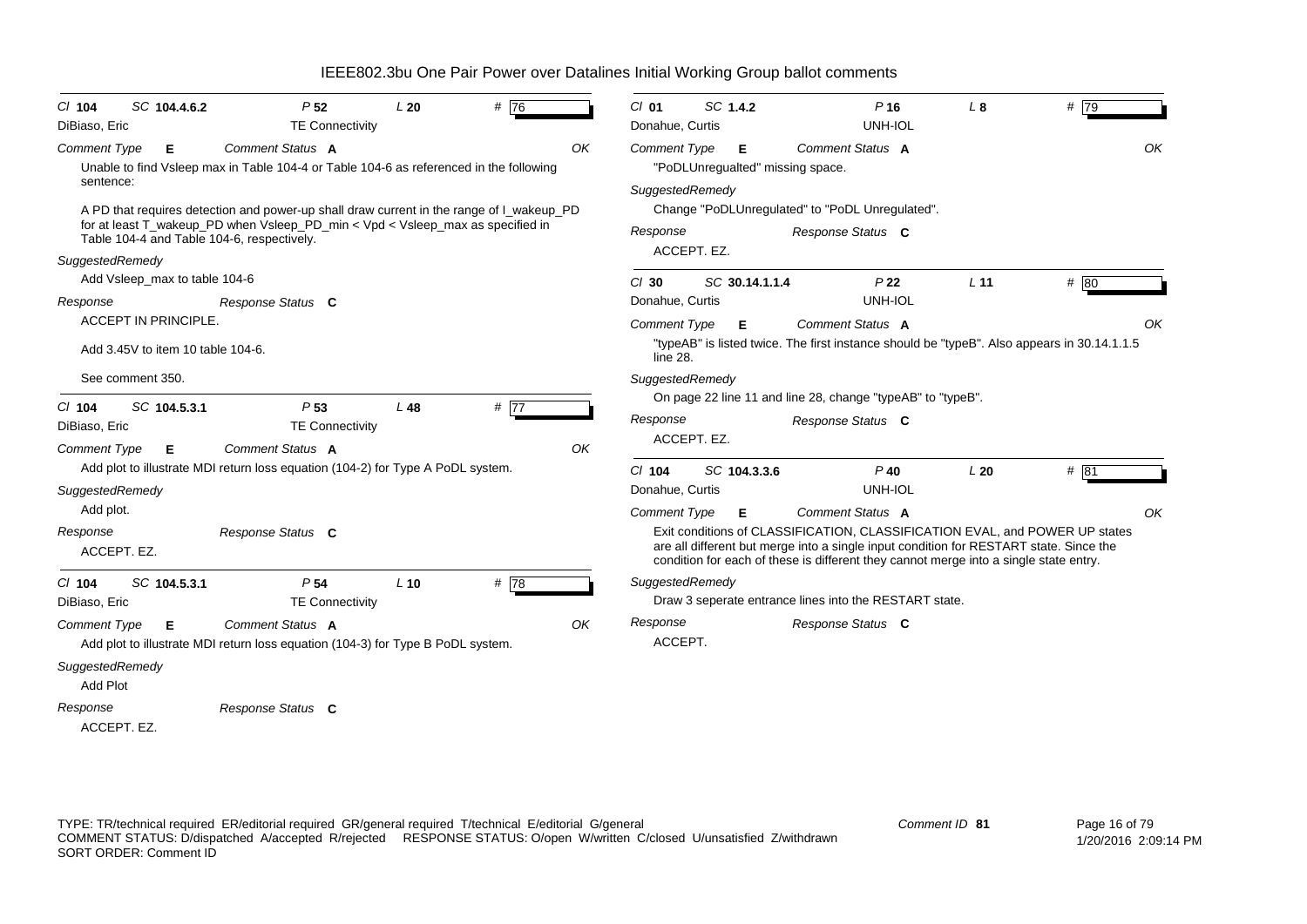# IEEE802.3bu One Pair Power over Datalines Initial Working Group ballot comments

---

**Cl** 104 **SC** 104.4.6.2 **P** 52 **L** 20 **#** 76

DiBiaso, Eric — TE Connectivity

*Comment Type* **E** *Comment Status* **A** OK

Unable to find Vsleep max in Table 104-4 or Table 104-6 as referenced in the following sentence:

A PD that requires detection and power-up shall draw current in the range of I_wakeup_PD for at least T_wakeup_PD when Vsleep_PD_min < Vpd < Vsleep_max as specified in Table 104-4 and Table 104-6, respectively.

*SuggestedRemedy*

Add Vsleep_max to table 104-6

*Response* *Response Status* **C**

ACCEPT IN PRINCIPLE.

Add 3.45V to item 10 table 104-6.

See comment 350.

---

**Cl** 104 **SC** 104.5.3.1 **P** 53 **L** 48 **#** 77

DiBiaso, Eric — TE Connectivity

*Comment Type* **E** *Comment Status* **A** OK

Add plot to illustrate MDI return loss equation (104-2) for Type A PoDL system.

*SuggestedRemedy*

Add plot.

*Response* *Response Status* **C**

ACCEPT. EZ.

---

**Cl** 104 **SC** 104.5.3.1 **P** 54 **L** 10 **#** 78

DiBiaso, Eric — TE Connectivity

*Comment Type* **E** *Comment Status* **A** OK

Add plot to illustrate MDI return loss equation (104-3) for Type B PoDL system.

*SuggestedRemedy*

Add Plot

*Response* *Response Status* **C**

ACCEPT. EZ.

---

**Cl** 01 **SC** 1.4.2 **P** 16 **L** 8 **#** 79

Donahue, Curtis — UNH-IOL

*Comment Type* **E** *Comment Status* **A** OK

"PoDLUnregualted" missing space.

*SuggestedRemedy*

Change "PoDLUnregulated" to "PoDL Unregulated".

*Response* *Response Status* **C**

ACCEPT. EZ.

---

**Cl** 30 **SC** 30.14.1.1.4 **P** 22 **L** 11 **#** 80

Donahue, Curtis — UNH-IOL

*Comment Type* **E** *Comment Status* **A** OK

"typeAB" is listed twice. The first instance should be "typeB". Also appears in 30.14.1.1.5 line 28.

*SuggestedRemedy*

On page 22 line 11 and line 28, change "typeAB" to "typeB".

*Response* *Response Status* **C**

ACCEPT. EZ.

---

**Cl** 104 **SC** 104.3.3.6 **P** 40 **L** 20 **#** 81

Donahue, Curtis — UNH-IOL

*Comment Type* **E** *Comment Status* **A** OK

Exit conditions of CLASSIFICATION, CLASSIFICATION EVAL, and POWER UP states are all different but merge into a single input condition for RESTART state. Since the condition for each of these is different they cannot merge into a single state entry.

*SuggestedRemedy*

Draw 3 seperate entrance lines into the RESTART state.

*Response* *Response Status* **C**

ACCEPT.

---

TYPE: TR/technical required ER/editorial required GR/general required T/technical E/editorial G/general
COMMENT STATUS: D/dispatched A/accepted R/rejected RESPONSE STATUS: O/open W/written C/closed U/unsatisfied Z/withdrawn
SORT ORDER: Comment ID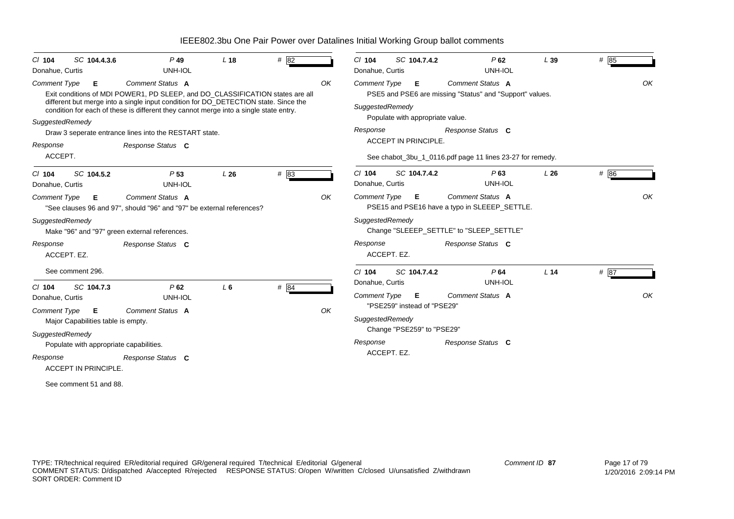# IEEE802.3bu One Pair Power over Datalines Initial Working Group ballot comments

**Cl** 104 **SC** 104.4.3.6 **P** 49 **L** 18 **#** 82
Donahue, Curtis — UNH-IOL

*Comment Type* **E** *Comment Status* **A** — OK

Exit conditions of MDI POWER1, PD SLEEP, and DO_CLASSIFICATION states are all different but merge into a single input condition for DO_DETECTION state. Since the condition for each of these is different they cannot merge into a single state entry.

*SuggestedRemedy*

Draw 3 seperate entrance lines into the RESTART state.

*Response* — *Response Status* **C**

ACCEPT.

---

**Cl** 104 **SC** 104.5.2 **P** 53 **L** 26 **#** 83
Donahue, Curtis — UNH-IOL

*Comment Type* **E** *Comment Status* **A** — OK

"See clauses 96 and 97", should "96" and "97" be external references?

*SuggestedRemedy*

Make "96" and "97" green external references.

*Response* — *Response Status* **C**

ACCEPT. EZ.

See comment 296.

---

**Cl** 104 **SC** 104.7.3 **P** 62 **L** 6 **#** 84
Donahue, Curtis — UNH-IOL

*Comment Type* **E** *Comment Status* **A** — OK

Major Capabilities table is empty.

*SuggestedRemedy*

Populate with appropriate capabilities.

*Response* — *Response Status* **C**

ACCEPT IN PRINCIPLE.

See comment 51 and 88.

---

**Cl** 104 **SC** 104.7.4.2 **P** 62 **L** 39 **#** 85
Donahue, Curtis — UNH-IOL

*Comment Type* **E** *Comment Status* **A** — OK

PSE5 and PSE6 are missing "Status" and "Support" values.

*SuggestedRemedy*

Populate with appropriate value.

*Response* — *Response Status* **C**

ACCEPT IN PRINCIPLE.

See chabot_3bu_1_0116.pdf page 11 lines 23-27 for remedy.

---

**Cl** 104 **SC** 104.7.4.2 **P** 63 **L** 26 **#** 86
Donahue, Curtis — UNH-IOL

*Comment Type* **E** *Comment Status* **A** — OK

PSE15 and PSE16 have a typo in SLEEEP_SETTLE.

*SuggestedRemedy*

Change "SLEEEP_SETTLE" to "SLEEP_SETTLE"

*Response* — *Response Status* **C**

ACCEPT. EZ.

---

**Cl** 104 **SC** 104.7.4.2 **P** 64 **L** 14 **#** 87
Donahue, Curtis — UNH-IOL

*Comment Type* **E** *Comment Status* **A** — OK

"PSE259" instead of "PSE29"

*SuggestedRemedy*

Change "PSE259" to "PSE29"

*Response* — *Response Status* **C**

ACCEPT. EZ.

---

TYPE: TR/technical required ER/editorial required GR/general required T/technical E/editorial G/general
COMMENT STATUS: D/dispatched A/accepted R/rejected RESPONSE STATUS: O/open W/written C/closed U/unsatisfied Z/withdrawn
SORT ORDER: Comment ID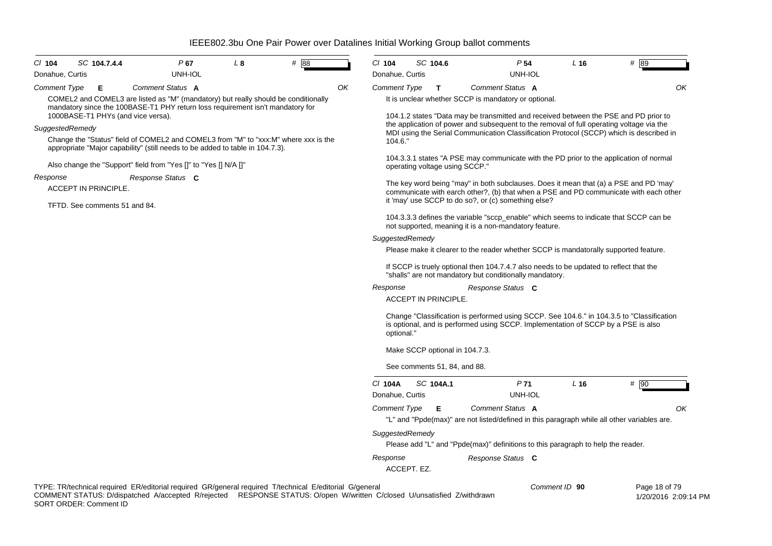# IEEE802.3bu One Pair Power over Datalines Initial Working Group ballot comments

**Cl** 104 **SC** 104.7.4.4 **P** 67 **L** 8 **#** 88

Donahue, Curtis — UNH-IOL

**Comment Type** E **Comment Status** A — OK

COMEL2 and COMEL3 are listed as "M" (mandatory) but really should be conditionally mandatory since the 100BASE-T1 PHY return loss requirement isn't mandatory for 1000BASE-T1 PHYs (and vice versa).

*SuggestedRemedy*

Change the "Status" field of COMEL2 and COMEL3 from "M" to "xxx:M" where xxx is the appropriate "Major capability" (still needs to be added to table in 104.7.3).

Also change the "Support" field from "Yes []" to "Yes [] N/A []"

*Response* — **Response Status** C

ACCEPT IN PRINCIPLE.

TFTD. See comments 51 and 84.

---

**Cl** 104 **SC** 104.6 **P** 54 **L** 16 **#** 89

Donahue, Curtis — UNH-IOL

**Comment Type** T **Comment Status** A — OK

It is unclear whether SCCP is mandatory or optional.

104.1.2 states "Data may be transmitted and received between the PSE and PD prior to the application of power and subsequent to the removal of full operating voltage via the MDI using the Serial Communication Classification Protocol (SCCP) which is described in 104.6."

104.3.3.1 states "A PSE may communicate with the PD prior to the application of normal operating voltage using SCCP."

The key word being "may" in both subclauses. Does it mean that (a) a PSE and PD 'may' communicate with earch other?, (b) that when a PSE and PD communicate with each other it 'may' use SCCP to do so?, or (c) something else?

104.3.3.3 defines the variable "sccp_enable" which seems to indicate that SCCP can be not supported, meaning it is a non-mandatory feature.

*SuggestedRemedy*

Please make it clearer to the reader whether SCCP is mandatorally supported feature.

If SCCP is truely optional then 104.7.4.7 also needs to be updated to reflect that the "shalls" are not mandatory but conditionally mandatory.

*Response* — **Response Status** C

ACCEPT IN PRINCIPLE.

Change "Classification is performed using SCCP. See 104.6." in 104.3.5 to "Classification is optional, and is performed using SCCP. Implementation of SCCP by a PSE is also optional."

Make SCCP optional in 104.7.3.

See comments 51, 84, and 88.

---

**Cl** 104A **SC** 104A.1 **P** 71 **L** 16 **#** 90

Donahue, Curtis — UNH-IOL

**Comment Type** E **Comment Status** A — OK

"L" and "Ppde(max)" are not listed/defined in this paragraph while all other variables are.

*SuggestedRemedy*

Please add "L" and "Ppde(max)" definitions to this paragraph to help the reader.

*Response* — **Response Status** C

ACCEPT. EZ.

---

TYPE: TR/technical required ER/editorial required GR/general required T/technical E/editorial G/general
COMMENT STATUS: D/dispatched A/accepted R/rejected RESPONSE STATUS: O/open W/written C/closed U/unsatisfied Z/withdrawn
SORT ORDER: Comment ID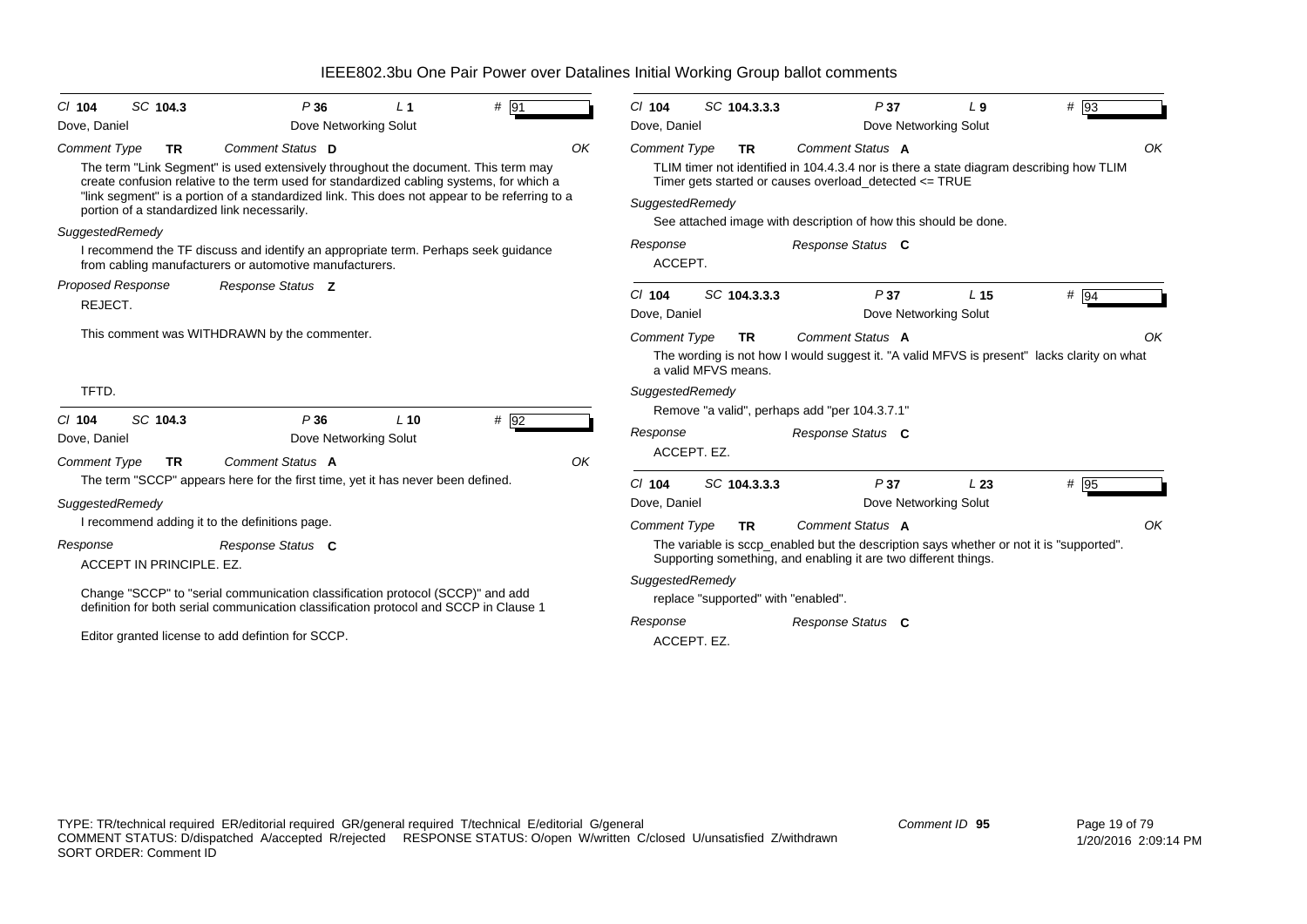# IEEE802.3bu One Pair Power over Datalines Initial Working Group ballot comments

**Cl** 104 **SC** 104.3 **P** 36 **L** 1 **#** 91

Dove, Daniel — Dove Networking Solut

*Comment Type* **TR** *Comment Status* **D** OK

The term "Link Segment" is used extensively throughout the document. This term may create confusion relative to the term used for standardized cabling systems, for which a "link segment" is a portion of a standardized link. This does not appear to be referring to a portion of a standardized link necessarily.

*SuggestedRemedy*

I recommend the TF discuss and identify an appropriate term. Perhaps seek guidance from cabling manufacturers or automotive manufacturers.

*Proposed Response* *Response Status* **Z**

REJECT.

This comment was WITHDRAWN by the commenter.

TFTD.

---

**Cl** 104 **SC** 104.3 **P** 36 **L** 10 **#** 92

Dove, Daniel — Dove Networking Solut

*Comment Type* **TR** *Comment Status* **A** OK

The term "SCCP" appears here for the first time, yet it has never been defined.

*SuggestedRemedy*

I recommend adding it to the definitions page.

*Response* *Response Status* **C**

ACCEPT IN PRINCIPLE. EZ.

Change "SCCP" to "serial communication classification protocol (SCCP)" and add definition for both serial communication classification protocol and SCCP in Clause 1

Editor granted license to add defintion for SCCP.

---

**Cl** 104 **SC** 104.3.3.3 **P** 37 **L** 9 **#** 93

Dove, Daniel — Dove Networking Solut

*Comment Type* **TR** *Comment Status* **A** OK

TLIM timer not identified in 104.4.3.4 nor is there a state diagram describing how TLIM Timer gets started or causes overload_detected <= TRUE

*SuggestedRemedy*

See attached image with description of how this should be done.

*Response* *Response Status* **C**

ACCEPT.

---

**Cl** 104 **SC** 104.3.3.3 **P** 37 **L** 15 **#** 94

Dove, Daniel — Dove Networking Solut

*Comment Type* **TR** *Comment Status* **A** OK

The wording is not how I would suggest it. "A valid MFVS is present" lacks clarity on what a valid MFVS means.

*SuggestedRemedy*

Remove "a valid", perhaps add "per 104.3.7.1"

*Response* *Response Status* **C**

ACCEPT. EZ.

---

**Cl** 104 **SC** 104.3.3.3 **P** 37 **L** 23 **#** 95

Dove, Daniel — Dove Networking Solut

*Comment Type* **TR** *Comment Status* **A** OK

The variable is sccp_enabled but the description says whether or not it is "supported". Supporting something, and enabling it are two different things.

*SuggestedRemedy*

replace "supported" with "enabled".

*Response* *Response Status* **C**

ACCEPT. EZ.

---

TYPE: TR/technical required ER/editorial required GR/general required T/technical E/editorial G/general
COMMENT STATUS: D/dispatched A/accepted R/rejected RESPONSE STATUS: O/open W/written C/closed U/unsatisfied Z/withdrawn
SORT ORDER: Comment ID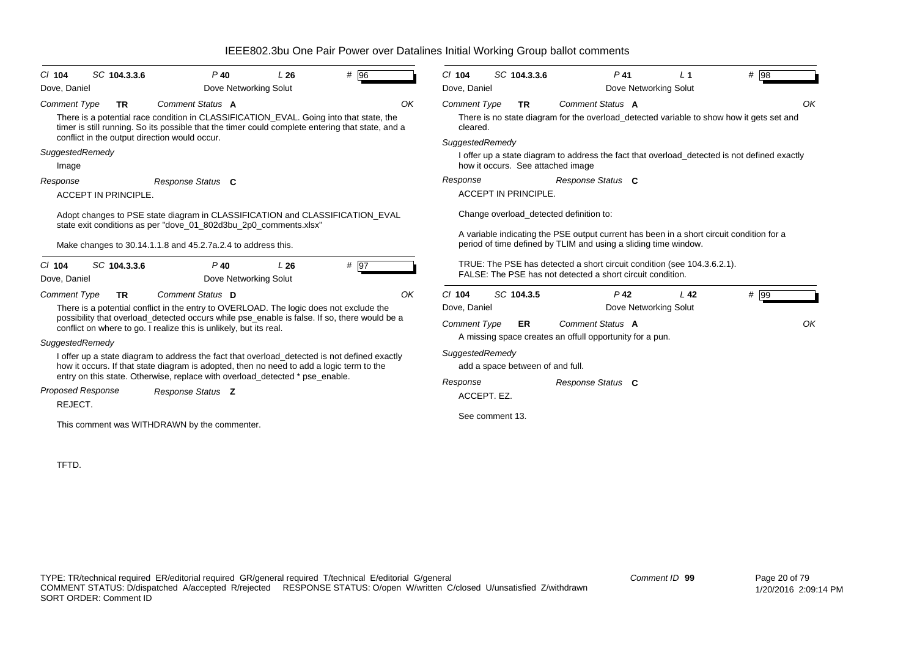# IEEE802.3bu One Pair Power over Datalines Initial Working Group ballot comments

**Cl** 104 **SC** 104.3.3.6 **P** 40 **L** 26 **#** 96
Dove, Daniel — Dove Networking Solut

*Comment Type* **TR** *Comment Status* **A** — OK

There is a potential race condition in CLASSIFICATION_EVAL. Going into that state, the timer is still running. So its possible that the timer could complete entering that state, and a conflict in the output direction would occur.

*SuggestedRemedy*

Image

*Response* — *Response Status* **C**

ACCEPT IN PRINCIPLE.

Adopt changes to PSE state diagram in CLASSIFICATION and CLASSIFICATION_EVAL state exit conditions as per "dove_01_802d3bu_2p0_comments.xlsx"

Make changes to 30.14.1.1.8 and 45.2.7a.2.4 to address this.

---

**Cl** 104 **SC** 104.3.3.6 **P** 40 **L** 26 **#** 97
Dove, Daniel — Dove Networking Solut

*Comment Type* **TR** *Comment Status* **D** — OK

There is a potential conflict in the entry to OVERLOAD. The logic does not exclude the possibility that overload_detected occurs while pse_enable is false. If so, there would be a conflict on where to go. I realize this is unlikely, but its real.

*SuggestedRemedy*

I offer up a state diagram to address the fact that overload_detected is not defined exactly how it occurs. If that state diagram is adopted, then no need to add a logic term to the entry on this state. Otherwise, replace with overload_detected * pse_enable.

*Proposed Response* — *Response Status* **Z**

REJECT.

This comment was WITHDRAWN by the commenter.

TFTD.

---

**Cl** 104 **SC** 104.3.3.6 **P** 41 **L** 1 **#** 98
Dove, Daniel — Dove Networking Solut

*Comment Type* **TR** *Comment Status* **A** — OK

There is no state diagram for the overload_detected variable to show how it gets set and cleared.

*SuggestedRemedy*

I offer up a state diagram to address the fact that overload_detected is not defined exactly how it occurs. See attached image

*Response* — *Response Status* **C**

ACCEPT IN PRINCIPLE.

Change overload_detected definition to:

A variable indicating the PSE output current has been in a short circuit condition for a period of time defined by TLIM and using a sliding time window.

TRUE: The PSE has detected a short circuit condition (see 104.3.6.2.1).
FALSE: The PSE has not detected a short circuit condition.

---

**Cl** 104 **SC** 104.3.5 **P** 42 **L** 42 **#** 99
Dove, Daniel — Dove Networking Solut

*Comment Type* **ER** *Comment Status* **A** — OK

A missing space creates an offull opportunity for a pun.

*SuggestedRemedy*

add a space between of and full.

*Response* — *Response Status* **C**

ACCEPT. EZ.

See comment 13.

---

TYPE: TR/technical required ER/editorial required GR/general required T/technical E/editorial G/general
COMMENT STATUS: D/dispatched A/accepted R/rejected RESPONSE STATUS: O/open W/written C/closed U/unsatisfied Z/withdrawn
SORT ORDER: Comment ID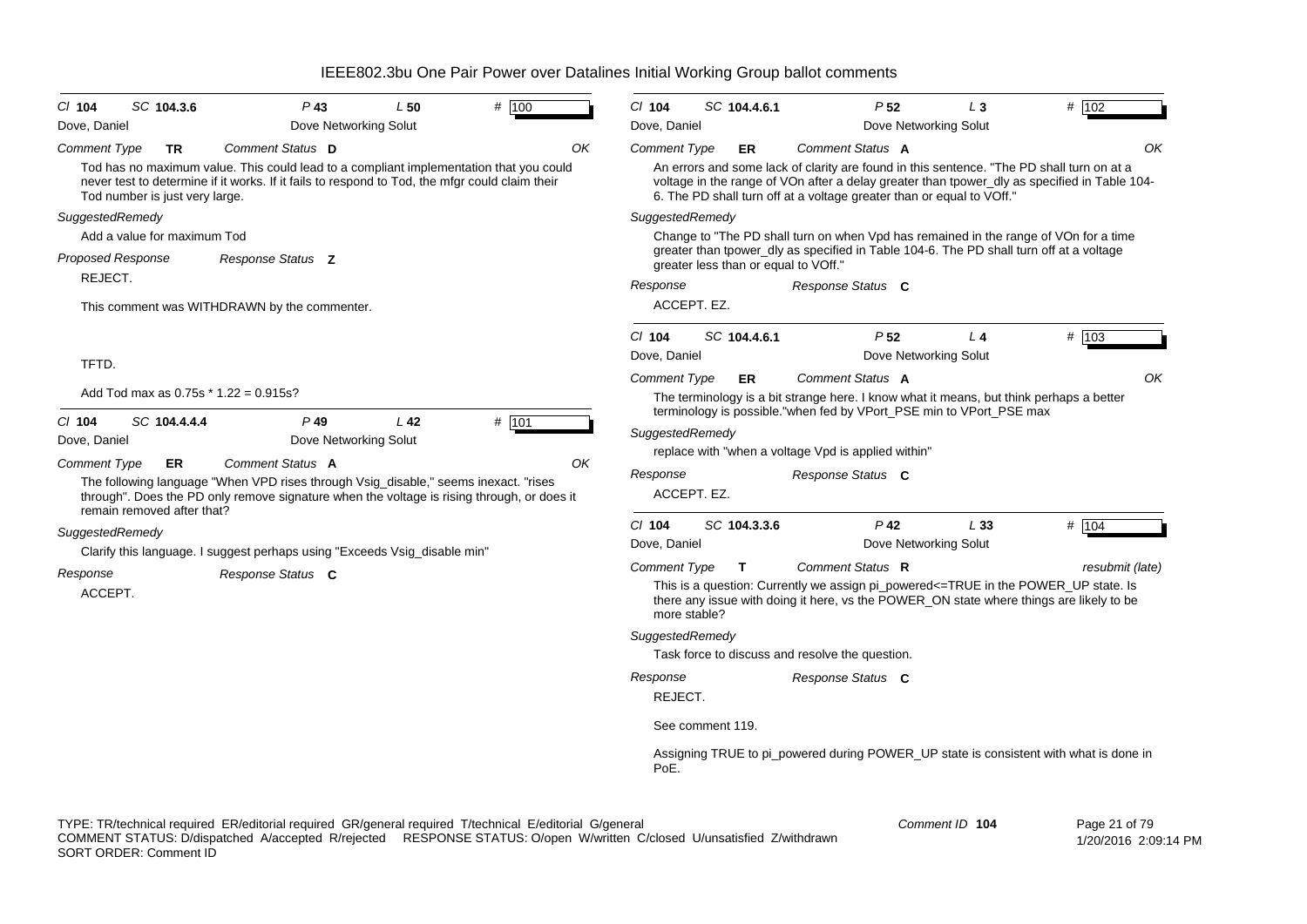# IEEE802.3bu One Pair Power over Datalines Initial Working Group ballot comments

**Cl** 104 **SC** 104.3.6 **P** 43 **L** 50 **#** 100

Dove, Daniel — Dove Networking Solut

*Comment Type* **TR** *Comment Status* **D** OK

Tod has no maximum value. This could lead to a compliant implementation that you could never test to determine if it works. If it fails to respond to Tod, the mfgr could claim their Tod number is just very large.

*SuggestedRemedy*

Add a value for maximum Tod

*Proposed Response* *Response Status* **Z**

REJECT.

This comment was WITHDRAWN by the commenter.

TFTD.

Add Tod max as 0.75s * 1.22 = 0.915s?

---

**Cl** 104 **SC** 104.4.4.4 **P** 49 **L** 42 **#** 101

Dove, Daniel — Dove Networking Solut

*Comment Type* **ER** *Comment Status* **A** OK

The following language "When VPD rises through Vsig_disable," seems inexact. "rises through". Does the PD only remove signature when the voltage is rising through, or does it remain removed after that?

*SuggestedRemedy*

Clarify this language. I suggest perhaps using "Exceeds Vsig_disable min"

*Response* *Response Status* **C**

ACCEPT.

---

**Cl** 104 **SC** 104.4.6.1 **P** 52 **L** 3 **#** 102

Dove, Daniel — Dove Networking Solut

*Comment Type* **ER** *Comment Status* **A** OK

An errors and some lack of clarity are found in this sentence. "The PD shall turn on at a voltage in the range of VOn after a delay greater than tpower_dly as specified in Table 104-6. The PD shall turn off at a voltage greater than or equal to VOff."

*SuggestedRemedy*

Change to "The PD shall turn on when Vpd has remained in the range of VOn for a time greater than tpower_dly as specified in Table 104-6. The PD shall turn off at a voltage greater less than or equal to VOff."

*Response* *Response Status* **C**

ACCEPT. EZ.

---

**Cl** 104 **SC** 104.4.6.1 **P** 52 **L** 4 **#** 103

Dove, Daniel — Dove Networking Solut

*Comment Type* **ER** *Comment Status* **A** OK

The terminology is a bit strange here. I know what it means, but think perhaps a better terminology is possible."when fed by VPort_PSE min to VPort_PSE max

*SuggestedRemedy*

replace with "when a voltage Vpd is applied within"

*Response* *Response Status* **C**

ACCEPT. EZ.

---

**Cl** 104 **SC** 104.3.3.6 **P** 42 **L** 33 **#** 104

Dove, Daniel — Dove Networking Solut

*Comment Type* **T** *Comment Status* **R** resubmit (late)

This is a question: Currently we assign pi_powered<=TRUE in the POWER_UP state. Is there any issue with doing it here, vs the POWER_ON state where things are likely to be more stable?

*SuggestedRemedy*

Task force to discuss and resolve the question.

*Response* *Response Status* **C**

REJECT.

See comment 119.

Assigning TRUE to pi_powered during POWER_UP state is consistent with what is done in PoE.

---

TYPE: TR/technical required ER/editorial required GR/general required T/technical E/editorial G/general
COMMENT STATUS: D/dispatched A/accepted R/rejected RESPONSE STATUS: O/open W/written C/closed U/unsatisfied Z/withdrawn
SORT ORDER: Comment ID

Comment ID 104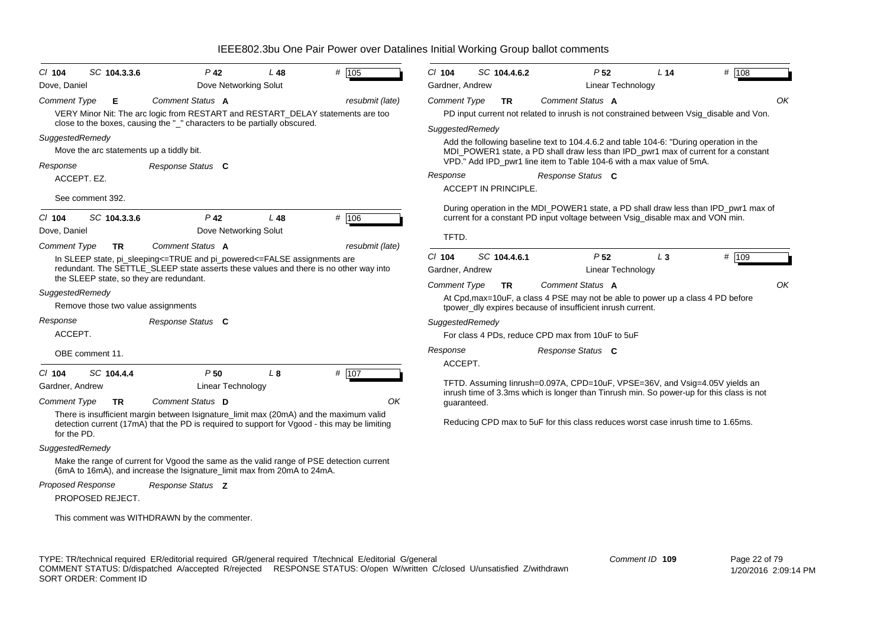# IEEE802.3bu One Pair Power over Datalines Initial Working Group ballot comments

**Cl** 104 **SC** 104.3.3.6 **P** 42 **L** 48 **#** 105
Dove, Daniel — Dove Networking Solut
*Comment Type* **E** *Comment Status* **A** resubmit (late)

VERY Minor Nit: The arc logic from RESTART and RESTART_DELAY statements are too close to the boxes, causing the "_" characters to be partially obscured.

*SuggestedRemedy*

Move the arc statements up a tiddly bit.

*Response* *Response Status* **C**

ACCEPT. EZ.

See comment 392.

---

**Cl** 104 **SC** 104.3.3.6 **P** 42 **L** 48 **#** 106
Dove, Daniel — Dove Networking Solut
*Comment Type* **TR** *Comment Status* **A** resubmit (late)

In SLEEP state, pi_sleeping<=TRUE and pi_powered<=FALSE assignments are redundant. The SETTLE_SLEEP state asserts these values and there is no other way into the SLEEP state, so they are redundant.

*SuggestedRemedy*

Remove those two value assignments

*Response* *Response Status* **C**

ACCEPT.

OBE comment 11.

---

**Cl** 104 **SC** 104.4.4 **P** 50 **L** 8 **#** 107
Gardner, Andrew — Linear Technology
*Comment Type* **TR** *Comment Status* **D** OK

There is insufficient margin between Isignature_limit max (20mA) and the maximum valid detection current (17mA) that the PD is required to support for Vgood - this may be limiting for the PD.

*SuggestedRemedy*

Make the range of current for Vgood the same as the valid range of PSE detection current (6mA to 16mA), and increase the Isignature_limit max from 20mA to 24mA.

*Proposed Response* *Response Status* **Z**

PROPOSED REJECT.

This comment was WITHDRAWN by the commenter.

---

**Cl** 104 **SC** 104.4.6.2 **P** 52 **L** 14 **#** 108
Gardner, Andrew — Linear Technology
*Comment Type* **TR** *Comment Status* **A** OK

PD input current not related to inrush is not constrained between Vsig_disable and Von.

*SuggestedRemedy*

Add the following baseline text to 104.4.6.2 and table 104-6: "During operation in the MDI_POWER1 state, a PD shall draw less than IPD_pwr1 max of current for a constant VPD." Add IPD_pwr1 line item to Table 104-6 with a max value of 5mA.

*Response* *Response Status* **C**

ACCEPT IN PRINCIPLE.

During operation in the MDI_POWER1 state, a PD shall draw less than IPD_pwr1 max of current for a constant PD input voltage between Vsig_disable max and VON min.

TFTD.

---

**Cl** 104 **SC** 104.4.6.1 **P** 52 **L** 3 **#** 109
Gardner, Andrew — Linear Technology
*Comment Type* **TR** *Comment Status* **A** OK

At Cpd,max=10uF, a class 4 PSE may not be able to power up a class 4 PD before tpower_dly expires because of insufficient inrush current.

*SuggestedRemedy*

For class 4 PDs, reduce CPD max from 10uF to 5uF

*Response* *Response Status* **C**

ACCEPT.

TFTD. Assuming Iinrush=0.097A, CPD=10uF, VPSE=36V, and Vsig=4.05V yields an inrush time of 3.3ms which is longer than Tinrush min. So power-up for this class is not guaranteed.

Reducing CPD max to 5uF for this class reduces worst case inrush time to 1.65ms.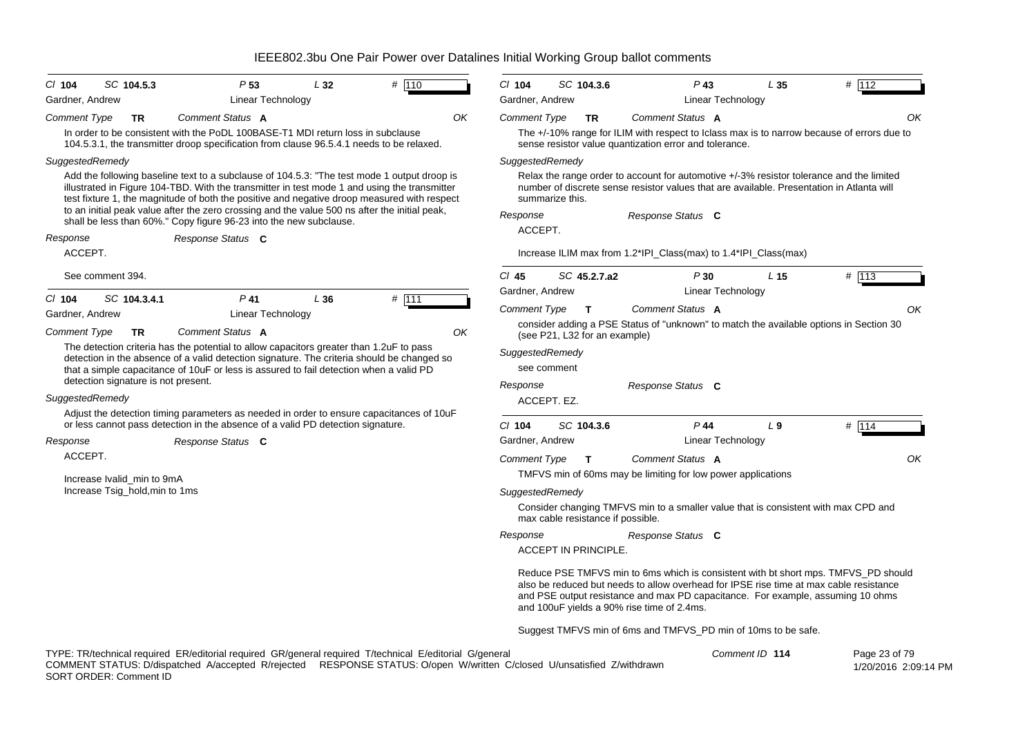| Cl 104 | SC 104.5.3 | P 53 | L 32 | # 110 |
|---|---|---|---|---|

Gardner, Andrew — Linear Technology

*Comment Type* **TR** *Comment Status* **A** OK

In order to be consistent with the PoDL 100BASE-T1 MDI return loss in subclause 104.5.3.1, the transmitter droop specification from clause 96.5.4.1 needs to be relaxed.

*SuggestedRemedy*

Add the following baseline text to a subclause of 104.5.3: "The test mode 1 output droop is illustrated in Figure 104-TBD. With the transmitter in test mode 1 and using the transmitter test fixture 1, the magnitude of both the positive and negative droop measured with respect to an initial peak value after the zero crossing and the value 500 ns after the initial peak, shall be less than 60%." Copy figure 96-23 into the new subclause.

*Response* *Response Status* **C**

ACCEPT.

See comment 394.

---

| Cl 104 | SC 104.3.4.1 | P 41 | L 36 | # 111 |
|---|---|---|---|---|

Gardner, Andrew — Linear Technology

*Comment Type* **TR** *Comment Status* **A** OK

The detection criteria has the potential to allow capacitors greater than 1.2uF to pass detection in the absence of a valid detection signature. The criteria should be changed so that a simple capacitance of 10uF or less is assured to fail detection when a valid PD detection signature is not present.

*SuggestedRemedy*

Adjust the detection timing parameters as needed in order to ensure capacitances of 10uF or less cannot pass detection in the absence of a valid PD detection signature.

*Response* *Response Status* **C**

ACCEPT.

Increase Ivalid_min to 9mA
Increase Tsig_hold,min to 1ms

---

| Cl 104 | SC 104.3.6 | P 43 | L 35 | # 112 |
|---|---|---|---|---|

Gardner, Andrew — Linear Technology

*Comment Type* **TR** *Comment Status* **A** OK

The +/-10% range for ILIM with respect to Iclass max is to narrow because of errors due to sense resistor value quantization error and tolerance.

*SuggestedRemedy*

Relax the range order to account for automotive +/-3% resistor tolerance and the limited number of discrete sense resistor values that are available. Presentation in Atlanta will summarize this.

*Response* *Response Status* **C**

ACCEPT.

Increase ILIM max from 1.2*IPI_Class(max) to 1.4*IPI_Class(max)

---

| Cl 45 | SC 45.2.7.a2 | P 30 | L 15 | # 113 |
|---|---|---|---|---|

Gardner, Andrew — Linear Technology

*Comment Type* **T** *Comment Status* **A** OK

consider adding a PSE Status of "unknown" to match the available options in Section 30 (see P21, L32 for an example)

*SuggestedRemedy*

see comment

*Response* *Response Status* **C**

ACCEPT. EZ.

---

| Cl 104 | SC 104.3.6 | P 44 | L 9 | # 114 |
|---|---|---|---|---|

Gardner, Andrew — Linear Technology

*Comment Type* **T** *Comment Status* **A** OK

TMFVS min of 60ms may be limiting for low power applications

*SuggestedRemedy*

Consider changing TMFVS min to a smaller value that is consistent with max CPD and max cable resistance if possible.

*Response* *Response Status* **C**

ACCEPT IN PRINCIPLE.

Reduce PSE TMFVS min to 6ms which is consistent with bt short mps. TMFVS_PD should also be reduced but needs to allow overhead for IPSE rise time at max cable resistance and PSE output resistance and max PD capacitance. For example, assuming 10 ohms and 100uF yields a 90% rise time of 2.4ms.

Suggest TMFVS min of 6ms and TMFVS_PD min of 10ms to be safe.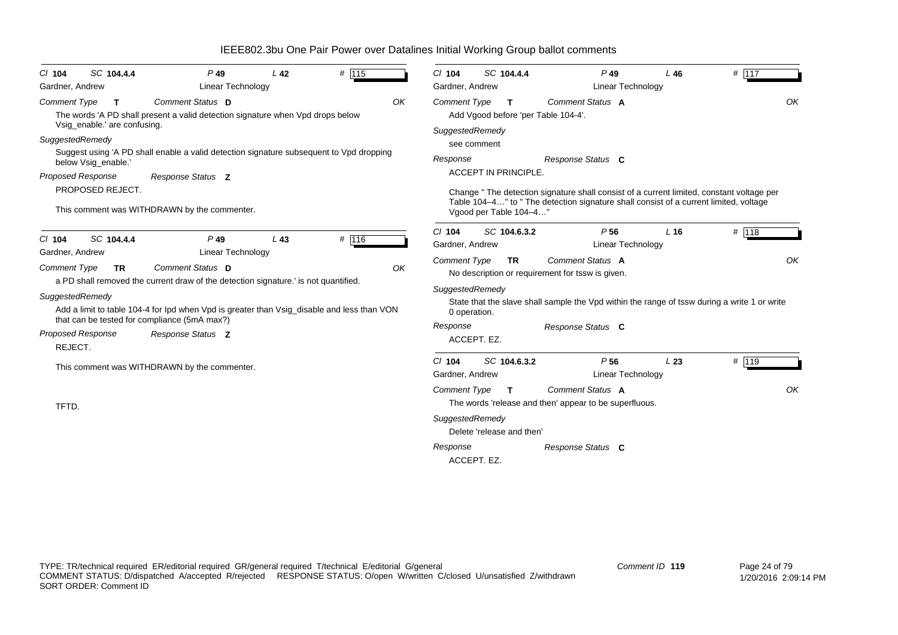# IEEE802.3bu One Pair Power over Datalines Initial Working Group ballot comments

**Cl 104 SC 104.4.4 P 49 L 42 # 115**
Gardner, Andrew — Linear Technology

*Comment Type* **T** *Comment Status* **D** OK

The words 'A PD shall present a valid detection signature when Vpd drops below Vsig_enable.' are confusing.

*SuggestedRemedy*

Suggest using 'A PD shall enable a valid detection signature subsequent to Vpd dropping below Vsig_enable.'

*Proposed Response* *Response Status* **Z**

PROPOSED REJECT.

This comment was WITHDRAWN by the commenter.

---

**Cl 104 SC 104.4.4 P 49 L 43 # 116**
Gardner, Andrew — Linear Technology

*Comment Type* **TR** *Comment Status* **D** OK

a PD shall removed the current draw of the detection signature.' is not quantified.

*SuggestedRemedy*

Add a limit to table 104-4 for Ipd when Vpd is greater than Vsig_disable and less than VON that can be tested for compliance (5mA max?)

*Proposed Response* *Response Status* **Z**

REJECT.

This comment was WITHDRAWN by the commenter.

TFTD.

---

**Cl 104 SC 104.4.4 P 49 L 46 # 117**
Gardner, Andrew — Linear Technology

*Comment Type* **T** *Comment Status* **A** OK

Add Vgood before 'per Table 104-4'.

*SuggestedRemedy*

see comment

*Response* *Response Status* **C**

ACCEPT IN PRINCIPLE.

Change " The detection signature shall consist of a current limited, constant voltage per Table 104–4…" to " The detection signature shall consist of a current limited, voltage Vgood per Table 104–4…"

---

**Cl 104 SC 104.6.3.2 P 56 L 16 # 118**
Gardner, Andrew — Linear Technology

*Comment Type* **TR** *Comment Status* **A** OK

No description or requirement for tssw is given.

*SuggestedRemedy*

State that the slave shall sample the Vpd within the range of tssw during a write 1 or write 0 operation.

*Response* *Response Status* **C**

ACCEPT. EZ.

---

**Cl 104 SC 104.6.3.2 P 56 L 23 # 119**
Gardner, Andrew — Linear Technology

*Comment Type* **T** *Comment Status* **A** OK

The words 'release and then' appear to be superfluous.

*SuggestedRemedy*

Delete 'release and then'

*Response* *Response Status* **C**

ACCEPT. EZ.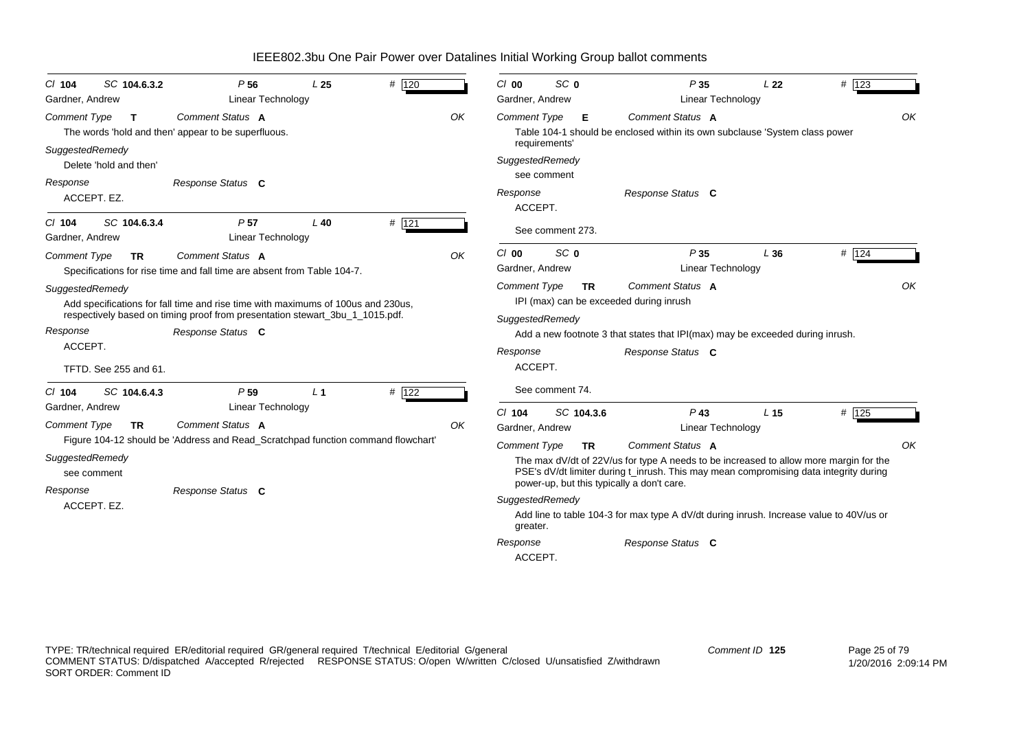# IEEE802.3bu One Pair Power over Datalines Initial Working Group ballot comments

---

**Cl** 104 **SC** 104.6.3.2 **P** 56 **L** 25 **#** 120
Gardner, Andrew — Linear Technology

*Comment Type* **T** *Comment Status* **A** OK

The words 'hold and then' appear to be superfluous.

*SuggestedRemedy*

Delete 'hold and then'

*Response* — *Response Status* **C**

ACCEPT. EZ.

---

**Cl** 104 **SC** 104.6.3.4 **P** 57 **L** 40 **#** 121
Gardner, Andrew — Linear Technology

*Comment Type* **TR** *Comment Status* **A** OK

Specifications for rise time and fall time are absent from Table 104-7.

*SuggestedRemedy*

Add specifications for fall time and rise time with maximums of 100us and 230us, respectively based on timing proof from presentation stewart_3bu_1_1015.pdf.

*Response* — *Response Status* **C**

ACCEPT.

TFTD. See 255 and 61.

---

**Cl** 104 **SC** 104.6.4.3 **P** 59 **L** 1 **#** 122
Gardner, Andrew — Linear Technology

*Comment Type* **TR** *Comment Status* **A** OK

Figure 104-12 should be 'Address and Read_Scratchpad function command flowchart'

*SuggestedRemedy*

see comment

*Response* — *Response Status* **C**

ACCEPT. EZ.

---

**Cl** 00 **SC** 0 **P** 35 **L** 22 **#** 123
Gardner, Andrew — Linear Technology

*Comment Type* **E** *Comment Status* **A** OK

Table 104-1 should be enclosed within its own subclause 'System class power requirements'

*SuggestedRemedy*

see comment

*Response* — *Response Status* **C**

ACCEPT.

See comment 273.

---

**Cl** 00 **SC** 0 **P** 35 **L** 36 **#** 124
Gardner, Andrew — Linear Technology

*Comment Type* **TR** *Comment Status* **A** OK

IPI (max) can be exceeded during inrush

*SuggestedRemedy*

Add a new footnote 3 that states that IPI(max) may be exceeded during inrush.

*Response* — *Response Status* **C**

ACCEPT.

See comment 74.

---

**Cl** 104 **SC** 104.3.6 **P** 43 **L** 15 **#** 125
Gardner, Andrew — Linear Technology

*Comment Type* **TR** *Comment Status* **A** OK

The max dV/dt of 22V/us for type A needs to be increased to allow more margin for the PSE's dV/dt limiter during t_inrush. This may mean compromising data integrity during power-up, but this typically a don't care.

*SuggestedRemedy*

Add line to table 104-3 for max type A dV/dt during inrush. Increase value to 40V/us or greater.

*Response* — *Response Status* **C**

ACCEPT.

---

TYPE: TR/technical required ER/editorial required GR/general required T/technical E/editorial G/general
COMMENT STATUS: D/dispatched A/accepted R/rejected RESPONSE STATUS: O/open W/written C/closed U/unsatisfied Z/withdrawn
SORT ORDER: Comment ID

Comment ID **125**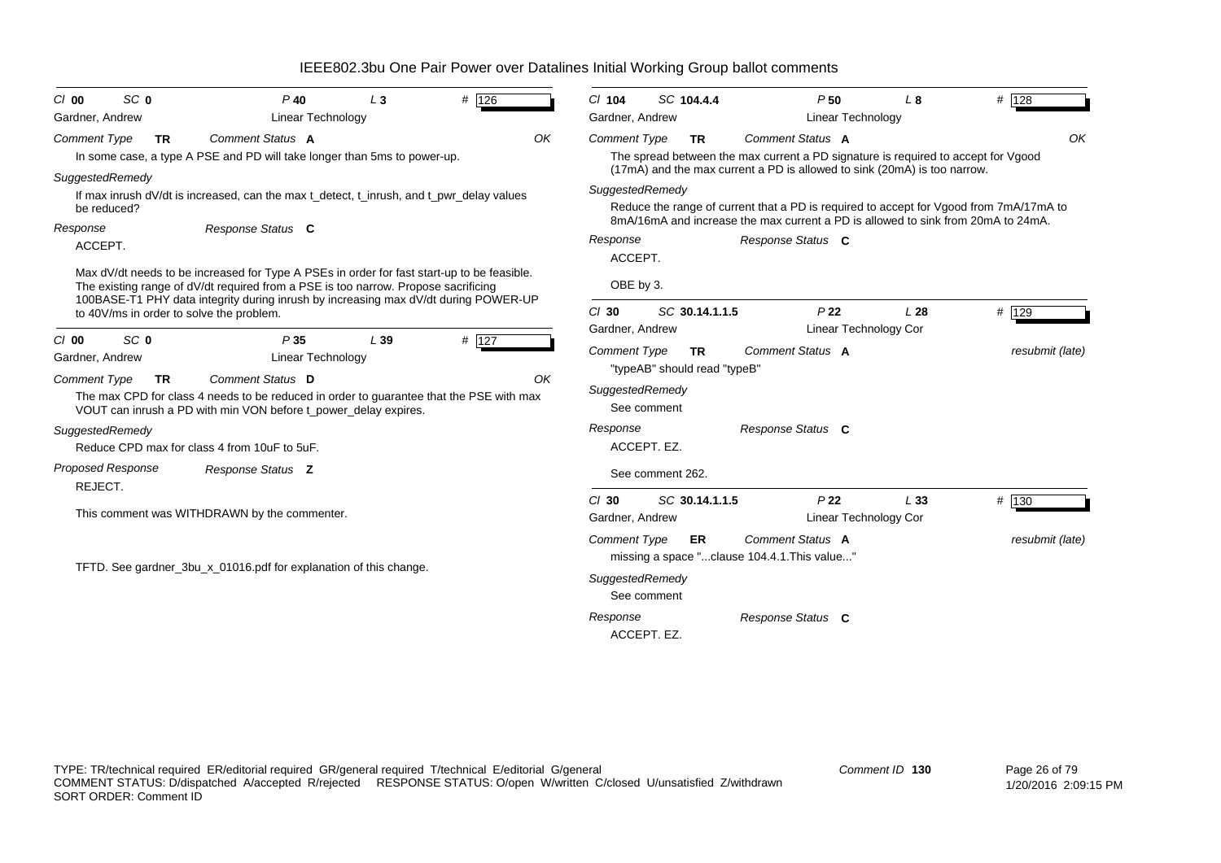# IEEE802.3bu One Pair Power over Datalines Initial Working Group ballot comments

*Cl* **00** *SC* **0** *P* **40** *L* **3** # 126

Gardner, Andrew — Linear Technology

*Comment Type* **TR** *Comment Status* **A** OK

In some case, a type A PSE and PD will take longer than 5ms to power-up.

*SuggestedRemedy*

If max inrush dV/dt is increased, can the max t_detect, t_inrush, and t_pwr_delay values be reduced?

*Response* *Response Status* **C**

ACCEPT.

Max dV/dt needs to be increased for Type A PSEs in order for fast start-up to be feasible. The existing range of dV/dt required from a PSE is too narrow. Propose sacrificing 100BASE-T1 PHY data integrity during inrush by increasing max dV/dt during POWER-UP to 40V/ms in order to solve the problem.

---

*Cl* **00** *SC* **0** *P* **35** *L* **39** # 127

Gardner, Andrew — Linear Technology

*Comment Type* **TR** *Comment Status* **D** OK

The max CPD for class 4 needs to be reduced in order to guarantee that the PSE with max VOUT can inrush a PD with min VON before t_power_delay expires.

*SuggestedRemedy*

Reduce CPD max for class 4 from 10uF to 5uF.

*Proposed Response* *Response Status* **Z**

REJECT.

This comment was WITHDRAWN by the commenter.

TFTD. See gardner_3bu_x_01016.pdf for explanation of this change.

---

*Cl* **104** *SC* **104.4.4** *P* **50** *L* **8** # 128

Gardner, Andrew — Linear Technology

*Comment Type* **TR** *Comment Status* **A** OK

The spread between the max current a PD signature is required to accept for Vgood (17mA) and the max current a PD is allowed to sink (20mA) is too narrow.

*SuggestedRemedy*

Reduce the range of current that a PD is required to accept for Vgood from 7mA/17mA to 8mA/16mA and increase the max current a PD is allowed to sink from 20mA to 24mA.

*Response* *Response Status* **C**

ACCEPT.

OBE by 3.

---

*Cl* **30** *SC* **30.14.1.1.5** *P* **22** *L* **28** # 129

Gardner, Andrew — Linear Technology Cor

*Comment Type* **TR** *Comment Status* **A** resubmit (late)

"typeAB" should read "typeB"

*SuggestedRemedy*

See comment

*Response* *Response Status* **C**

ACCEPT. EZ.

See comment 262.

---

*Cl* **30** *SC* **30.14.1.1.5** *P* **22** *L* **33** # 130

Gardner, Andrew — Linear Technology Cor

*Comment Type* **ER** *Comment Status* **A** resubmit (late)

missing a space "...clause 104.4.1.This value..."

*SuggestedRemedy*

See comment

*Response* *Response Status* **C**

ACCEPT. EZ.

---

TYPE: TR/technical required ER/editorial required GR/general required T/technical E/editorial G/general
COMMENT STATUS: D/dispatched A/accepted R/rejected RESPONSE STATUS: O/open W/written C/closed U/unsatisfied Z/withdrawn
SORT ORDER: Comment ID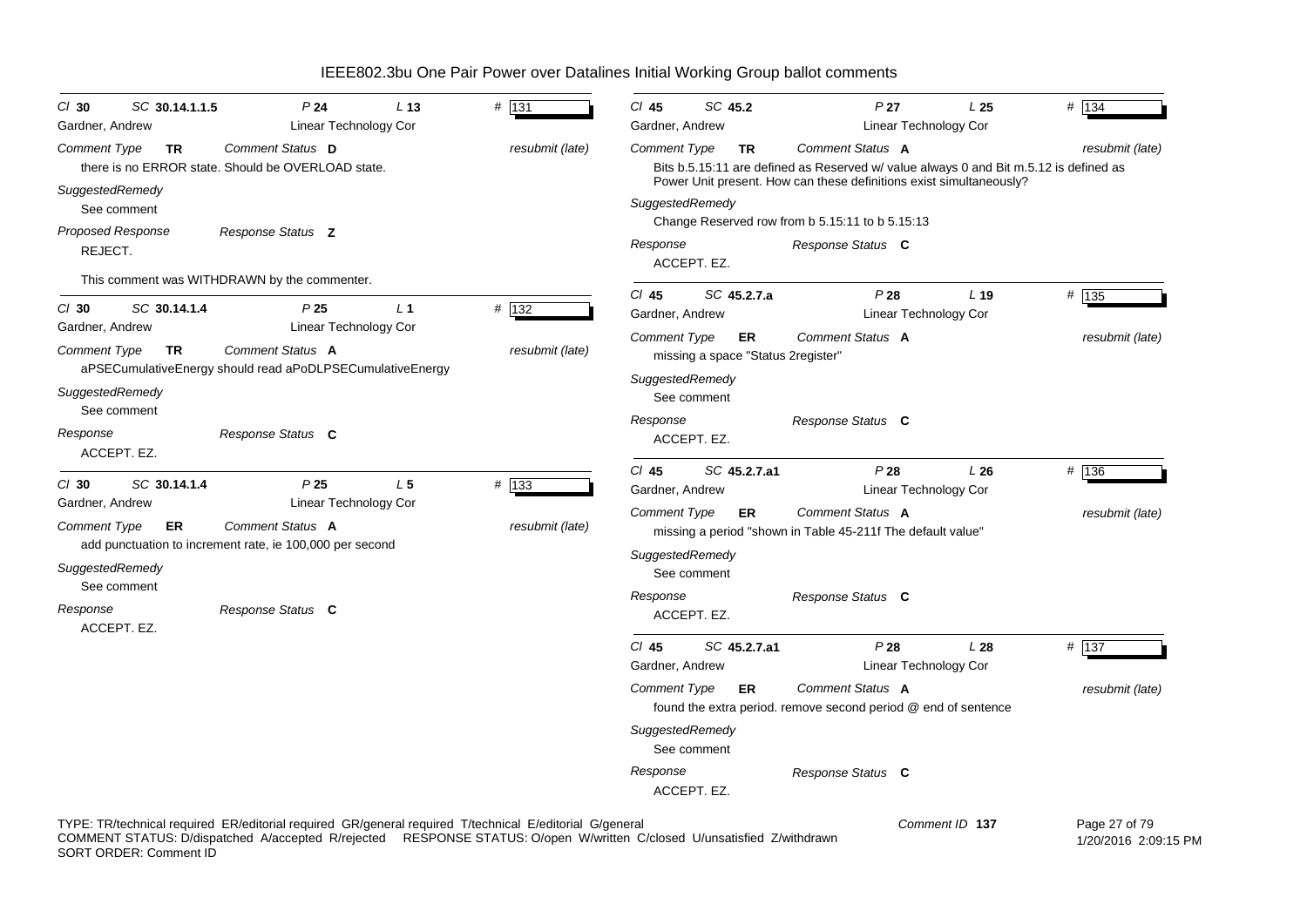# IEEE802.3bu One Pair Power over Datalines Initial Working Group ballot comments

**Cl** 30 **SC** 30.14.1.1.5 **P** 24 **L** 13 **#** 131
Gardner, Andrew — Linear Technology Cor

*Comment Type* **TR** *Comment Status* **D** *resubmit (late)*
there is no ERROR state. Should be OVERLOAD state.

*SuggestedRemedy*
See comment

*Proposed Response* *Response Status* **Z**
REJECT.

This comment was WITHDRAWN by the commenter.

---

**Cl** 30 **SC** 30.14.1.4 **P** 25 **L** 1 **#** 132
Gardner, Andrew — Linear Technology Cor

*Comment Type* **TR** *Comment Status* **A** *resubmit (late)*
aPSECumulativeEnergy should read aPoDLPSECumulativeEnergy

*SuggestedRemedy*
See comment

*Response* *Response Status* **C**
ACCEPT. EZ.

---

**Cl** 30 **SC** 30.14.1.4 **P** 25 **L** 5 **#** 133
Gardner, Andrew — Linear Technology Cor

*Comment Type* **ER** *Comment Status* **A** *resubmit (late)*
add punctuation to increment rate, ie 100,000 per second

*SuggestedRemedy*
See comment

*Response* *Response Status* **C**
ACCEPT. EZ.

---

**Cl** 45 **SC** 45.2 **P** 27 **L** 25 **#** 134
Gardner, Andrew — Linear Technology Cor

*Comment Type* **TR** *Comment Status* **A** *resubmit (late)*
Bits b.5.15:11 are defined as Reserved w/ value always 0 and Bit m.5.12 is defined as Power Unit present. How can these definitions exist simultaneously?

*SuggestedRemedy*
Change Reserved row from b 5.15:11 to b 5.15:13

*Response* *Response Status* **C**
ACCEPT. EZ.

---

**Cl** 45 **SC** 45.2.7.a **P** 28 **L** 19 **#** 135
Gardner, Andrew — Linear Technology Cor

*Comment Type* **ER** *Comment Status* **A** *resubmit (late)*
missing a space "Status 2register"

*SuggestedRemedy*
See comment

*Response* *Response Status* **C**
ACCEPT. EZ.

---

**Cl** 45 **SC** 45.2.7.a1 **P** 28 **L** 26 **#** 136
Gardner, Andrew — Linear Technology Cor

*Comment Type* **ER** *Comment Status* **A** *resubmit (late)*
missing a period "shown in Table 45-211f The default value"

*SuggestedRemedy*
See comment

*Response* *Response Status* **C**
ACCEPT. EZ.

---

**Cl** 45 **SC** 45.2.7.a1 **P** 28 **L** 28 **#** 137
Gardner, Andrew — Linear Technology Cor

*Comment Type* **ER** *Comment Status* **A** *resubmit (late)*
found the extra period. remove second period @ end of sentence

*SuggestedRemedy*
See comment

*Response* *Response Status* **C**
ACCEPT. EZ.

---

TYPE: TR/technical required ER/editorial required GR/general required T/technical E/editorial G/general
COMMENT STATUS: D/dispatched A/accepted R/rejected RESPONSE STATUS: O/open W/written C/closed U/unsatisfied Z/withdrawn
SORT ORDER: Comment ID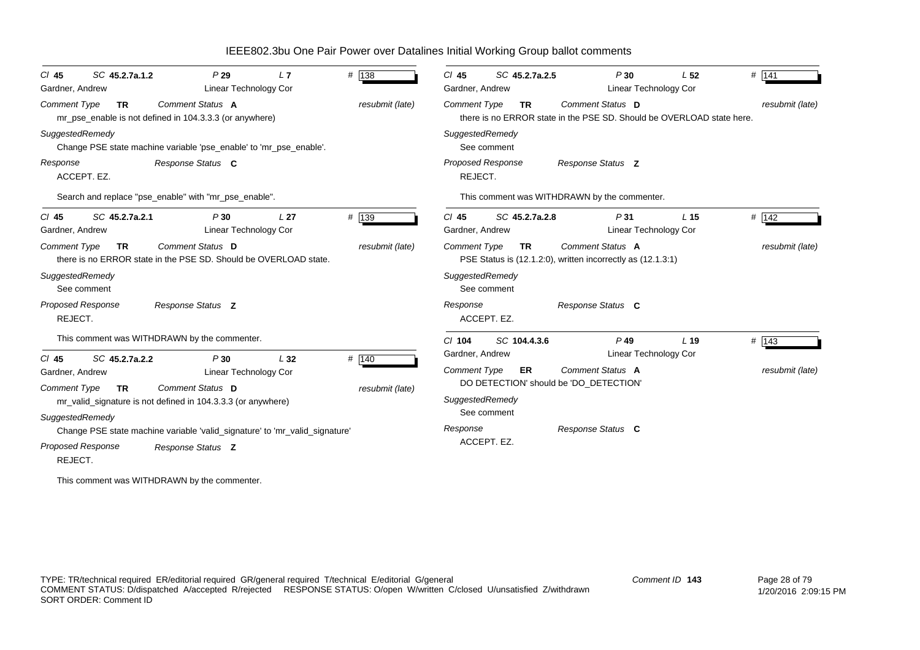# IEEE802.3bu One Pair Power over Datalines Initial Working Group ballot comments

**Cl 45** **SC 45.2.7a.1.2** **P 29** **L 7** **# 138**
Gardner, Andrew — Linear Technology Cor

*Comment Type* **TR** *Comment Status* **A** *resubmit (late)*

mr_pse_enable is not defined in 104.3.3.3 (or anywhere)

*SuggestedRemedy*

Change PSE state machine variable 'pse_enable' to 'mr_pse_enable'.

*Response* *Response Status* **C**

ACCEPT. EZ.

Search and replace "pse_enable" with "mr_pse_enable".

---

**Cl 45** **SC 45.2.7a.2.1** **P 30** **L 27** **# 139**
Gardner, Andrew — Linear Technology Cor

*Comment Type* **TR** *Comment Status* **D** *resubmit (late)*

there is no ERROR state in the PSE SD. Should be OVERLOAD state.

*SuggestedRemedy*

See comment

*Proposed Response* *Response Status* **Z**

REJECT.

This comment was WITHDRAWN by the commenter.

---

**Cl 45** **SC 45.2.7a.2.2** **P 30** **L 32** **# 140**
Gardner, Andrew — Linear Technology Cor

*Comment Type* **TR** *Comment Status* **D** *resubmit (late)*

mr_valid_signature is not defined in 104.3.3.3 (or anywhere)

*SuggestedRemedy*

Change PSE state machine variable 'valid_signature' to 'mr_valid_signature'

*Proposed Response* *Response Status* **Z**

REJECT.

This comment was WITHDRAWN by the commenter.

---

**Cl 45** **SC 45.2.7a.2.5** **P 30** **L 52** **# 141**
Gardner, Andrew — Linear Technology Cor

*Comment Type* **TR** *Comment Status* **D** *resubmit (late)*

there is no ERROR state in the PSE SD. Should be OVERLOAD state here.

*SuggestedRemedy*

See comment

*Proposed Response* *Response Status* **Z**

REJECT.

This comment was WITHDRAWN by the commenter.

---

**Cl 45** **SC 45.2.7a.2.8** **P 31** **L 15** **# 142**
Gardner, Andrew — Linear Technology Cor

*Comment Type* **TR** *Comment Status* **A** *resubmit (late)*

PSE Status is (12.1.2:0), written incorrectly as (12.1.3:1)

*SuggestedRemedy*

See comment

*Response* *Response Status* **C**

ACCEPT. EZ.

---

**Cl 104** **SC 104.4.3.6** **P 49** **L 19** **# 143**
Gardner, Andrew — Linear Technology Cor

*Comment Type* **ER** *Comment Status* **A** *resubmit (late)*

DO DETECTION' should be 'DO_DETECTION'

*SuggestedRemedy*

See comment

*Response* *Response Status* **C**

ACCEPT. EZ.

---

TYPE: TR/technical required ER/editorial required GR/general required T/technical E/editorial G/general
COMMENT STATUS: D/dispatched A/accepted R/rejected RESPONSE STATUS: O/open W/written C/closed U/unsatisfied Z/withdrawn
SORT ORDER: Comment ID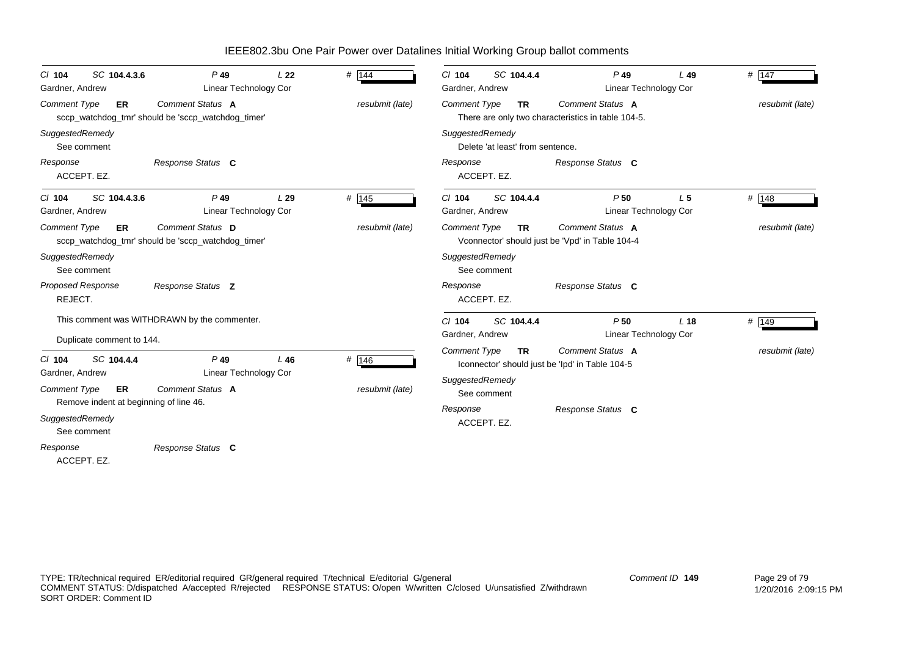# IEEE802.3bu One Pair Power over Datalines Initial Working Group ballot comments

---

**Cl 104** **SC 104.4.3.6** **P 49** **L 22** **# 144**
Gardner, Andrew — Linear Technology Cor

*Comment Type* **ER** *Comment Status* **A** *resubmit (late)*

sccp_watchdog_tmr' should be 'sccp_watchdog_timer'

*SuggestedRemedy*

See comment

*Response* *Response Status* **C**

ACCEPT. EZ.

---

**Cl 104** **SC 104.4.3.6** **P 49** **L 29** **# 145**
Gardner, Andrew — Linear Technology Cor

*Comment Type* **ER** *Comment Status* **D** *resubmit (late)*

sccp_watchdog_tmr' should be 'sccp_watchdog_timer'

*SuggestedRemedy*

See comment

*Proposed Response* *Response Status* **Z**

REJECT.

This comment was WITHDRAWN by the commenter.

Duplicate comment to 144.

---

**Cl 104** **SC 104.4.4** **P 49** **L 46** **# 146**
Gardner, Andrew — Linear Technology Cor

*Comment Type* **ER** *Comment Status* **A** *resubmit (late)*

Remove indent at beginning of line 46.

*SuggestedRemedy*

See comment

*Response* *Response Status* **C**

ACCEPT. EZ.

---

**Cl 104** **SC 104.4.4** **P 49** **L 49** **# 147**
Gardner, Andrew — Linear Technology Cor

*Comment Type* **TR** *Comment Status* **A** *resubmit (late)*

There are only two characteristics in table 104-5.

*SuggestedRemedy*

Delete 'at least' from sentence.

*Response* *Response Status* **C**

ACCEPT. EZ.

---

**Cl 104** **SC 104.4.4** **P 50** **L 5** **# 148**
Gardner, Andrew — Linear Technology Cor

*Comment Type* **TR** *Comment Status* **A** *resubmit (late)*

Vconnector' should just be 'Vpd' in Table 104-4

*SuggestedRemedy*

See comment

*Response* *Response Status* **C**

ACCEPT. EZ.

---

**Cl 104** **SC 104.4.4** **P 50** **L 18** **# 149**
Gardner, Andrew — Linear Technology Cor

*Comment Type* **TR** *Comment Status* **A** *resubmit (late)*

Iconnector' should just be 'Ipd' in Table 104-5

*SuggestedRemedy*

See comment

*Response* *Response Status* **C**

ACCEPT. EZ.

---

TYPE: TR/technical required ER/editorial required GR/general required T/technical E/editorial G/general
COMMENT STATUS: D/dispatched A/accepted R/rejected RESPONSE STATUS: O/open W/written C/closed U/unsatisfied Z/withdrawn
SORT ORDER: Comment ID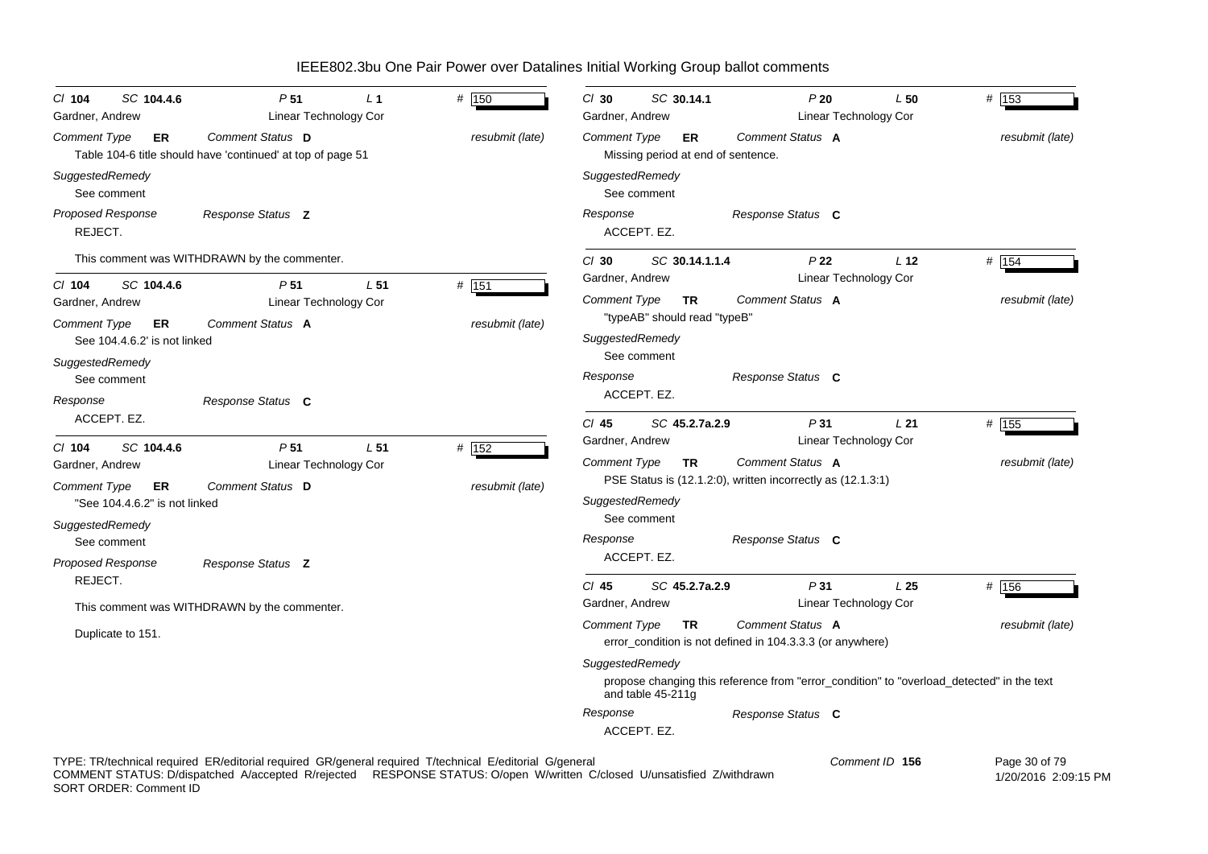# IEEE802.3bu One Pair Power over Datalines Initial Working Group ballot comments

---

**Cl** 104 **SC** 104.4.6 **P** 51 **L** 1 **#** 150

Gardner, Andrew — Linear Technology Cor

*Comment Type* **ER** *Comment Status* **D** *resubmit (late)*

Table 104-6 title should have 'continued' at top of page 51

*SuggestedRemedy*

See comment

*Proposed Response* *Response Status* **Z**

REJECT.

This comment was WITHDRAWN by the commenter.

---

**Cl** 104 **SC** 104.4.6 **P** 51 **L** 51 **#** 151

Gardner, Andrew — Linear Technology Cor

*Comment Type* **ER** *Comment Status* **A** *resubmit (late)*

See 104.4.6.2' is not linked

*SuggestedRemedy*

See comment

*Response* *Response Status* **C**

ACCEPT. EZ.

---

**Cl** 104 **SC** 104.4.6 **P** 51 **L** 51 **#** 152

Gardner, Andrew — Linear Technology Cor

*Comment Type* **ER** *Comment Status* **D** *resubmit (late)*

"See 104.4.6.2" is not linked

*SuggestedRemedy*

See comment

*Proposed Response* *Response Status* **Z**

REJECT.

This comment was WITHDRAWN by the commenter.

Duplicate to 151.

---

**Cl** 30 **SC** 30.14.1 **P** 20 **L** 50 **#** 153

Gardner, Andrew — Linear Technology Cor

*Comment Type* **ER** *Comment Status* **A** *resubmit (late)*

Missing period at end of sentence.

*SuggestedRemedy*

See comment

*Response* *Response Status* **C**

ACCEPT. EZ.

---

**Cl** 30 **SC** 30.14.1.1.4 **P** 22 **L** 12 **#** 154

Gardner, Andrew — Linear Technology Cor

*Comment Type* **TR** *Comment Status* **A** *resubmit (late)*

"typeAB" should read "typeB"

*SuggestedRemedy*

See comment

*Response* *Response Status* **C**

ACCEPT. EZ.

---

**Cl** 45 **SC** 45.2.7a.2.9 **P** 31 **L** 21 **#** 155

Gardner, Andrew — Linear Technology Cor

*Comment Type* **TR** *Comment Status* **A** *resubmit (late)*

PSE Status is (12.1.2:0), written incorrectly as (12.1.3:1)

*SuggestedRemedy*

See comment

*Response* *Response Status* **C**

ACCEPT. EZ.

---

**Cl** 45 **SC** 45.2.7a.2.9 **P** 31 **L** 25 **#** 156

Gardner, Andrew — Linear Technology Cor

*Comment Type* **TR** *Comment Status* **A** *resubmit (late)*

error_condition is not defined in 104.3.3.3 (or anywhere)

*SuggestedRemedy*

propose changing this reference from "error_condition" to "overload_detected" in the text and table 45-211g

*Response* *Response Status* **C**

ACCEPT. EZ.

---

TYPE: TR/technical required ER/editorial required GR/general required T/technical E/editorial G/general
COMMENT STATUS: D/dispatched A/accepted R/rejected RESPONSE STATUS: O/open W/written C/closed U/unsatisfied Z/withdrawn
SORT ORDER: Comment ID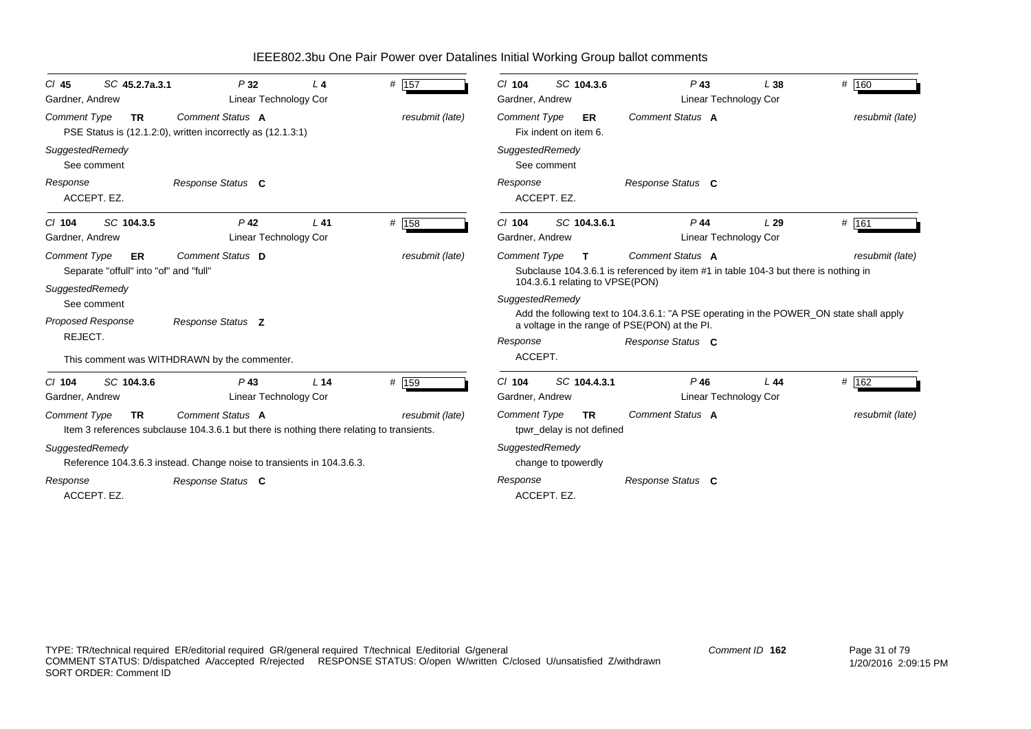# IEEE802.3bu One Pair Power over Datalines Initial Working Group ballot comments

**Cl** 45 **SC** 45.2.7a.3.1 **P** 32 **L** 4 **#** 157
Gardner, Andrew — Linear Technology Cor

**Comment Type** TR **Comment Status** A — resubmit (late)

PSE Status is (12.1.2:0), written incorrectly as (12.1.3:1)

**SuggestedRemedy**
See comment

**Response** — **Response Status** C
ACCEPT. EZ.

---

**Cl** 104 **SC** 104.3.5 **P** 42 **L** 41 **#** 158
Gardner, Andrew — Linear Technology Cor

**Comment Type** ER **Comment Status** D — resubmit (late)

Separate "offull" into "of" and "full"

**SuggestedRemedy**
See comment

**Proposed Response** — **Response Status** Z
REJECT.

This comment was WITHDRAWN by the commenter.

---

**Cl** 104 **SC** 104.3.6 **P** 43 **L** 14 **#** 159
Gardner, Andrew — Linear Technology Cor

**Comment Type** TR **Comment Status** A — resubmit (late)

Item 3 references subclause 104.3.6.1 but there is nothing there relating to transients.

**SuggestedRemedy**
Reference 104.3.6.3 instead. Change noise to transients in 104.3.6.3.

**Response** — **Response Status** C
ACCEPT. EZ.

---

**Cl** 104 **SC** 104.3.6 **P** 43 **L** 38 **#** 160
Gardner, Andrew — Linear Technology Cor

**Comment Type** ER **Comment Status** A — resubmit (late)

Fix indent on item 6.

**SuggestedRemedy**
See comment

**Response** — **Response Status** C
ACCEPT. EZ.

---

**Cl** 104 **SC** 104.3.6.1 **P** 44 **L** 29 **#** 161
Gardner, Andrew — Linear Technology Cor

**Comment Type** T **Comment Status** A — resubmit (late)

Subclause 104.3.6.1 is referenced by item #1 in table 104-3 but there is nothing in 104.3.6.1 relating to VPSE(PON)

**SuggestedRemedy**
Add the following text to 104.3.6.1: "A PSE operating in the POWER_ON state shall apply a voltage in the range of PSE(PON) at the PI.

**Response** — **Response Status** C
ACCEPT.

---

**Cl** 104 **SC** 104.4.3.1 **P** 46 **L** 44 **#** 162
Gardner, Andrew — Linear Technology Cor

**Comment Type** TR **Comment Status** A — resubmit (late)

tpwr_delay is not defined

**SuggestedRemedy**
change to tpowerdly

**Response** — **Response Status** C
ACCEPT. EZ.

---

TYPE: TR/technical required ER/editorial required GR/general required T/technical E/editorial G/general
COMMENT STATUS: D/dispatched A/accepted R/rejected RESPONSE STATUS: O/open W/written C/closed U/unsatisfied Z/withdrawn
SORT ORDER: Comment ID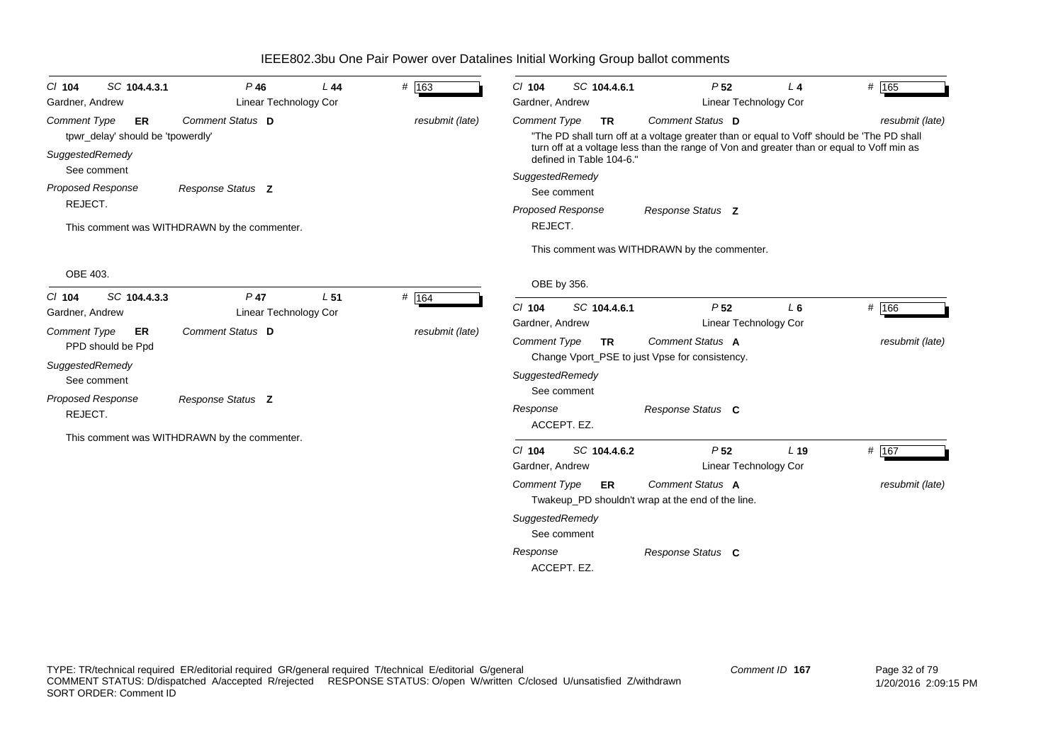# IEEE802.3bu One Pair Power over Datalines Initial Working Group ballot comments

**Cl** 104 **SC** 104.4.3.1 **P** 46 **L** 44 **#** 163

Gardner, Andrew — Linear Technology Cor

*Comment Type* **ER** *Comment Status* **D** *resubmit (late)*

tpwr_delay' should be 'tpowerdly'

*SuggestedRemedy*

See comment

*Proposed Response* *Response Status* **Z**

REJECT.

This comment was WITHDRAWN by the commenter.

OBE 403.

---

**Cl** 104 **SC** 104.4.3.3 **P** 47 **L** 51 **#** 164

Gardner, Andrew — Linear Technology Cor

*Comment Type* **ER** *Comment Status* **D** *resubmit (late)*

PPD should be Ppd

*SuggestedRemedy*

See comment

*Proposed Response* *Response Status* **Z**

REJECT.

This comment was WITHDRAWN by the commenter.

---

**Cl** 104 **SC** 104.4.6.1 **P** 52 **L** 4 **#** 165

Gardner, Andrew — Linear Technology Cor

*Comment Type* **TR** *Comment Status* **D** *resubmit (late)*

"The PD shall turn off at a voltage greater than or equal to Voff' should be 'The PD shall turn off at a voltage less than the range of Von and greater than or equal to Voff min as defined in Table 104-6."

*SuggestedRemedy*

See comment

*Proposed Response* *Response Status* **Z**

REJECT.

This comment was WITHDRAWN by the commenter.

OBE by 356.

---

**Cl** 104 **SC** 104.4.6.1 **P** 52 **L** 6 **#** 166

Gardner, Andrew — Linear Technology Cor

*Comment Type* **TR** *Comment Status* **A** *resubmit (late)*

Change Vport_PSE to just Vpse for consistency.

*SuggestedRemedy*

See comment

*Response* *Response Status* **C**

ACCEPT. EZ.

---

**Cl** 104 **SC** 104.4.6.2 **P** 52 **L** 19 **#** 167

Gardner, Andrew — Linear Technology Cor

*Comment Type* **ER** *Comment Status* **A** *resubmit (late)*

Twakeup_PD shouldn't wrap at the end of the line.

*SuggestedRemedy*

See comment

*Response* *Response Status* **C**

ACCEPT. EZ.

---

TYPE: TR/technical required ER/editorial required GR/general required T/technical E/editorial G/general
COMMENT STATUS: D/dispatched A/accepted R/rejected RESPONSE STATUS: O/open W/written C/closed U/unsatisfied Z/withdrawn
SORT ORDER: Comment ID

Comment ID 167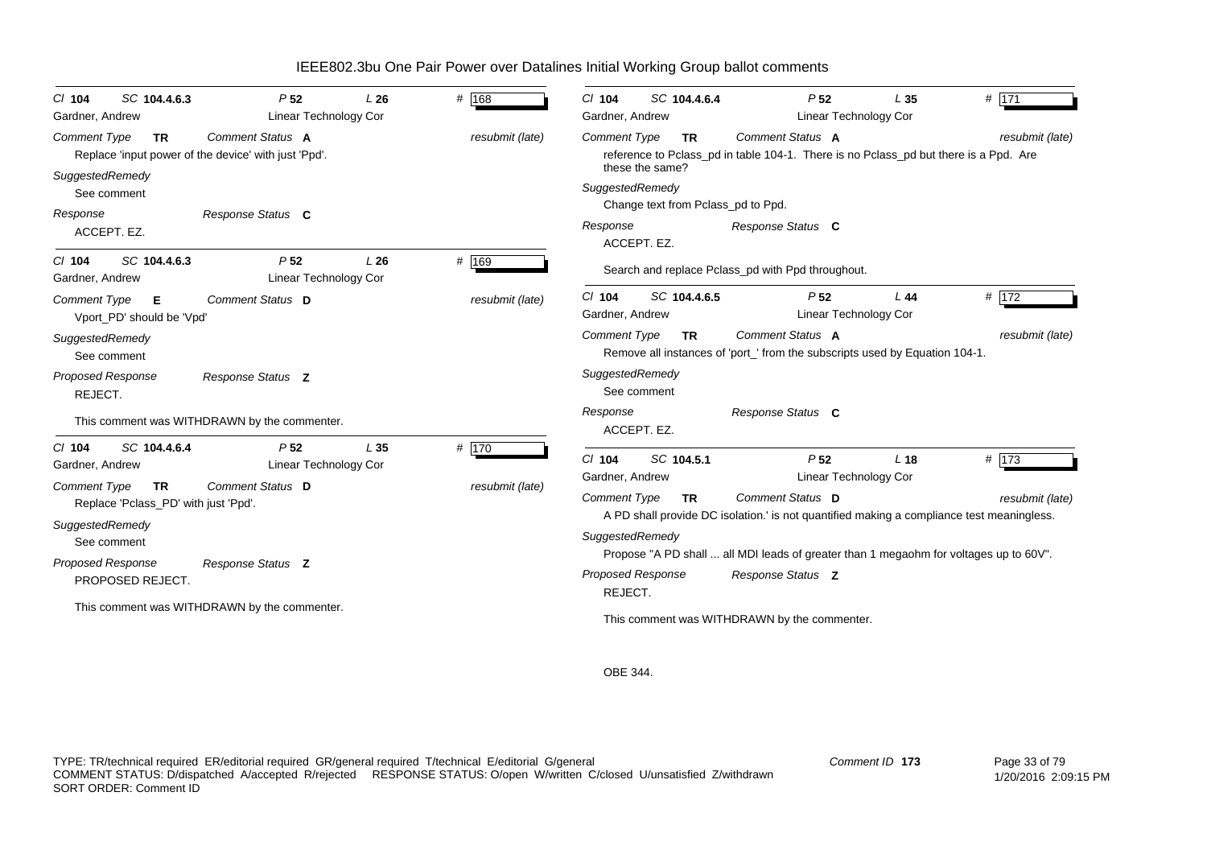# IEEE802.3bu One Pair Power over Datalines Initial Working Group ballot comments

---

*Cl* **104** *SC* **104.4.6.3** *P* **52** *L* **26** # **168**

Gardner, Andrew — Linear Technology Cor

*Comment Type* **TR** *Comment Status* **A** *resubmit (late)*

Replace 'input power of the device' with just 'Ppd'.

*SuggestedRemedy*

See comment

*Response* *Response Status* **C**

ACCEPT. EZ.

---

*Cl* **104** *SC* **104.4.6.3** *P* **52** *L* **26** # **169**

Gardner, Andrew — Linear Technology Cor

*Comment Type* **E** *Comment Status* **D** *resubmit (late)*

Vport_PD' should be 'Vpd'

*SuggestedRemedy*

See comment

*Proposed Response* *Response Status* **Z**

REJECT.

This comment was WITHDRAWN by the commenter.

---

*Cl* **104** *SC* **104.4.6.4** *P* **52** *L* **35** # **170**

Gardner, Andrew — Linear Technology Cor

*Comment Type* **TR** *Comment Status* **D** *resubmit (late)*

Replace 'Pclass_PD' with just 'Ppd'.

*SuggestedRemedy*

See comment

*Proposed Response* *Response Status* **Z**

PROPOSED REJECT.

This comment was WITHDRAWN by the commenter.

---

*Cl* **104** *SC* **104.4.6.4** *P* **52** *L* **35** # **171**

Gardner, Andrew — Linear Technology Cor

*Comment Type* **TR** *Comment Status* **A** *resubmit (late)*

reference to Pclass_pd in table 104-1. There is no Pclass_pd but there is a Ppd. Are these the same?

*SuggestedRemedy*

Change text from Pclass_pd to Ppd.

*Response* *Response Status* **C**

ACCEPT. EZ.

Search and replace Pclass_pd with Ppd throughout.

---

*Cl* **104** *SC* **104.4.6.5** *P* **52** *L* **44** # **172**

Gardner, Andrew — Linear Technology Cor

*Comment Type* **TR** *Comment Status* **A** *resubmit (late)*

Remove all instances of 'port_' from the subscripts used by Equation 104-1.

*SuggestedRemedy*

See comment

*Response* *Response Status* **C**

ACCEPT. EZ.

---

*Cl* **104** *SC* **104.5.1** *P* **52** *L* **18** # **173**

Gardner, Andrew — Linear Technology Cor

*Comment Type* **TR** *Comment Status* **D** *resubmit (late)*

A PD shall provide DC isolation.' is not quantified making a compliance test meaningless.

*SuggestedRemedy*

Propose "A PD shall ... all MDI leads of greater than 1 megaohm for voltages up to 60V".

*Proposed Response* *Response Status* **Z**

REJECT.

This comment was WITHDRAWN by the commenter.

OBE 344.

---

TYPE: TR/technical required ER/editorial required GR/general required T/technical E/editorial G/general
COMMENT STATUS: D/dispatched A/accepted R/rejected RESPONSE STATUS: O/open W/written C/closed U/unsatisfied Z/withdrawn
SORT ORDER: Comment ID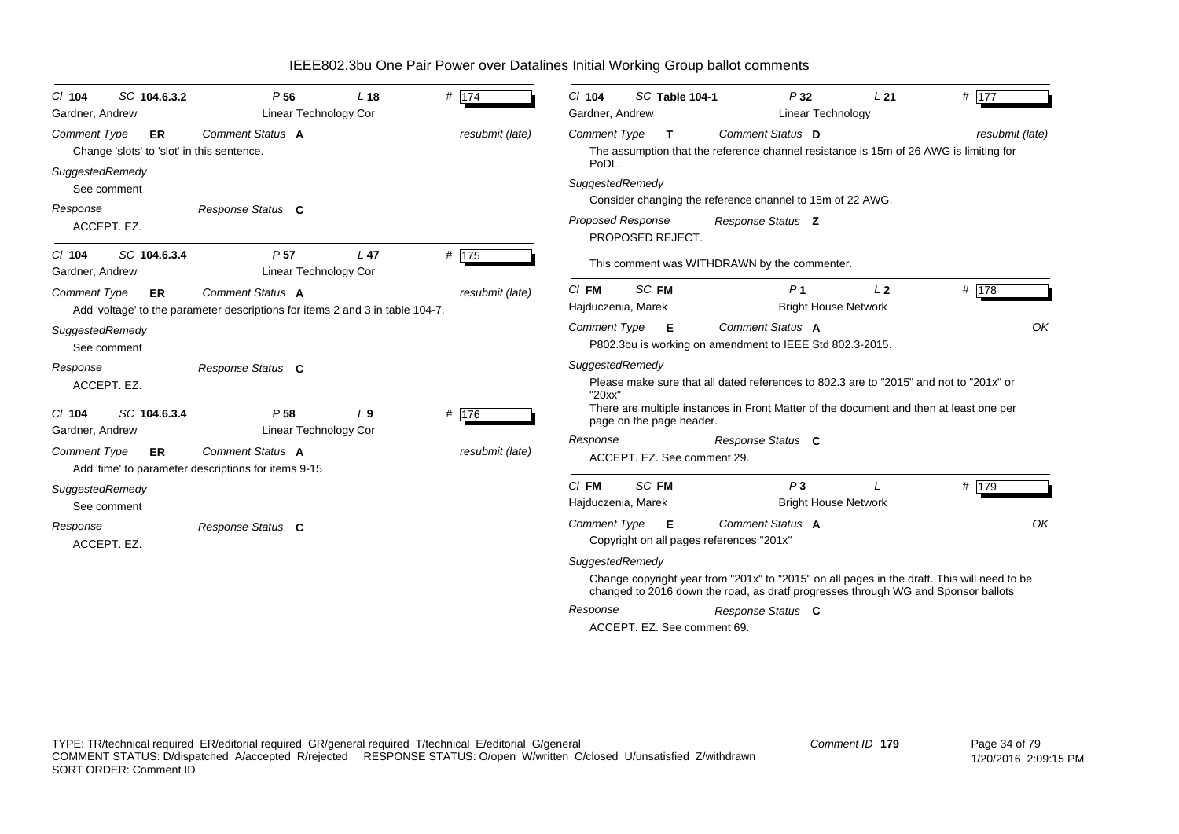# IEEE802.3bu One Pair Power over Datalines Initial Working Group ballot comments

**Cl 104 SC 104.6.3.2 P 56 L 18 # 174**
Gardner, Andrew — Linear Technology Cor

*Comment Type* **ER** *Comment Status* **A** *resubmit (late)*

Change 'slots' to 'slot' in this sentence.

*SuggestedRemedy*

See comment

*Response* *Response Status* **C**

ACCEPT. EZ.

---

**Cl 104 SC 104.6.3.4 P 57 L 47 # 175**
Gardner, Andrew — Linear Technology Cor

*Comment Type* **ER** *Comment Status* **A** *resubmit (late)*

Add 'voltage' to the parameter descriptions for items 2 and 3 in table 104-7.

*SuggestedRemedy*

See comment

*Response* *Response Status* **C**

ACCEPT. EZ.

---

**Cl 104 SC 104.6.3.4 P 58 L 9 # 176**
Gardner, Andrew — Linear Technology Cor

*Comment Type* **ER** *Comment Status* **A** *resubmit (late)*

Add 'time' to parameter descriptions for items 9-15

*SuggestedRemedy*

See comment

*Response* *Response Status* **C**

ACCEPT. EZ.

---

**Cl 104 SC Table 104-1 P 32 L 21 # 177**
Gardner, Andrew — Linear Technology

*Comment Type* **T** *Comment Status* **D** *resubmit (late)*

The assumption that the reference channel resistance is 15m of 26 AWG is limiting for PoDL.

*SuggestedRemedy*

Consider changing the reference channel to 15m of 22 AWG.

*Proposed Response* *Response Status* **Z**

PROPOSED REJECT.

This comment was WITHDRAWN by the commenter.

---

**Cl FM SC FM P 1 L 2 # 178**
Hajduczenia, Marek — Bright House Network

*Comment Type* **E** *Comment Status* **A** *OK*

P802.3bu is working on amendment to IEEE Std 802.3-2015.

*SuggestedRemedy*

Please make sure that all dated references to 802.3 are to "2015" and not to "201x" or "20xx"

There are multiple instances in Front Matter of the document and then at least one per page on the page header.

*Response* *Response Status* **C**

ACCEPT. EZ. See comment 29.

---

**Cl FM SC FM P 3 L # 179**
Hajduczenia, Marek — Bright House Network

*Comment Type* **E** *Comment Status* **A** *OK*

Copyright on all pages references "201x"

*SuggestedRemedy*

Change copyright year from "201x" to "2015" on all pages in the draft. This will need to be changed to 2016 down the road, as dratf progresses through WG and Sponsor ballots

*Response* *Response Status* **C**

ACCEPT. EZ. See comment 69.

---

TYPE: TR/technical required ER/editorial required GR/general required T/technical E/editorial G/general
COMMENT STATUS: D/dispatched A/accepted R/rejected RESPONSE STATUS: O/open W/written C/closed U/unsatisfied Z/withdrawn
SORT ORDER: Comment ID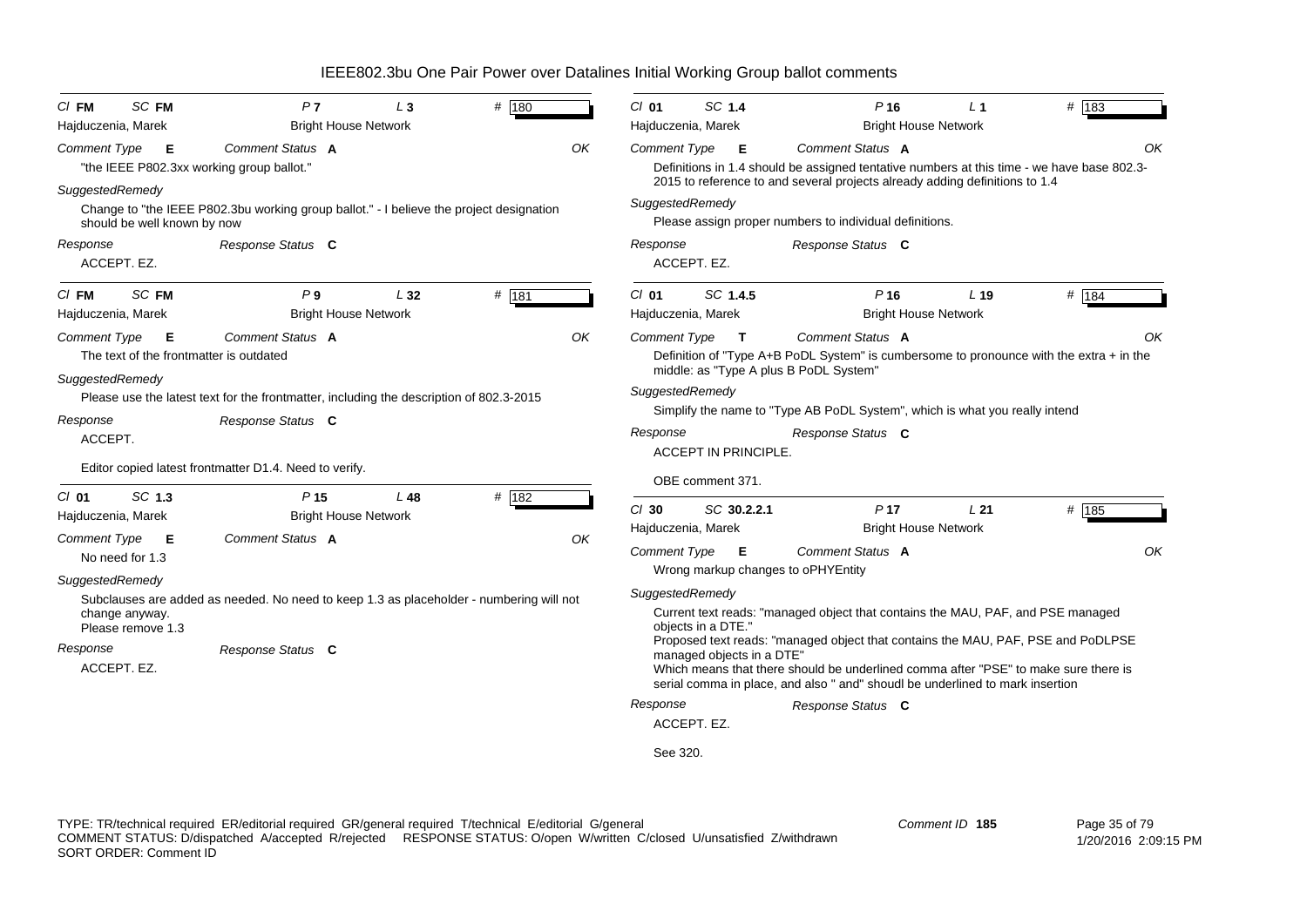# IEEE802.3bu One Pair Power over Datalines Initial Working Group ballot comments

**Cl** FM **SC** FM **P** 7 **L** 3 **#** 180
Hajduczenia, Marek — Bright House Network

**Comment Type** E **Comment Status** A — OK

"the IEEE P802.3xx working group ballot."

**SuggestedRemedy**

Change to "the IEEE P802.3bu working group ballot." - I believe the project designation should be well known by now

**Response** — **Response Status** C

ACCEPT. EZ.

---

**Cl** FM **SC** FM **P** 9 **L** 32 **#** 181
Hajduczenia, Marek — Bright House Network

**Comment Type** E **Comment Status** A — OK

The text of the frontmatter is outdated

**SuggestedRemedy**

Please use the latest text for the frontmatter, including the description of 802.3-2015

**Response** — **Response Status** C

ACCEPT.

Editor copied latest frontmatter D1.4. Need to verify.

---

**Cl** 01 **SC** 1.3 **P** 15 **L** 48 **#** 182
Hajduczenia, Marek — Bright House Network

**Comment Type** E **Comment Status** A — OK

No need for 1.3

**SuggestedRemedy**

Subclauses are added as needed. No need to keep 1.3 as placeholder - numbering will not change anyway.
Please remove 1.3

**Response** — **Response Status** C

ACCEPT. EZ.

---

**Cl** 01 **SC** 1.4 **P** 16 **L** 1 **#** 183
Hajduczenia, Marek — Bright House Network

**Comment Type** E **Comment Status** A — OK

Definitions in 1.4 should be assigned tentative numbers at this time - we have base 802.3-2015 to reference to and several projects already adding definitions to 1.4

**SuggestedRemedy**

Please assign proper numbers to individual definitions.

**Response** — **Response Status** C

ACCEPT. EZ.

---

**Cl** 01 **SC** 1.4.5 **P** 16 **L** 19 **#** 184
Hajduczenia, Marek — Bright House Network

**Comment Type** T **Comment Status** A — OK

Definition of "Type A+B PoDL System" is cumbersome to pronounce with the extra + in the middle: as "Type A plus B PoDL System"

**SuggestedRemedy**

Simplify the name to "Type AB PoDL System", which is what you really intend

**Response** — **Response Status** C

ACCEPT IN PRINCIPLE.

OBE comment 371.

---

**Cl** 30 **SC** 30.2.2.1 **P** 17 **L** 21 **#** 185
Hajduczenia, Marek — Bright House Network

**Comment Type** E **Comment Status** A — OK

Wrong markup changes to oPHYEntity

**SuggestedRemedy**

Current text reads: "managed object that contains the MAU, PAF, and PSE managed objects in a DTE."
Proposed text reads: "managed object that contains the MAU, PAF, PSE and PoDLPSE managed objects in a DTE"
Which means that there should be underlined comma after "PSE" to make sure there is serial comma in place, and also " and" shoudl be underlined to mark insertion

**Response** — **Response Status** C

ACCEPT. EZ.

See 320.

---

TYPE: TR/technical required ER/editorial required GR/general required T/technical E/editorial G/general
COMMENT STATUS: D/dispatched A/accepted R/rejected RESPONSE STATUS: O/open W/written C/closed U/unsatisfied Z/withdrawn
SORT ORDER: Comment ID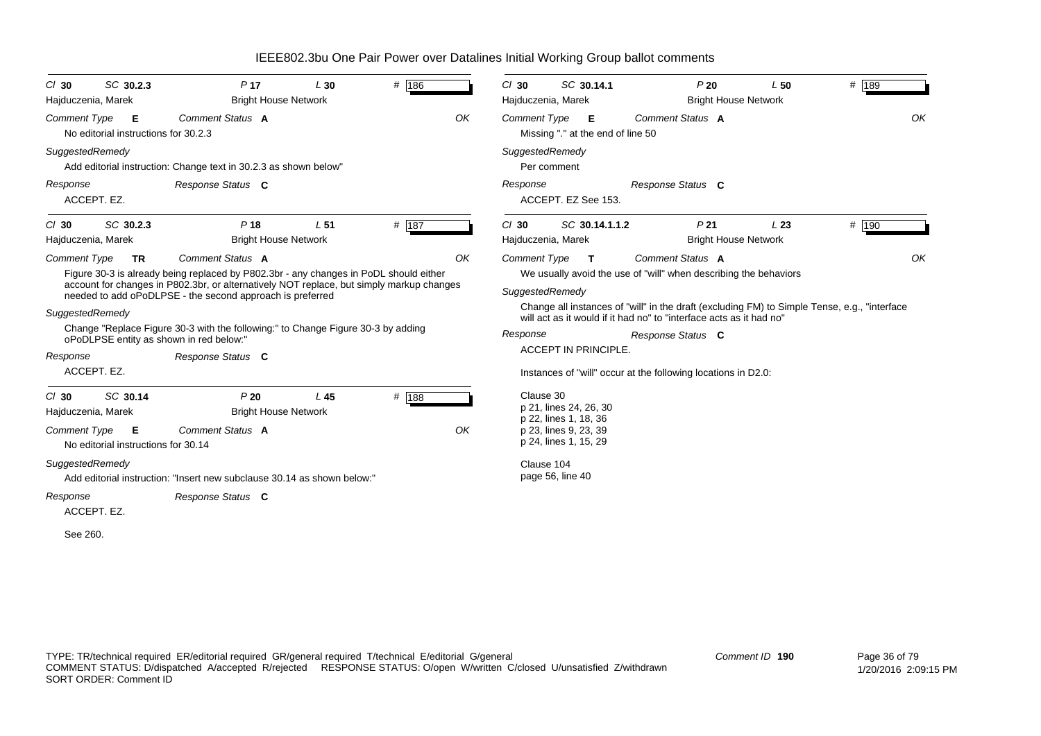# IEEE802.3bu One Pair Power over Datalines Initial Working Group ballot comments

**Cl 30 SC 30.2.3 P 17 L 30 # 186**
Hajduczenia, Marek — Bright House Network

*Comment Type* **E** *Comment Status* **A** OK

No editorial instructions for 30.2.3

*SuggestedRemedy*

Add editorial instruction: Change text in 30.2.3 as shown below"

*Response* *Response Status* **C**

ACCEPT. EZ.

---

**Cl 30 SC 30.2.3 P 18 L 51 # 187**
Hajduczenia, Marek — Bright House Network

*Comment Type* **TR** *Comment Status* **A** OK

Figure 30-3 is already being replaced by P802.3br - any changes in PoDL should either account for changes in P802.3br, or alternatively NOT replace, but simply markup changes needed to add oPoDLPSE - the second approach is preferred

*SuggestedRemedy*

Change "Replace Figure 30-3 with the following:" to Change Figure 30-3 by adding oPoDLPSE entity as shown in red below:"

*Response* *Response Status* **C**

ACCEPT. EZ.

---

**Cl 30 SC 30.14 P 20 L 45 # 188**
Hajduczenia, Marek — Bright House Network

*Comment Type* **E** *Comment Status* **A** OK

No editorial instructions for 30.14

*SuggestedRemedy*

Add editorial instruction: "Insert new subclause 30.14 as shown below:"

*Response* *Response Status* **C**

ACCEPT. EZ.

See 260.

---

**Cl 30 SC 30.14.1 P 20 L 50 # 189**
Hajduczenia, Marek — Bright House Network

*Comment Type* **E** *Comment Status* **A** OK

Missing "." at the end of line 50

*SuggestedRemedy*

Per comment

*Response* *Response Status* **C**

ACCEPT. EZ See 153.

---

**Cl 30 SC 30.14.1.1.2 P 21 L 23 # 190**
Hajduczenia, Marek — Bright House Network

*Comment Type* **T** *Comment Status* **A** OK

We usually avoid the use of "will" when describing the behaviors

*SuggestedRemedy*

Change all instances of "will" in the draft (excluding FM) to Simple Tense, e.g., "interface will act as it would if it had no" to "interface acts as it had no"

*Response* *Response Status* **C**

ACCEPT IN PRINCIPLE.

Instances of "will" occur at the following locations in D2.0:

Clause 30
p 21, lines 24, 26, 30
p 22, lines 1, 18, 36
p 23, lines 9, 23, 39
p 24, lines 1, 15, 29

Clause 104
page 56, line 40

---

TYPE: TR/technical required ER/editorial required GR/general required T/technical E/editorial G/general
COMMENT STATUS: D/dispatched A/accepted R/rejected RESPONSE STATUS: O/open W/written C/closed U/unsatisfied Z/withdrawn
SORT ORDER: Comment ID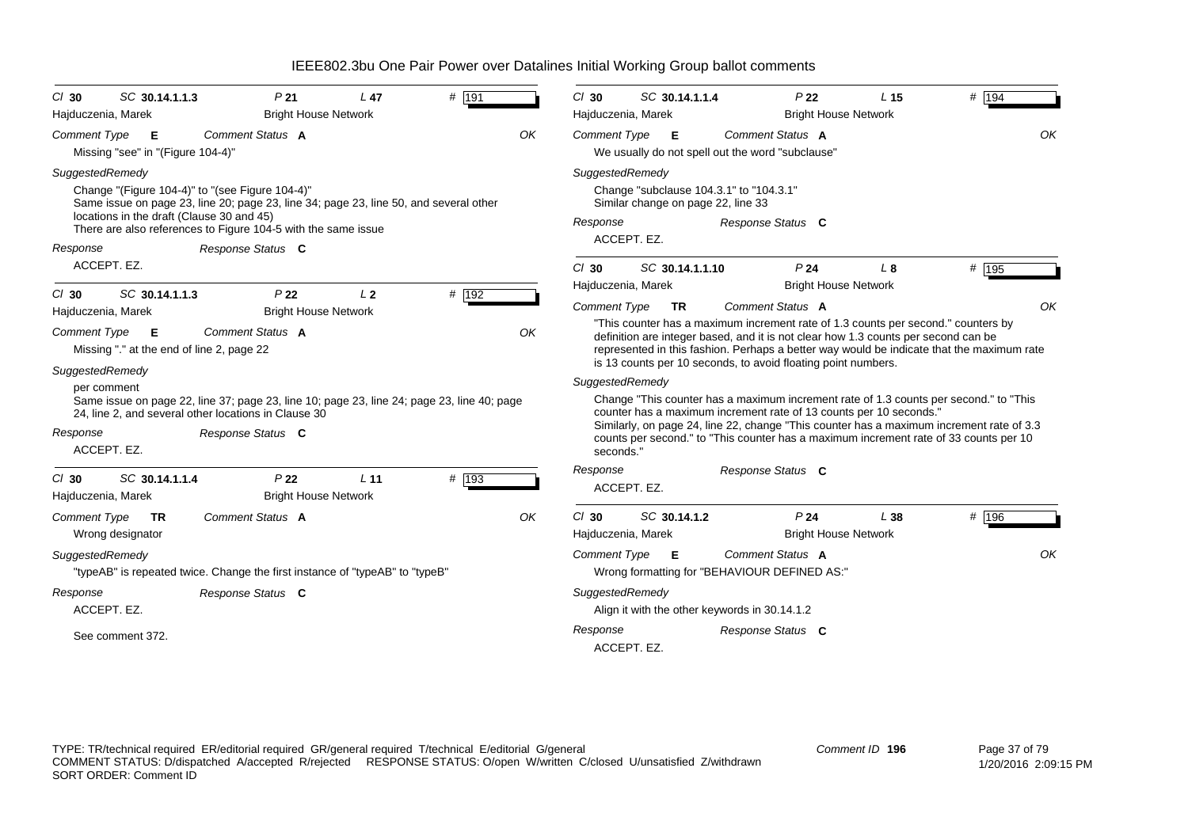# IEEE802.3bu One Pair Power over Datalines Initial Working Group ballot comments

Cl **30** SC **30.14.1.1.3** P **21** L **47** # **191**

Hajduczenia, Marek — Bright House Network

*Comment Type* **E** *Comment Status* **A** — OK

Missing "see" in "(Figure 104-4)"

*SuggestedRemedy*

Change "(Figure 104-4)" to "(see Figure 104-4)"
Same issue on page 23, line 20; page 23, line 34; page 23, line 50, and several other locations in the draft (Clause 30 and 45)
There are also references to Figure 104-5 with the same issue

*Response* *Response Status* **C**

ACCEPT. EZ.

---

Cl **30** SC **30.14.1.1.3** P **22** L **2** # **192**

Hajduczenia, Marek — Bright House Network

*Comment Type* **E** *Comment Status* **A** — OK

Missing "." at the end of line 2, page 22

*SuggestedRemedy*

per comment
Same issue on page 22, line 37; page 23, line 10; page 23, line 24; page 23, line 40; page 24, line 2, and several other locations in Clause 30

*Response* *Response Status* **C**

ACCEPT. EZ.

---

Cl **30** SC **30.14.1.1.4** P **22** L **11** # **193**

Hajduczenia, Marek — Bright House Network

*Comment Type* **TR** *Comment Status* **A** — OK

Wrong designator

*SuggestedRemedy*

"typeAB" is repeated twice. Change the first instance of "typeAB" to "typeB"

*Response* *Response Status* **C**

ACCEPT. EZ.

See comment 372.

---

Cl **30** SC **30.14.1.1.4** P **22** L **15** # **194**

Hajduczenia, Marek — Bright House Network

*Comment Type* **E** *Comment Status* **A** — OK

We usually do not spell out the word "subclause"

*SuggestedRemedy*

Change "subclause 104.3.1" to "104.3.1"
Similar change on page 22, line 33

*Response* *Response Status* **C**

ACCEPT. EZ.

---

Cl **30** SC **30.14.1.1.10** P **24** L **8** # **195**

Hajduczenia, Marek — Bright House Network

*Comment Type* **TR** *Comment Status* **A** — OK

"This counter has a maximum increment rate of 1.3 counts per second." counters by definition are integer based, and it is not clear how 1.3 counts per second can be represented in this fashion. Perhaps a better way would be indicate that the maximum rate is 13 counts per 10 seconds, to avoid floating point numbers.

*SuggestedRemedy*

Change "This counter has a maximum increment rate of 1.3 counts per second." to "This counter has a maximum increment rate of 13 counts per 10 seconds."
Similarly, on page 24, line 22, change "This counter has a maximum increment rate of 3.3 counts per second." to "This counter has a maximum increment rate of 33 counts per 10 seconds."

*Response* *Response Status* **C**

ACCEPT. EZ.

---

Cl **30** SC **30.14.1.2** P **24** L **38** # **196**

Hajduczenia, Marek — Bright House Network

*Comment Type* **E** *Comment Status* **A** — OK

Wrong formatting for "BEHAVIOUR DEFINED AS:"

*SuggestedRemedy*

Align it with the other keywords in 30.14.1.2

*Response* *Response Status* **C**

ACCEPT. EZ.

---

TYPE: TR/technical required ER/editorial required GR/general required T/technical E/editorial G/general
COMMENT STATUS: D/dispatched A/accepted R/rejected RESPONSE STATUS: O/open W/written C/closed U/unsatisfied Z/withdrawn
SORT ORDER: Comment ID

Comment ID **196**

1/20/2016 2:09:15 PM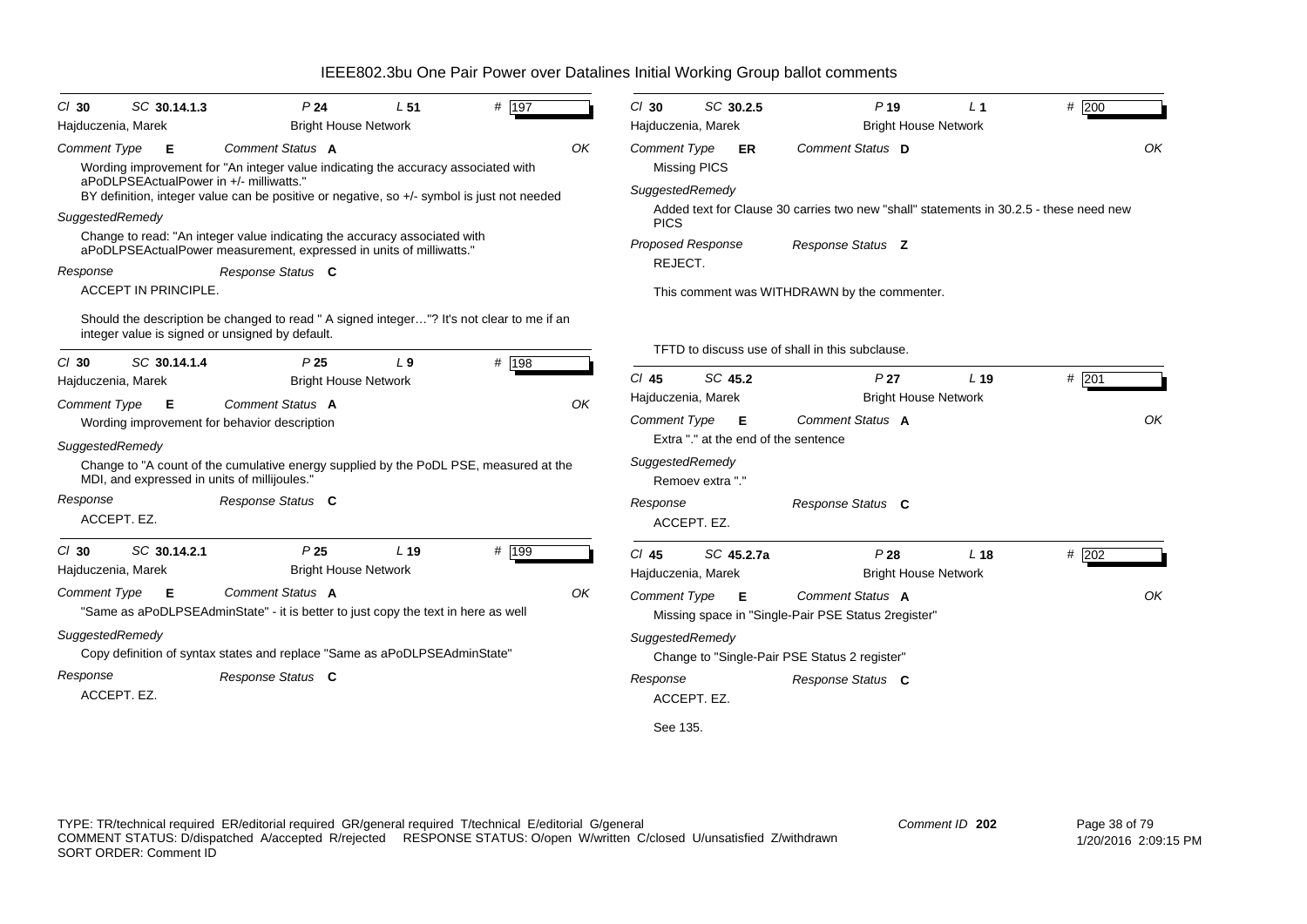# IEEE802.3bu One Pair Power over Datalines Initial Working Group ballot comments

**Cl 30 SC 30.14.1.3 P 24 L 51 # 197**
Hajduczenia, Marek — Bright House Network

*Comment Type* E *Comment Status* A — OK

Wording improvement for "An integer value indicating the accuracy associated with aPoDLPSEActualPower in +/- milliwatts."
BY definition, integer value can be positive or negative, so +/- symbol is just not needed

*SuggestedRemedy*

Change to read: "An integer value indicating the accuracy associated with aPoDLPSEActualPower measurement, expressed in units of milliwatts."

*Response* — *Response Status* C

ACCEPT IN PRINCIPLE.

Should the description be changed to read " A signed integer…"? It's not clear to me if an integer value is signed or unsigned by default.

---

**Cl 30 SC 30.14.1.4 P 25 L 9 # 198**
Hajduczenia, Marek — Bright House Network

*Comment Type* E *Comment Status* A — OK

Wording improvement for behavior description

*SuggestedRemedy*

Change to "A count of the cumulative energy supplied by the PoDL PSE, measured at the MDI, and expressed in units of millijoules."

*Response* — *Response Status* C

ACCEPT. EZ.

---

**Cl 30 SC 30.14.2.1 P 25 L 19 # 199**
Hajduczenia, Marek — Bright House Network

*Comment Type* E *Comment Status* A — OK

"Same as aPoDLPSEAdminState" - it is better to just copy the text in here as well

*SuggestedRemedy*

Copy definition of syntax states and replace "Same as aPoDLPSEAdminState"

*Response* — *Response Status* C

ACCEPT. EZ.

---

**Cl 30 SC 30.2.5 P 19 L 1 # 200**
Hajduczenia, Marek — Bright House Network

*Comment Type* ER *Comment Status* D — OK

Missing PICS

*SuggestedRemedy*

Added text for Clause 30 carries two new "shall" statements in 30.2.5 - these need new PICS

*Proposed Response* — *Response Status* Z

REJECT.

This comment was WITHDRAWN by the commenter.

TFTD to discuss use of shall in this subclause.

---

**Cl 45 SC 45.2 P 27 L 19 # 201**
Hajduczenia, Marek — Bright House Network

*Comment Type* E *Comment Status* A — OK

Extra "." at the end of the sentence

*SuggestedRemedy*

Remoev extra "."

*Response* — *Response Status* C

ACCEPT. EZ.

---

**Cl 45 SC 45.2.7a P 28 L 18 # 202**
Hajduczenia, Marek — Bright House Network

*Comment Type* E *Comment Status* A — OK

Missing space in "Single-Pair PSE Status 2register"

*SuggestedRemedy*

Change to "Single-Pair PSE Status 2 register"

*Response* — *Response Status* C

ACCEPT. EZ.

See 135.

---

TYPE: TR/technical required ER/editorial required GR/general required T/technical E/editorial G/general
COMMENT STATUS: D/dispatched A/accepted R/rejected RESPONSE STATUS: O/open W/written C/closed U/unsatisfied Z/withdrawn
SORT ORDER: Comment ID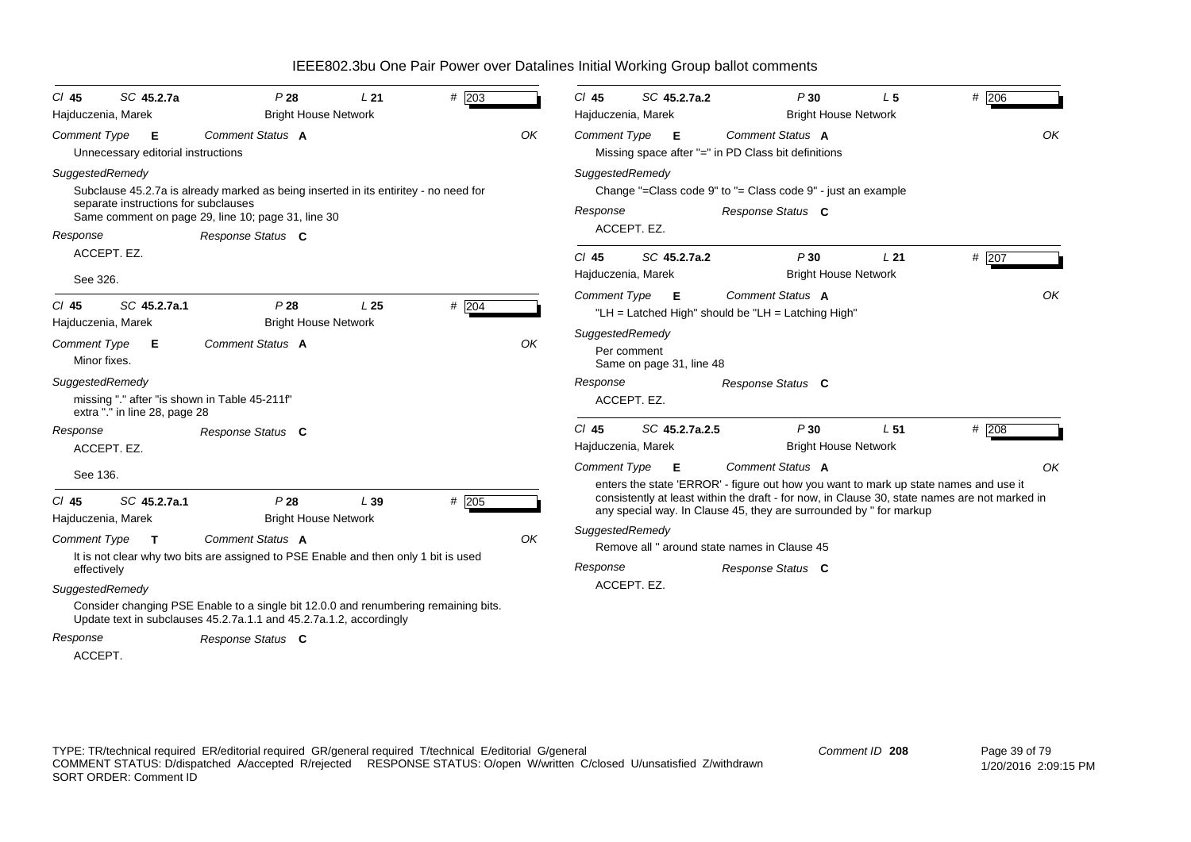# IEEE802.3bu One Pair Power over Datalines Initial Working Group ballot comments

**Cl** 45 **SC** 45.2.7a **P** 28 **L** 21 **#** 203

Hajduczenia, Marek — Bright House Network

*Comment Type* **E** *Comment Status* **A** OK

Unnecessary editorial instructions

*SuggestedRemedy*

Subclause 45.2.7a is already marked as being inserted in its entiritey - no need for separate instructions for subclauses
Same comment on page 29, line 10; page 31, line 30

*Response* *Response Status* **C**

ACCEPT. EZ.

See 326.

---

**Cl** 45 **SC** 45.2.7a.1 **P** 28 **L** 25 **#** 204

Hajduczenia, Marek — Bright House Network

*Comment Type* **E** *Comment Status* **A** OK

Minor fixes.

*SuggestedRemedy*

missing "." after "is shown in Table 45-211f"
extra "." in line 28, page 28

*Response* *Response Status* **C**

ACCEPT. EZ.

See 136.

---

**Cl** 45 **SC** 45.2.7a.1 **P** 28 **L** 39 **#** 205

Hajduczenia, Marek — Bright House Network

*Comment Type* **T** *Comment Status* **A** OK

It is not clear why two bits are assigned to PSE Enable and then only 1 bit is used effectively

*SuggestedRemedy*

Consider changing PSE Enable to a single bit 12.0.0 and renumbering remaining bits.
Update text in subclauses 45.2.7a.1.1 and 45.2.7a.1.2, accordingly

*Response* *Response Status* **C**

ACCEPT.

---

**Cl** 45 **SC** 45.2.7a.2 **P** 30 **L** 5 **#** 206

Hajduczenia, Marek — Bright House Network

*Comment Type* **E** *Comment Status* **A** OK

Missing space after "=" in PD Class bit definitions

*SuggestedRemedy*

Change "=Class code 9" to "= Class code 9" - just an example

*Response* *Response Status* **C**

ACCEPT. EZ.

---

**Cl** 45 **SC** 45.2.7a.2 **P** 30 **L** 21 **#** 207

Hajduczenia, Marek — Bright House Network

*Comment Type* **E** *Comment Status* **A** OK

"LH = Latched High" should be "LH = Latching High"

*SuggestedRemedy*

Per comment
Same on page 31, line 48

*Response* *Response Status* **C**

ACCEPT. EZ.

---

**Cl** 45 **SC** 45.2.7a.2.5 **P** 30 **L** 51 **#** 208

Hajduczenia, Marek — Bright House Network

*Comment Type* **E** *Comment Status* **A** OK

enters the state 'ERROR' - figure out how you want to mark up state names and use it consistently at least within the draft - for now, in Clause 30, state names are not marked in any special way. In Clause 45, they are surrounded by ' for markup

*SuggestedRemedy*

Remove all ' around state names in Clause 45

*Response* *Response Status* **C**

ACCEPT. EZ.

---

TYPE: TR/technical required ER/editorial required GR/general required T/technical E/editorial G/general
COMMENT STATUS: D/dispatched A/accepted R/rejected RESPONSE STATUS: O/open W/written C/closed U/unsatisfied Z/withdrawn
SORT ORDER: Comment ID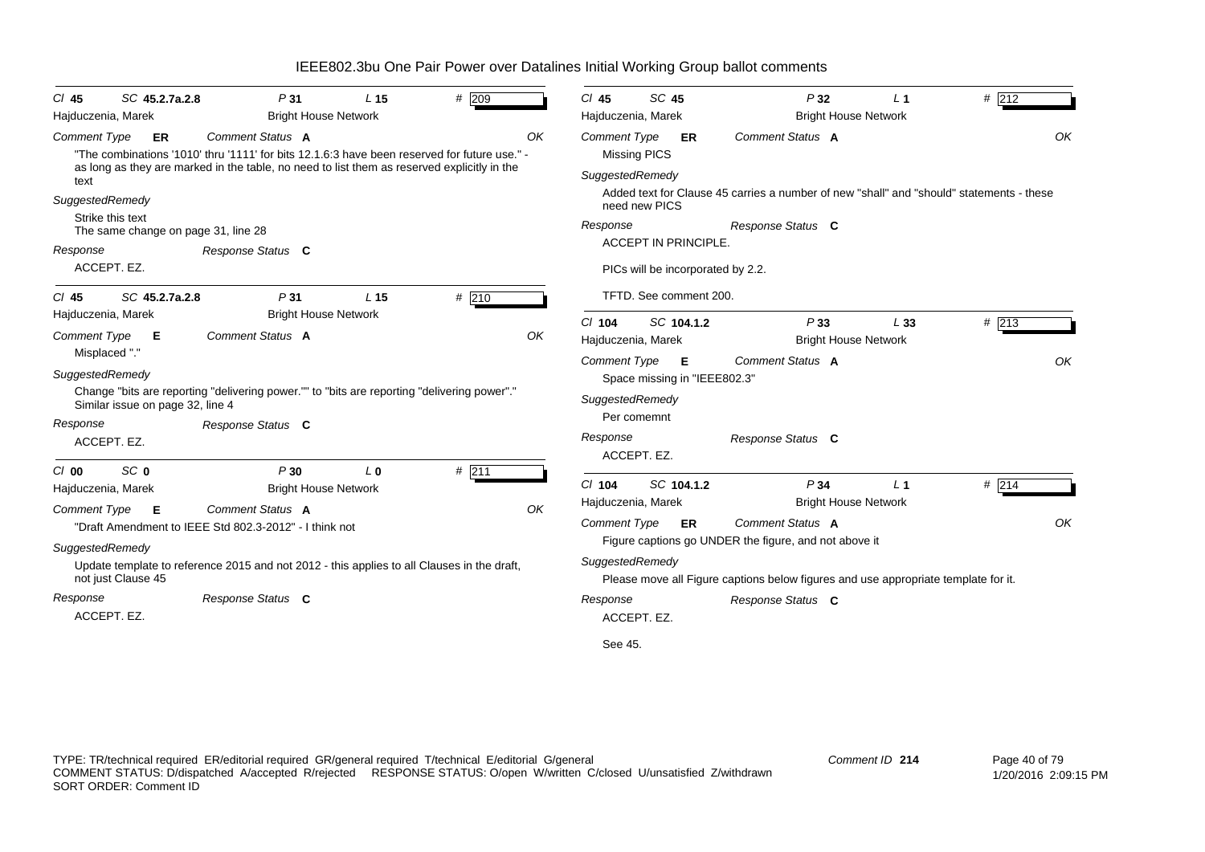# IEEE802.3bu One Pair Power over Datalines Initial Working Group ballot comments

---

**Cl** 45 **SC** 45.2.7a.2.8 **P** 31 **L** 15 **#** 209
Hajduczenia, Marek — Bright House Network

**Comment Type** ER **Comment Status** A — OK

"The combinations '1010' thru '1111' for bits 12.1.6:3 have been reserved for future use." - as long as they are marked in the table, no need to list them as reserved explicitly in the text

**SuggestedRemedy**

Strike this text
The same change on page 31, line 28

**Response** — **Response Status** C

ACCEPT. EZ.

---

**Cl** 45 **SC** 45.2.7a.2.8 **P** 31 **L** 15 **#** 210
Hajduczenia, Marek — Bright House Network

**Comment Type** E **Comment Status** A — OK

Misplaced "."

**SuggestedRemedy**

Change "bits are reporting "delivering power."" to "bits are reporting "delivering power"."
Similar issue on page 32, line 4

**Response** — **Response Status** C

ACCEPT. EZ.

---

**Cl** 00 **SC** 0 **P** 30 **L** 0 **#** 211
Hajduczenia, Marek — Bright House Network

**Comment Type** E **Comment Status** A — OK

"Draft Amendment to IEEE Std 802.3-2012" - I think not

**SuggestedRemedy**

Update template to reference 2015 and not 2012 - this applies to all Clauses in the draft, not just Clause 45

**Response** — **Response Status** C

ACCEPT. EZ.

---

**Cl** 45 **SC** 45 **P** 32 **L** 1 **#** 212
Hajduczenia, Marek — Bright House Network

**Comment Type** ER **Comment Status** A — OK

Missing PICS

**SuggestedRemedy**

Added text for Clause 45 carries a number of new "shall" and "should" statements - these need new PICS

**Response** — **Response Status** C

ACCEPT IN PRINCIPLE.

PICs will be incorporated by 2.2.

TFTD. See comment 200.

---

**Cl** 104 **SC** 104.1.2 **P** 33 **L** 33 **#** 213
Hajduczenia, Marek — Bright House Network

**Comment Type** E **Comment Status** A — OK

Space missing in "IEEE802.3"

**SuggestedRemedy**

Per comemnt

**Response** — **Response Status** C

ACCEPT. EZ.

---

**Cl** 104 **SC** 104.1.2 **P** 34 **L** 1 **#** 214
Hajduczenia, Marek — Bright House Network

**Comment Type** ER **Comment Status** A — OK

Figure captions go UNDER the figure, and not above it

**SuggestedRemedy**

Please move all Figure captions below figures and use appropriate template for it.

**Response** — **Response Status** C

ACCEPT. EZ.

See 45.

---

TYPE: TR/technical required ER/editorial required GR/general required T/technical E/editorial G/general
COMMENT STATUS: D/dispatched A/accepted R/rejected RESPONSE STATUS: O/open W/written C/closed U/unsatisfied Z/withdrawn
SORT ORDER: Comment ID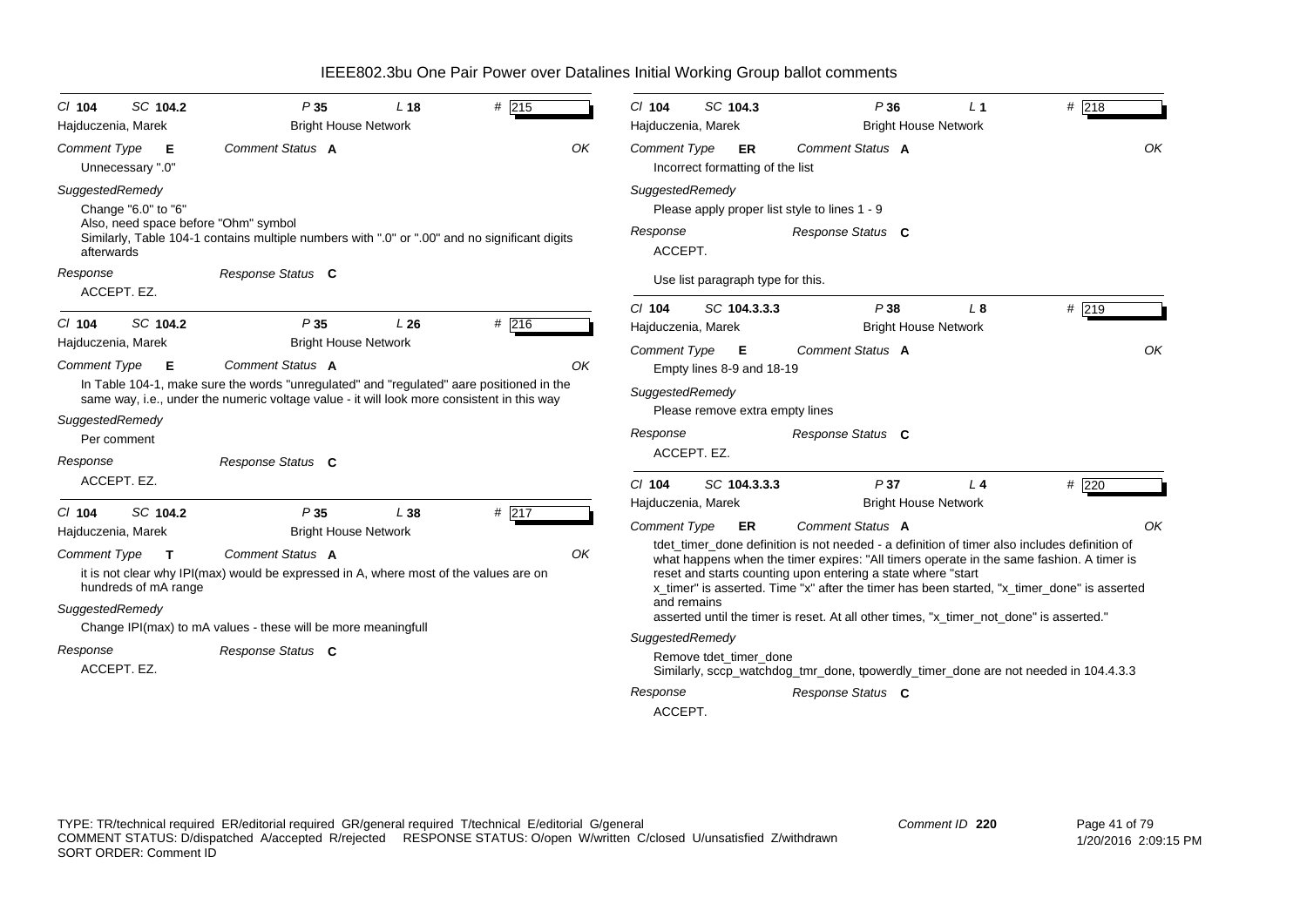# IEEE802.3bu One Pair Power over Datalines Initial Working Group ballot comments

**Cl** 104 **SC** 104.2 **P** 35 **L** 18 **#** 215

Hajduczenia, Marek — Bright House Network

*Comment Type* **E** *Comment Status* **A** OK

Unnecessary ".0"

*SuggestedRemedy*

Change "6.0" to "6"
Also, need space before "Ohm" symbol
Similarly, Table 104-1 contains multiple numbers with ".0" or ".00" and no significant digits afterwards

*Response* *Response Status* **C**

ACCEPT. EZ.

---

**Cl** 104 **SC** 104.2 **P** 35 **L** 26 **#** 216

Hajduczenia, Marek — Bright House Network

*Comment Type* **E** *Comment Status* **A** OK

In Table 104-1, make sure the words "unregulated" and "regulated" aare positioned in the same way, i.e., under the numeric voltage value - it will look more consistent in this way

*SuggestedRemedy*

Per comment

*Response* *Response Status* **C**

ACCEPT. EZ.

---

**Cl** 104 **SC** 104.2 **P** 35 **L** 38 **#** 217

Hajduczenia, Marek — Bright House Network

*Comment Type* **T** *Comment Status* **A** OK

it is not clear why IPI(max) would be expressed in A, where most of the values are on hundreds of mA range

*SuggestedRemedy*

Change IPI(max) to mA values - these will be more meaningfull

*Response* *Response Status* **C**

ACCEPT. EZ.

---

**Cl** 104 **SC** 104.3 **P** 36 **L** 1 **#** 218

Hajduczenia, Marek — Bright House Network

*Comment Type* **ER** *Comment Status* **A** OK

Incorrect formatting of the list

*SuggestedRemedy*

Please apply proper list style to lines 1 - 9

*Response* *Response Status* **C**

ACCEPT.

Use list paragraph type for this.

---

**Cl** 104 **SC** 104.3.3.3 **P** 38 **L** 8 **#** 219

Hajduczenia, Marek — Bright House Network

*Comment Type* **E** *Comment Status* **A** OK

Empty lines 8-9 and 18-19

*SuggestedRemedy*

Please remove extra empty lines

*Response* *Response Status* **C**

ACCEPT. EZ.

---

**Cl** 104 **SC** 104.3.3.3 **P** 37 **L** 4 **#** 220

Hajduczenia, Marek — Bright House Network

*Comment Type* **ER** *Comment Status* **A** OK

tdet_timer_done definition is not needed - a definition of timer also includes definition of what happens when the timer expires: "All timers operate in the same fashion. A timer is reset and starts counting upon entering a state where "start x_timer" is asserted. Time "x" after the timer has been started, "x_timer_done" is asserted and remains asserted until the timer is reset. At all other times, "x_timer_not_done" is asserted."

*SuggestedRemedy*

Remove tdet_timer_done
Similarly, sccp_watchdog_tmr_done, tpowerdly_timer_done are not needed in 104.4.3.3

*Response* *Response Status* **C**

ACCEPT.

---

TYPE: TR/technical required ER/editorial required GR/general required T/technical E/editorial G/general
COMMENT STATUS: D/dispatched A/accepted R/rejected RESPONSE STATUS: O/open W/written C/closed U/unsatisfied Z/withdrawn
SORT ORDER: Comment ID

Comment ID **220**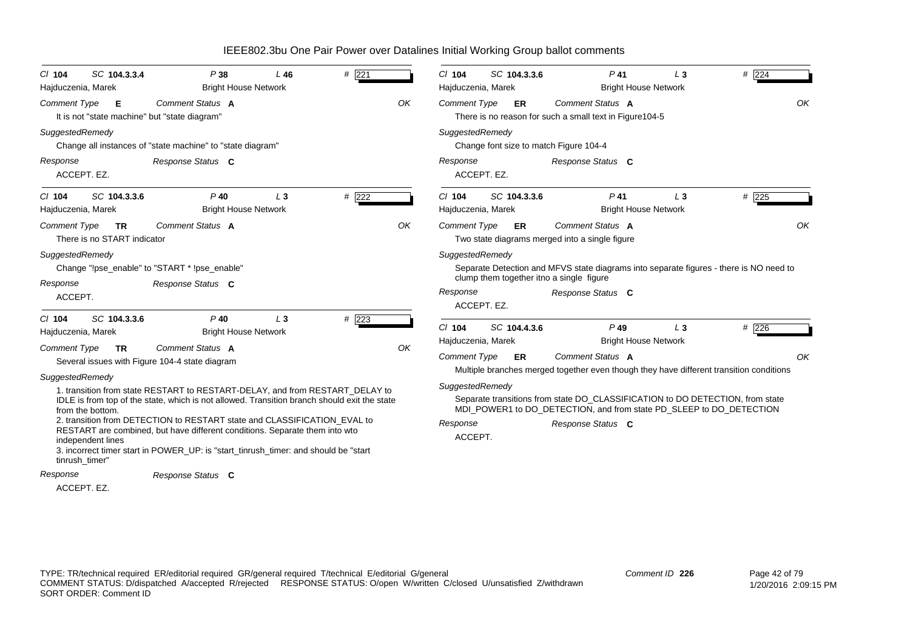# IEEE802.3bu One Pair Power over Datalines Initial Working Group ballot comments

**Cl 104 SC 104.3.3.4 P 38 L 46 # 221**
Hajduczenia, Marek — Bright House Network

*Comment Type* **E** *Comment Status* **A** OK

It is not "state machine" but "state diagram"

*SuggestedRemedy*

Change all instances of "state machine" to "state diagram"

*Response* *Response Status* **C**

ACCEPT. EZ.

---

**Cl 104 SC 104.3.3.6 P 40 L 3 # 222**
Hajduczenia, Marek — Bright House Network

*Comment Type* **TR** *Comment Status* **A** OK

There is no START indicator

*SuggestedRemedy*

Change "!pse_enable" to "START * !pse_enable"

*Response* *Response Status* **C**

ACCEPT.

---

**Cl 104 SC 104.3.3.6 P 40 L 3 # 223**
Hajduczenia, Marek — Bright House Network

*Comment Type* **TR** *Comment Status* **A** OK

Several issues with Figure 104-4 state diagram

*SuggestedRemedy*

1. transition from state RESTART to RESTART-DELAY, and from RESTART_DELAY to IDLE is from top of the state, which is not allowed. Transition branch should exit the state from the bottom.
2. transition from DETECTION to RESTART state and CLASSIFICATION_EVAL to RESTART are combined, but have different conditions. Separate them into wto independent lines
3. incorrect timer start in POWER_UP: is "start_tinrush_timer: and should be "start tinrush_timer"

*Response* *Response Status* **C**

ACCEPT. EZ.

---

**Cl 104 SC 104.3.3.6 P 41 L 3 # 224**
Hajduczenia, Marek — Bright House Network

*Comment Type* **ER** *Comment Status* **A** OK

There is no reason for such a small text in Figure104-5

*SuggestedRemedy*

Change font size to match Figure 104-4

*Response* *Response Status* **C**

ACCEPT. EZ.

---

**Cl 104 SC 104.3.3.6 P 41 L 3 # 225**
Hajduczenia, Marek — Bright House Network

*Comment Type* **ER** *Comment Status* **A** OK

Two state diagrams merged into a single figure

*SuggestedRemedy*

Separate Detection and MFVS state diagrams into separate figures - there is NO need to clump them together itno a single figure

*Response* *Response Status* **C**

ACCEPT. EZ.

---

**Cl 104 SC 104.4.3.6 P 49 L 3 # 226**
Hajduczenia, Marek — Bright House Network

*Comment Type* **ER** *Comment Status* **A** OK

Multiple branches merged together even though they have different transition conditions

*SuggestedRemedy*

Separate transitions from state DO_CLASSIFICATION to DO DETECTION, from state MDI_POWER1 to DO_DETECTION, and from state PD_SLEEP to DO_DETECTION

*Response* *Response Status* **C**

ACCEPT.

---

TYPE: TR/technical required ER/editorial required GR/general required T/technical E/editorial G/general
COMMENT STATUS: D/dispatched A/accepted R/rejected RESPONSE STATUS: O/open W/written C/closed U/unsatisfied Z/withdrawn
SORT ORDER: Comment ID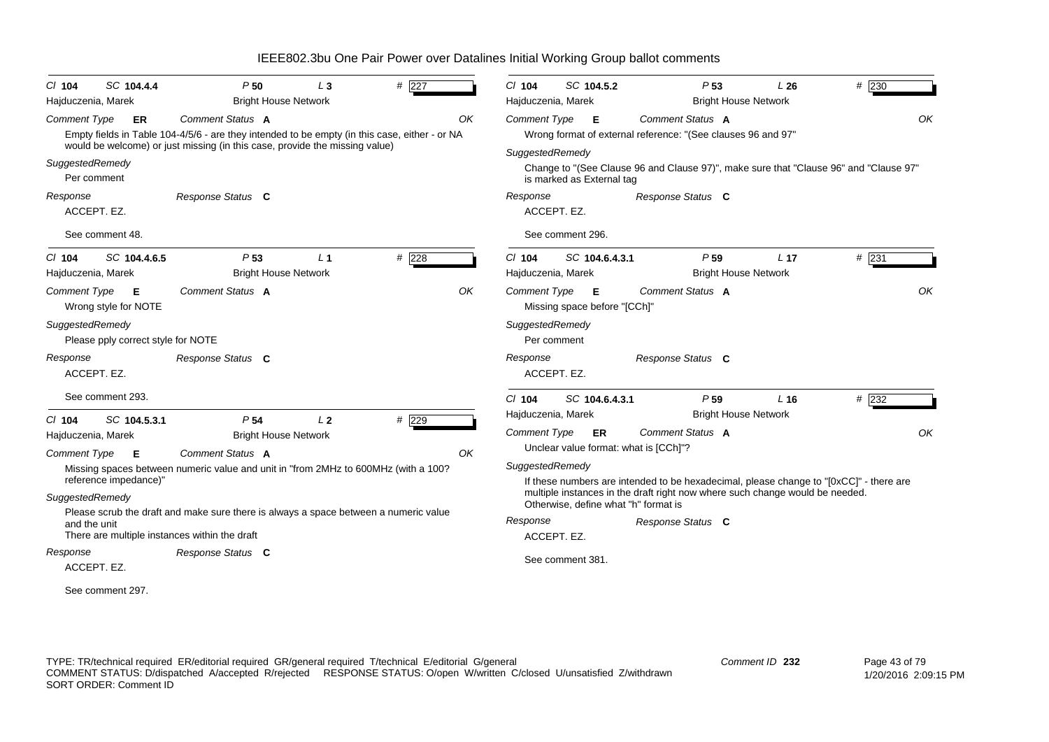# IEEE802.3bu One Pair Power over Datalines Initial Working Group ballot comments

---

*Cl* **104** *SC* **104.4.4** *P* **50** *L* **3** # **227**

Hajduczenia, Marek — Bright House Network

*Comment Type* **ER** *Comment Status* **A** *OK*

Empty fields in Table 104-4/5/6 - are they intended to be empty (in this case, either - or NA would be welcome) or just missing (in this case, provide the missing value)

*SuggestedRemedy*

Per comment

*Response* *Response Status* **C**

ACCEPT. EZ.

See comment 48.

---

*Cl* **104** *SC* **104.4.6.5** *P* **53** *L* **1** # **228**

Hajduczenia, Marek — Bright House Network

*Comment Type* **E** *Comment Status* **A** *OK*

Wrong style for NOTE

*SuggestedRemedy*

Please pply correct style for NOTE

*Response* *Response Status* **C**

ACCEPT. EZ.

See comment 293.

---

*Cl* **104** *SC* **104.5.3.1** *P* **54** *L* **2** # **229**

Hajduczenia, Marek — Bright House Network

*Comment Type* **E** *Comment Status* **A** *OK*

Missing spaces between numeric value and unit in "from 2MHz to 600MHz (with a 100? reference impedance)"

*SuggestedRemedy*

Please scrub the draft and make sure there is always a space between a numeric value and the unit
There are multiple instances within the draft

*Response* *Response Status* **C**

ACCEPT. EZ.

See comment 297.

---

*Cl* **104** *SC* **104.5.2** *P* **53** *L* **26** # **230**

Hajduczenia, Marek — Bright House Network

*Comment Type* **E** *Comment Status* **A** *OK*

Wrong format of external reference: "(See clauses 96 and 97"

*SuggestedRemedy*

Change to "(See Clause 96 and Clause 97)", make sure that "Clause 96" and "Clause 97" is marked as External tag

*Response* *Response Status* **C**

ACCEPT. EZ.

See comment 296.

---

*Cl* **104** *SC* **104.6.4.3.1** *P* **59** *L* **17** # **231**

Hajduczenia, Marek — Bright House Network

*Comment Type* **E** *Comment Status* **A** *OK*

Missing space before "[CCh]"

*SuggestedRemedy*

Per comment

*Response* *Response Status* **C**

ACCEPT. EZ.

---

*Cl* **104** *SC* **104.6.4.3.1** *P* **59** *L* **16** # **232**

Hajduczenia, Marek — Bright House Network

*Comment Type* **ER** *Comment Status* **A** *OK*

Unclear value format: what is [CCh]"?

*SuggestedRemedy*

If these numbers are intended to be hexadecimal, please change to "[0xCC]" - there are multiple instances in the draft right now where such change would be needed.
Otherwise, define what "h" format is

*Response* *Response Status* **C**

ACCEPT. EZ.

See comment 381.

---

TYPE: TR/technical required ER/editorial required GR/general required T/technical E/editorial G/general
COMMENT STATUS: D/dispatched A/accepted R/rejected RESPONSE STATUS: O/open W/written C/closed U/unsatisfied Z/withdrawn
SORT ORDER: Comment ID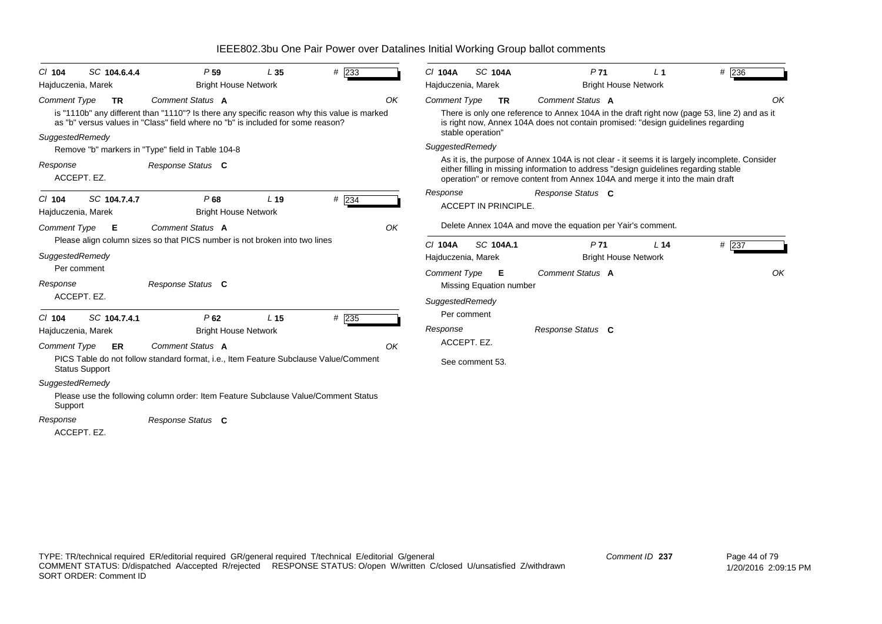# IEEE802.3bu One Pair Power over Datalines Initial Working Group ballot comments

**Cl** 104 **SC** 104.6.4.4 **P** 59 **L** 35 **#** 233

Hajduczenia, Marek — Bright House Network

*Comment Type* **TR** *Comment Status* **A** OK

is "1110b" any different than "1110"? Is there any specific reason why this value is marked as "b" versus values in "Class" field where no "b" is included for some reason?

*SuggestedRemedy*

Remove "b" markers in "Type" field in Table 104-8

*Response* *Response Status* **C**

ACCEPT. EZ.

---

**Cl** 104 **SC** 104.7.4.7 **P** 68 **L** 19 **#** 234

Hajduczenia, Marek — Bright House Network

*Comment Type* **E** *Comment Status* **A** OK

Please align column sizes so that PICS number is not broken into two lines

*SuggestedRemedy*

Per comment

*Response* *Response Status* **C**

ACCEPT. EZ.

---

**Cl** 104 **SC** 104.7.4.1 **P** 62 **L** 15 **#** 235

Hajduczenia, Marek — Bright House Network

*Comment Type* **ER** *Comment Status* **A** OK

PICS Table do not follow standard format, i.e., Item Feature Subclause Value/Comment Status Support

*SuggestedRemedy*

Please use the following column order: Item Feature Subclause Value/Comment Status Support

*Response* *Response Status* **C**

ACCEPT. EZ.

---

**Cl** 104A **SC** 104A **P** 71 **L** 1 **#** 236

Hajduczenia, Marek — Bright House Network

*Comment Type* **TR** *Comment Status* **A** OK

There is only one reference to Annex 104A in the draft right now (page 53, line 2) and as it is right now, Annex 104A does not contain promised: "design guidelines regarding stable operation"

*SuggestedRemedy*

As it is, the purpose of Annex 104A is not clear - it seems it is largely incomplete. Consider either filling in missing information to address "design guidelines regarding stable operation" or remove content from Annex 104A and merge it into the main draft

*Response* *Response Status* **C**

ACCEPT IN PRINCIPLE.

Delete Annex 104A and move the equation per Yair's comment.

---

**Cl** 104A **SC** 104A.1 **P** 71 **L** 14 **#** 237

Hajduczenia, Marek — Bright House Network

*Comment Type* **E** *Comment Status* **A** OK

Missing Equation number

*SuggestedRemedy*

Per comment

*Response* *Response Status* **C**

ACCEPT. EZ.

See comment 53.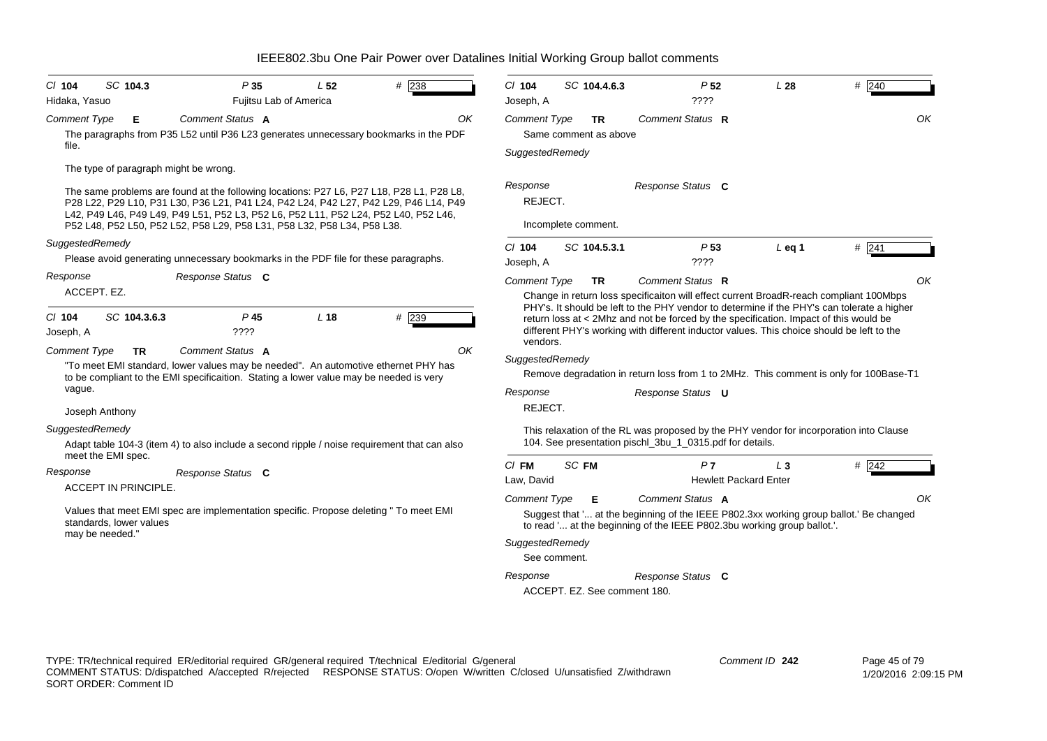# IEEE802.3bu One Pair Power over Datalines Initial Working Group ballot comments

**Cl 104 SC 104.3 P 35 L 52 # 238**
Hidaka, Yasuo — Fujitsu Lab of America

*Comment Type* **E** *Comment Status* **A** OK

The paragraphs from P35 L52 until P36 L23 generates unnecessary bookmarks in the PDF file.

The type of paragraph might be wrong.

The same problems are found at the following locations: P27 L6, P27 L18, P28 L1, P28 L8, P28 L22, P29 L10, P31 L30, P36 L21, P41 L24, P42 L24, P42 L27, P42 L29, P46 L14, P49 L42, P49 L46, P49 L49, P49 L51, P52 L3, P52 L6, P52 L11, P52 L24, P52 L40, P52 L46, P52 L48, P52 L50, P52 L52, P58 L29, P58 L31, P58 L32, P58 L34, P58 L38.

*SuggestedRemedy*

Please avoid generating unnecessary bookmarks in the PDF file for these paragraphs.

*Response* *Response Status* **C**

ACCEPT. EZ.

---

**Cl 104 SC 104.3.6.3 P 45 L 18 # 239**
Joseph, A — ????

*Comment Type* **TR** *Comment Status* **A** OK

"To meet EMI standard, lower values may be needed". An automotive ethernet PHY has to be compliant to the EMI specificaition. Stating a lower value may be needed is very vague.

Joseph Anthony

*SuggestedRemedy*

Adapt table 104-3 (item 4) to also include a second ripple / noise requirement that can also meet the EMI spec.

*Response* *Response Status* **C**

ACCEPT IN PRINCIPLE.

Values that meet EMI spec are implementation specific. Propose deleting " To meet EMI standards, lower values may be needed."

---

**Cl 104 SC 104.4.6.3 P 52 L 28 # 240**
Joseph, A — ????

*Comment Type* **TR** *Comment Status* **R** OK

Same comment as above

*SuggestedRemedy*

*Response* *Response Status* **C**

REJECT.

Incomplete comment.

---

**Cl 104 SC 104.5.3.1 P 53 L eq 1 # 241**
Joseph, A — ????

*Comment Type* **TR** *Comment Status* **R** OK

Change in return loss specificaiton will effect current BroadR-reach compliant 100Mbps PHY's. It should be left to the PHY vendor to determine if the PHY's can tolerate a higher return loss at < 2Mhz and not be forced by the specification. Impact of this would be different PHY's working with different inductor values. This choice should be left to the vendors.

*SuggestedRemedy*

Remove degradation in return loss from 1 to 2MHz. This comment is only for 100Base-T1

*Response* *Response Status* **U**

REJECT.

This relaxation of the RL was proposed by the PHY vendor for incorporation into Clause 104. See presentation pischl_3bu_1_0315.pdf for details.

---

**Cl FM SC FM P 7 L 3 # 242**
Law, David — Hewlett Packard Enter

*Comment Type* **E** *Comment Status* **A** OK

Suggest that '... at the beginning of the IEEE P802.3xx working group ballot.' Be changed to read '... at the beginning of the IEEE P802.3bu working group ballot.'.

*SuggestedRemedy*

See comment.

*Response* *Response Status* **C**

ACCEPT. EZ. See comment 180.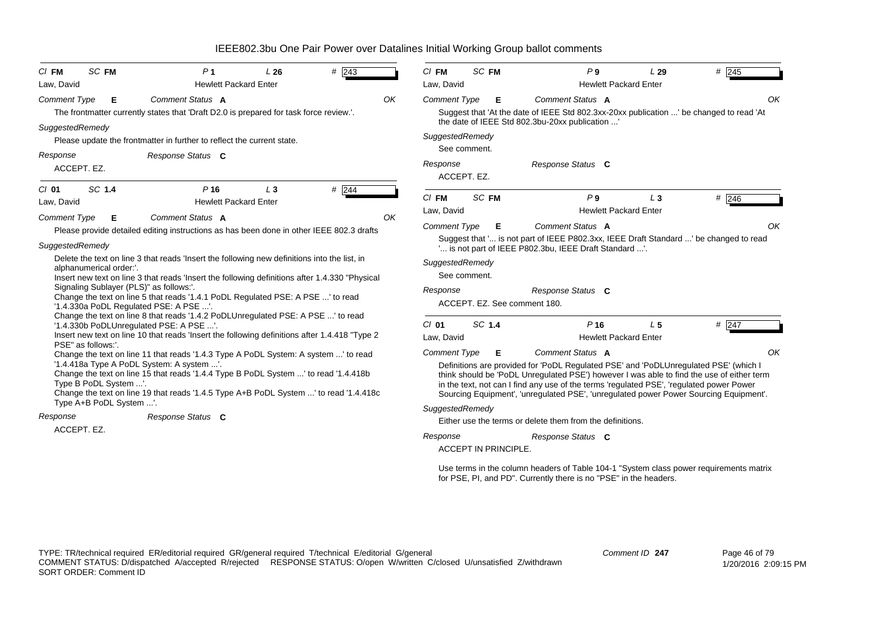# IEEE802.3bu One Pair Power over Datalines Initial Working Group ballot comments

**Cl** FM **SC** FM **P** 1 **L** 26 **#** 243

Law, David — Hewlett Packard Enter

*Comment Type* **E** *Comment Status* **A** OK

The frontmatter currently states that 'Draft D2.0 is prepared for task force review.'.

*SuggestedRemedy*

Please update the frontmatter in further to reflect the current state.

*Response* *Response Status* **C**

ACCEPT. EZ.

---

**Cl** 01 **SC** 1.4 **P** 16 **L** 3 **#** 244

Law, David — Hewlett Packard Enter

*Comment Type* **E** *Comment Status* **A** OK

Please provide detailed editing instructions as has been done in other IEEE 802.3 drafts

*SuggestedRemedy*

Delete the text on line 3 that reads 'Insert the following new definitions into the list, in alphanumerical order:'.
Insert new text on line 3 that reads 'Insert the following definitions after 1.4.330 "Physical Signaling Sublayer (PLS)" as follows:'.
Change the text on line 5 that reads '1.4.1 PoDL Regulated PSE: A PSE ...' to read '1.4.330a PoDL Regulated PSE: A PSE ...'.
Change the text on line 8 that reads '1.4.2 PoDLUnregulated PSE: A PSE ...' to read '1.4.330b PoDLUnregulated PSE: A PSE ...'.
Insert new text on line 10 that reads 'Insert the following definitions after 1.4.418 "Type 2 PSE" as follows:'.
Change the text on line 11 that reads '1.4.3 Type A PoDL System: A system ...' to read '1.4.418a Type A PoDL System: A system ...'.
Change the text on line 15 that reads '1.4.4 Type B PoDL System ...' to read '1.4.418b Type B PoDL System ...'.
Change the text on line 19 that reads '1.4.5 Type A+B PoDL System ...' to read '1.4.418c Type A+B PoDL System ...'.

*Response* *Response Status* **C**

ACCEPT. EZ.

---

**Cl** FM **SC** FM **P** 9 **L** 29 **#** 245

Law, David — Hewlett Packard Enter

*Comment Type* **E** *Comment Status* **A** OK

Suggest that 'At the date of IEEE Std 802.3xx-20xx publication ...' be changed to read 'At the date of IEEE Std 802.3bu-20xx publication ...'

*SuggestedRemedy*

See comment.

*Response* *Response Status* **C**

ACCEPT. EZ.

---

**Cl** FM **SC** FM **P** 9 **L** 3 **#** 246

Law, David — Hewlett Packard Enter

*Comment Type* **E** *Comment Status* **A** OK

Suggest that '... is not part of IEEE P802.3xx, IEEE Draft Standard ...' be changed to read '... is not part of IEEE P802.3bu, IEEE Draft Standard ...'.

*SuggestedRemedy*

See comment.

*Response* *Response Status* **C**

ACCEPT. EZ. See comment 180.

---

**Cl** 01 **SC** 1.4 **P** 16 **L** 5 **#** 247

Law, David — Hewlett Packard Enter

*Comment Type* **E** *Comment Status* **A** OK

Definitions are provided for 'PoDL Regulated PSE' and 'PoDLUnregulated PSE' (which I think should be 'PoDL Unregulated PSE') however I was able to find the use of either term in the text, not can I find any use of the terms 'regulated PSE', 'regulated power Power Sourcing Equipment', 'unregulated PSE', 'unregulated power Power Sourcing Equipment'.

*SuggestedRemedy*

Either use the terms or delete them from the definitions.

*Response* *Response Status* **C**

ACCEPT IN PRINCIPLE.

Use terms in the column headers of Table 104-1 "System class power requirements matrix for PSE, PI, and PD". Currently there is no "PSE" in the headers.

---

TYPE: TR/technical required ER/editorial required GR/general required T/technical E/editorial G/general
COMMENT STATUS: D/dispatched A/accepted R/rejected RESPONSE STATUS: O/open W/written C/closed U/unsatisfied Z/withdrawn
SORT ORDER: Comment ID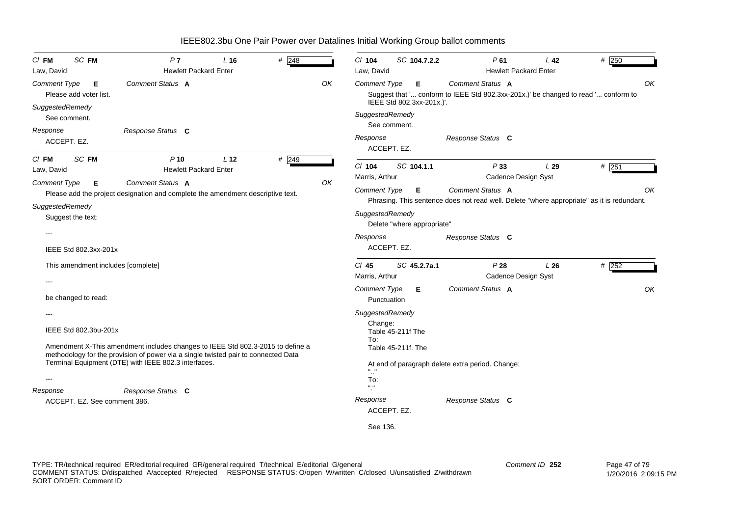# IEEE802.3bu One Pair Power over Datalines Initial Working Group ballot comments

**Cl** FM **SC** FM **P** 7 **L** 16 **#** 248
Law, David — Hewlett Packard Enter

*Comment Type* **E** *Comment Status* **A** OK

Please add voter list.

*SuggestedRemedy*

See comment.

*Response* *Response Status* **C**

ACCEPT. EZ.

---

**Cl** FM **SC** FM **P** 10 **L** 12 **#** 249
Law, David — Hewlett Packard Enter

*Comment Type* **E** *Comment Status* **A** OK

Please add the project designation and complete the amendment descriptive text.

*SuggestedRemedy*

Suggest the text:

---

IEEE Std 802.3xx-201x

This amendment includes [complete]

---

be changed to read:

---

IEEE Std 802.3bu-201x

Amendment X-This amendment includes changes to IEEE Std 802.3-2015 to define a methodology for the provision of power via a single twisted pair to connected Data Terminal Equipment (DTE) with IEEE 802.3 interfaces.

---

*Response* *Response Status* **C**

ACCEPT. EZ. See comment 386.

---

**Cl** 104 **SC** 104.7.2.2 **P** 61 **L** 42 **#** 250
Law, David — Hewlett Packard Enter

*Comment Type* **E** *Comment Status* **A** OK

Suggest that '... conform to IEEE Std 802.3xx-201x.)' be changed to read '... conform to IEEE Std 802.3xx-201x.)'.

*SuggestedRemedy*

See comment.

*Response* *Response Status* **C**

ACCEPT. EZ.

---

**Cl** 104 **SC** 104.1.1 **P** 33 **L** 29 **#** 251
Marris, Arthur — Cadence Design Syst

*Comment Type* **E** *Comment Status* **A** OK

Phrasing. This sentence does not read well. Delete "where appropriate" as it is redundant.

*SuggestedRemedy*

Delete "where appropriate"

*Response* *Response Status* **C**

ACCEPT. EZ.

---

**Cl** 45 **SC** 45.2.7a.1 **P** 28 **L** 26 **#** 252
Marris, Arthur — Cadence Design Syst

*Comment Type* **E** *Comment Status* **A** OK

Punctuation

*SuggestedRemedy*

Change:
Table 45-211f The
To:
Table 45-211f. The

At end of paragraph delete extra period. Change:
".."
To:
"."

*Response* *Response Status* **C**

ACCEPT. EZ.

See 136.

---

TYPE: TR/technical required ER/editorial required GR/general required T/technical E/editorial G/general
COMMENT STATUS: D/dispatched A/accepted R/rejected RESPONSE STATUS: O/open W/written C/closed U/unsatisfied Z/withdrawn
SORT ORDER: Comment ID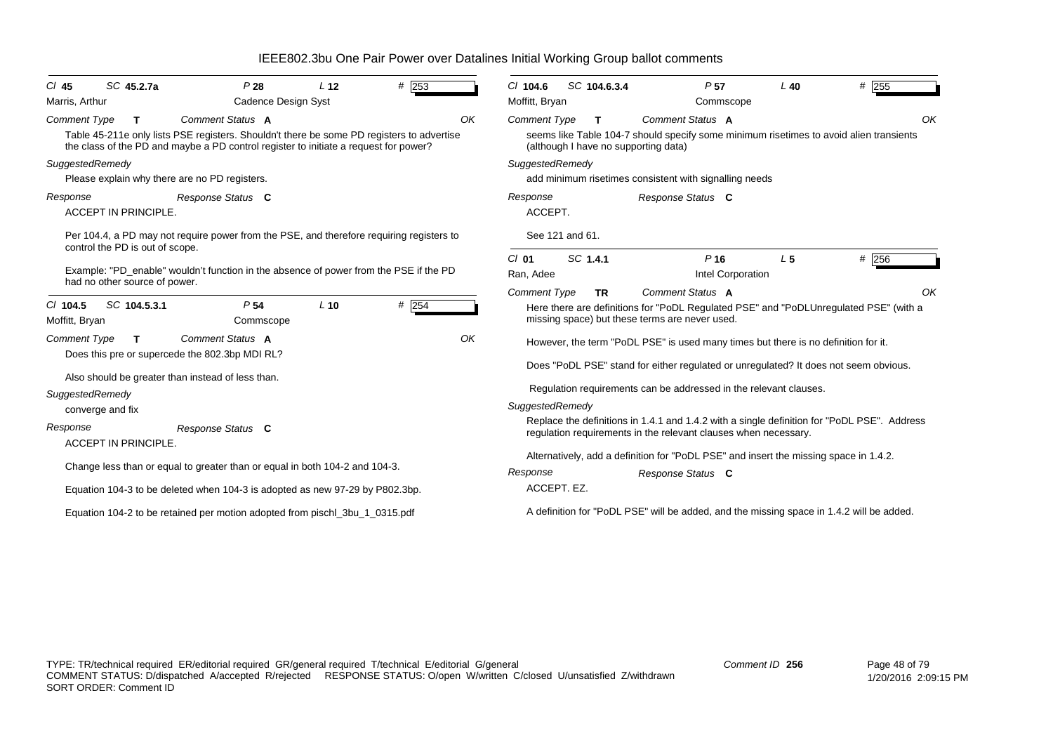# IEEE802.3bu One Pair Power over Datalines Initial Working Group ballot comments

---

**Cl** 45 **SC** 45.2.7a **P** 28 **L** 12 **#** 253

Marris, Arthur — Cadence Design Syst

**Comment Type** T **Comment Status** A OK

Table 45-211e only lists PSE registers. Shouldn't there be some PD registers to advertise the class of the PD and maybe a PD control register to initiate a request for power?

*SuggestedRemedy*

Please explain why there are no PD registers.

**Response** **Response Status** C

ACCEPT IN PRINCIPLE.

Per 104.4, a PD may not require power from the PSE, and therefore requiring registers to control the PD is out of scope.

Example: "PD_enable" wouldn't function in the absence of power from the PSE if the PD had no other source of power.

---

**Cl** 104.5 **SC** 104.5.3.1 **P** 54 **L** 10 **#** 254

Moffitt, Bryan — Commscope

**Comment Type** T **Comment Status** A OK

Does this pre or supercede the 802.3bp MDI RL?

Also should be greater than instead of less than.

*SuggestedRemedy*

converge and fix

**Response** **Response Status** C

ACCEPT IN PRINCIPLE.

Change less than or equal to greater than or equal in both 104-2 and 104-3.

Equation 104-3 to be deleted when 104-3 is adopted as new 97-29 by P802.3bp.

Equation 104-2 to be retained per motion adopted from pischl_3bu_1_0315.pdf

---

**Cl** 104.6 **SC** 104.6.3.4 **P** 57 **L** 40 **#** 255

Moffitt, Bryan — Commscope

**Comment Type** T **Comment Status** A OK

seems like Table 104-7 should specify some minimum risetimes to avoid alien transients (although I have no supporting data)

*SuggestedRemedy*

add minimum risetimes consistent with signalling needs

**Response** **Response Status** C

ACCEPT.

See 121 and 61.

---

**Cl** 01 **SC** 1.4.1 **P** 16 **L** 5 **#** 256

Ran, Adee — Intel Corporation

**Comment Type** TR **Comment Status** A OK

Here there are definitions for "PoDL Regulated PSE" and "PoDLUnregulated PSE" (with a missing space) but these terms are never used.

However, the term "PoDL PSE" is used many times but there is no definition for it.

Does "PoDL PSE" stand for either regulated or unregulated? It does not seem obvious.

Regulation requirements can be addressed in the relevant clauses.

*SuggestedRemedy*

Replace the definitions in 1.4.1 and 1.4.2 with a single definition for "PoDL PSE". Address regulation requirements in the relevant clauses when necessary.

Alternatively, add a definition for "PoDL PSE" and insert the missing space in 1.4.2.

**Response** **Response Status** C

ACCEPT. EZ.

A definition for "PoDL PSE" will be added, and the missing space in 1.4.2 will be added.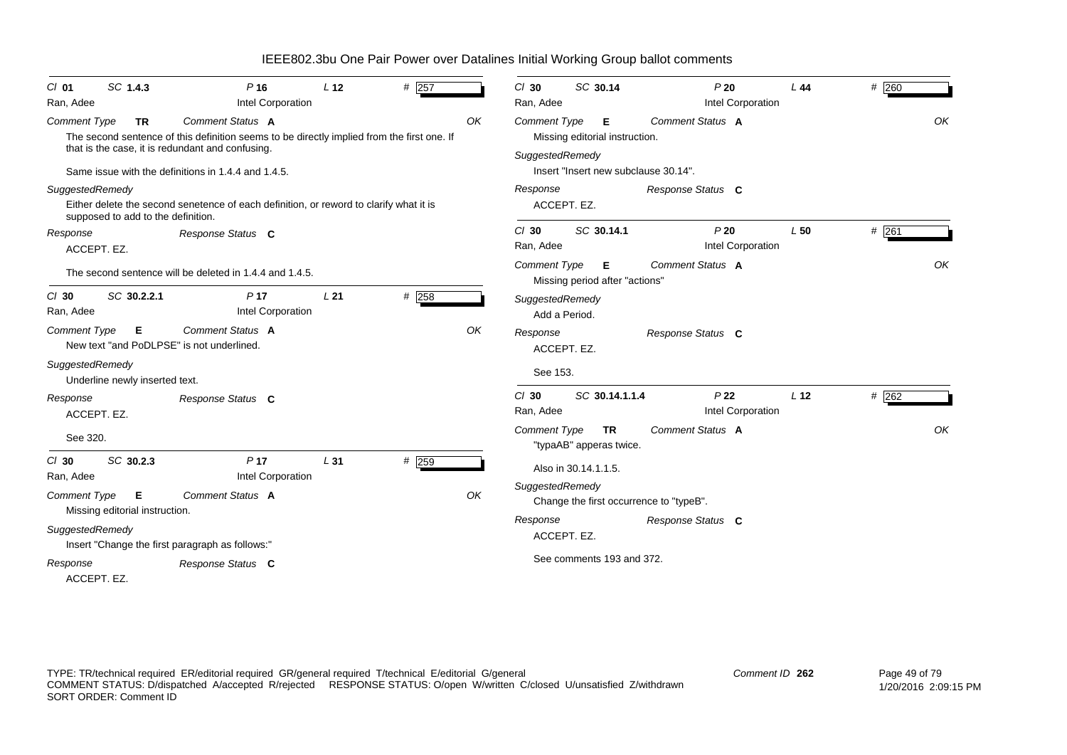# IEEE802.3bu One Pair Power over Datalines Initial Working Group ballot comments

---

*Cl* **01** *SC* **1.4.3** *P* **16** *L* **12** *#* **257**

Ran, Adee — Intel Corporation

*Comment Type* **TR** *Comment Status* **A** *OK*

The second sentence of this definition seems to be directly implied from the first one. If that is the case, it is redundant and confusing.

Same issue with the definitions in 1.4.4 and 1.4.5.

*SuggestedRemedy*

Either delete the second senetence of each definition, or reword to clarify what it is supposed to add to the definition.

*Response* *Response Status* **C**

ACCEPT. EZ.

The second sentence will be deleted in 1.4.4 and 1.4.5.

---

*Cl* **30** *SC* **30.2.2.1** *P* **17** *L* **21** *#* **258**

Ran, Adee — Intel Corporation

*Comment Type* **E** *Comment Status* **A** *OK*

New text "and PoDLPSE" is not underlined.

*SuggestedRemedy*

Underline newly inserted text.

*Response* *Response Status* **C**

ACCEPT. EZ.

See 320.

---

*Cl* **30** *SC* **30.2.3** *P* **17** *L* **31** *#* **259**

Ran, Adee — Intel Corporation

*Comment Type* **E** *Comment Status* **A** *OK*

Missing editorial instruction.

*SuggestedRemedy*

Insert "Change the first paragraph as follows:"

*Response* *Response Status* **C**

ACCEPT. EZ.

---

*Cl* **30** *SC* **30.14** *P* **20** *L* **44** *#* **260**

Ran, Adee — Intel Corporation

*Comment Type* **E** *Comment Status* **A** *OK*

Missing editorial instruction.

*SuggestedRemedy*

Insert "Insert new subclause 30.14".

*Response* *Response Status* **C**

ACCEPT. EZ.

---

*Cl* **30** *SC* **30.14.1** *P* **20** *L* **50** *#* **261**

Ran, Adee — Intel Corporation

*Comment Type* **E** *Comment Status* **A** *OK*

Missing period after "actions"

*SuggestedRemedy*

Add a Period.

*Response* *Response Status* **C**

ACCEPT. EZ.

See 153.

---

*Cl* **30** *SC* **30.14.1.1.4** *P* **22** *L* **12** *#* **262**

Ran, Adee — Intel Corporation

*Comment Type* **TR** *Comment Status* **A** *OK*

"typaAB" apperas twice.

Also in 30.14.1.1.5.

*SuggestedRemedy*

Change the first occurrence to "typeB".

*Response* *Response Status* **C**

ACCEPT. EZ.

See comments 193 and 372.

---

TYPE: TR/technical required ER/editorial required GR/general required T/technical E/editorial G/general
COMMENT STATUS: D/dispatched A/accepted R/rejected RESPONSE STATUS: O/open W/written C/closed U/unsatisfied Z/withdrawn
SORT ORDER: Comment ID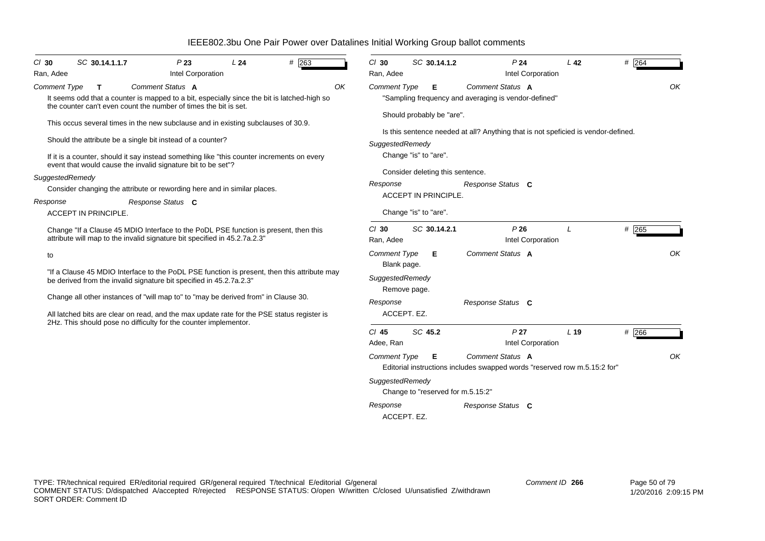# IEEE802.3bu One Pair Power over Datalines Initial Working Group ballot comments

Cl **30** SC **30.14.1.1.7** P **23** L **24** # 263

Ran, Adee — Intel Corporation

*Comment Type* **T** *Comment Status* **A** OK

It seems odd that a counter is mapped to a bit, especially since the bit is latched-high so the counter can't even count the number of times the bit is set.

This occus several times in the new subclause and in existing subclauses of 30.9.

Should the attribute be a single bit instead of a counter?

If it is a counter, should it say instead something like "this counter increments on every event that would cause the invalid signature bit to be set"?

*SuggestedRemedy*

Consider changing the attribute or rewording here and in similar places.

*Response* *Response Status* **C**

ACCEPT IN PRINCIPLE.

Change "If a Clause 45 MDIO Interface to the PoDL PSE function is present, then this attribute will map to the invalid signature bit specified in 45.2.7a.2.3"

to

"If a Clause 45 MDIO Interface to the PoDL PSE function is present, then this attribute may be derived from the invalid signature bit specified in 45.2.7a.2.3"

Change all other instances of "will map to" to "may be derived from" in Clause 30.

All latched bits are clear on read, and the max update rate for the PSE status register is 2Hz. This should pose no difficulty for the counter implementor.

---

Cl **30** SC **30.14.1.2** P **24** L **42** # 264

Ran, Adee — Intel Corporation

*Comment Type* **E** *Comment Status* **A** OK

"Sampling frequency and averaging is vendor-defined"

Should probably be "are".

Is this sentence needed at all? Anything that is not speficied is vendor-defined.

*SuggestedRemedy*

Change "is" to "are".

Consider deleting this sentence.

*Response* *Response Status* **C**

ACCEPT IN PRINCIPLE.

Change "is" to "are".

---

Cl **30** SC **30.14.2.1** P **26** L # 265

Ran, Adee — Intel Corporation

*Comment Type* **E** *Comment Status* **A** OK

Blank page.

*SuggestedRemedy*

Remove page.

*Response* *Response Status* **C**

ACCEPT. EZ.

---

Cl **45** SC **45.2** P **27** L **19** # 266

Adee, Ran — Intel Corporation

*Comment Type* **E** *Comment Status* **A** OK

Editorial instructions includes swapped words "reserved row m.5.15:2 for"

*SuggestedRemedy*

Change to "reserved for m.5.15:2"

*Response* *Response Status* **C**

ACCEPT. EZ.

---

TYPE: TR/technical required ER/editorial required GR/general required T/technical E/editorial G/general
COMMENT STATUS: D/dispatched A/accepted R/rejected RESPONSE STATUS: O/open W/written C/closed U/unsatisfied Z/withdrawn
SORT ORDER: Comment ID

Comment ID 266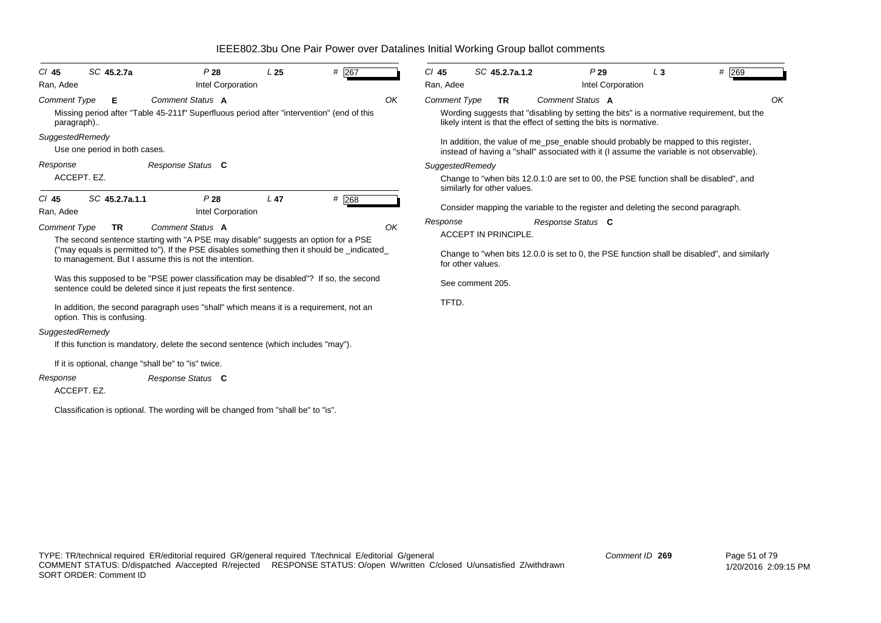| Cl 45 | SC 45.2.7a | P 28 | L 25 | # 267 |
|---|---|---|---|---|
| Ran, Adee | | Intel Corporation | | |

*Comment Type* **E** *Comment Status* **A** *OK*

Missing period after "Table 45-211f" Superfluous period after "intervention" (end of this paragraph)..

*SuggestedRemedy*

Use one period in both cases.

*Response* *Response Status* **C**

ACCEPT. EZ.

---

| Cl 45 | SC 45.2.7a.1.1 | P 28 | L 47 | # 268 |
|---|---|---|---|---|
| Ran, Adee | | Intel Corporation | | |

*Comment Type* **TR** *Comment Status* **A** *OK*

The second sentence starting with "A PSE may disable" suggests an option for a PSE ("may equals is permitted to"). If the PSE disables something then it should be _indicated_ to management. But I assume this is not the intention.

Was this supposed to be "PSE power classification may be disabled"? If so, the second sentence could be deleted since it just repeats the first sentence.

In addition, the second paragraph uses "shall" which means it is a requirement, not an option. This is confusing.

*SuggestedRemedy*

If this function is mandatory, delete the second sentence (which includes "may").

If it is optional, change "shall be" to "is" twice.

*Response* *Response Status* **C**

ACCEPT. EZ.

Classification is optional. The wording will be changed from "shall be" to "is".

---

| Cl 45 | SC 45.2.7a.1.2 | P 29 | L 3 | # 269 |
|---|---|---|---|---|
| Ran, Adee | | Intel Corporation | | |

*Comment Type* **TR** *Comment Status* **A** *OK*

Wording suggests that "disabling by setting the bits" is a normative requirement, but the likely intent is that the effect of setting the bits is normative.

In addition, the value of me_pse_enable should probably be mapped to this register, instead of having a "shall" associated with it (I assume the variable is not observable).

*SuggestedRemedy*

Change to "when bits 12.0.1:0 are set to 00, the PSE function shall be disabled", and similarly for other values.

Consider mapping the variable to the register and deleting the second paragraph.

*Response* *Response Status* **C**

ACCEPT IN PRINCIPLE.

Change to "when bits 12.0.0 is set to 0, the PSE function shall be disabled", and similarly for other values.

See comment 205.

TFTD.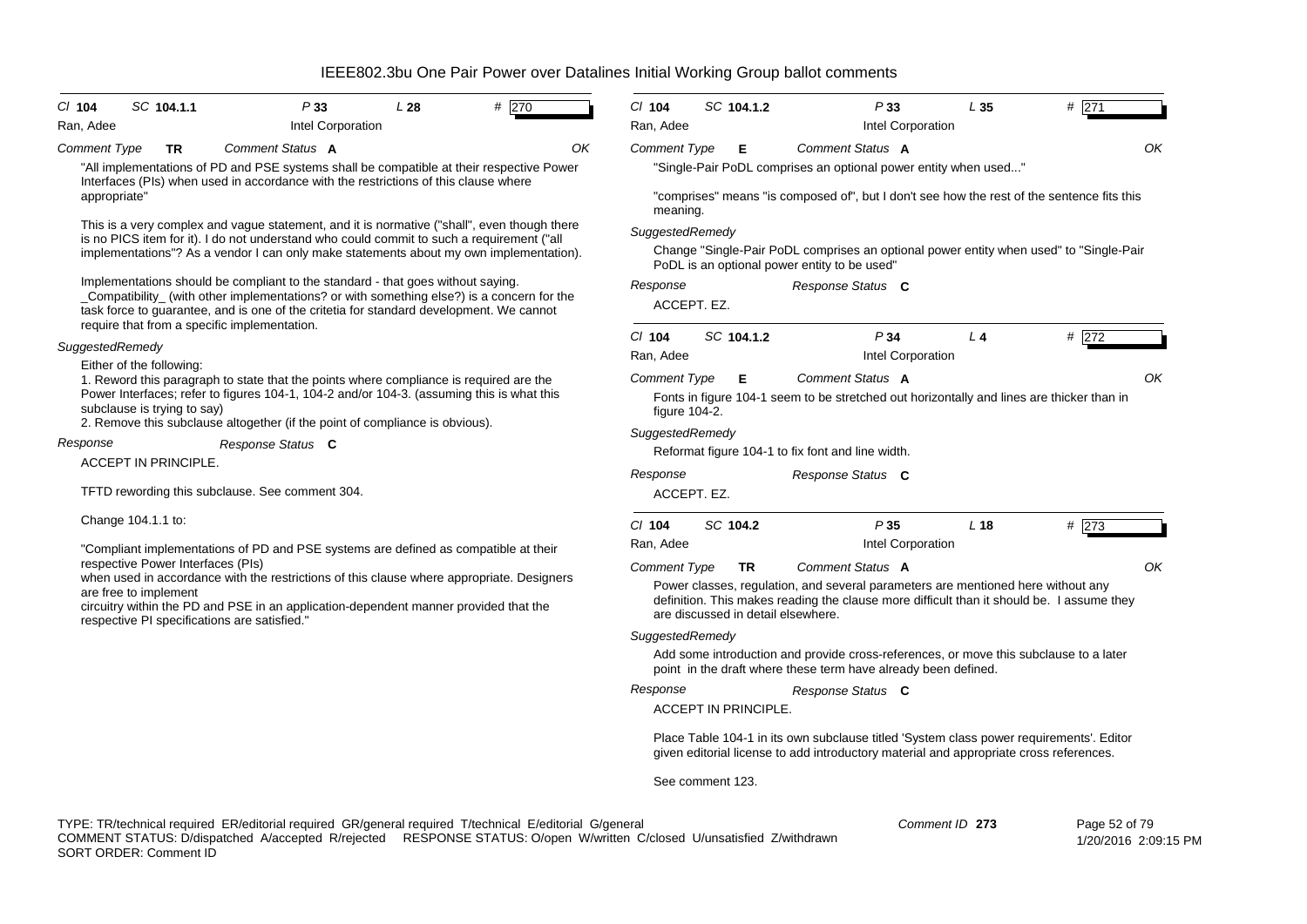# IEEE802.3bu One Pair Power over Datalines Initial Working Group ballot comments

**Cl** 104 **SC** 104.1.1 **P** 33 **L** 28 **#** 270

Ran, Adee — Intel Corporation

*Comment Type* **TR** *Comment Status* **A** OK

"All implementations of PD and PSE systems shall be compatible at their respective Power Interfaces (PIs) when used in accordance with the restrictions of this clause where appropriate"

This is a very complex and vague statement, and it is normative ("shall", even though there is no PICS item for it). I do not understand who could commit to such a requirement ("all implementations"? As a vendor I can only make statements about my own implementation).

Implementations should be compliant to the standard - that goes without saying. _Compatibility_ (with other implementations? or with something else?) is a concern for the task force to guarantee, and is one of the critetia for standard development. We cannot require that from a specific implementation.

*SuggestedRemedy*

Either of the following:
1. Reword this paragraph to state that the points where compliance is required are the Power Interfaces; refer to figures 104-1, 104-2 and/or 104-3. (assuming this is what this subclause is trying to say)
2. Remove this subclause altogether (if the point of compliance is obvious).

*Response* *Response Status* **C**

ACCEPT IN PRINCIPLE.

TFTD rewording this subclause. See comment 304.

Change 104.1.1 to:

"Compliant implementations of PD and PSE systems are defined as compatible at their respective Power Interfaces (PIs)
when used in accordance with the restrictions of this clause where appropriate. Designers are free to implement
circuitry within the PD and PSE in an application-dependent manner provided that the respective PI specifications are satisfied."

---

**Cl** 104 **SC** 104.1.2 **P** 33 **L** 35 **#** 271

Ran, Adee — Intel Corporation

*Comment Type* **E** *Comment Status* **A** OK

"Single-Pair PoDL comprises an optional power entity when used..."

"comprises" means "is composed of", but I don't see how the rest of the sentence fits this meaning.

*SuggestedRemedy*

Change "Single-Pair PoDL comprises an optional power entity when used" to "Single-Pair PoDL is an optional power entity to be used"

*Response* *Response Status* **C**

ACCEPT. EZ.

---

**Cl** 104 **SC** 104.1.2 **P** 34 **L** 4 **#** 272

Ran, Adee — Intel Corporation

*Comment Type* **E** *Comment Status* **A** OK

Fonts in figure 104-1 seem to be stretched out horizontally and lines are thicker than in figure 104-2.

*SuggestedRemedy*

Reformat figure 104-1 to fix font and line width.

*Response* *Response Status* **C**

ACCEPT. EZ.

---

**Cl** 104 **SC** 104.2 **P** 35 **L** 18 **#** 273

Ran, Adee — Intel Corporation

*Comment Type* **TR** *Comment Status* **A** OK

Power classes, regulation, and several parameters are mentioned here without any definition. This makes reading the clause more difficult than it should be. I assume they are discussed in detail elsewhere.

*SuggestedRemedy*

Add some introduction and provide cross-references, or move this subclause to a later point in the draft where these term have already been defined.

*Response* *Response Status* **C**

ACCEPT IN PRINCIPLE.

Place Table 104-1 in its own subclause titled 'System class power requirements'. Editor given editorial license to add introductory material and appropriate cross references.

See comment 123.

---

TYPE: TR/technical required ER/editorial required GR/general required T/technical E/editorial G/general
COMMENT STATUS: D/dispatched A/accepted R/rejected RESPONSE STATUS: O/open W/written C/closed U/unsatisfied Z/withdrawn
SORT ORDER: Comment ID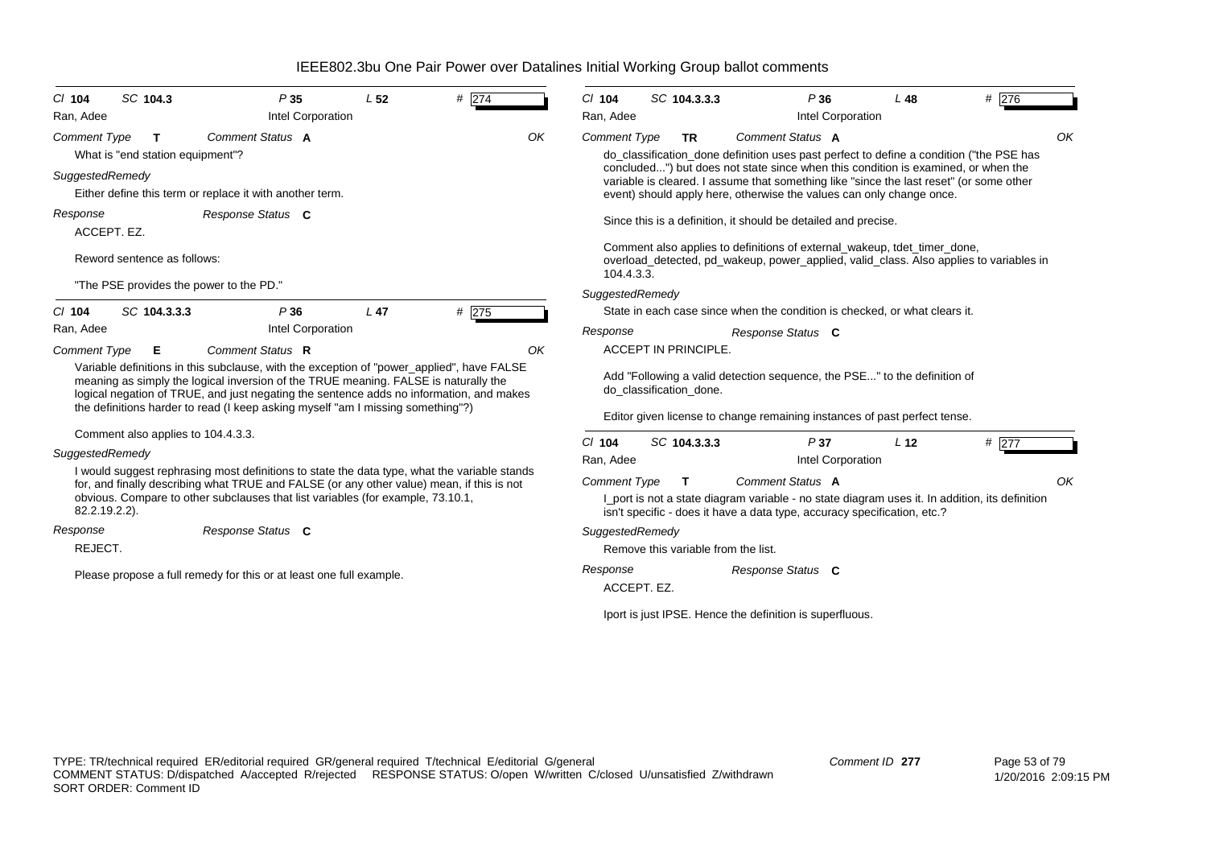# IEEE802.3bu One Pair Power over Datalines Initial Working Group ballot comments

**Cl** 104 **SC** 104.3 **P** 35 **L** 52 **#** 274

Ran, Adee — Intel Corporation

*Comment Type* **T** *Comment Status* **A** OK

What is "end station equipment"?

*SuggestedRemedy*

Either define this term or replace it with another term.

*Response* *Response Status* **C**

ACCEPT. EZ.

Reword sentence as follows:

"The PSE provides the power to the PD."

---

**Cl** 104 **SC** 104.3.3.3 **P** 36 **L** 47 **#** 275

Ran, Adee — Intel Corporation

*Comment Type* **E** *Comment Status* **R** OK

Variable definitions in this subclause, with the exception of "power_applied", have FALSE meaning as simply the logical inversion of the TRUE meaning. FALSE is naturally the logical negation of TRUE, and just negating the sentence adds no information, and makes the definitions harder to read (I keep asking myself "am I missing something"?)

Comment also applies to 104.4.3.3.

*SuggestedRemedy*

I would suggest rephrasing most definitions to state the data type, what the variable stands for, and finally describing what TRUE and FALSE (or any other value) mean, if this is not obvious. Compare to other subclauses that list variables (for example, 73.10.1, 82.2.19.2.2).

*Response* *Response Status* **C**

REJECT.

Please propose a full remedy for this or at least one full example.

---

**Cl** 104 **SC** 104.3.3.3 **P** 36 **L** 48 **#** 276

Ran, Adee — Intel Corporation

*Comment Type* **TR** *Comment Status* **A** OK

do_classification_done definition uses past perfect to define a condition ("the PSE has concluded...") but does not state since when this condition is examined, or when the variable is cleared. I assume that something like "since the last reset" (or some other event) should apply here, otherwise the values can only change once.

Since this is a definition, it should be detailed and precise.

Comment also applies to definitions of external_wakeup, tdet_timer_done, overload_detected, pd_wakeup, power_applied, valid_class. Also applies to variables in 104.4.3.3.

*SuggestedRemedy*

State in each case since when the condition is checked, or what clears it.

*Response* *Response Status* **C**

ACCEPT IN PRINCIPLE.

Add "Following a valid detection sequence, the PSE..." to the definition of do_classification_done.

Editor given license to change remaining instances of past perfect tense.

---

**Cl** 104 **SC** 104.3.3.3 **P** 37 **L** 12 **#** 277

Ran, Adee — Intel Corporation

*Comment Type* **T** *Comment Status* **A** OK

I_port is not a state diagram variable - no state diagram uses it. In addition, its definition isn't specific - does it have a data type, accuracy specification, etc.?

*SuggestedRemedy*

Remove this variable from the list.

*Response* *Response Status* **C**

ACCEPT. EZ.

Iport is just IPSE. Hence the definition is superfluous.

---

TYPE: TR/technical required ER/editorial required GR/general required T/technical E/editorial G/general
COMMENT STATUS: D/dispatched A/accepted R/rejected RESPONSE STATUS: O/open W/written C/closed U/unsatisfied Z/withdrawn
SORT ORDER: Comment ID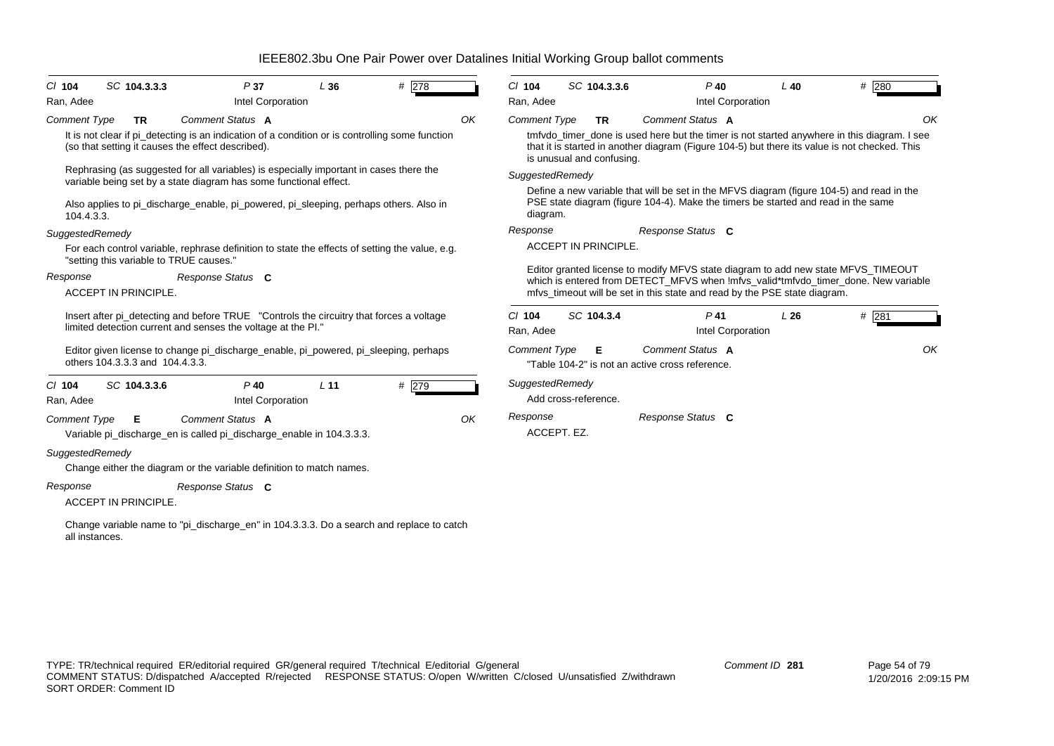# IEEE802.3bu One Pair Power over Datalines Initial Working Group ballot comments

**Cl 104 SC 104.3.3.3 P 37 L 36 # 278**

Ran, Adee — Intel Corporation

*Comment Type* **TR** *Comment Status* **A** OK

It is not clear if pi_detecting is an indication of a condition or is controlling some function (so that setting it causes the effect described).

Rephrasing (as suggested for all variables) is especially important in cases there the variable being set by a state diagram has some functional effect.

Also applies to pi_discharge_enable, pi_powered, pi_sleeping, perhaps others. Also in 104.4.3.3.

*SuggestedRemedy*

For each control variable, rephrase definition to state the effects of setting the value, e.g. "setting this variable to TRUE causes."

*Response* *Response Status* **C**

ACCEPT IN PRINCIPLE.

Insert after pi_detecting and before TRUE "Controls the circuitry that forces a voltage limited detection current and senses the voltage at the PI."

Editor given license to change pi_discharge_enable, pi_powered, pi_sleeping, perhaps others 104.3.3.3 and 104.4.3.3.

---

**Cl 104 SC 104.3.3.6 P 40 L 11 # 279**

Ran, Adee — Intel Corporation

*Comment Type* **E** *Comment Status* **A** OK

Variable pi_discharge_en is called pi_discharge_enable in 104.3.3.3.

*SuggestedRemedy*

Change either the diagram or the variable definition to match names.

*Response* *Response Status* **C**

ACCEPT IN PRINCIPLE.

Change variable name to "pi_discharge_en" in 104.3.3.3. Do a search and replace to catch all instances.

---

**Cl 104 SC 104.3.3.6 P 40 L 40 # 280**

Ran, Adee — Intel Corporation

*Comment Type* **TR** *Comment Status* **A** OK

tmfvdo_timer_done is used here but the timer is not started anywhere in this diagram. I see that it is started in another diagram (Figure 104-5) but there its value is not checked. This is unusual and confusing.

*SuggestedRemedy*

Define a new variable that will be set in the MFVS diagram (figure 104-5) and read in the PSE state diagram (figure 104-4). Make the timers be started and read in the same diagram.

*Response* *Response Status* **C**

ACCEPT IN PRINCIPLE.

Editor granted license to modify MFVS state diagram to add new state MFVS_TIMEOUT which is entered from DETECT_MFVS when !mfvs_valid*tmfvdo_timer_done. New variable mfvs_timeout will be set in this state and read by the PSE state diagram.

---

**Cl 104 SC 104.3.4 P 41 L 26 # 281**

Ran, Adee — Intel Corporation

*Comment Type* **E** *Comment Status* **A** OK

"Table 104-2" is not an active cross reference.

*SuggestedRemedy*

Add cross-reference.

*Response* *Response Status* **C**

ACCEPT. EZ.

---

TYPE: TR/technical required ER/editorial required GR/general required T/technical E/editorial G/general
COMMENT STATUS: D/dispatched A/accepted R/rejected RESPONSE STATUS: O/open W/written C/closed U/unsatisfied Z/withdrawn
SORT ORDER: Comment ID

Comment ID 281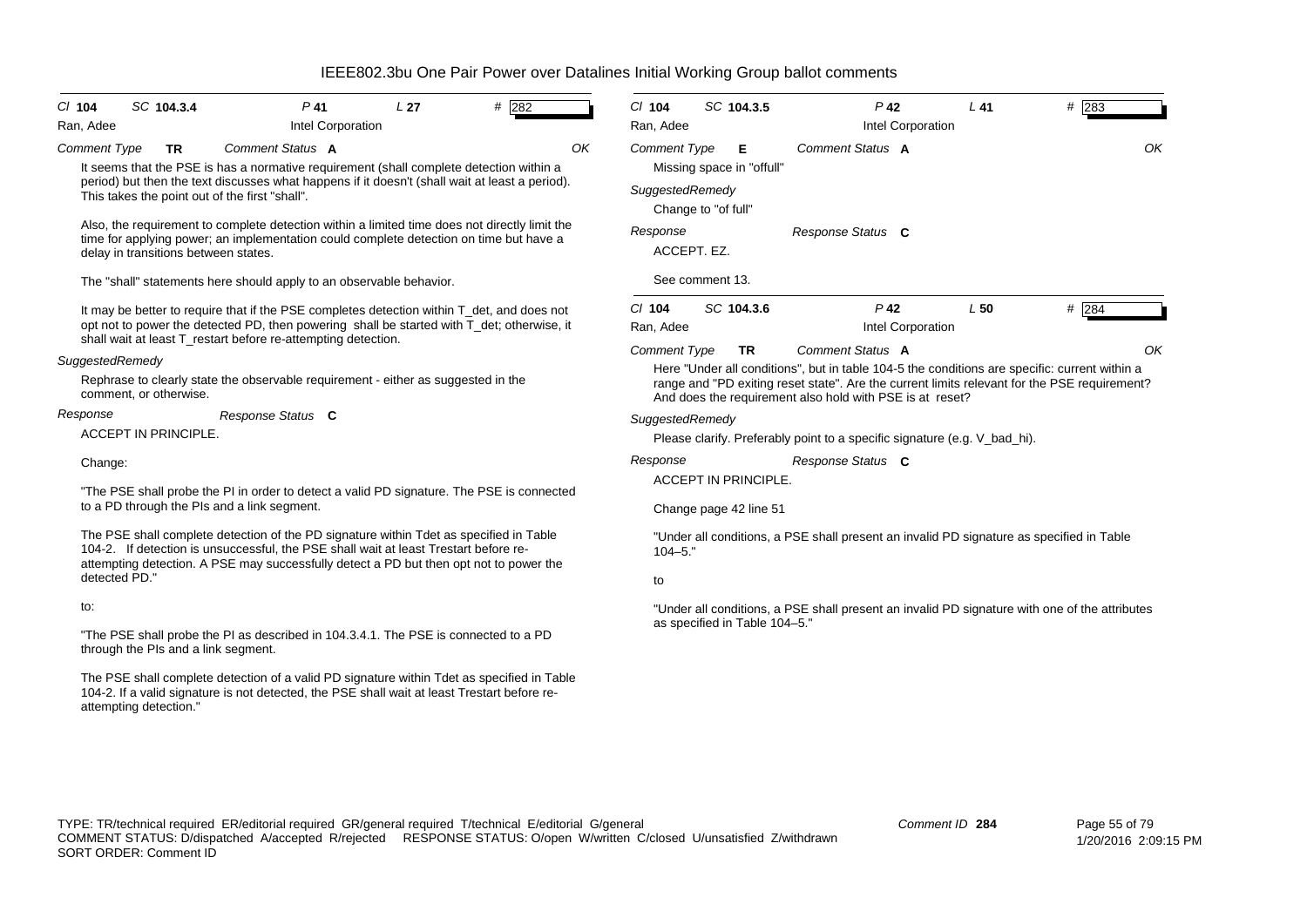# IEEE802.3bu One Pair Power over Datalines Initial Working Group ballot comments

Cl **104** SC **104.3.4** P **41** L **27** # **282**

Ran, Adee — Intel Corporation

*Comment Type* **TR** *Comment Status* **A** OK

It seems that the PSE is has a normative requirement (shall complete detection within a period) but then the text discusses what happens if it doesn't (shall wait at least a period). This takes the point out of the first "shall".

Also, the requirement to complete detection within a limited time does not directly limit the time for applying power; an implementation could complete detection on time but have a delay in transitions between states.

The "shall" statements here should apply to an observable behavior.

It may be better to require that if the PSE completes detection within T_det, and does not opt not to power the detected PD, then powering shall be started with T_det; otherwise, it shall wait at least T_restart before re-attempting detection.

*SuggestedRemedy*

Rephrase to clearly state the observable requirement - either as suggested in the comment, or otherwise.

*Response* *Response Status* **C**

ACCEPT IN PRINCIPLE.

Change:

"The PSE shall probe the PI in order to detect a valid PD signature. The PSE is connected to a PD through the PIs and a link segment.

The PSE shall complete detection of the PD signature within Tdet as specified in Table 104-2. If detection is unsuccessful, the PSE shall wait at least Trestart before re-attempting detection. A PSE may successfully detect a PD but then opt not to power the detected PD."

to:

"The PSE shall probe the PI as described in 104.3.4.1. The PSE is connected to a PD through the PIs and a link segment.

The PSE shall complete detection of a valid PD signature within Tdet as specified in Table 104-2. If a valid signature is not detected, the PSE shall wait at least Trestart before re-attempting detection."

---

Cl **104** SC **104.3.5** P **42** L **41** # **283**

Ran, Adee — Intel Corporation

*Comment Type* **E** *Comment Status* **A** OK

Missing space in "offull"

*SuggestedRemedy*

Change to "of full"

*Response* *Response Status* **C**

ACCEPT. EZ.

See comment 13.

---

Cl **104** SC **104.3.6** P **42** L **50** # **284**

Ran, Adee — Intel Corporation

*Comment Type* **TR** *Comment Status* **A** OK

Here "Under all conditions", but in table 104-5 the conditions are specific: current within a range and "PD exiting reset state". Are the current limits relevant for the PSE requirement? And does the requirement also hold with PSE is at reset?

*SuggestedRemedy*

Please clarify. Preferably point to a specific signature (e.g. V_bad_hi).

*Response* *Response Status* **C**

ACCEPT IN PRINCIPLE.

Change page 42 line 51

"Under all conditions, a PSE shall present an invalid PD signature as specified in Table 104–5."

to

"Under all conditions, a PSE shall present an invalid PD signature with one of the attributes as specified in Table 104–5."

---

TYPE: TR/technical required ER/editorial required GR/general required T/technical E/editorial G/general
COMMENT STATUS: D/dispatched A/accepted R/rejected RESPONSE STATUS: O/open W/written C/closed U/unsatisfied Z/withdrawn
SORT ORDER: Comment ID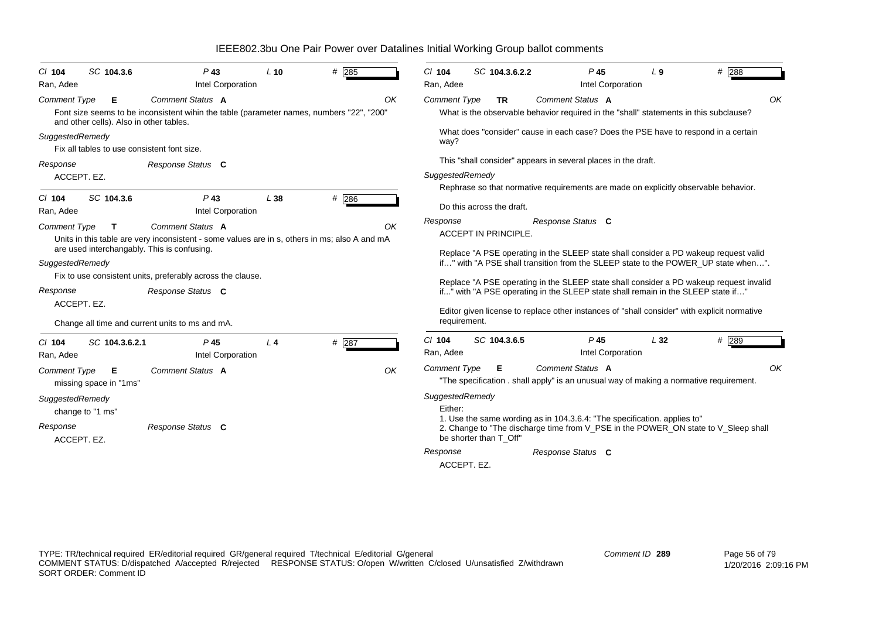# IEEE802.3bu One Pair Power over Datalines Initial Working Group ballot comments

**Cl** 104 **SC** 104.3.6 **P** 43 **L** 10 **#** 285
Ran, Adee — Intel Corporation

*Comment Type* **E** *Comment Status* **A** OK

Font size seems to be inconsistent wihin the table (parameter names, numbers "22", "200" and other cells). Also in other tables.

*SuggestedRemedy*

Fix all tables to use consistent font size.

*Response* *Response Status* **C**

ACCEPT. EZ.

---

**Cl** 104 **SC** 104.3.6 **P** 43 **L** 38 **#** 286
Ran, Adee — Intel Corporation

*Comment Type* **T** *Comment Status* **A** OK

Units in this table are very inconsistent - some values are in s, others in ms; also A and mA are used interchangably. This is confusing.

*SuggestedRemedy*

Fix to use consistent units, preferably across the clause.

*Response* *Response Status* **C**

ACCEPT. EZ.

Change all time and current units to ms and mA.

---

**Cl** 104 **SC** 104.3.6.2.1 **P** 45 **L** 4 **#** 287
Ran, Adee — Intel Corporation

*Comment Type* **E** *Comment Status* **A** OK

missing space in "1ms"

*SuggestedRemedy*

change to "1 ms"

*Response* *Response Status* **C**

ACCEPT. EZ.

---

**Cl** 104 **SC** 104.3.6.2.2 **P** 45 **L** 9 **#** 288
Ran, Adee — Intel Corporation

*Comment Type* **TR** *Comment Status* **A** OK

What is the observable behavior required in the "shall" statements in this subclause?

What does "consider" cause in each case? Does the PSE have to respond in a certain way?

This "shall consider" appears in several places in the draft.

*SuggestedRemedy*

Rephrase so that normative requirements are made on explicitly observable behavior.

Do this across the draft.

*Response* *Response Status* **C**

ACCEPT IN PRINCIPLE.

Replace "A PSE operating in the SLEEP state shall consider a PD wakeup request valid if…" with "A PSE shall transition from the SLEEP state to the POWER_UP state when…".

Replace "A PSE operating in the SLEEP state shall consider a PD wakeup request invalid if..." with "A PSE operating in the SLEEP state shall remain in the SLEEP state if…"

Editor given license to replace other instances of "shall consider" with explicit normative requirement.

---

**Cl** 104 **SC** 104.3.6.5 **P** 45 **L** 32 **#** 289
Ran, Adee — Intel Corporation

*Comment Type* **E** *Comment Status* **A** OK

"The specification . shall apply" is an unusual way of making a normative requirement.

*SuggestedRemedy*

Either:
1. Use the same wording as in 104.3.6.4: "The specification. applies to"
2. Change to "The discharge time from V_PSE in the POWER_ON state to V_Sleep shall be shorter than T_Off"

*Response* *Response Status* **C**

ACCEPT. EZ.

---

TYPE: TR/technical required ER/editorial required GR/general required T/technical E/editorial G/general
COMMENT STATUS: D/dispatched A/accepted R/rejected RESPONSE STATUS: O/open W/written C/closed U/unsatisfied Z/withdrawn
SORT ORDER: Comment ID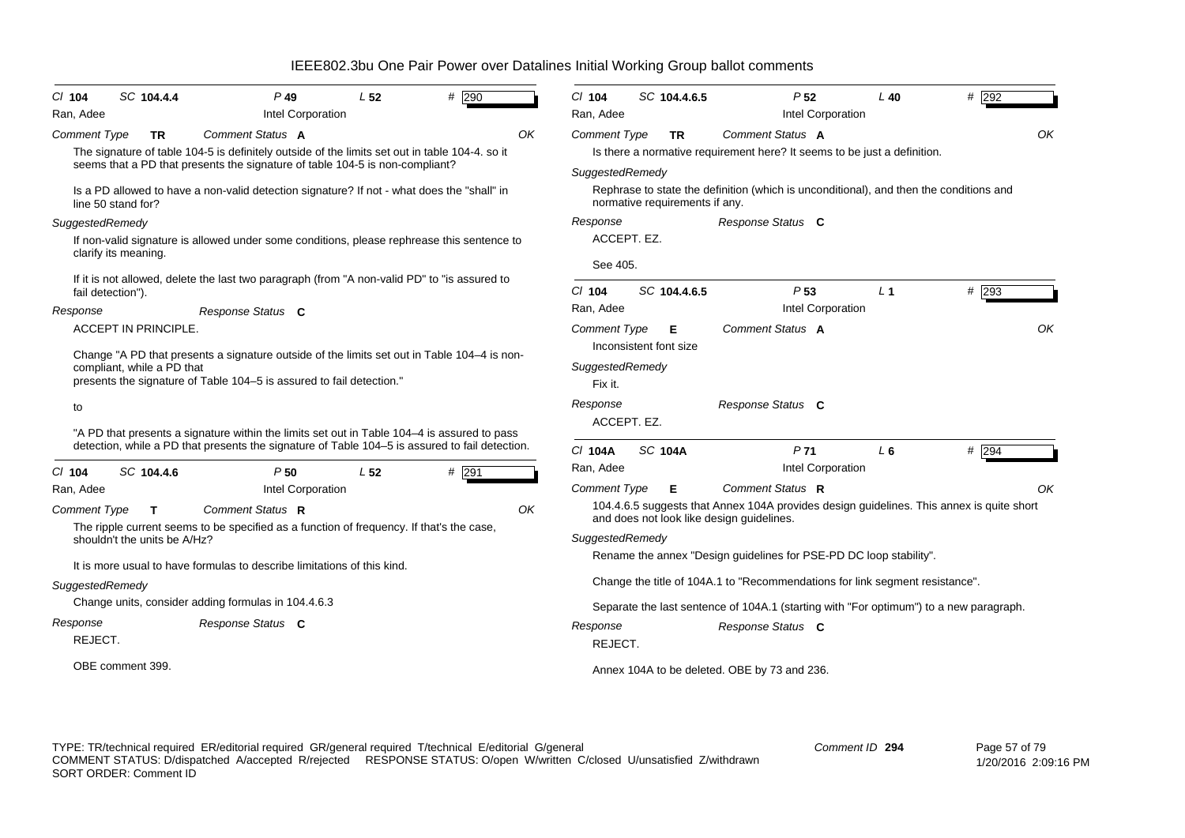# IEEE802.3bu One Pair Power over Datalines Initial Working Group ballot comments

**Cl** 104 **SC** 104.4.4 **P** 49 **L** 52 **#** 290
Ran, Adee — Intel Corporation

*Comment Type* **TR** *Comment Status* **A** OK

The signature of table 104-5 is definitely outside of the limits set out in table 104-4. so it seems that a PD that presents the signature of table 104-5 is non-compliant?

Is a PD allowed to have a non-valid detection signature? If not - what does the "shall" in line 50 stand for?

*SuggestedRemedy*

If non-valid signature is allowed under some conditions, please rephrease this sentence to clarify its meaning.

If it is not allowed, delete the last two paragraph (from "A non-valid PD" to "is assured to fail detection").

*Response* *Response Status* **C**

ACCEPT IN PRINCIPLE.

Change "A PD that presents a signature outside of the limits set out in Table 104–4 is non-compliant, while a PD that presents the signature of Table 104–5 is assured to fail detection."

to

"A PD that presents a signature within the limits set out in Table 104–4 is assured to pass detection, while a PD that presents the signature of Table 104–5 is assured to fail detection."

---

**Cl** 104 **SC** 104.4.6 **P** 50 **L** 52 **#** 291
Ran, Adee — Intel Corporation

*Comment Type* **T** *Comment Status* **R** OK

The ripple current seems to be specified as a function of frequency. If that's the case, shouldn't the units be A/Hz?

It is more usual to have formulas to describe limitations of this kind.

*SuggestedRemedy*

Change units, consider adding formulas in 104.4.6.3

*Response* *Response Status* **C**

REJECT.

OBE comment 399.

---

**Cl** 104 **SC** 104.4.6.5 **P** 52 **L** 40 **#** 292
Ran, Adee — Intel Corporation

*Comment Type* **TR** *Comment Status* **A** OK

Is there a normative requirement here? It seems to be just a definition.

*SuggestedRemedy*

Rephrase to state the definition (which is unconditional), and then the conditions and normative requirements if any.

*Response* *Response Status* **C**

ACCEPT. EZ.

See 405.

---

**Cl** 104 **SC** 104.4.6.5 **P** 53 **L** 1 **#** 293
Ran, Adee — Intel Corporation

*Comment Type* **E** *Comment Status* **A** OK

Inconsistent font size

*SuggestedRemedy*

Fix it.

*Response* *Response Status* **C**

ACCEPT. EZ.

---

**Cl** 104A **SC** 104A **P** 71 **L** 6 **#** 294
Ran, Adee — Intel Corporation

*Comment Type* **E** *Comment Status* **R** OK

104.4.6.5 suggests that Annex 104A provides design guidelines. This annex is quite short and does not look like design guidelines.

*SuggestedRemedy*

Rename the annex "Design guidelines for PSE-PD DC loop stability".

Change the title of 104A.1 to "Recommendations for link segment resistance".

Separate the last sentence of 104A.1 (starting with "For optimum") to a new paragraph.

*Response* *Response Status* **C**

REJECT.

Annex 104A to be deleted. OBE by 73 and 236.

---

TYPE: TR/technical required ER/editorial required GR/general required T/technical E/editorial G/general
COMMENT STATUS: D/dispatched A/accepted R/rejected RESPONSE STATUS: O/open W/written C/closed U/unsatisfied Z/withdrawn
SORT ORDER: Comment ID

Comment ID 294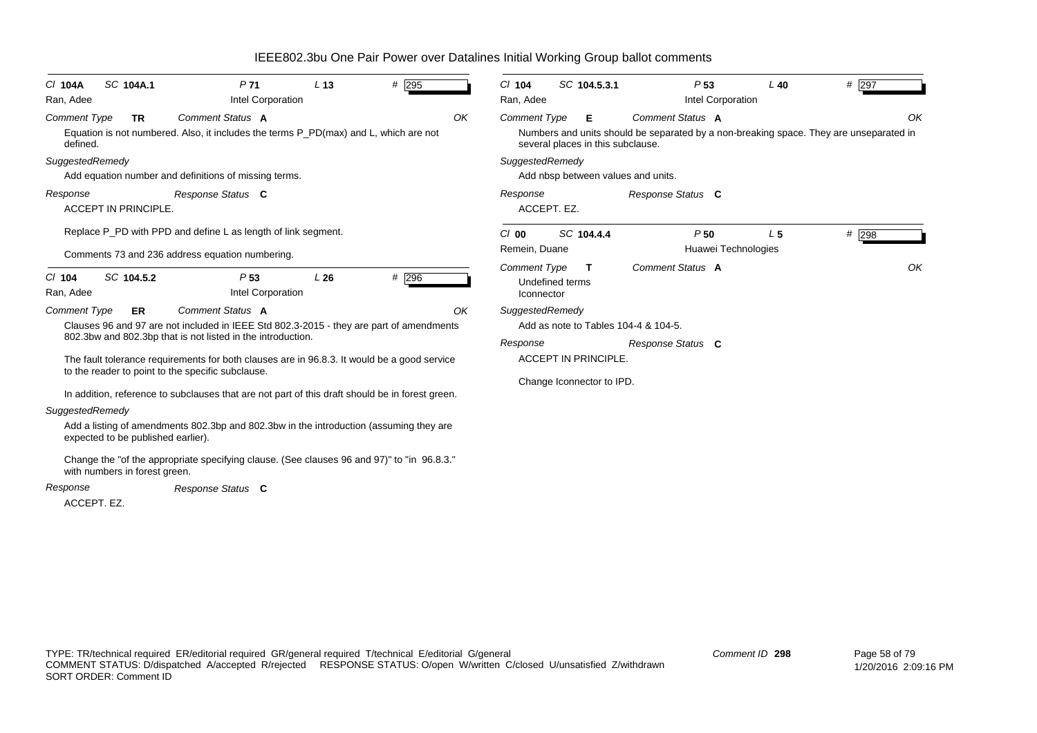# IEEE802.3bu One Pair Power over Datalines Initial Working Group ballot comments

---

*Cl* **104A** *SC* **104A.1** *P* **71** *L* **13** # **295**

Ran, Adee — Intel Corporation

*Comment Type* **TR** *Comment Status* **A** OK

Equation is not numbered. Also, it includes the terms P_PD(max) and L, which are not defined.

*SuggestedRemedy*

Add equation number and definitions of missing terms.

*Response* *Response Status* **C**

ACCEPT IN PRINCIPLE.

Replace P_PD with PPD and define L as length of link segment.

Comments 73 and 236 address equation numbering.

---

*Cl* **104** *SC* **104.5.2** *P* **53** *L* **26** # **296**

Ran, Adee — Intel Corporation

*Comment Type* **ER** *Comment Status* **A** OK

Clauses 96 and 97 are not included in IEEE Std 802.3-2015 - they are part of amendments 802.3bw and 802.3bp that is not listed in the introduction.

The fault tolerance requirements for both clauses are in 96.8.3. It would be a good service to the reader to point to the specific subclause.

In addition, reference to subclauses that are not part of this draft should be in forest green.

*SuggestedRemedy*

Add a listing of amendments 802.3bp and 802.3bw in the introduction (assuming they are expected to be published earlier).

Change the "of the appropriate specifying clause. (See clauses 96 and 97)" to "in 96.8.3." with numbers in forest green.

*Response* *Response Status* **C**

ACCEPT. EZ.

---

*Cl* **104** *SC* **104.5.3.1** *P* **53** *L* **40** # **297**

Ran, Adee — Intel Corporation

*Comment Type* **E** *Comment Status* **A** OK

Numbers and units should be separated by a non-breaking space. They are unseparated in several places in this subclause.

*SuggestedRemedy*

Add nbsp between values and units.

*Response* *Response Status* **C**

ACCEPT. EZ.

---

*Cl* **00** *SC* **104.4.4** *P* **50** *L* **5** # **298**

Remein, Duane — Huawei Technologies

*Comment Type* **T** *Comment Status* **A** OK

Undefined terms
Iconnector

*SuggestedRemedy*

Add as note to Tables 104-4 & 104-5.

*Response* *Response Status* **C**

ACCEPT IN PRINCIPLE.

Change Iconnector to IPD.

---

TYPE: TR/technical required ER/editorial required GR/general required T/technical E/editorial G/general
COMMENT STATUS: D/dispatched A/accepted R/rejected RESPONSE STATUS: O/open W/written C/closed U/unsatisfied Z/withdrawn
SORT ORDER: Comment ID

Comment ID **298**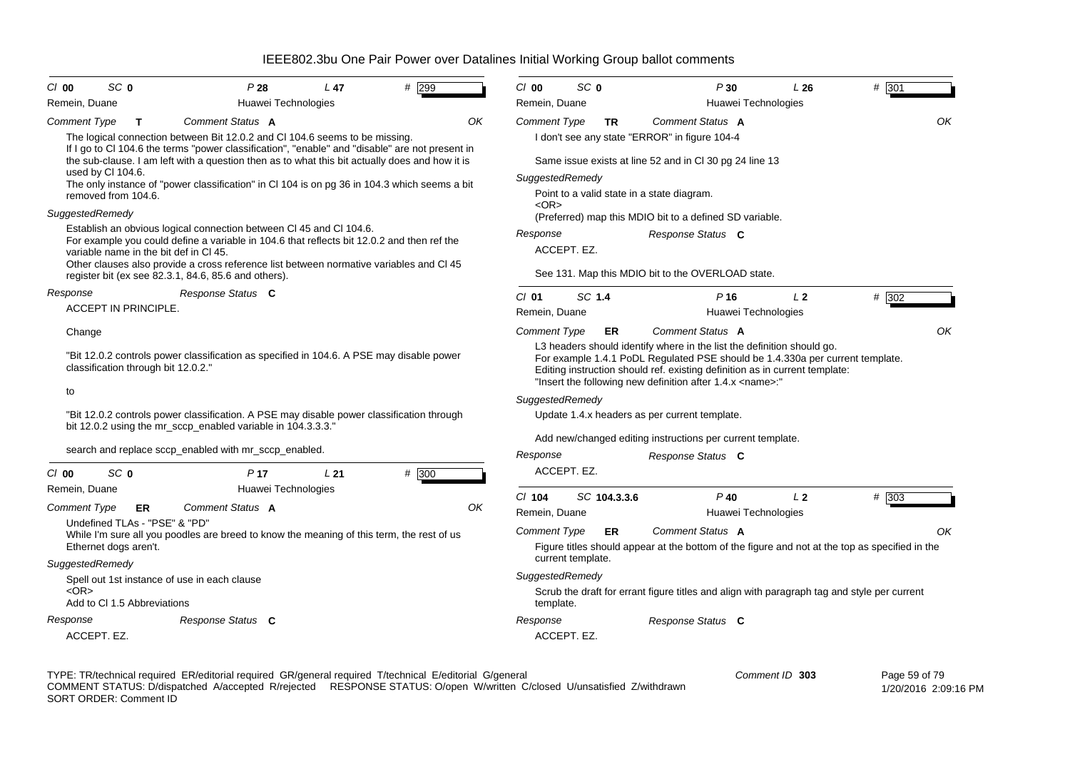# IEEE802.3bu One Pair Power over Datalines Initial Working Group ballot comments

Cl **00** SC **0** P **28** L **47** # **299**

Remein, Duane — Huawei Technologies

*Comment Type* **T** *Comment Status* **A** OK

The logical connection between Bit 12.0.2 and Cl 104.6 seems to be missing.
If I go to Cl 104.6 the terms "power classification", "enable" and "disable" are not present in the sub-clause. I am left with a question then as to what this bit actually does and how it is used by Cl 104.6.
The only instance of "power classification" in Cl 104 is on pg 36 in 104.3 which seems a bit removed from 104.6.

*SuggestedRemedy*

Establish an obvious logical connection between Cl 45 and Cl 104.6.
For example you could define a variable in 104.6 that reflects bit 12.0.2 and then ref the variable name in the bit def in Cl 45.
Other clauses also provide a cross reference list between normative variables and Cl 45 register bit (ex see 82.3.1, 84.6, 85.6 and others).

*Response* *Response Status* **C**

ACCEPT IN PRINCIPLE.

Change

"Bit 12.0.2 controls power classification as specified in 104.6. A PSE may disable power classification through bit 12.0.2."

to

"Bit 12.0.2 controls power classification. A PSE may disable power classification through bit 12.0.2 using the mr_sccp_enabled variable in 104.3.3.3."

search and replace sccp_enabled with mr_sccp_enabled.

---

Cl **00** SC **0** P **17** L **21** # **300**

Remein, Duane — Huawei Technologies

*Comment Type* **ER** *Comment Status* **A** OK

Undefined TLAs - "PSE" & "PD"
While I'm sure all you poodles are breed to know the meaning of this term, the rest of us Ethernet dogs aren't.

*SuggestedRemedy*

Spell out 1st instance of use in each clause
<OR>
Add to Cl 1.5 Abbreviations

*Response* *Response Status* **C**

ACCEPT. EZ.

---

Cl **00** SC **0** P **30** L **26** # **301**

Remein, Duane — Huawei Technologies

*Comment Type* **TR** *Comment Status* **A** OK

I don't see any state "ERROR" in figure 104-4

Same issue exists at line 52 and in Cl 30 pg 24 line 13

*SuggestedRemedy*

Point to a valid state in a state diagram.
<OR>
(Preferred) map this MDIO bit to a defined SD variable.

*Response* *Response Status* **C**

ACCEPT. EZ.

See 131. Map this MDIO bit to the OVERLOAD state.

---

Cl **01** SC **1.4** P **16** L **2** # **302**

Remein, Duane — Huawei Technologies

*Comment Type* **ER** *Comment Status* **A** OK

L3 headers should identify where in the list the definition should go.
For example 1.4.1 PoDL Regulated PSE should be 1.4.330a per current template.
Editing instruction should ref. existing definition as in current template:
"Insert the following new definition after 1.4.x <name>:"

*SuggestedRemedy*

Update 1.4.x headers as per current template.

Add new/changed editing instructions per current template.

*Response* *Response Status* **C**

ACCEPT. EZ.

---

Cl **104** SC **104.3.3.6** P **40** L **2** # **303**

Remein, Duane — Huawei Technologies

*Comment Type* **ER** *Comment Status* **A** OK

Figure titles should appear at the bottom of the figure and not at the top as specified in the current template.

*SuggestedRemedy*

Scrub the draft for errant figure titles and align with paragraph tag and style per current template.

*Response* *Response Status* **C**

ACCEPT. EZ.

---

TYPE: TR/technical required ER/editorial required GR/general required T/technical E/editorial G/general
COMMENT STATUS: D/dispatched A/accepted R/rejected RESPONSE STATUS: O/open W/written C/closed U/unsatisfied Z/withdrawn
SORT ORDER: Comment ID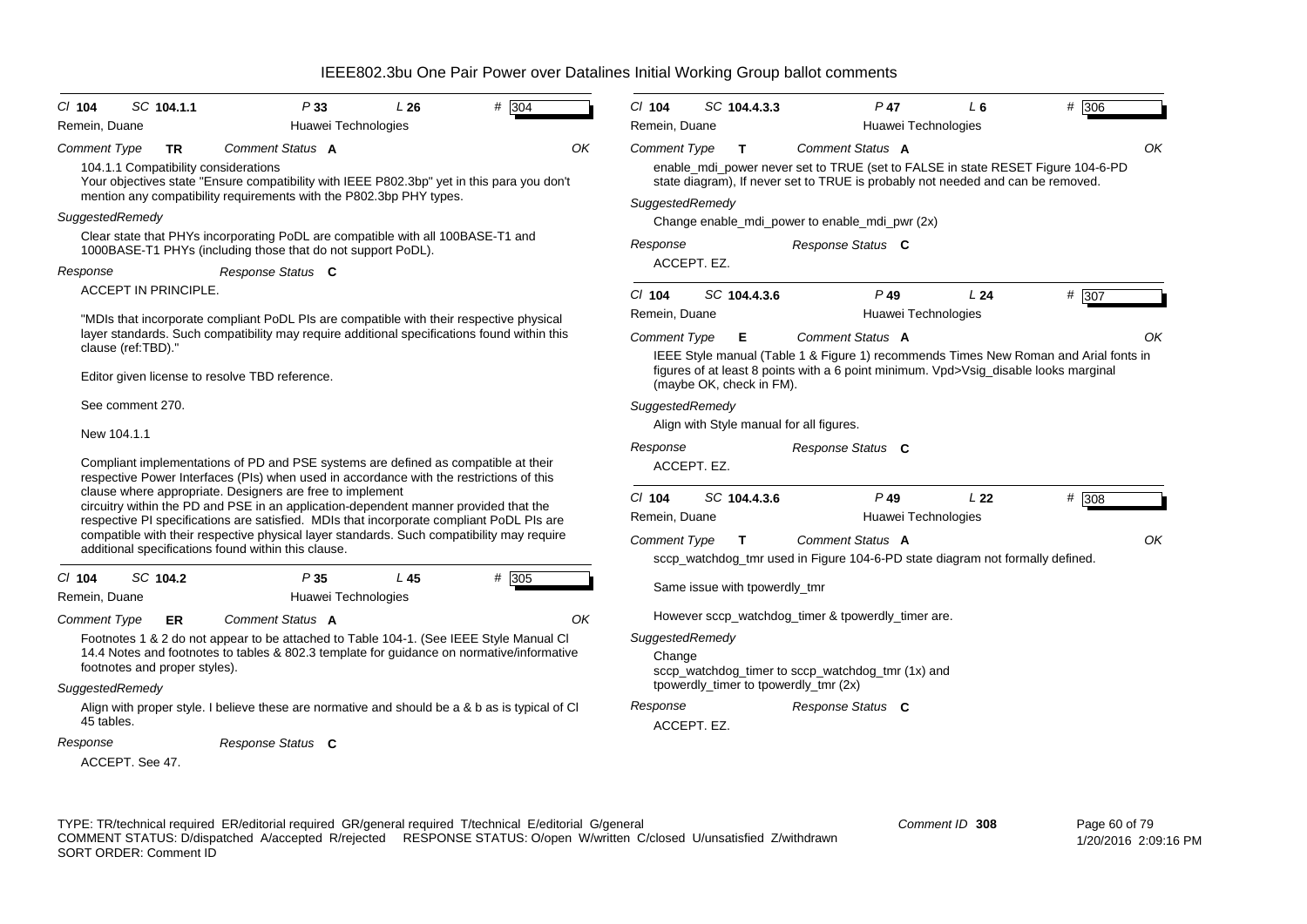| Cl 104 | SC 104.1.1 | P 33 | L 26 | # 304 |
|---|---|---|---|---|
| Remein, Duane | | Huawei Technologies | | |

*Comment Type* **TR** *Comment Status* **A** OK

104.1.1 Compatibility considerations
Your objectives state "Ensure compatibility with IEEE P802.3bp" yet in this para you don't mention any compatibility requirements with the P802.3bp PHY types.

*SuggestedRemedy*

Clear state that PHYs incorporating PoDL are compatible with all 100BASE-T1 and 1000BASE-T1 PHYs (including those that do not support PoDL).

*Response* *Response Status* **C**

ACCEPT IN PRINCIPLE.

"MDIs that incorporate compliant PoDL PIs are compatible with their respective physical layer standards. Such compatibility may require additional specifications found within this clause (ref:TBD)."

Editor given license to resolve TBD reference.

See comment 270.

New 104.1.1

Compliant implementations of PD and PSE systems are defined as compatible at their respective Power Interfaces (PIs) when used in accordance with the restrictions of this clause where appropriate. Designers are free to implement circuitry within the PD and PSE in an application-dependent manner provided that the respective PI specifications are satisfied. MDIs that incorporate compliant PoDL PIs are compatible with their respective physical layer standards. Such compatibility may require additional specifications found within this clause.

---

| Cl 104 | SC 104.2 | P 35 | L 45 | # 305 |
|---|---|---|---|---|
| Remein, Duane | | Huawei Technologies | | |

*Comment Type* **ER** *Comment Status* **A** OK

Footnotes 1 & 2 do not appear to be attached to Table 104-1. (See IEEE Style Manual Cl 14.4 Notes and footnotes to tables & 802.3 template for guidance on normative/informative footnotes and proper styles).

*SuggestedRemedy*

Align with proper style. I believe these are normative and should be a & b as is typical of Cl 45 tables.

*Response* *Response Status* **C**

ACCEPT. See 47.

---

| Cl 104 | SC 104.4.3.3 | P 47 | L 6 | # 306 |
|---|---|---|---|---|
| Remein, Duane | | Huawei Technologies | | |

*Comment Type* **T** *Comment Status* **A** OK

enable_mdi_power never set to TRUE (set to FALSE in state RESET Figure 104-6-PD state diagram), If never set to TRUE is probably not needed and can be removed.

*SuggestedRemedy*

Change enable_mdi_power to enable_mdi_pwr (2x)

*Response* *Response Status* **C**

ACCEPT. EZ.

---

| Cl 104 | SC 104.4.3.6 | P 49 | L 24 | # 307 |
|---|---|---|---|---|
| Remein, Duane | | Huawei Technologies | | |

*Comment Type* **E** *Comment Status* **A** OK

IEEE Style manual (Table 1 & Figure 1) recommends Times New Roman and Arial fonts in figures of at least 8 points with a 6 point minimum. Vpd>Vsig_disable looks marginal (maybe OK, check in FM).

*SuggestedRemedy*

Align with Style manual for all figures.

*Response* *Response Status* **C**

ACCEPT. EZ.

---

| Cl 104 | SC 104.4.3.6 | P 49 | L 22 | # 308 |
|---|---|---|---|---|
| Remein, Duane | | Huawei Technologies | | |

*Comment Type* **T** *Comment Status* **A** OK

sccp_watchdog_tmr used in Figure 104-6-PD state diagram not formally defined.

Same issue with tpowerdly_tmr

However sccp_watchdog_timer & tpowerdly_timer are.

*SuggestedRemedy*

Change
sccp_watchdog_timer to sccp_watchdog_tmr (1x) and
tpowerdly_timer to tpowerdly_tmr (2x)

*Response* *Response Status* **C**

ACCEPT. EZ.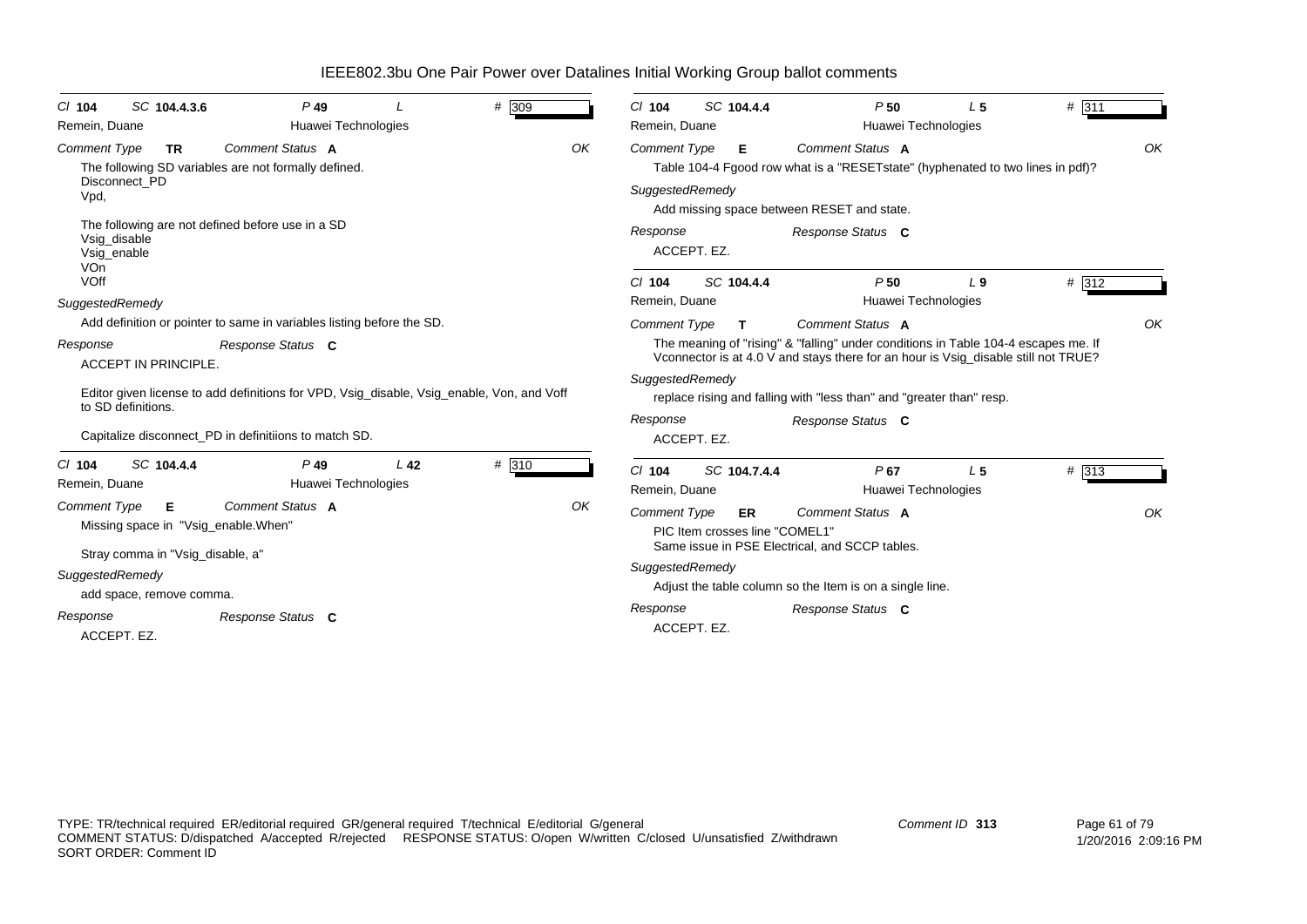IEEE802.3bu One Pair Power over Datalines Initial Working Group ballot comments

Cl **104** SC **104.4.3.6** P **49** L # 309
Remein, Duane — Huawei Technologies

*Comment Type* **TR** *Comment Status* **A** OK

The following SD variables are not formally defined.
Disconnect_PD
Vpd,

The following are not defined before use in a SD
Vsig_disable
Vsig_enable
VOn
VOff

*SuggestedRemedy*

Add definition or pointer to same in variables listing before the SD.

*Response* *Response Status* **C**

ACCEPT IN PRINCIPLE.

Editor given license to add definitions for VPD, Vsig_disable, Vsig_enable, Von, and Voff to SD definitions.

Capitalize disconnect_PD in definitiions to match SD.

---

Cl **104** SC **104.4.4** P **49** L **42** # 310
Remein, Duane — Huawei Technologies

*Comment Type* **E** *Comment Status* **A** OK

Missing space in "Vsig_enable.When"

Stray comma in "Vsig_disable, a"

*SuggestedRemedy*

add space, remove comma.

*Response* *Response Status* **C**

ACCEPT. EZ.

---

Cl **104** SC **104.4.4** P **50** L **5** # 311
Remein, Duane — Huawei Technologies

*Comment Type* **E** *Comment Status* **A** OK

Table 104-4 Fgood row what is a "RESETstate" (hyphenated to two lines in pdf)?

*SuggestedRemedy*

Add missing space between RESET and state.

*Response* *Response Status* **C**

ACCEPT. EZ.

---

Cl **104** SC **104.4.4** P **50** L **9** # 312
Remein, Duane — Huawei Technologies

*Comment Type* **T** *Comment Status* **A** OK

The meaning of "rising" & "falling" under conditions in Table 104-4 escapes me. If Vconnector is at 4.0 V and stays there for an hour is Vsig_disable still not TRUE?

*SuggestedRemedy*

replace rising and falling with "less than" and "greater than" resp.

*Response* *Response Status* **C**

ACCEPT. EZ.

---

Cl **104** SC **104.7.4.4** P **67** L **5** # 313
Remein, Duane — Huawei Technologies

*Comment Type* **ER** *Comment Status* **A** OK

PIC Item crosses line "COMEL1"
Same issue in PSE Electrical, and SCCP tables.

*SuggestedRemedy*

Adjust the table column so the Item is on a single line.

*Response* *Response Status* **C**

ACCEPT. EZ.

---

TYPE: TR/technical required ER/editorial required GR/general required T/technical E/editorial G/general
COMMENT STATUS: D/dispatched A/accepted R/rejected RESPONSE STATUS: O/open W/written C/closed U/unsatisfied Z/withdrawn
SORT ORDER: Comment ID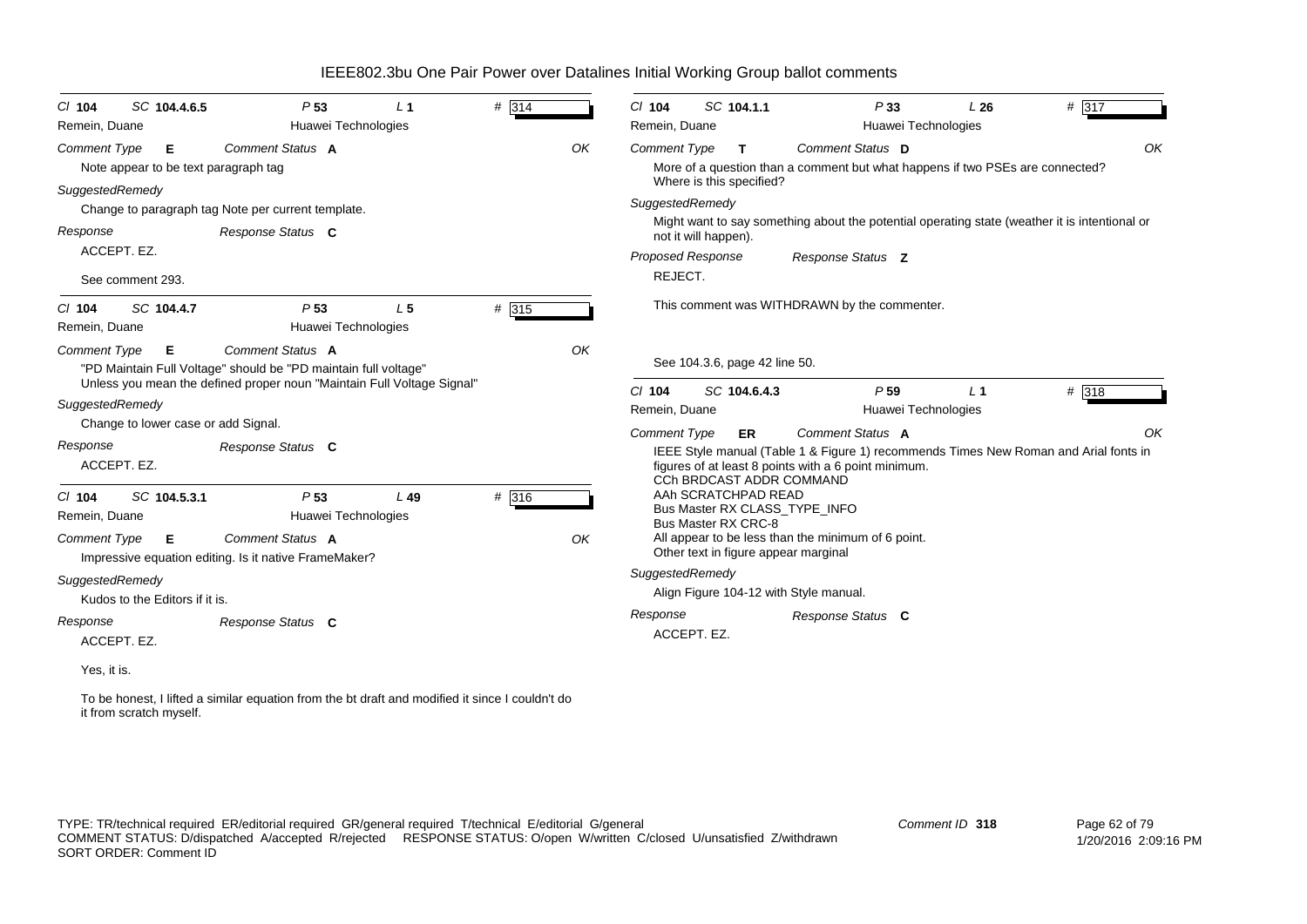# IEEE802.3bu One Pair Power over Datalines Initial Working Group ballot comments

---

**Cl** 104 **SC** 104.4.6.5 **P** 53 **L** 1 **#** 314
Remein, Duane — Huawei Technologies

*Comment Type* **E** *Comment Status* **A** OK

Note appear to be text paragraph tag

*SuggestedRemedy*

Change to paragraph tag Note per current template.

*Response* *Response Status* **C**

ACCEPT. EZ.

See comment 293.

---

**Cl** 104 **SC** 104.4.7 **P** 53 **L** 5 **#** 315
Remein, Duane — Huawei Technologies

*Comment Type* **E** *Comment Status* **A** OK

"PD Maintain Full Voltage" should be "PD maintain full voltage"
Unless you mean the defined proper noun "Maintain Full Voltage Signal"

*SuggestedRemedy*

Change to lower case or add Signal.

*Response* *Response Status* **C**

ACCEPT. EZ.

---

**Cl** 104 **SC** 104.5.3.1 **P** 53 **L** 49 **#** 316
Remein, Duane — Huawei Technologies

*Comment Type* **E** *Comment Status* **A** OK

Impressive equation editing. Is it native FrameMaker?

*SuggestedRemedy*

Kudos to the Editors if it is.

*Response* *Response Status* **C**

ACCEPT. EZ.

Yes, it is.

To be honest, I lifted a similar equation from the bt draft and modified it since I couldn't do it from scratch myself.

---

**Cl** 104 **SC** 104.1.1 **P** 33 **L** 26 **#** 317
Remein, Duane — Huawei Technologies

*Comment Type* **T** *Comment Status* **D** OK

More of a question than a comment but what happens if two PSEs are connected? Where is this specified?

*SuggestedRemedy*

Might want to say something about the potential operating state (weather it is intentional or not it will happen).

*Proposed Response* *Response Status* **Z**

REJECT.

This comment was WITHDRAWN by the commenter.

See 104.3.6, page 42 line 50.

---

**Cl** 104 **SC** 104.6.4.3 **P** 59 **L** 1 **#** 318
Remein, Duane — Huawei Technologies

*Comment Type* **ER** *Comment Status* **A** OK

IEEE Style manual (Table 1 & Figure 1) recommends Times New Roman and Arial fonts in figures of at least 8 points with a 6 point minimum.
CCh BRDCAST ADDR COMMAND
AAh SCRATCHPAD READ
Bus Master RX CLASS_TYPE_INFO
Bus Master RX CRC-8
All appear to be less than the minimum of 6 point.
Other text in figure appear marginal

*SuggestedRemedy*

Align Figure 104-12 with Style manual.

*Response* *Response Status* **C**

ACCEPT. EZ.

---

TYPE: TR/technical required ER/editorial required GR/general required T/technical E/editorial G/general
COMMENT STATUS: D/dispatched A/accepted R/rejected RESPONSE STATUS: O/open W/written C/closed U/unsatisfied Z/withdrawn
SORT ORDER: Comment ID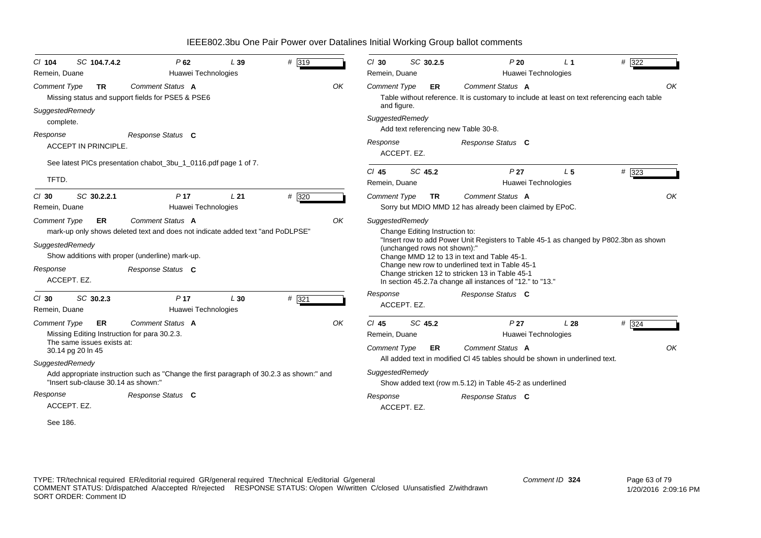# IEEE802.3bu One Pair Power over Datalines Initial Working Group ballot comments

---

*Cl* **104** *SC* **104.7.4.2** *P* **62** *L* **39** *#* **319**

Remein, Duane — Huawei Technologies

*Comment Type* **TR** *Comment Status* **A** OK

Missing status and support fields for PSE5 & PSE6

*SuggestedRemedy*

complete.

*Response* *Response Status* **C**

ACCEPT IN PRINCIPLE.

See latest PICs presentation chabot_3bu_1_0116.pdf page 1 of 7.

TFTD.

---

*Cl* **30** *SC* **30.2.2.1** *P* **17** *L* **21** *#* **320**

Remein, Duane — Huawei Technologies

*Comment Type* **ER** *Comment Status* **A** OK

mark-up only shows deleted text and does not indicate added text "and PoDLPSE"

*SuggestedRemedy*

Show additions with proper (underline) mark-up.

*Response* *Response Status* **C**

ACCEPT. EZ.

---

*Cl* **30** *SC* **30.2.3** *P* **17** *L* **30** *#* **321**

Remein, Duane — Huawei Technologies

*Comment Type* **ER** *Comment Status* **A** OK

Missing Editing Instruction for para 30.2.3.
The same issues exists at:
30.14 pg 20 ln 45

*SuggestedRemedy*

Add appropriate instruction such as "Change the first paragraph of 30.2.3 as shown:" and "Insert sub-clause 30.14 as shown:"

*Response* *Response Status* **C**

ACCEPT. EZ.

See 186.

---

*Cl* **30** *SC* **30.2.5** *P* **20** *L* **1** *#* **322**

Remein, Duane — Huawei Technologies

*Comment Type* **ER** *Comment Status* **A** OK

Table without reference. It is customary to include at least on text referencing each table and figure.

*SuggestedRemedy*

Add text referencing new Table 30-8.

*Response* *Response Status* **C**

ACCEPT. EZ.

---

*Cl* **45** *SC* **45.2** *P* **27** *L* **5** *#* **323**

Remein, Duane — Huawei Technologies

*Comment Type* **TR** *Comment Status* **A** OK

Sorry but MDIO MMD 12 has already been claimed by EPoC.

*SuggestedRemedy*

Change Editing Instruction to:
"Insert row to add Power Unit Registers to Table 45-1 as changed by P802.3bn as shown (unchanged rows not shown):"
Change MMD 12 to 13 in text and Table 45-1.
Change new row to underlined text in Table 45-1
Change stricken 12 to stricken 13 in Table 45-1
In section 45.2.7a change all instances of "12." to "13."

*Response* *Response Status* **C**

ACCEPT. EZ.

---

*Cl* **45** *SC* **45.2** *P* **27** *L* **28** *#* **324**

Remein, Duane — Huawei Technologies

*Comment Type* **ER** *Comment Status* **A** OK

All added text in modified Cl 45 tables should be shown in underlined text.

*SuggestedRemedy*

Show added text (row m.5.12) in Table 45-2 as underlined

*Response* *Response Status* **C**

ACCEPT. EZ.

---

TYPE: TR/technical required ER/editorial required GR/general required T/technical E/editorial G/general
COMMENT STATUS: D/dispatched A/accepted R/rejected RESPONSE STATUS: O/open W/written C/closed U/unsatisfied Z/withdrawn
SORT ORDER: Comment ID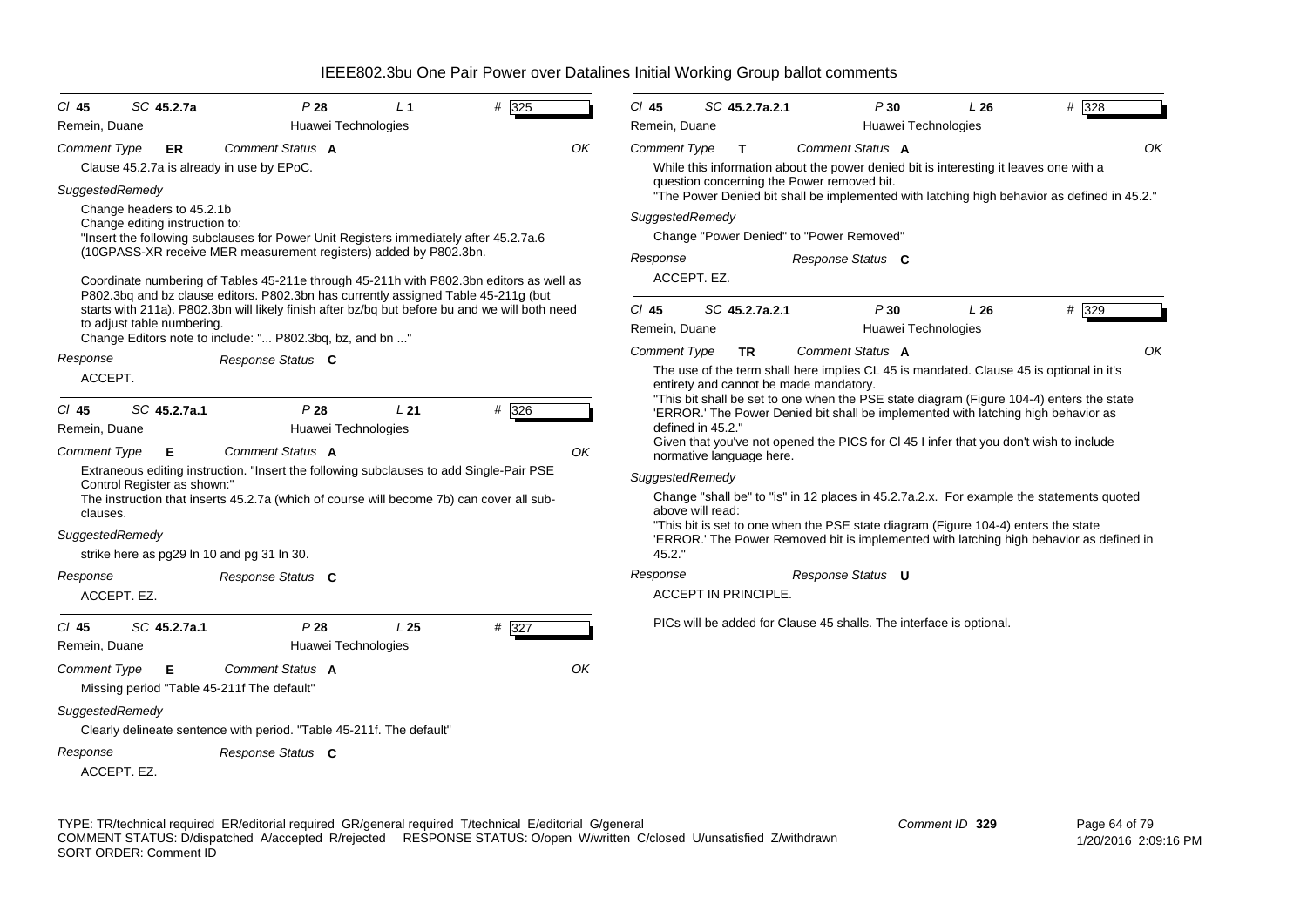# IEEE802.3bu One Pair Power over Datalines Initial Working Group ballot comments

**Cl 45** **SC 45.2.7a** **P 28** **L 1** **# 325**

Remein, Duane — Huawei Technologies

*Comment Type* **ER** *Comment Status* **A** — OK

Clause 45.2.7a is already in use by EPoC.

*SuggestedRemedy*

Change headers to 45.2.1b
Change editing instruction to:
"Insert the following subclauses for Power Unit Registers immediately after 45.2.7a.6 (10GPASS-XR receive MER measurement registers) added by P802.3bn.

Coordinate numbering of Tables 45-211e through 45-211h with P802.3bn editors as well as P802.3bq and bz clause editors. P802.3bn has currently assigned Table 45-211g (but starts with 211a). P802.3bn will likely finish after bz/bq but before bu and we will both need to adjust table numbering.
Change Editors note to include: "... P802.3bq, bz, and bn ..."

*Response* *Response Status* **C**

ACCEPT.

---

**Cl 45** **SC 45.2.7a.1** **P 28** **L 21** **# 326**

Remein, Duane — Huawei Technologies

*Comment Type* **E** *Comment Status* **A** — OK

Extraneous editing instruction. "Insert the following subclauses to add Single-Pair PSE Control Register as shown:"
The instruction that inserts 45.2.7a (which of course will become 7b) can cover all sub-clauses.

*SuggestedRemedy*

strike here as pg29 ln 10 and pg 31 ln 30.

*Response* *Response Status* **C**

ACCEPT. EZ.

---

**Cl 45** **SC 45.2.7a.1** **P 28** **L 25** **# 327**

Remein, Duane — Huawei Technologies

*Comment Type* **E** *Comment Status* **A** — OK

Missing period "Table 45-211f The default"

*SuggestedRemedy*

Clearly delineate sentence with period. "Table 45-211f. The default"

*Response* *Response Status* **C**

ACCEPT. EZ.

---

**Cl 45** **SC 45.2.7a.2.1** **P 30** **L 26** **# 328**

Remein, Duane — Huawei Technologies

*Comment Type* **T** *Comment Status* **A** — OK

While this information about the power denied bit is interesting it leaves one with a question concerning the Power removed bit.
"The Power Denied bit shall be implemented with latching high behavior as defined in 45.2."

*SuggestedRemedy*

Change "Power Denied" to "Power Removed"

*Response* *Response Status* **C**

ACCEPT. EZ.

---

**Cl 45** **SC 45.2.7a.2.1** **P 30** **L 26** **# 329**

Remein, Duane — Huawei Technologies

*Comment Type* **TR** *Comment Status* **A** — OK

The use of the term shall here implies CL 45 is mandated. Clause 45 is optional in it's entirety and cannot be made mandatory.
"This bit shall be set to one when the PSE state diagram (Figure 104-4) enters the state 'ERROR.' The Power Denied bit shall be implemented with latching high behavior as defined in 45.2."
Given that you've not opened the PICS for Cl 45 I infer that you don't wish to include normative language here.

*SuggestedRemedy*

Change "shall be" to "is" in 12 places in 45.2.7a.2.x. For example the statements quoted above will read:
"This bit is set to one when the PSE state diagram (Figure 104-4) enters the state 'ERROR.' The Power Removed bit is implemented with latching high behavior as defined in 45.2."

*Response* *Response Status* **U**

ACCEPT IN PRINCIPLE.

PICs will be added for Clause 45 shalls. The interface is optional.

---

TYPE: TR/technical required ER/editorial required GR/general required T/technical E/editorial G/general
COMMENT STATUS: D/dispatched A/accepted R/rejected RESPONSE STATUS: O/open W/written C/closed U/unsatisfied Z/withdrawn
SORT ORDER: Comment ID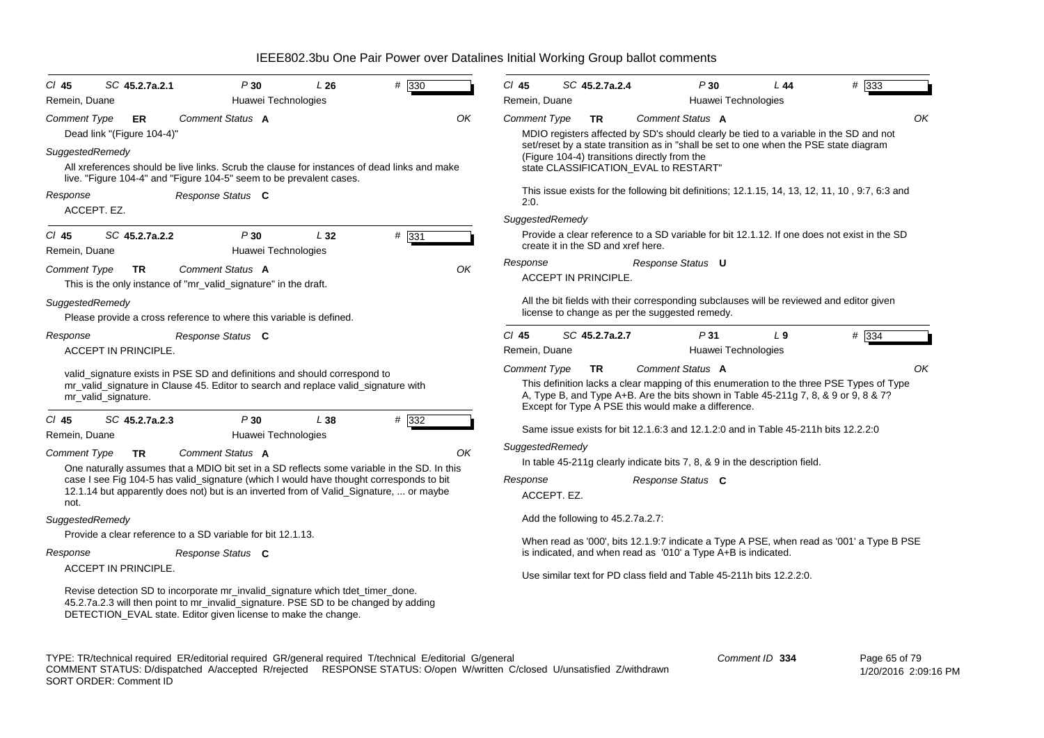# IEEE802.3bu One Pair Power over Datalines Initial Working Group ballot comments

**Cl 45 SC 45.2.7a.2.1 P 30 L 26 # 330**
Remein, Duane — Huawei Technologies

*Comment Type* **ER** *Comment Status* **A** OK

Dead link "(Figure 104-4)"

*SuggestedRemedy*

All xreferences should be live links. Scrub the clause for instances of dead links and make live. "Figure 104-4" and "Figure 104-5" seem to be prevalent cases.

*Response* *Response Status* **C**

ACCEPT. EZ.

---

**Cl 45 SC 45.2.7a.2.2 P 30 L 32 # 331**
Remein, Duane — Huawei Technologies

*Comment Type* **TR** *Comment Status* **A** OK

This is the only instance of "mr_valid_signature" in the draft.

*SuggestedRemedy*

Please provide a cross reference to where this variable is defined.

*Response* *Response Status* **C**

ACCEPT IN PRINCIPLE.

valid_signature exists in PSE SD and definitions and should correspond to mr_valid_signature in Clause 45. Editor to search and replace valid_signature with mr_valid_signature.

---

**Cl 45 SC 45.2.7a.2.3 P 30 L 38 # 332**
Remein, Duane — Huawei Technologies

*Comment Type* **TR** *Comment Status* **A** OK

One naturally assumes that a MDIO bit set in a SD reflects some variable in the SD. In this case I see Fig 104-5 has valid_signature (which I would have thought corresponds to bit 12.1.14 but apparently does not) but is an inverted from of Valid_Signature, ... or maybe not.

*SuggestedRemedy*

Provide a clear reference to a SD variable for bit 12.1.13.

*Response* *Response Status* **C**

ACCEPT IN PRINCIPLE.

Revise detection SD to incorporate mr_invalid_signature which tdet_timer_done. 45.2.7a.2.3 will then point to mr_invalid_signature. PSE SD to be changed by adding DETECTION_EVAL state. Editor given license to make the change.

---

**Cl 45 SC 45.2.7a.2.4 P 30 L 44 # 333**
Remein, Duane — Huawei Technologies

*Comment Type* **TR** *Comment Status* **A** OK

MDIO registers affected by SD's should clearly be tied to a variable in the SD and not set/reset by a state transition as in "shall be set to one when the PSE state diagram (Figure 104-4) transitions directly from the state CLASSIFICATION_EVAL to RESTART"

This issue exists for the following bit definitions; 12.1.15, 14, 13, 12, 11, 10 , 9:7, 6:3 and 2:0.

*SuggestedRemedy*

Provide a clear reference to a SD variable for bit 12.1.12. If one does not exist in the SD create it in the SD and xref here.

*Response* *Response Status* **U**

ACCEPT IN PRINCIPLE.

All the bit fields with their corresponding subclauses will be reviewed and editor given license to change as per the suggested remedy.

---

**Cl 45 SC 45.2.7a.2.7 P 31 L 9 # 334**
Remein, Duane — Huawei Technologies

*Comment Type* **TR** *Comment Status* **A** OK

This definition lacks a clear mapping of this enumeration to the three PSE Types of Type A, Type B, and Type A+B. Are the bits shown in Table 45-211g 7, 8, & 9 or 9, 8 & 7? Except for Type A PSE this would make a difference.

Same issue exists for bit 12.1.6:3 and 12.1.2:0 and in Table 45-211h bits 12.2.2:0

*SuggestedRemedy*

In table 45-211g clearly indicate bits 7, 8, & 9 in the description field.

*Response* *Response Status* **C**

ACCEPT. EZ.

Add the following to 45.2.7a.2.7:

When read as '000', bits 12.1.9:7 indicate a Type A PSE, when read as '001' a Type B PSE is indicated, and when read as '010' a Type A+B is indicated.

Use similar text for PD class field and Table 45-211h bits 12.2.2:0.

---

TYPE: TR/technical required ER/editorial required GR/general required T/technical E/editorial G/general
COMMENT STATUS: D/dispatched A/accepted R/rejected RESPONSE STATUS: O/open W/written C/closed U/unsatisfied Z/withdrawn
SORT ORDER: Comment ID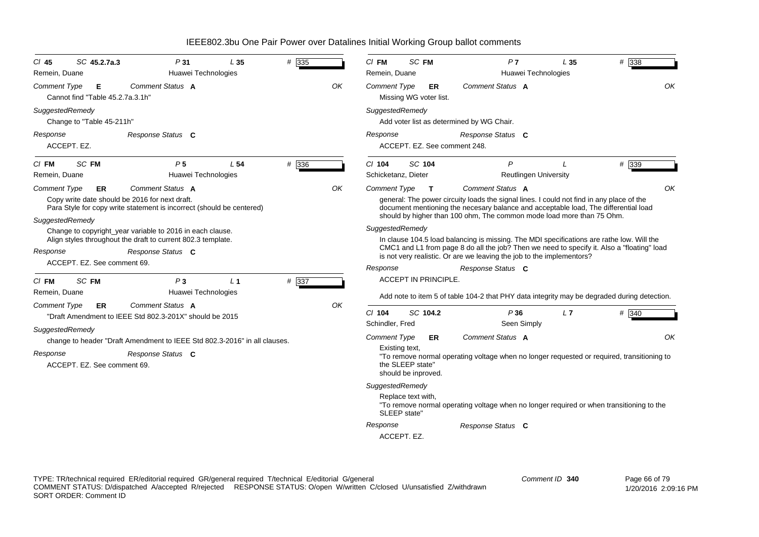# IEEE802.3bu One Pair Power over Datalines Initial Working Group ballot comments

**Cl** 45 **SC** 45.2.7a.3 **P** 31 **L** 35 **#** 335

Remein, Duane — Huawei Technologies

*Comment Type* **E** *Comment Status* **A** OK

Cannot find "Table 45.2.7a.3.1h"

*SuggestedRemedy*

Change to "Table 45-211h"

*Response* *Response Status* **C**

ACCEPT. EZ.

---

**Cl** FM **SC** FM **P** 5 **L** 54 **#** 336

Remein, Duane — Huawei Technologies

*Comment Type* **ER** *Comment Status* **A** OK

Copy write date should be 2016 for next draft.
Para Style for copy write statement is incorrect (should be centered)

*SuggestedRemedy*

Change to copyright_year variable to 2016 in each clause.
Align styles throughout the draft to current 802.3 template.

*Response* *Response Status* **C**

ACCEPT. EZ. See comment 69.

---

**Cl** FM **SC** FM **P** 3 **L** 1 **#** 337

Remein, Duane — Huawei Technologies

*Comment Type* **ER** *Comment Status* **A** OK

"Draft Amendment to IEEE Std 802.3-201X" should be 2015

*SuggestedRemedy*

change to header "Draft Amendment to IEEE Std 802.3-2016" in all clauses.

*Response* *Response Status* **C**

ACCEPT. EZ. See comment 69.

---

**Cl** FM **SC** FM **P** 7 **L** 35 **#** 338

Remein, Duane — Huawei Technologies

*Comment Type* **ER** *Comment Status* **A** OK

Missing WG voter list.

*SuggestedRemedy*

Add voter list as determined by WG Chair.

*Response* *Response Status* **C**

ACCEPT. EZ. See comment 248.

---

**Cl** 104 **SC** 104 **P** **L** **#** 339

Schicketanz, Dieter — Reutlingen University

*Comment Type* **T** *Comment Status* **A** OK

general: The power circuity loads the signal lines. I could not find in any place of the document mentioning the necesary balance and acceptable load, The differential load should by higher than 100 ohm, The common mode load more than 75 Ohm.

*SuggestedRemedy*

In clause 104.5 load balancing is missing. The MDI specifications are rathe low. Will the CMC1 and L1 from page 8 do all the job? Then we need to specify it. Also a "floating" load is not very realistic. Or are we leaving the job to the implementors?

*Response* *Response Status* **C**

ACCEPT IN PRINCIPLE.

Add note to item 5 of table 104-2 that PHY data integrity may be degraded during detection.

---

**Cl** 104 **SC** 104.2 **P** 36 **L** 7 **#** 340

Schindler, Fred — Seen Simply

*Comment Type* **ER** *Comment Status* **A** OK

Existing text,
"To remove normal operating voltage when no longer requested or required, transitioning to the SLEEP state"
should be inproved.

*SuggestedRemedy*

Replace text with,
"To remove normal operating voltage when no longer required or when transitioning to the SLEEP state"

*Response* *Response Status* **C**

ACCEPT. EZ.

---

TYPE: TR/technical required ER/editorial required GR/general required T/technical E/editorial G/general
COMMENT STATUS: D/dispatched A/accepted R/rejected RESPONSE STATUS: O/open W/written C/closed U/unsatisfied Z/withdrawn
SORT ORDER: Comment ID

Comment ID 340 — 1/20/2016 2:09:16 PM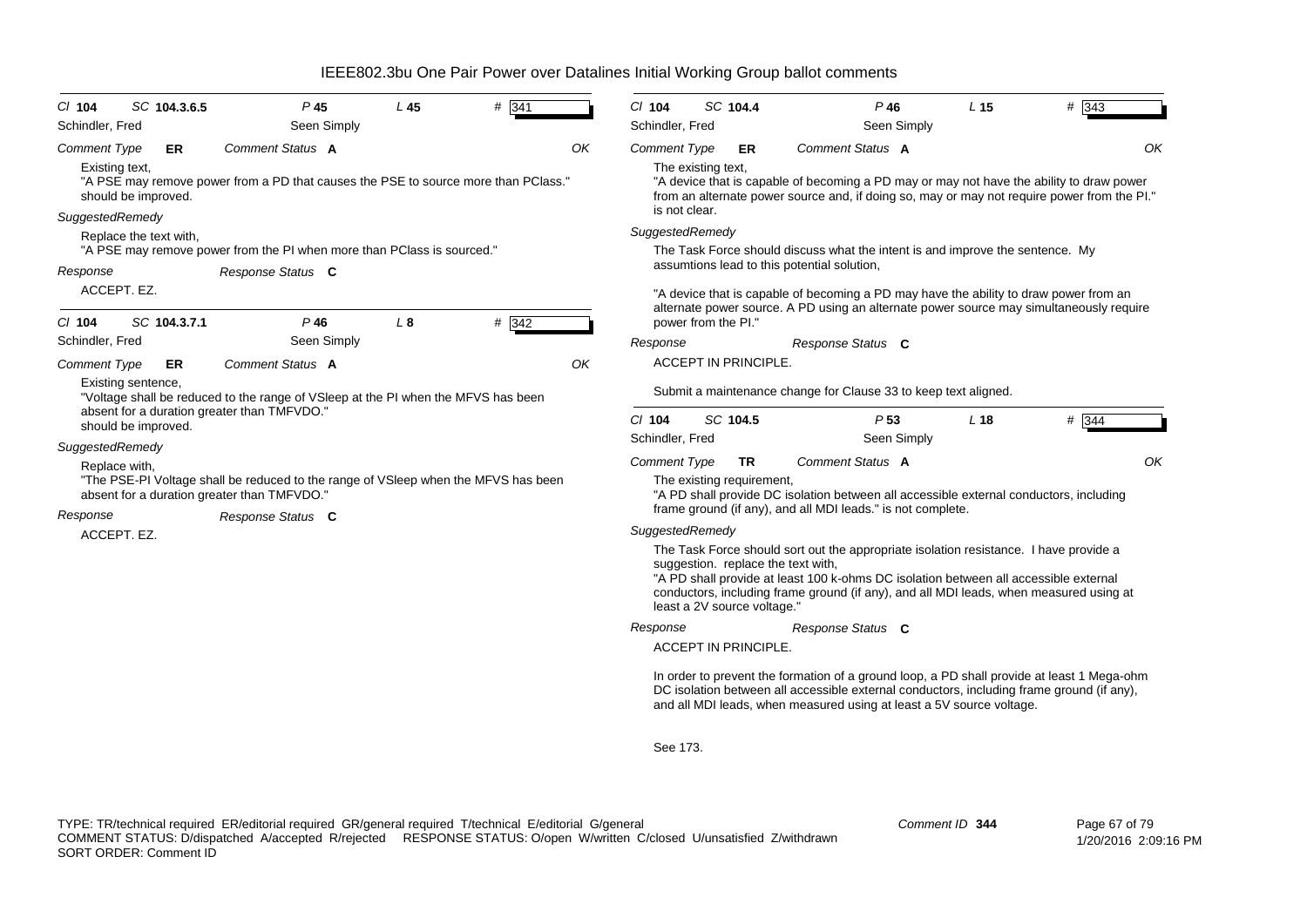# IEEE802.3bu One Pair Power over Datalines Initial Working Group ballot comments

Cl **104** SC **104.3.6.5** P **45** L **45** # **341**

Schindler, Fred — Seen Simply

*Comment Type* **ER** *Comment Status* **A** — OK

Existing text,
"A PSE may remove power from a PD that causes the PSE to source more than PClass." should be improved.

*SuggestedRemedy*

Replace the text with,
"A PSE may remove power from the PI when more than PClass is sourced."

*Response* — *Response Status* **C**

ACCEPT. EZ.

---

Cl **104** SC **104.3.7.1** P **46** L **8** # **342**

Schindler, Fred — Seen Simply

*Comment Type* **ER** *Comment Status* **A** — OK

Existing sentence,
"Voltage shall be reduced to the range of VSleep at the PI when the MFVS has been absent for a duration greater than TMFVDO."
should be improved.

*SuggestedRemedy*

Replace with,
"The PSE-PI Voltage shall be reduced to the range of VSleep when the MFVS has been absent for a duration greater than TMFVDO."

*Response* — *Response Status* **C**

ACCEPT. EZ.

---

Cl **104** SC **104.4** P **46** L **15** # **343**

Schindler, Fred — Seen Simply

*Comment Type* **ER** *Comment Status* **A** — OK

The existing text,
"A device that is capable of becoming a PD may or may not have the ability to draw power from an alternate power source and, if doing so, may or may not require power from the PI." is not clear.

*SuggestedRemedy*

The Task Force should discuss what the intent is and improve the sentence. My assumtions lead to this potential solution,

"A device that is capable of becoming a PD may have the ability to draw power from an alternate power source. A PD using an alternate power source may simultaneously require power from the PI."

*Response* — *Response Status* **C**

ACCEPT IN PRINCIPLE.

Submit a maintenance change for Clause 33 to keep text aligned.

---

Cl **104** SC **104.5** P **53** L **18** # **344**

Schindler, Fred — Seen Simply

*Comment Type* **TR** *Comment Status* **A** — OK

The existing requirement,
"A PD shall provide DC isolation between all accessible external conductors, including frame ground (if any), and all MDI leads." is not complete.

*SuggestedRemedy*

The Task Force should sort out the appropriate isolation resistance. I have provide a suggestion. replace the text with,
"A PD shall provide at least 100 k-ohms DC isolation between all accessible external conductors, including frame ground (if any), and all MDI leads, when measured using at least a 2V source voltage."

*Response* — *Response Status* **C**

ACCEPT IN PRINCIPLE.

In order to prevent the formation of a ground loop, a PD shall provide at least 1 Mega-ohm DC isolation between all accessible external conductors, including frame ground (if any), and all MDI leads, when measured using at least a 5V source voltage.

See 173.

---

TYPE: TR/technical required ER/editorial required GR/general required T/technical E/editorial G/general
COMMENT STATUS: D/dispatched A/accepted R/rejected RESPONSE STATUS: O/open W/written C/closed U/unsatisfied Z/withdrawn
SORT ORDER: Comment ID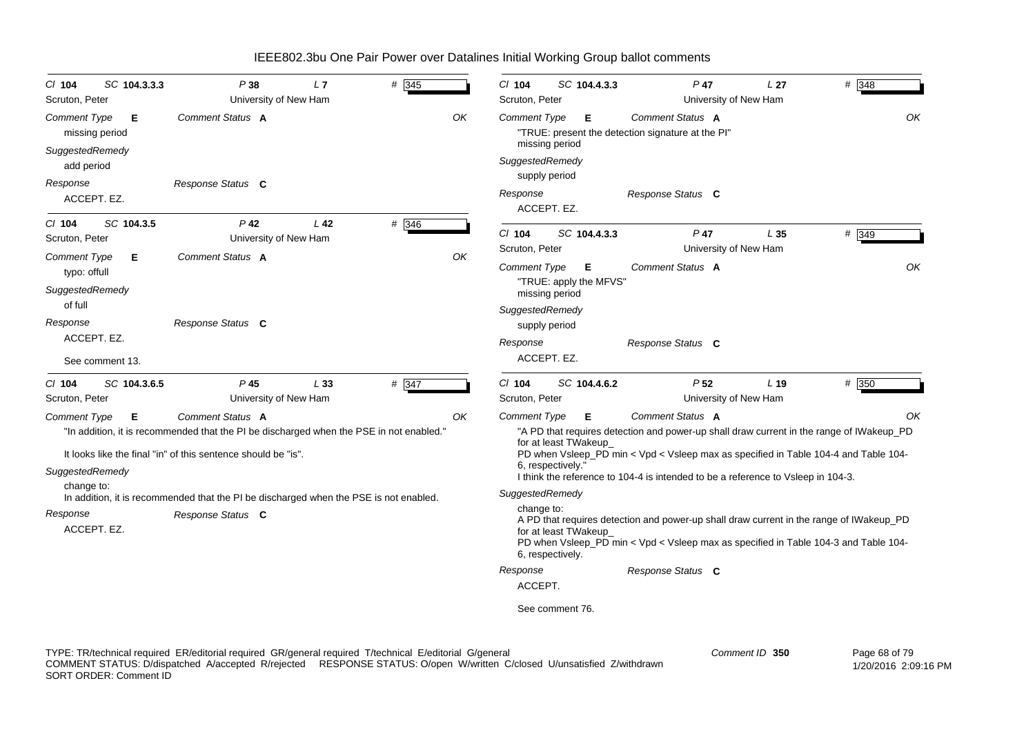# IEEE802.3bu One Pair Power over Datalines Initial Working Group ballot comments

**Cl** 104 **SC** 104.3.3.3 **P** 38 **L** 7 **#** 345

Scruton, Peter — University of New Ham

*Comment Type* **E** *Comment Status* **A** OK

missing period

*SuggestedRemedy*

add period

*Response* *Response Status* **C**

ACCEPT. EZ.

---

**Cl** 104 **SC** 104.3.5 **P** 42 **L** 42 **#** 346

Scruton, Peter — University of New Ham

*Comment Type* **E** *Comment Status* **A** OK

typo: offull

*SuggestedRemedy*

of full

*Response* *Response Status* **C**

ACCEPT. EZ.

See comment 13.

---

**Cl** 104 **SC** 104.3.6.5 **P** 45 **L** 33 **#** 347

Scruton, Peter — University of New Ham

*Comment Type* **E** *Comment Status* **A** OK

"In addition, it is recommended that the PI be discharged when the PSE in not enabled."

It looks like the final "in" of this sentence should be "is".

*SuggestedRemedy*

change to:
In addition, it is recommended that the PI be discharged when the PSE is not enabled.

*Response* *Response Status* **C**

ACCEPT. EZ.

---

**Cl** 104 **SC** 104.4.3.3 **P** 47 **L** 27 **#** 348

Scruton, Peter — University of New Ham

*Comment Type* **E** *Comment Status* **A** OK

"TRUE: present the detection signature at the PI"
missing period

*SuggestedRemedy*

supply period

*Response* *Response Status* **C**

ACCEPT. EZ.

---

**Cl** 104 **SC** 104.4.3.3 **P** 47 **L** 35 **#** 349

Scruton, Peter — University of New Ham

*Comment Type* **E** *Comment Status* **A** OK

"TRUE: apply the MFVS"
missing period

*SuggestedRemedy*

supply period

*Response* *Response Status* **C**

ACCEPT. EZ.

---

**Cl** 104 **SC** 104.4.6.2 **P** 52 **L** 19 **#** 350

Scruton, Peter — University of New Ham

*Comment Type* **E** *Comment Status* **A** OK

"A PD that requires detection and power-up shall draw current in the range of IWakeup_PD for at least TWakeup_
PD when Vsleep_PD min < Vpd < Vsleep max as specified in Table 104-4 and Table 104-6, respectively."
I think the reference to 104-4 is intended to be a reference to Vsleep in 104-3.

*SuggestedRemedy*

change to:
A PD that requires detection and power-up shall draw current in the range of IWakeup_PD for at least TWakeup_
PD when Vsleep_PD min < Vpd < Vsleep max as specified in Table 104-3 and Table 104-6, respectively.

*Response* *Response Status* **C**

ACCEPT.

See comment 76.

---

TYPE: TR/technical required ER/editorial required GR/general required T/technical E/editorial G/general
COMMENT STATUS: D/dispatched A/accepted R/rejected RESPONSE STATUS: O/open W/written C/closed U/unsatisfied Z/withdrawn
SORT ORDER: Comment ID

Comment ID **350**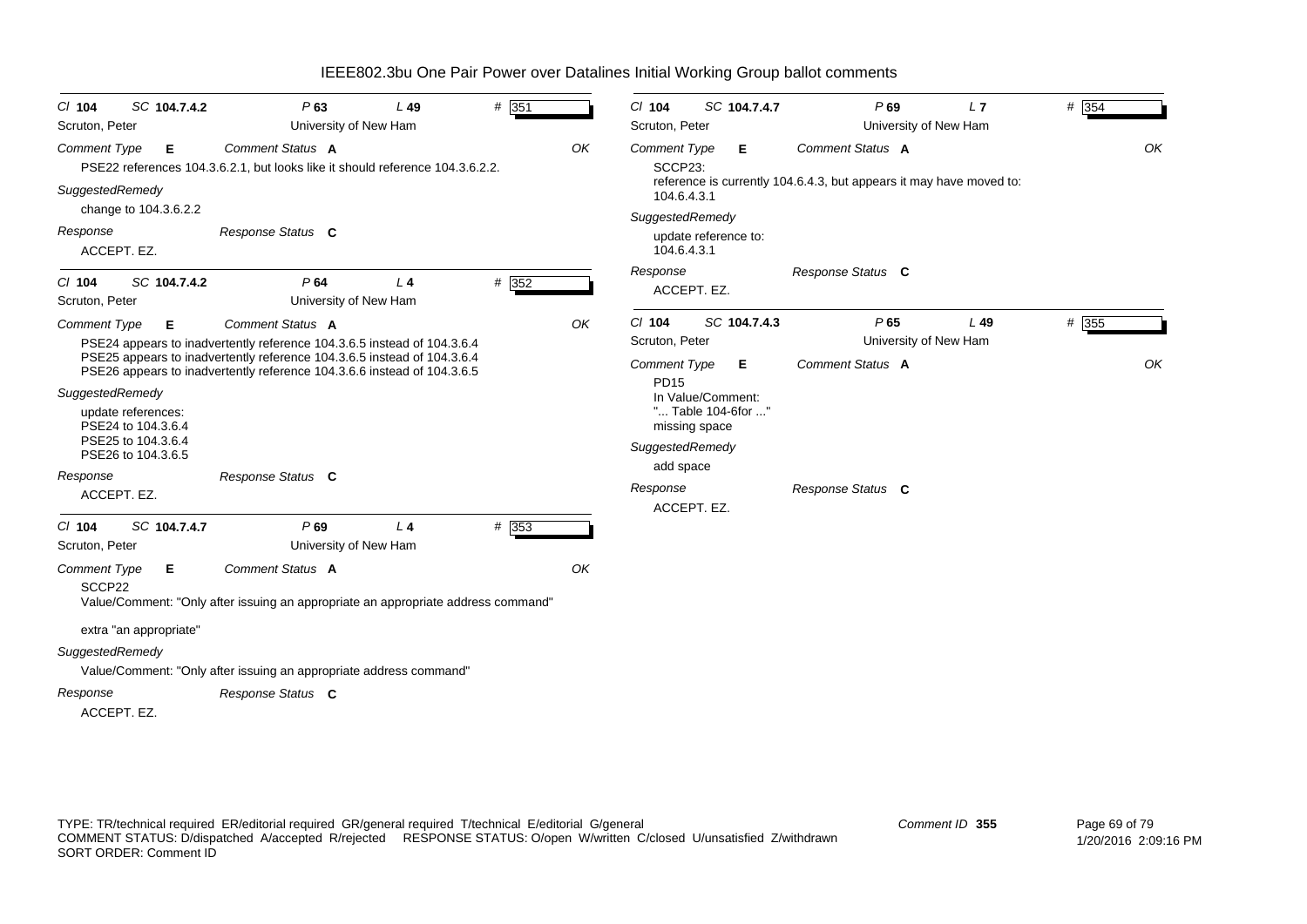| Cl 104 | SC 104.7.4.2 | P 63 | L 49 | # 351 |
|---|---|---|---|---|
| Scruton, Peter | | University of New Ham | | |

*Comment Type* **E** *Comment Status* **A** OK

PSE22 references 104.3.6.2.1, but looks like it should reference 104.3.6.2.2.

*SuggestedRemedy*

change to 104.3.6.2.2

*Response* *Response Status* **C**

ACCEPT. EZ.

---

| Cl 104 | SC 104.7.4.2 | P 64 | L 4 | # 352 |
|---|---|---|---|---|
| Scruton, Peter | | University of New Ham | | |

*Comment Type* **E** *Comment Status* **A** OK

PSE24 appears to inadvertently reference 104.3.6.5 instead of 104.3.6.4
PSE25 appears to inadvertently reference 104.3.6.5 instead of 104.3.6.4
PSE26 appears to inadvertently reference 104.3.6.6 instead of 104.3.6.5

*SuggestedRemedy*

update references:
PSE24 to 104.3.6.4
PSE25 to 104.3.6.4
PSE26 to 104.3.6.5

*Response* *Response Status* **C**

ACCEPT. EZ.

---

| Cl 104 | SC 104.7.4.7 | P 69 | L 4 | # 353 |
|---|---|---|---|---|
| Scruton, Peter | | University of New Ham | | |

*Comment Type* **E** *Comment Status* **A** OK

SCCP22
Value/Comment: "Only after issuing an appropriate an appropriate address command"

extra "an appropriate"

*SuggestedRemedy*

Value/Comment: "Only after issuing an appropriate address command"

*Response* *Response Status* **C**

ACCEPT. EZ.

---

| Cl 104 | SC 104.7.4.7 | P 69 | L 7 | # 354 |
|---|---|---|---|---|
| Scruton, Peter | | University of New Ham | | |

*Comment Type* **E** *Comment Status* **A** OK

SCCP23:
reference is currently 104.6.4.3, but appears it may have moved to:
104.6.4.3.1

*SuggestedRemedy*

update reference to:
104.6.4.3.1

*Response* *Response Status* **C**

ACCEPT. EZ.

---

| Cl 104 | SC 104.7.4.3 | P 65 | L 49 | # 355 |
|---|---|---|---|---|
| Scruton, Peter | | University of New Ham | | |

*Comment Type* **E** *Comment Status* **A** OK

PD15
In Value/Comment:
"... Table 104-6for ..."
missing space

*SuggestedRemedy*

add space

*Response* *Response Status* **C**

ACCEPT. EZ.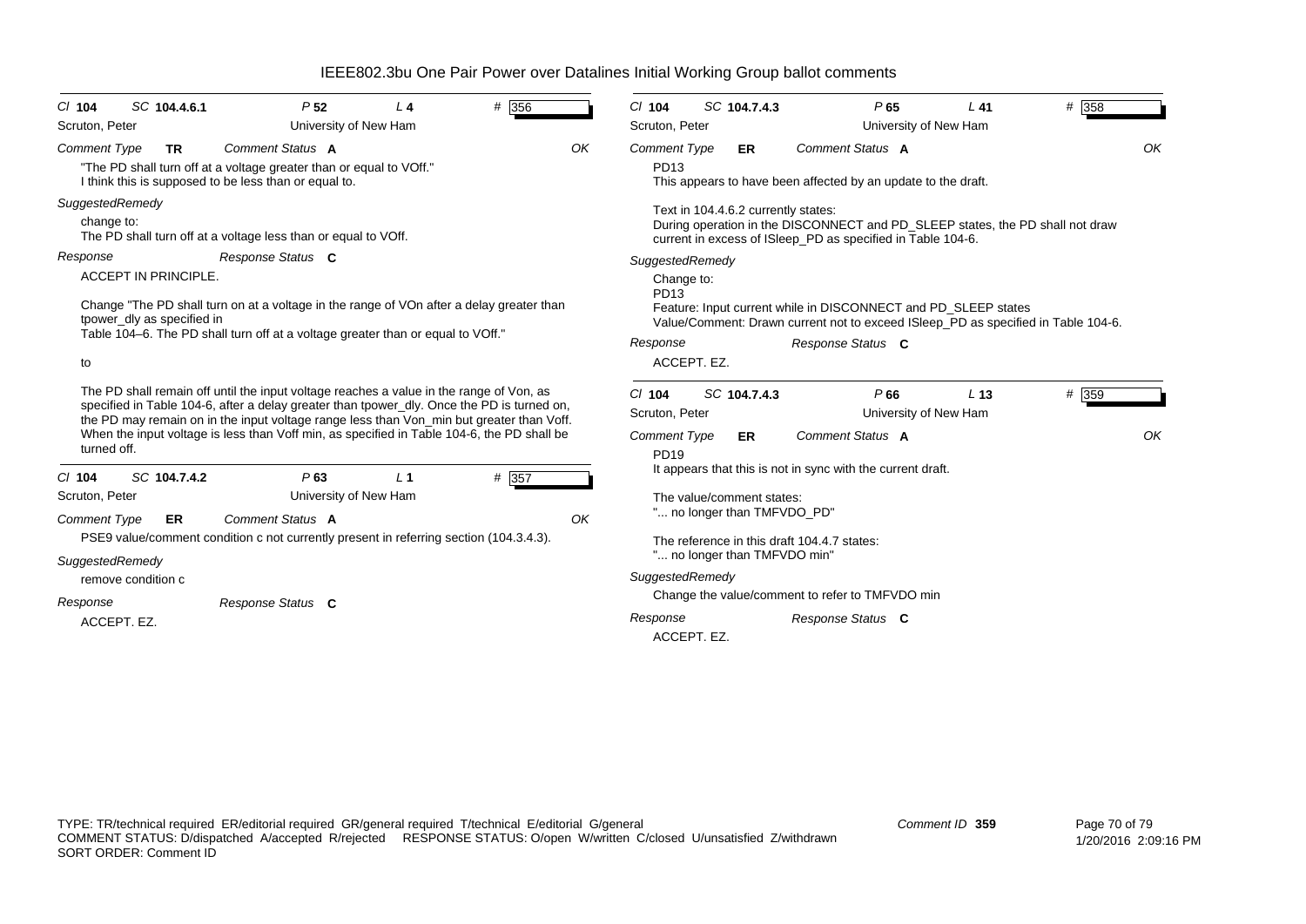# IEEE802.3bu One Pair Power over Datalines Initial Working Group ballot comments

**Cl** 104 **SC** 104.4.6.1 **P** 52 **L** 4 **#** 356

Scruton, Peter — University of New Ham

*Comment Type* **TR** *Comment Status* **A** OK

"The PD shall turn off at a voltage greater than or equal to VOff."
I think this is supposed to be less than or equal to.

*SuggestedRemedy*

change to:
The PD shall turn off at a voltage less than or equal to VOff.

*Response* *Response Status* **C**

ACCEPT IN PRINCIPLE.

Change "The PD shall turn on at a voltage in the range of VOn after a delay greater than tpower_dly as specified in
Table 104–6. The PD shall turn off at a voltage greater than or equal to VOff."

to

The PD shall remain off until the input voltage reaches a value in the range of Von, as specified in Table 104-6, after a delay greater than tpower_dly. Once the PD is turned on, the PD may remain on in the input voltage range less than Von_min but greater than Voff. When the input voltage is less than Voff min, as specified in Table 104-6, the PD shall be turned off.

---

**Cl** 104 **SC** 104.7.4.2 **P** 63 **L** 1 **#** 357

Scruton, Peter — University of New Ham

*Comment Type* **ER** *Comment Status* **A** OK

PSE9 value/comment condition c not currently present in referring section (104.3.4.3).

*SuggestedRemedy*

remove condition c

*Response* *Response Status* **C**

ACCEPT. EZ.

---

**Cl** 104 **SC** 104.7.4.3 **P** 65 **L** 41 **#** 358

Scruton, Peter — University of New Ham

*Comment Type* **ER** *Comment Status* **A** OK

PD13
This appears to have been affected by an update to the draft.

Text in 104.4.6.2 currently states:
During operation in the DISCONNECT and PD_SLEEP states, the PD shall not draw current in excess of ISleep_PD as specified in Table 104-6.

*SuggestedRemedy*

Change to:
PD13
Feature: Input current while in DISCONNECT and PD_SLEEP states
Value/Comment: Drawn current not to exceed ISleep_PD as specified in Table 104-6.

*Response* *Response Status* **C**

ACCEPT. EZ.

---

**Cl** 104 **SC** 104.7.4.3 **P** 66 **L** 13 **#** 359

Scruton, Peter — University of New Ham

*Comment Type* **ER** *Comment Status* **A** OK

PD19
It appears that this is not in sync with the current draft.

The value/comment states:
"... no longer than TMFVDO_PD"

The reference in this draft 104.4.7 states:
"... no longer than TMFVDO min"

*SuggestedRemedy*

Change the value/comment to refer to TMFVDO min

*Response* *Response Status* **C**

ACCEPT. EZ.

---

TYPE: TR/technical required ER/editorial required GR/general required T/technical E/editorial G/general
COMMENT STATUS: D/dispatched A/accepted R/rejected RESPONSE STATUS: O/open W/written C/closed U/unsatisfied Z/withdrawn
SORT ORDER: Comment ID

Comment ID 359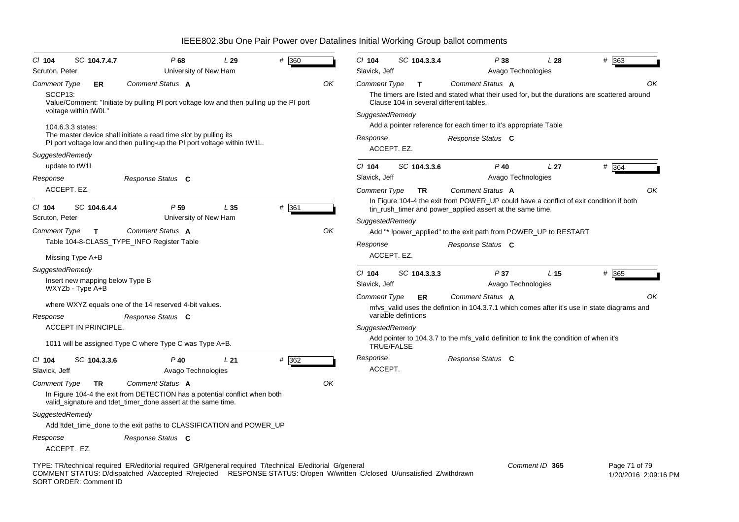# IEEE802.3bu One Pair Power over Datalines Initial Working Group ballot comments

Cl **104** SC **104.7.4.7** P **68** L **29** # 360
Scruton, Peter — University of New Ham

*Comment Type* **ER** *Comment Status* **A** OK

SCCP13:
Value/Comment: "Initiate by pulling PI port voltage low and then pulling up the PI port voltage within tW0L"

104.6.3.3 states:
The master device shall initiate a read time slot by pulling its
PI port voltage low and then pulling-up the PI port voltage within tW1L.

*SuggestedRemedy*

update to tW1L

*Response* *Response Status* **C**

ACCEPT. EZ.

---

Cl **104** SC **104.6.4.4** P **59** L **35** # 361
Scruton, Peter — University of New Ham

*Comment Type* **T** *Comment Status* **A** OK

Table 104-8-CLASS_TYPE_INFO Register Table

Missing Type A+B

*SuggestedRemedy*

Insert new mapping below Type B
WXYZb - Type A+B

where WXYZ equals one of the 14 reserved 4-bit values.

*Response* *Response Status* **C**

ACCEPT IN PRINCIPLE.

1011 will be assigned Type C where Type C was Type A+B.

---

Cl **104** SC **104.3.3.6** P **40** L **21** # 362
Slavick, Jeff — Avago Technologies

*Comment Type* **TR** *Comment Status* **A** OK

In Figure 104-4 the exit from DETECTION has a potential conflict when both valid_signature and tdet_timer_done assert at the same time.

*SuggestedRemedy*

Add !tdet_time_done to the exit paths to CLASSIFICATION and POWER_UP

*Response* *Response Status* **C**

ACCEPT. EZ.

---

Cl **104** SC **104.3.3.4** P **38** L **28** # 363
Slavick, Jeff — Avago Technologies

*Comment Type* **T** *Comment Status* **A** OK

The timers are listed and stated what their used for, but the durations are scattered around Clause 104 in several different tables.

*SuggestedRemedy*

Add a pointer reference for each timer to it's appropriate Table

*Response* *Response Status* **C**

ACCEPT. EZ.

---

Cl **104** SC **104.3.3.6** P **40** L **27** # 364
Slavick, Jeff — Avago Technologies

*Comment Type* **TR** *Comment Status* **A** OK

In Figure 104-4 the exit from POWER_UP could have a conflict of exit condition if both tin_rush_timer and power_applied assert at the same time.

*SuggestedRemedy*

Add "* !power_applied" to the exit path from POWER_UP to RESTART

*Response* *Response Status* **C**

ACCEPT. EZ.

---

Cl **104** SC **104.3.3.3** P **37** L **15** # 365
Slavick, Jeff — Avago Technologies

*Comment Type* **ER** *Comment Status* **A** OK

mfvs_valid uses the defintion in 104.3.7.1 which comes after it's use in state diagrams and variable defintions

*SuggestedRemedy*

Add pointer to 104.3.7 to the mfs_valid definition to link the condition of when it's TRUE/FALSE

*Response* *Response Status* **C**

ACCEPT.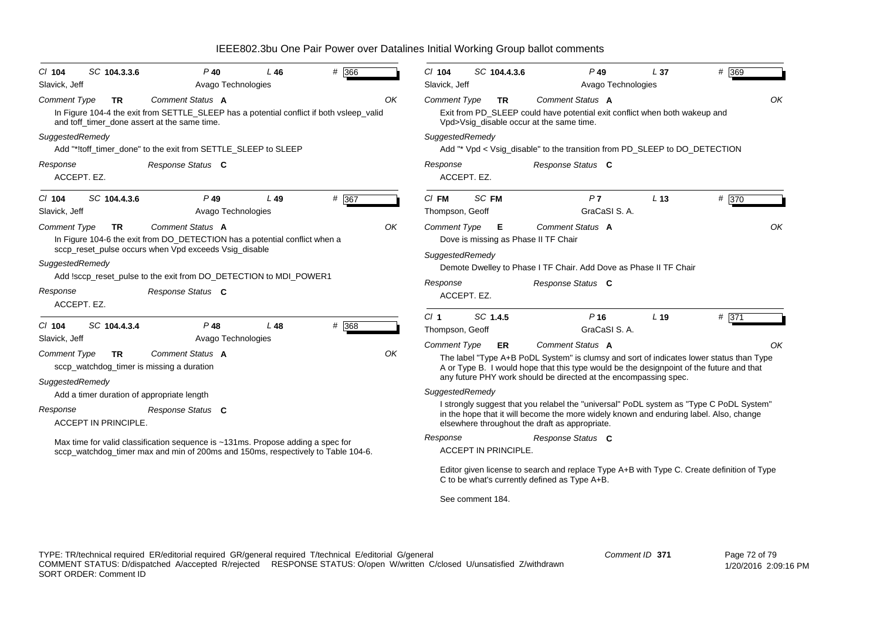# IEEE802.3bu One Pair Power over Datalines Initial Working Group ballot comments

---

Cl **104** SC **104.3.3.6** P **40** L **46** # **366**

Slavick, Jeff — Avago Technologies

*Comment Type* **TR** *Comment Status* **A** OK

In Figure 104-4 the exit from SETTLE_SLEEP has a potential conflict if both vsleep_valid and toff_timer_done assert at the same time.

*SuggestedRemedy*

Add "*!toff_timer_done" to the exit from SETTLE_SLEEP to SLEEP

*Response* *Response Status* **C**

ACCEPT. EZ.

---

Cl **104** SC **104.4.3.6** P **49** L **49** # **367**

Slavick, Jeff — Avago Technologies

*Comment Type* **TR** *Comment Status* **A** OK

In Figure 104-6 the exit from DO_DETECTION has a potential conflict when a sccp_reset_pulse occurs when Vpd exceeds Vsig_disable

*SuggestedRemedy*

Add !sccp_reset_pulse to the exit from DO_DETECTION to MDI_POWER1

*Response* *Response Status* **C**

ACCEPT. EZ.

---

Cl **104** SC **104.4.3.4** P **48** L **48** # **368**

Slavick, Jeff — Avago Technologies

*Comment Type* **TR** *Comment Status* **A** OK

sccp_watchdog_timer is missing a duration

*SuggestedRemedy*

Add a timer duration of appropriate length

*Response* *Response Status* **C**

ACCEPT IN PRINCIPLE.

Max time for valid classification sequence is ~131ms. Propose adding a spec for sccp_watchdog_timer max and min of 200ms and 150ms, respectively to Table 104-6.

---

Cl **104** SC **104.4.3.6** P **49** L **37** # **369**

Slavick, Jeff — Avago Technologies

*Comment Type* **TR** *Comment Status* **A** OK

Exit from PD_SLEEP could have potential exit conflict when both wakeup and Vpd>Vsig_disable occur at the same time.

*SuggestedRemedy*

Add "* Vpd < Vsig_disable" to the transition from PD_SLEEP to DO_DETECTION

*Response* *Response Status* **C**

ACCEPT. EZ.

---

Cl **FM** SC **FM** P **7** L **13** # **370**

Thompson, Geoff — GraCaSI S. A.

*Comment Type* **E** *Comment Status* **A** OK

Dove is missing as Phase II TF Chair

*SuggestedRemedy*

Demote Dwelley to Phase I TF Chair. Add Dove as Phase II TF Chair

*Response* *Response Status* **C**

ACCEPT. EZ.

---

Cl **1** SC **1.4.5** P **16** L **19** # **371**

Thompson, Geoff — GraCaSI S. A.

*Comment Type* **ER** *Comment Status* **A** OK

The label "Type A+B PoDL System" is clumsy and sort of indicates lower status than Type A or Type B. I would hope that this type would be the designpoint of the future and that any future PHY work should be directed at the encompassing spec.

*SuggestedRemedy*

I strongly suggest that you relabel the "universal" PoDL system as "Type C PoDL System" in the hope that it will become the more widely known and enduring label. Also, change elsewhere throughout the draft as appropriate.

*Response* *Response Status* **C**

ACCEPT IN PRINCIPLE.

Editor given license to search and replace Type A+B with Type C. Create definition of Type C to be what's currently defined as Type A+B.

See comment 184.

---

TYPE: TR/technical required ER/editorial required GR/general required T/technical E/editorial G/general
COMMENT STATUS: D/dispatched A/accepted R/rejected RESPONSE STATUS: O/open W/written C/closed U/unsatisfied Z/withdrawn
SORT ORDER: Comment ID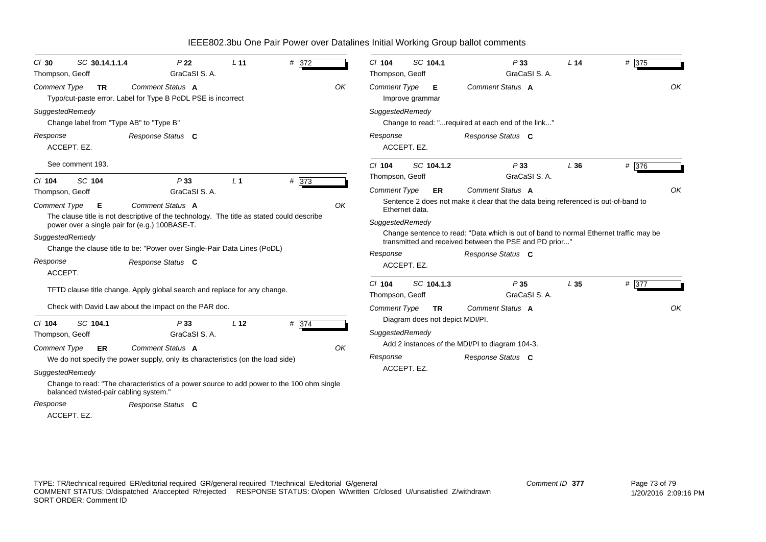# IEEE802.3bu One Pair Power over Datalines Initial Working Group ballot comments

**Cl** 30 **SC** 30.14.1.1.4 **P** 22 **L** 11 **#** 372
Thompson, Geoff — GraCaSI S. A.

*Comment Type* **TR** *Comment Status* **A** OK

Typo/cut-paste error. Label for Type B PoDL PSE is incorrect

*SuggestedRemedy*

Change label from "Type AB" to "Type B"

*Response* *Response Status* **C**

ACCEPT. EZ.

See comment 193.

---

**Cl** 104 **SC** 104 **P** 33 **L** 1 **#** 373
Thompson, Geoff — GraCaSI S. A.

*Comment Type* **E** *Comment Status* **A** OK

The clause title is not descriptive of the technology. The title as stated could describe power over a single pair for (e.g.) 100BASE-T.

*SuggestedRemedy*

Change the clause title to be: "Power over Single-Pair Data Lines (PoDL)

*Response* *Response Status* **C**

ACCEPT.

TFTD clause title change. Apply global search and replace for any change.

Check with David Law about the impact on the PAR doc.

---

**Cl** 104 **SC** 104.1 **P** 33 **L** 12 **#** 374
Thompson, Geoff — GraCaSI S. A.

*Comment Type* **ER** *Comment Status* **A** OK

We do not specify the power supply, only its characteristics (on the load side)

*SuggestedRemedy*

Change to read: "The characteristics of a power source to add power to the 100 ohm single balanced twisted-pair cabling system."

*Response* *Response Status* **C**

ACCEPT. EZ.

---

**Cl** 104 **SC** 104.1 **P** 33 **L** 14 **#** 375
Thompson, Geoff — GraCaSI S. A.

*Comment Type* **E** *Comment Status* **A** OK

Improve grammar

*SuggestedRemedy*

Change to read: "...required at each end of the link..."

*Response* *Response Status* **C**

ACCEPT. EZ.

---

**Cl** 104 **SC** 104.1.2 **P** 33 **L** 36 **#** 376
Thompson, Geoff — GraCaSI S. A.

*Comment Type* **ER** *Comment Status* **A** OK

Sentence 2 does not make it clear that the data being referenced is out-of-band to Ethernet data.

*SuggestedRemedy*

Change sentence to read: "Data which is out of band to normal Ethernet traffic may be transmitted and received between the PSE and PD prior..."

*Response* *Response Status* **C**

ACCEPT. EZ.

---

**Cl** 104 **SC** 104.1.3 **P** 35 **L** 35 **#** 377
Thompson, Geoff — GraCaSI S. A.

*Comment Type* **TR** *Comment Status* **A** OK

Diagram does not depict MDI/PI.

*SuggestedRemedy*

Add 2 instances of the MDI/PI to diagram 104-3.

*Response* *Response Status* **C**

ACCEPT. EZ.

---

TYPE: TR/technical required ER/editorial required GR/general required T/technical E/editorial G/general
COMMENT STATUS: D/dispatched A/accepted R/rejected RESPONSE STATUS: O/open W/written C/closed U/unsatisfied Z/withdrawn
SORT ORDER: Comment ID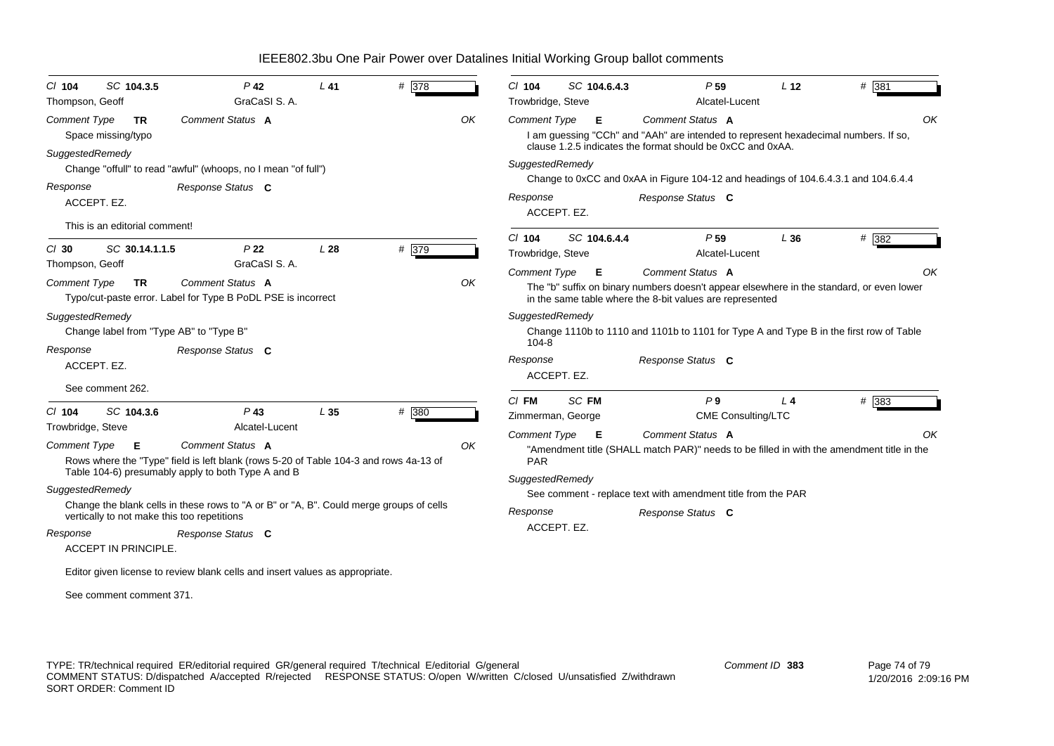# IEEE802.3bu One Pair Power over Datalines Initial Working Group ballot comments

**Cl 104 SC 104.3.5 P 42 L 41 # 378**
Thompson, Geoff — GraCaSI S. A.

*Comment Type* **TR** *Comment Status* **A** OK

Space missing/typo

*SuggestedRemedy*

Change "offull" to read "awful" (whoops, no I mean "of full")

*Response* *Response Status* **C**

ACCEPT. EZ.

This is an editorial comment!

---

**Cl 30 SC 30.14.1.1.5 P 22 L 28 # 379**
Thompson, Geoff — GraCaSI S. A.

*Comment Type* **TR** *Comment Status* **A** OK

Typo/cut-paste error. Label for Type B PoDL PSE is incorrect

*SuggestedRemedy*

Change label from "Type AB" to "Type B"

*Response* *Response Status* **C**

ACCEPT. EZ.

See comment 262.

---

**Cl 104 SC 104.3.6 P 43 L 35 # 380**
Trowbridge, Steve — Alcatel-Lucent

*Comment Type* **E** *Comment Status* **A** OK

Rows where the "Type" field is left blank (rows 5-20 of Table 104-3 and rows 4a-13 of Table 104-6) presumably apply to both Type A and B

*SuggestedRemedy*

Change the blank cells in these rows to "A or B" or "A, B". Could merge groups of cells vertically to not make this too repetitions

*Response* *Response Status* **C**

ACCEPT IN PRINCIPLE.

Editor given license to review blank cells and insert values as appropriate.

See comment comment 371.

---

**Cl 104 SC 104.6.4.3 P 59 L 12 # 381**
Trowbridge, Steve — Alcatel-Lucent

*Comment Type* **E** *Comment Status* **A** OK

I am guessing "CCh" and "AAh" are intended to represent hexadecimal numbers. If so, clause 1.2.5 indicates the format should be 0xCC and 0xAA.

*SuggestedRemedy*

Change to 0xCC and 0xAA in Figure 104-12 and headings of 104.6.4.3.1 and 104.6.4.4

*Response* *Response Status* **C**

ACCEPT. EZ.

---

**Cl 104 SC 104.6.4.4 P 59 L 36 # 382**
Trowbridge, Steve — Alcatel-Lucent

*Comment Type* **E** *Comment Status* **A** OK

The "b" suffix on binary numbers doesn't appear elsewhere in the standard, or even lower in the same table where the 8-bit values are represented

*SuggestedRemedy*

Change 1110b to 1110 and 1101b to 1101 for Type A and Type B in the first row of Table 104-8

*Response* *Response Status* **C**

ACCEPT. EZ.

---

**Cl FM SC FM P 9 L 4 # 383**
Zimmerman, George — CME Consulting/LTC

*Comment Type* **E** *Comment Status* **A** OK

"Amendment title (SHALL match PAR)" needs to be filled in with the amendment title in the PAR

*SuggestedRemedy*

See comment - replace text with amendment title from the PAR

*Response* *Response Status* **C**

ACCEPT. EZ.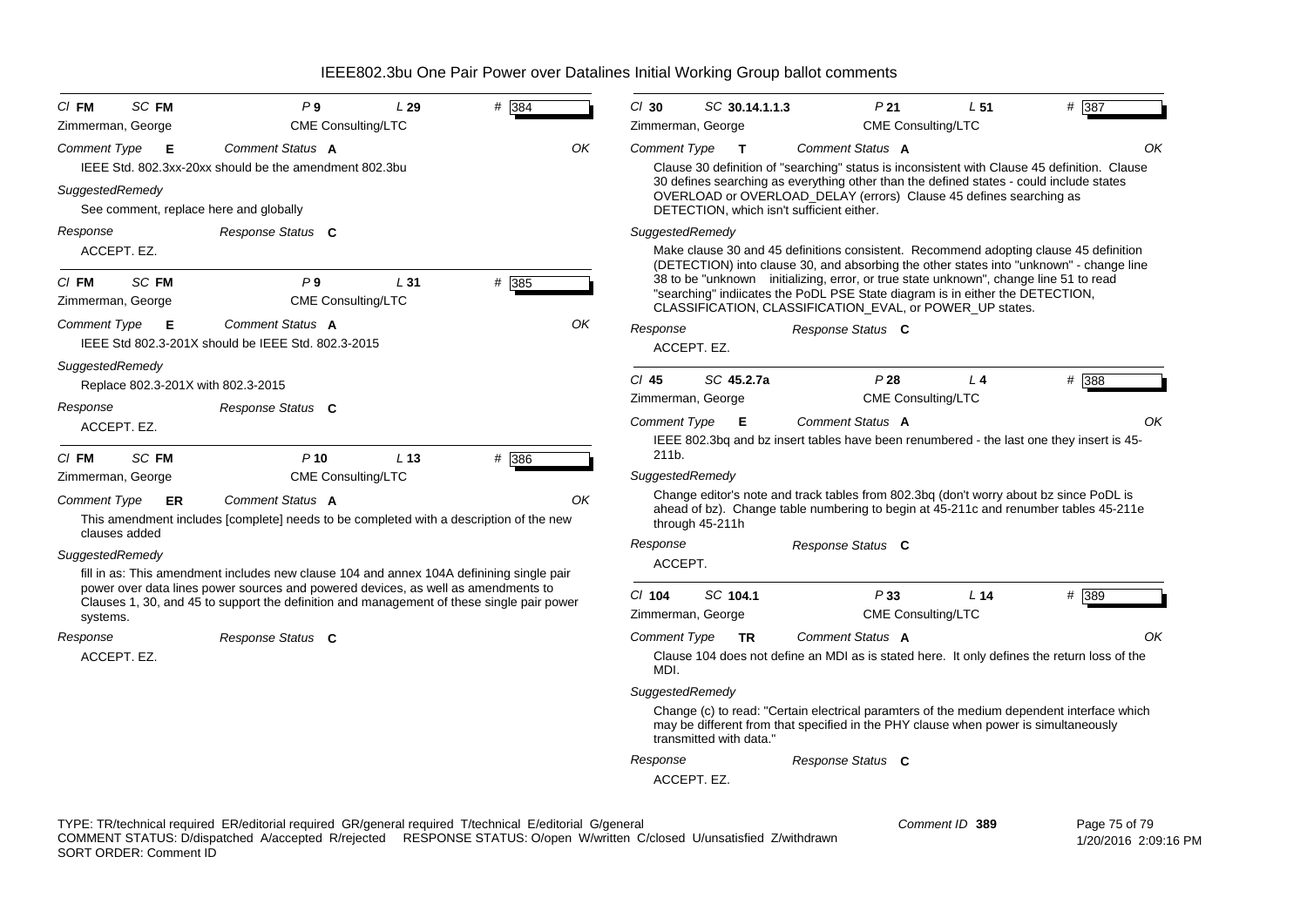# IEEE802.3bu One Pair Power over Datalines Initial Working Group ballot comments

---

**Cl** FM **SC** FM **P** 9 **L** 29 **#** 384

Zimmerman, George — CME Consulting/LTC

**Comment Type** E **Comment Status** A — OK

IEEE Std. 802.3xx-20xx should be the amendment 802.3bu

**SuggestedRemedy**

See comment, replace here and globally

**Response** — **Response Status** C

ACCEPT. EZ.

---

**Cl** FM **SC** FM **P** 9 **L** 31 **#** 385

Zimmerman, George — CME Consulting/LTC

**Comment Type** E **Comment Status** A — OK

IEEE Std 802.3-201X should be IEEE Std. 802.3-2015

**SuggestedRemedy**

Replace 802.3-201X with 802.3-2015

**Response** — **Response Status** C

ACCEPT. EZ.

---

**Cl** FM **SC** FM **P** 10 **L** 13 **#** 386

Zimmerman, George — CME Consulting/LTC

**Comment Type** ER **Comment Status** A — OK

This amendment includes [complete] needs to be completed with a description of the new clauses added

**SuggestedRemedy**

fill in as: This amendment includes new clause 104 and annex 104A defininining single pair power over data lines power sources and powered devices, as well as amendments to Clauses 1, 30, and 45 to support the definition and management of these single pair power systems.

**Response** — **Response Status** C

ACCEPT. EZ.

---

**Cl** 30 **SC** 30.14.1.1.3 **P** 21 **L** 51 **#** 387

Zimmerman, George — CME Consulting/LTC

**Comment Type** T **Comment Status** A — OK

Clause 30 definition of "searching" status is inconsistent with Clause 45 definition. Clause 30 defines searching as everything other than the defined states - could include states OVERLOAD or OVERLOAD_DELAY (errors) Clause 45 defines searching as DETECTION, which isn't sufficient either.

**SuggestedRemedy**

Make clause 30 and 45 definitions consistent. Recommend adopting clause 45 definition (DETECTION) into clause 30, and absorbing the other states into "unknown" - change line 38 to be "unknown initializing, error, or true state unknown", change line 51 to read "searching" indiicates the PoDL PSE State diagram is in either the DETECTION, CLASSIFICATION, CLASSIFICATION_EVAL, or POWER_UP states.

**Response** — **Response Status** C

ACCEPT. EZ.

---

**Cl** 45 **SC** 45.2.7a **P** 28 **L** 4 **#** 388

Zimmerman, George — CME Consulting/LTC

**Comment Type** E **Comment Status** A — OK

IEEE 802.3bq and bz insert tables have been renumbered - the last one they insert is 45-211b.

**SuggestedRemedy**

Change editor's note and track tables from 802.3bq (don't worry about bz since PoDL is ahead of bz). Change table numbering to begin at 45-211c and renumber tables 45-211e through 45-211h

**Response** — **Response Status** C

ACCEPT.

---

**Cl** 104 **SC** 104.1 **P** 33 **L** 14 **#** 389

Zimmerman, George — CME Consulting/LTC

**Comment Type** TR **Comment Status** A — OK

Clause 104 does not define an MDI as is stated here. It only defines the return loss of the MDI.

**SuggestedRemedy**

Change (c) to read: "Certain electrical paramters of the medium dependent interface which may be different from that specified in the PHY clause when power is simultaneously transmitted with data."

**Response** — **Response Status** C

ACCEPT. EZ.

---

TYPE: TR/technical required ER/editorial required GR/general required T/technical E/editorial G/general
COMMENT STATUS: D/dispatched A/accepted R/rejected RESPONSE STATUS: O/open W/written C/closed U/unsatisfied Z/withdrawn
SORT ORDER: Comment ID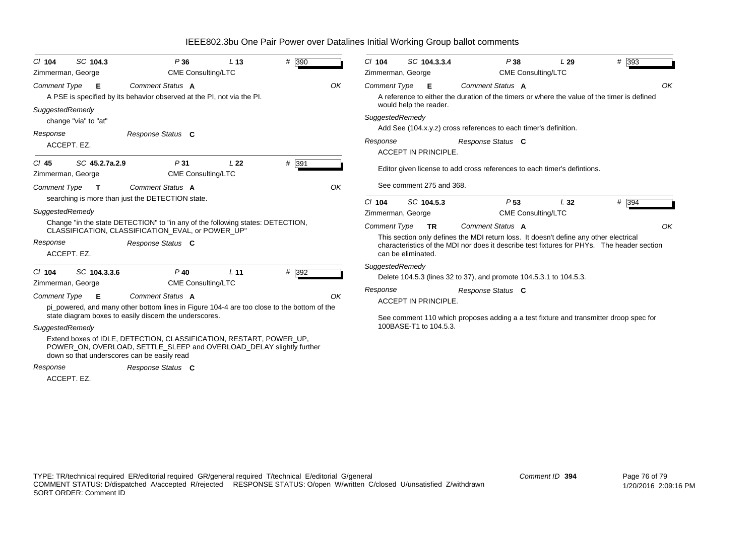# IEEE802.3bu One Pair Power over Datalines Initial Working Group ballot comments

*Cl* **104** *SC* **104.3** *P* **36** *L* **13** # 390
Zimmerman, George — CME Consulting/LTC

*Comment Type* **E** *Comment Status* **A** OK

A PSE is specified by its behavior observed at the PI, not via the PI.

*SuggestedRemedy*

change "via" to "at"

*Response* *Response Status* **C**

ACCEPT. EZ.

---

*Cl* **45** *SC* **45.2.7a.2.9** *P* **31** *L* **22** # 391
Zimmerman, George — CME Consulting/LTC

*Comment Type* **T** *Comment Status* **A** OK

searching is more than just the DETECTION state.

*SuggestedRemedy*

Change "in the state DETECTION" to "in any of the following states: DETECTION, CLASSIFICATION, CLASSIFICATION_EVAL, or POWER_UP"

*Response* *Response Status* **C**

ACCEPT. EZ.

---

*Cl* **104** *SC* **104.3.3.6** *P* **40** *L* **11** # 392
Zimmerman, George — CME Consulting/LTC

*Comment Type* **E** *Comment Status* **A** OK

pi_powered, and many other bottom lines in Figure 104-4 are too close to the bottom of the state diagram boxes to easily discern the underscores.

*SuggestedRemedy*

Extend boxes of IDLE, DETECTION, CLASSIFICATION, RESTART, POWER_UP, POWER_ON, OVERLOAD, SETTLE_SLEEP and OVERLOAD_DELAY slightly further down so that underscores can be easily read

*Response* *Response Status* **C**

ACCEPT. EZ.

---

*Cl* **104** *SC* **104.3.3.4** *P* **38** *L* **29** # 393
Zimmerman, George — CME Consulting/LTC

*Comment Type* **E** *Comment Status* **A** OK

A reference to either the duration of the timers or where the value of the timer is defined would help the reader.

*SuggestedRemedy*

Add See (104.x.y.z) cross references to each timer's definition.

*Response* *Response Status* **C**

ACCEPT IN PRINCIPLE.

Editor given license to add cross references to each timer's defintions.

See comment 275 and 368.

---

*Cl* **104** *SC* **104.5.3** *P* **53** *L* **32** # 394
Zimmerman, George — CME Consulting/LTC

*Comment Type* **TR** *Comment Status* **A** OK

This section only defines the MDI return loss. It doesn't define any other electrical characteristics of the MDI nor does it describe test fixtures for PHYs. The header section can be eliminated.

*SuggestedRemedy*

Delete 104.5.3 (lines 32 to 37), and promote 104.5.3.1 to 104.5.3.

*Response* *Response Status* **C**

ACCEPT IN PRINCIPLE.

See comment 110 which proposes adding a a test fixture and transmitter droop spec for 100BASE-T1 to 104.5.3.

---

TYPE: TR/technical required ER/editorial required GR/general required T/technical E/editorial G/general
COMMENT STATUS: D/dispatched A/accepted R/rejected RESPONSE STATUS: O/open W/written C/closed U/unsatisfied Z/withdrawn
SORT ORDER: Comment ID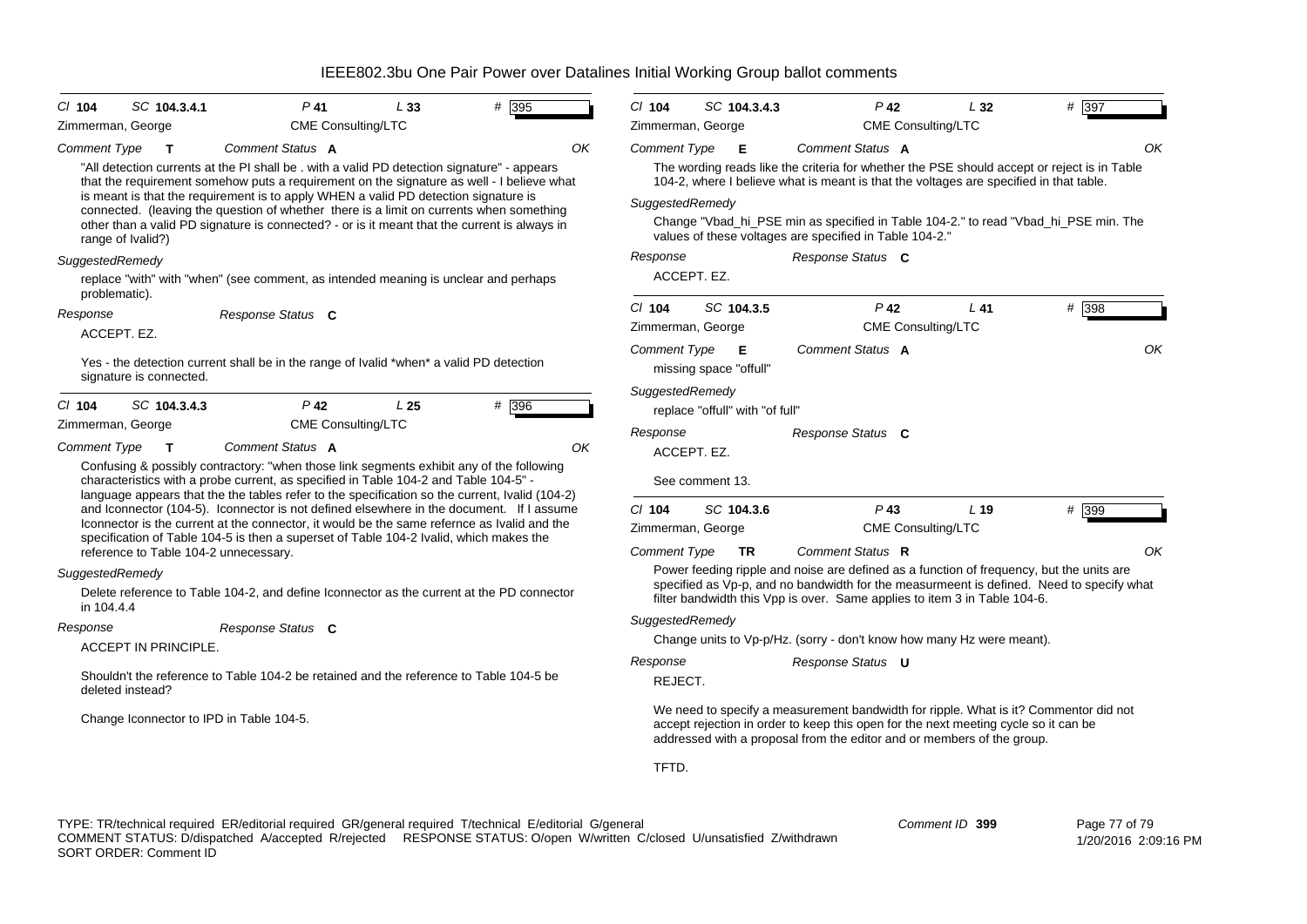# IEEE802.3bu One Pair Power over Datalines Initial Working Group ballot comments

**Cl** 104 **SC** 104.3.4.1 **P** 41 **L** 33 **#** 395

Zimmerman, George — CME Consulting/LTC

**Comment Type** T **Comment Status** A — OK

"All detection currents at the PI shall be . with a valid PD detection signature" - appears that the requirement somehow puts a requirement on the signature as well - I believe what is meant is that the requirement is to apply WHEN a valid PD detection signature is connected. (leaving the question of whether there is a limit on currents when something other than a valid PD signature is connected? - or is it meant that the current is always in range of Ivalid?)

*SuggestedRemedy*

replace "with" with "when" (see comment, as intended meaning is unclear and perhaps problematic).

**Response** — **Response Status** C

ACCEPT. EZ.

Yes - the detection current shall be in the range of Ivalid *when* a valid PD detection signature is connected.

---

**Cl** 104 **SC** 104.3.4.3 **P** 42 **L** 25 **#** 396

Zimmerman, George — CME Consulting/LTC

**Comment Type** T **Comment Status** A — OK

Confusing & possibly contractory: "when those link segments exhibit any of the following characteristics with a probe current, as specified in Table 104-2 and Table 104-5" - language appears that the the tables refer to the specification so the current, Ivalid (104-2) and Iconnector (104-5). Iconnector is not defined elsewhere in the document. If I assume Iconnector is the current at the connector, it would be the same refernce as Ivalid and the specification of Table 104-5 is then a superset of Table 104-2 Ivalid, which makes the reference to Table 104-2 unnecessary.

*SuggestedRemedy*

Delete reference to Table 104-2, and define Iconnector as the current at the PD connector in 104.4.4

**Response** — **Response Status** C

ACCEPT IN PRINCIPLE.

Shouldn't the reference to Table 104-2 be retained and the reference to Table 104-5 be deleted instead?

Change Iconnector to IPD in Table 104-5.

---

**Cl** 104 **SC** 104.3.4.3 **P** 42 **L** 32 **#** 397

Zimmerman, George — CME Consulting/LTC

**Comment Type** E **Comment Status** A — OK

The wording reads like the criteria for whether the PSE should accept or reject is in Table 104-2, where I believe what is meant is that the voltages are specified in that table.

*SuggestedRemedy*

Change "Vbad_hi_PSE min as specified in Table 104-2." to read "Vbad_hi_PSE min. The values of these voltages are specified in Table 104-2."

**Response** — **Response Status** C

ACCEPT. EZ.

---

**Cl** 104 **SC** 104.3.5 **P** 42 **L** 41 **#** 398

Zimmerman, George — CME Consulting/LTC

**Comment Type** E **Comment Status** A — OK

missing space "offull"

*SuggestedRemedy*

replace "offull" with "of full"

**Response** — **Response Status** C

ACCEPT. EZ.

See comment 13.

---

**Cl** 104 **SC** 104.3.6 **P** 43 **L** 19 **#** 399

Zimmerman, George — CME Consulting/LTC

**Comment Type** TR **Comment Status** R — OK

Power feeding ripple and noise are defined as a function of frequency, but the units are specified as Vp-p, and no bandwidth for the measurmeent is defined. Need to specify what filter bandwidth this Vpp is over. Same applies to item 3 in Table 104-6.

*SuggestedRemedy*

Change units to Vp-p/Hz. (sorry - don't know how many Hz were meant).

**Response** — **Response Status** U

REJECT.

We need to specify a measurement bandwidth for ripple. What is it? Commentor did not accept rejection in order to keep this open for the next meeting cycle so it can be addressed with a proposal from the editor and or members of the group.

TFTD.

---

TYPE: TR/technical required ER/editorial required GR/general required T/technical E/editorial G/general
COMMENT STATUS: D/dispatched A/accepted R/rejected RESPONSE STATUS: O/open W/written C/closed U/unsatisfied Z/withdrawn
SORT ORDER: Comment ID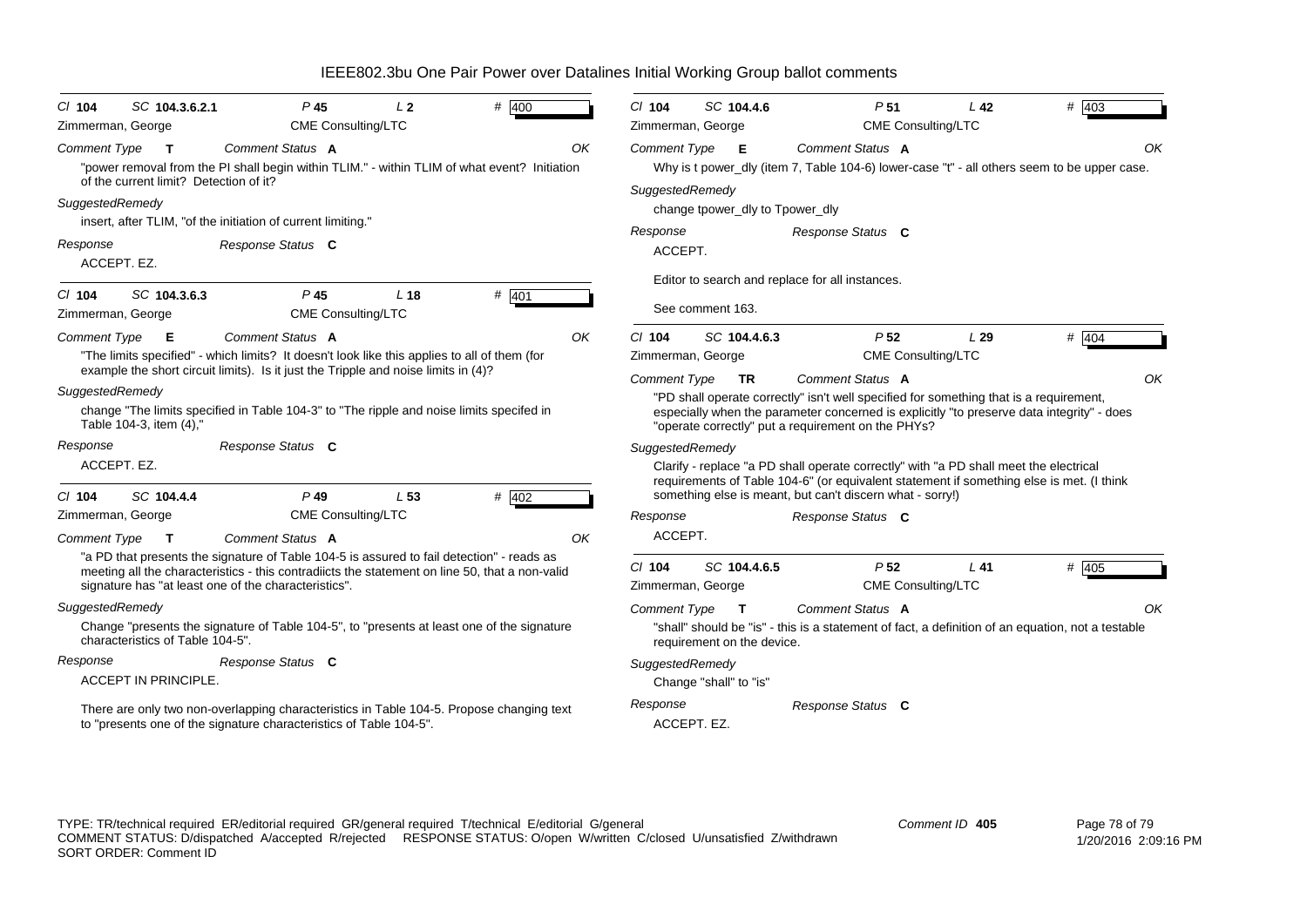# IEEE802.3bu One Pair Power over Datalines Initial Working Group ballot comments

**Cl** 104 **SC** 104.3.6.2.1 **P** 45 **L** 2 **#** 400

Zimmerman, George — CME Consulting/LTC

*Comment Type* **T** *Comment Status* **A** OK

"power removal from the PI shall begin within TLIM." - within TLIM of what event? Initiation of the current limit? Detection of it?

*SuggestedRemedy*

insert, after TLIM, "of the initiation of current limiting."

*Response* *Response Status* **C**

ACCEPT. EZ.

---

**Cl** 104 **SC** 104.3.6.3 **P** 45 **L** 18 **#** 401

Zimmerman, George — CME Consulting/LTC

*Comment Type* **E** *Comment Status* **A** OK

"The limits specified" - which limits? It doesn't look like this applies to all of them (for example the short circuit limits). Is it just the Tripple and noise limits in (4)?

*SuggestedRemedy*

change "The limits specified in Table 104-3" to "The ripple and noise limits specifed in Table 104-3, item (4),"

*Response* *Response Status* **C**

ACCEPT. EZ.

---

**Cl** 104 **SC** 104.4.4 **P** 49 **L** 53 **#** 402

Zimmerman, George — CME Consulting/LTC

*Comment Type* **T** *Comment Status* **A** OK

"a PD that presents the signature of Table 104-5 is assured to fail detection" - reads as meeting all the characteristics - this contradiicts the statement on line 50, that a non-valid signature has "at least one of the characteristics".

*SuggestedRemedy*

Change "presents the signature of Table 104-5", to "presents at least one of the signature characteristics of Table 104-5".

*Response* *Response Status* **C**

ACCEPT IN PRINCIPLE.

There are only two non-overlapping characteristics in Table 104-5. Propose changing text to "presents one of the signature characteristics of Table 104-5".

---

**Cl** 104 **SC** 104.4.6 **P** 51 **L** 42 **#** 403

Zimmerman, George — CME Consulting/LTC

*Comment Type* **E** *Comment Status* **A** OK

Why is t power_dly (item 7, Table 104-6) lower-case "t" - all others seem to be upper case.

*SuggestedRemedy*

change tpower_dly to Tpower_dly

*Response* *Response Status* **C**

ACCEPT.

Editor to search and replace for all instances.

See comment 163.

---

**Cl** 104 **SC** 104.4.6.3 **P** 52 **L** 29 **#** 404

Zimmerman, George — CME Consulting/LTC

*Comment Type* **TR** *Comment Status* **A** OK

"PD shall operate correctly" isn't well specified for something that is a requirement, especially when the parameter concerned is explicitly "to preserve data integrity" - does "operate correctly" put a requirement on the PHYs?

*SuggestedRemedy*

Clarify - replace "a PD shall operate correctly" with "a PD shall meet the electrical requirements of Table 104-6" (or equivalent statement if something else is met. (I think something else is meant, but can't discern what - sorry!)

*Response* *Response Status* **C**

ACCEPT.

---

**Cl** 104 **SC** 104.4.6.5 **P** 52 **L** 41 **#** 405

Zimmerman, George — CME Consulting/LTC

*Comment Type* **T** *Comment Status* **A** OK

"shall" should be "is" - this is a statement of fact, a definition of an equation, not a testable requirement on the device.

*SuggestedRemedy*

Change "shall" to "is"

*Response* *Response Status* **C**

ACCEPT. EZ.

---

TYPE: TR/technical required ER/editorial required GR/general required T/technical E/editorial G/general
COMMENT STATUS: D/dispatched A/accepted R/rejected RESPONSE STATUS: O/open W/written C/closed U/unsatisfied Z/withdrawn
SORT ORDER: Comment ID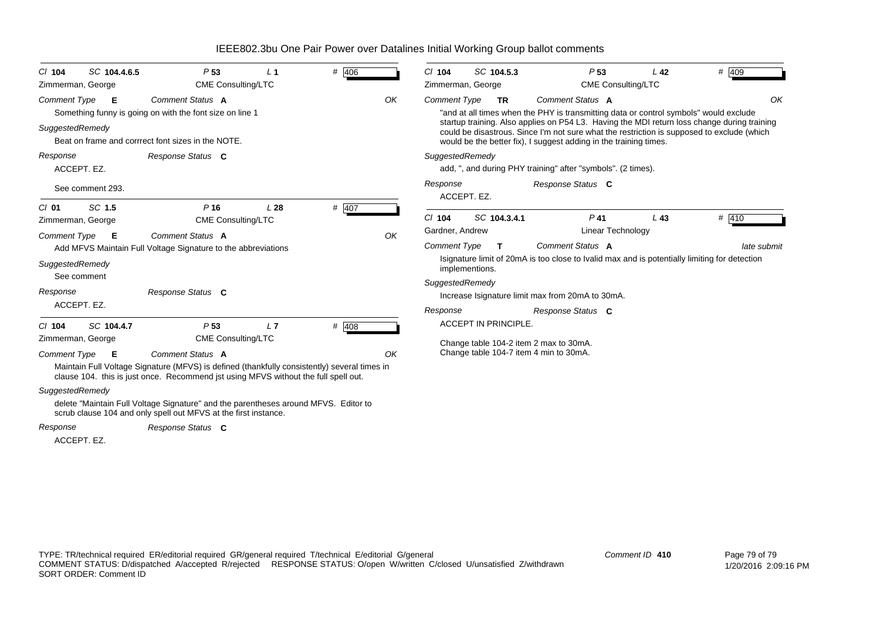# IEEE802.3bu One Pair Power over Datalines Initial Working Group ballot comments

**Cl** 104 **SC** 104.4.6.5 **P** 53 **L** 1 **#** 406
Zimmerman, George — CME Consulting/LTC
*Comment Type* E *Comment Status* A — OK

Something funny is going on with the font size on line 1

*SuggestedRemedy*
Beat on frame and corrrect font sizes in the NOTE.

*Response* — *Response Status* C
ACCEPT. EZ.

See comment 293.

---

**Cl** 01 **SC** 1.5 **P** 16 **L** 28 **#** 407
Zimmerman, George — CME Consulting/LTC
*Comment Type* E *Comment Status* A — OK

Add MFVS Maintain Full Voltage Signature to the abbreviations

*SuggestedRemedy*
See comment

*Response* — *Response Status* C
ACCEPT. EZ.

---

**Cl** 104 **SC** 104.4.7 **P** 53 **L** 7 **#** 408
Zimmerman, George — CME Consulting/LTC
*Comment Type* E *Comment Status* A — OK

Maintain Full Voltage Signature (MFVS) is defined (thankfully consistently) several times in clause 104. this is just once. Recommend jst using MFVS without the full spell out.

*SuggestedRemedy*
delete "Maintain Full Voltage Signature" and the parentheses around MFVS. Editor to scrub clause 104 and only spell out MFVS at the first instance.

*Response* — *Response Status* C
ACCEPT. EZ.

---

**Cl** 104 **SC** 104.5.3 **P** 53 **L** 42 **#** 409
Zimmerman, George — CME Consulting/LTC
*Comment Type* TR *Comment Status* A — OK

"and at all times when the PHY is transmitting data or control symbols" would exclude startup training. Also applies on P54 L3. Having the MDI return loss change during training could be disastrous. Since I'm not sure what the restriction is supposed to exclude (which would be the better fix), I suggest adding in the training times.

*SuggestedRemedy*
add, ", and during PHY training" after "symbols". (2 times).

*Response* — *Response Status* C
ACCEPT. EZ.

---

**Cl** 104 **SC** 104.3.4.1 **P** 41 **L** 43 **#** 410
Gardner, Andrew — Linear Technology
*Comment Type* T *Comment Status* A — late submit

Isignature limit of 20mA is too close to Ivalid max and is potentially limiting for detection implementions.

*SuggestedRemedy*
Increase Isignature limit max from 20mA to 30mA.

*Response* — *Response Status* C
ACCEPT IN PRINCIPLE.

Change table 104-2 item 2 max to 30mA.
Change table 104-7 item 4 min to 30mA.

---

TYPE: TR/technical required ER/editorial required GR/general required T/technical E/editorial G/general
COMMENT STATUS: D/dispatched A/accepted R/rejected RESPONSE STATUS: O/open W/written C/closed U/unsatisfied Z/withdrawn
SORT ORDER: Comment ID